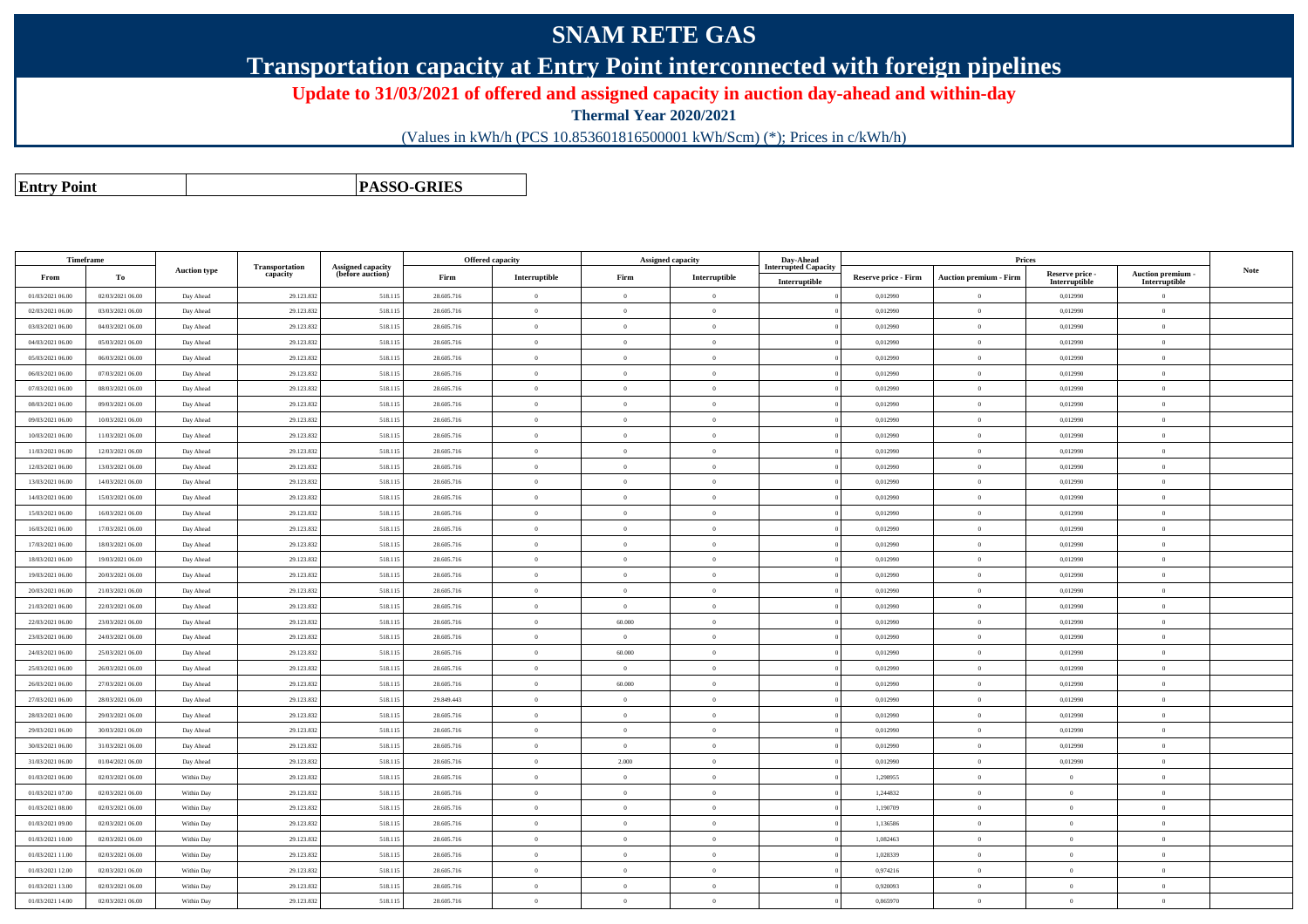# SNAM RETE GAS

## Transportation capacity at Entry Point interconnected with foreign pipelines

**Update to 31/03/2021 of offered and assigned capacity in auction day-ahead and within-day**

**Thermal Year 2020/2021**

(Values in kWh/h (PCS 10.853601816500001 kWh/Scm) (*); Prices in c/kWh/h)

| **Entry Point** | | **PASSO-GRIES** |
|---|---|---|

| Timeframe | | Auction type | Transportation capacity | Assigned capacity (before auction) | Offered capacity | | Assigned capacity | | Day-Ahead Interrupted Capacity | Prices | | | | Note |
|---|---|---|---|---|---|---|---|---|---|---|---|---|---|---|
| From | To | | | | Firm | Interruptible | Firm | Interruptible | Interruptible | Reserve price - Firm | Auction premium - Firm | Reserve price - Interruptible | Auction premium - Interruptible | |
| 01/03/2021 06.00 | 02/03/2021 06.00 | Day Ahead | 29.123.832 | 518.115 | 28.605.716 | 0 | 0 | 0 | 0 | 0,012990 | 0 | 0,012990 | 0 | |
| 02/03/2021 06.00 | 03/03/2021 06.00 | Day Ahead | 29.123.832 | 518.115 | 28.605.716 | 0 | 0 | 0 | 0 | 0,012990 | 0 | 0,012990 | 0 | |
| 03/03/2021 06.00 | 04/03/2021 06.00 | Day Ahead | 29.123.832 | 518.115 | 28.605.716 | 0 | 0 | 0 | 0 | 0,012990 | 0 | 0,012990 | 0 | |
| 04/03/2021 06.00 | 05/03/2021 06.00 | Day Ahead | 29.123.832 | 518.115 | 28.605.716 | 0 | 0 | 0 | 0 | 0,012990 | 0 | 0,012990 | 0 | |
| 05/03/2021 06.00 | 06/03/2021 06.00 | Day Ahead | 29.123.832 | 518.115 | 28.605.716 | 0 | 0 | 0 | 0 | 0,012990 | 0 | 0,012990 | 0 | |
| 06/03/2021 06.00 | 07/03/2021 06.00 | Day Ahead | 29.123.832 | 518.115 | 28.605.716 | 0 | 0 | 0 | 0 | 0,012990 | 0 | 0,012990 | 0 | |
| 07/03/2021 06.00 | 08/03/2021 06.00 | Day Ahead | 29.123.832 | 518.115 | 28.605.716 | 0 | 0 | 0 | 0 | 0,012990 | 0 | 0,012990 | 0 | |
| 08/03/2021 06.00 | 09/03/2021 06.00 | Day Ahead | 29.123.832 | 518.115 | 28.605.716 | 0 | 0 | 0 | 0 | 0,012990 | 0 | 0,012990 | 0 | |
| 09/03/2021 06.00 | 10/03/2021 06.00 | Day Ahead | 29.123.832 | 518.115 | 28.605.716 | 0 | 0 | 0 | 0 | 0,012990 | 0 | 0,012990 | 0 | |
| 10/03/2021 06.00 | 11/03/2021 06.00 | Day Ahead | 29.123.832 | 518.115 | 28.605.716 | 0 | 0 | 0 | 0 | 0,012990 | 0 | 0,012990 | 0 | |
| 11/03/2021 06.00 | 12/03/2021 06.00 | Day Ahead | 29.123.832 | 518.115 | 28.605.716 | 0 | 0 | 0 | 0 | 0,012990 | 0 | 0,012990 | 0 | |
| 12/03/2021 06.00 | 13/03/2021 06.00 | Day Ahead | 29.123.832 | 518.115 | 28.605.716 | 0 | 0 | 0 | 0 | 0,012990 | 0 | 0,012990 | 0 | |
| 13/03/2021 06.00 | 14/03/2021 06.00 | Day Ahead | 29.123.832 | 518.115 | 28.605.716 | 0 | 0 | 0 | 0 | 0,012990 | 0 | 0,012990 | 0 | |
| 14/03/2021 06.00 | 15/03/2021 06.00 | Day Ahead | 29.123.832 | 518.115 | 28.605.716 | 0 | 0 | 0 | 0 | 0,012990 | 0 | 0,012990 | 0 | |
| 15/03/2021 06.00 | 16/03/2021 06.00 | Day Ahead | 29.123.832 | 518.115 | 28.605.716 | 0 | 0 | 0 | 0 | 0,012990 | 0 | 0,012990 | 0 | |
| 16/03/2021 06.00 | 17/03/2021 06.00 | Day Ahead | 29.123.832 | 518.115 | 28.605.716 | 0 | 0 | 0 | 0 | 0,012990 | 0 | 0,012990 | 0 | |
| 17/03/2021 06.00 | 18/03/2021 06.00 | Day Ahead | 29.123.832 | 518.115 | 28.605.716 | 0 | 0 | 0 | 0 | 0,012990 | 0 | 0,012990 | 0 | |
| 18/03/2021 06.00 | 19/03/2021 06.00 | Day Ahead | 29.123.832 | 518.115 | 28.605.716 | 0 | 0 | 0 | 0 | 0,012990 | 0 | 0,012990 | 0 | |
| 19/03/2021 06.00 | 20/03/2021 06.00 | Day Ahead | 29.123.832 | 518.115 | 28.605.716 | 0 | 0 | 0 | 0 | 0,012990 | 0 | 0,012990 | 0 | |
| 20/03/2021 06.00 | 21/03/2021 06.00 | Day Ahead | 29.123.832 | 518.115 | 28.605.716 | 0 | 0 | 0 | 0 | 0,012990 | 0 | 0,012990 | 0 | |
| 21/03/2021 06.00 | 22/03/2021 06.00 | Day Ahead | 29.123.832 | 518.115 | 28.605.716 | 0 | 0 | 0 | 0 | 0,012990 | 0 | 0,012990 | 0 | |
| 22/03/2021 06.00 | 23/03/2021 06.00 | Day Ahead | 29.123.832 | 518.115 | 28.605.716 | 0 | 60.000 | 0 | 0 | 0,012990 | 0 | 0,012990 | 0 | |
| 23/03/2021 06.00 | 24/03/2021 06.00 | Day Ahead | 29.123.832 | 518.115 | 28.605.716 | 0 | 0 | 0 | 0 | 0,012990 | 0 | 0,012990 | 0 | |
| 24/03/2021 06.00 | 25/03/2021 06.00 | Day Ahead | 29.123.832 | 518.115 | 28.605.716 | 0 | 60.000 | 0 | 0 | 0,012990 | 0 | 0,012990 | 0 | |
| 25/03/2021 06.00 | 26/03/2021 06.00 | Day Ahead | 29.123.832 | 518.115 | 28.605.716 | 0 | 0 | 0 | 0 | 0,012990 | 0 | 0,012990 | 0 | |
| 26/03/2021 06.00 | 27/03/2021 06.00 | Day Ahead | 29.123.832 | 518.115 | 28.605.716 | 0 | 60.000 | 0 | 0 | 0,012990 | 0 | 0,012990 | 0 | |
| 27/03/2021 06.00 | 28/03/2021 06.00 | Day Ahead | 29.123.832 | 518.115 | 29.849.443 | 0 | 0 | 0 | 0 | 0,012990 | 0 | 0,012990 | 0 | |
| 28/03/2021 06.00 | 29/03/2021 06.00 | Day Ahead | 29.123.832 | 518.115 | 28.605.716 | 0 | 0 | 0 | 0 | 0,012990 | 0 | 0,012990 | 0 | |
| 29/03/2021 06.00 | 30/03/2021 06.00 | Day Ahead | 29.123.832 | 518.115 | 28.605.716 | 0 | 0 | 0 | 0 | 0,012990 | 0 | 0,012990 | 0 | |
| 30/03/2021 06.00 | 31/03/2021 06.00 | Day Ahead | 29.123.832 | 518.115 | 28.605.716 | 0 | 0 | 0 | 0 | 0,012990 | 0 | 0,012990 | 0 | |
| 31/03/2021 06.00 | 01/04/2021 06.00 | Day Ahead | 29.123.832 | 518.115 | 28.605.716 | 0 | 2.000 | 0 | 0 | 0,012990 | 0 | 0,012990 | 0 | |
| 01/03/2021 06.00 | 02/03/2021 06.00 | Within Day | 29.123.832 | 518.115 | 28.605.716 | 0 | 0 | 0 | 0 | 1,298955 | 0 | 0 | 0 | |
| 01/03/2021 07.00 | 02/03/2021 06.00 | Within Day | 29.123.832 | 518.115 | 28.605.716 | 0 | 0 | 0 | 0 | 1,244832 | 0 | 0 | 0 | |
| 01/03/2021 08.00 | 02/03/2021 06.00 | Within Day | 29.123.832 | 518.115 | 28.605.716 | 0 | 0 | 0 | 0 | 1,190709 | 0 | 0 | 0 | |
| 01/03/2021 09.00 | 02/03/2021 06.00 | Within Day | 29.123.832 | 518.115 | 28.605.716 | 0 | 0 | 0 | 0 | 1,136586 | 0 | 0 | 0 | |
| 01/03/2021 10.00 | 02/03/2021 06.00 | Within Day | 29.123.832 | 518.115 | 28.605.716 | 0 | 0 | 0 | 0 | 1,082463 | 0 | 0 | 0 | |
| 01/03/2021 11.00 | 02/03/2021 06.00 | Within Day | 29.123.832 | 518.115 | 28.605.716 | 0 | 0 | 0 | 0 | 1,028339 | 0 | 0 | 0 | |
| 01/03/2021 12.00 | 02/03/2021 06.00 | Within Day | 29.123.832 | 518.115 | 28.605.716 | 0 | 0 | 0 | 0 | 0,974216 | 0 | 0 | 0 | |
| 01/03/2021 13.00 | 02/03/2021 06.00 | Within Day | 29.123.832 | 518.115 | 28.605.716 | 0 | 0 | 0 | 0 | 0,920093 | 0 | 0 | 0 | |
| 01/03/2021 14.00 | 02/03/2021 06.00 | Within Day | 29.123.832 | 518.115 | 28.605.716 | 0 | 0 | 0 | 0 | 0,865970 | 0 | 0 | 0 | |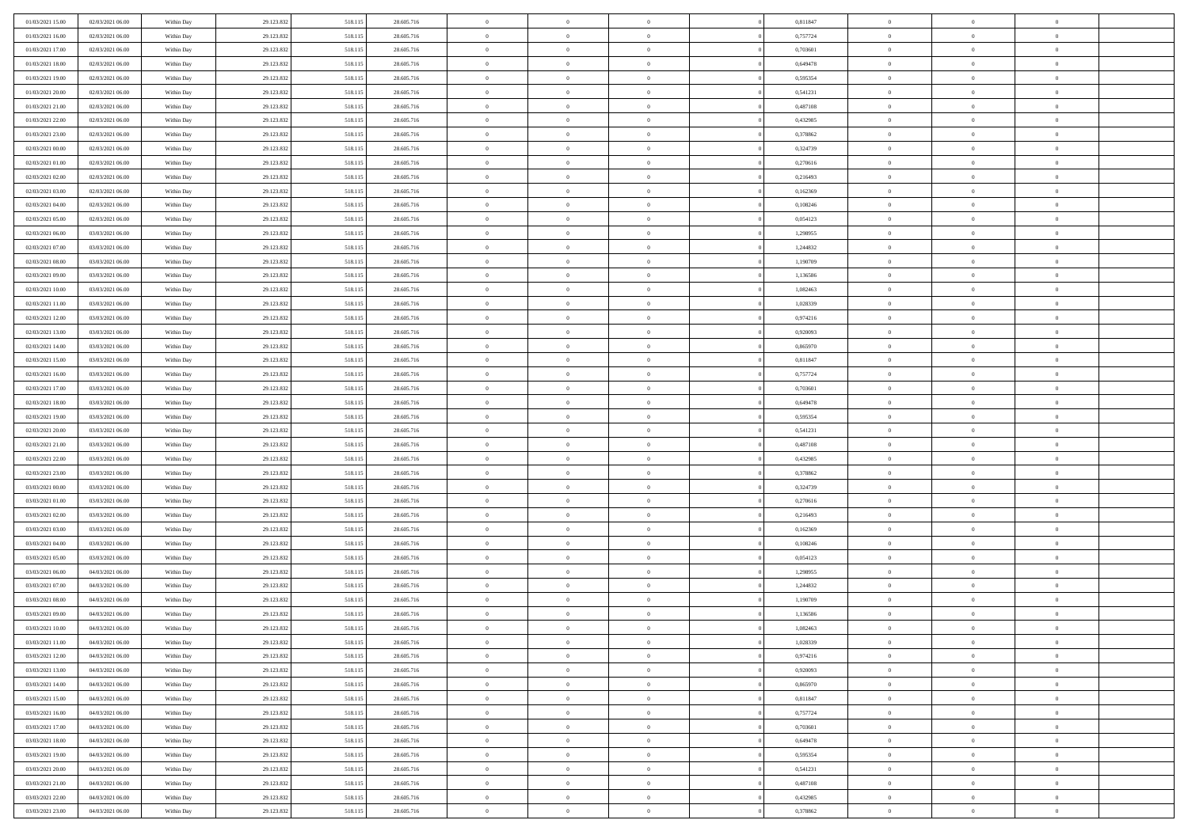| | | | | | | | | | | | | | | |
|---|---|---|---|---|---|---|---|---|---|---|---|---|---|---|
| 01/03/2021 15:00 | 02/03/2021 06:00 | Within Day | 29.123.832 | 518.115 | 28.605.716 | 0 | 0 | 0 | | 0 | 0,811847 | 0 | 0 | 0 |
| 01/03/2021 16:00 | 02/03/2021 06:00 | Within Day | 29.123.832 | 518.115 | 28.605.716 | 0 | 0 | 0 | | 0 | 0,757724 | 0 | 0 | 0 |
| 01/03/2021 17:00 | 02/03/2021 06:00 | Within Day | 29.123.832 | 518.115 | 28.605.716 | 0 | 0 | 0 | | 0 | 0,703601 | 0 | 0 | 0 |
| 01/03/2021 18:00 | 02/03/2021 06:00 | Within Day | 29.123.832 | 518.115 | 28.605.716 | 0 | 0 | 0 | | 0 | 0,649478 | 0 | 0 | 0 |
| 01/03/2021 19:00 | 02/03/2021 06:00 | Within Day | 29.123.832 | 518.115 | 28.605.716 | 0 | 0 | 0 | | 0 | 0,595354 | 0 | 0 | 0 |
| 01/03/2021 20:00 | 02/03/2021 06:00 | Within Day | 29.123.832 | 518.115 | 28.605.716 | 0 | 0 | 0 | | 0 | 0,541231 | 0 | 0 | 0 |
| 01/03/2021 21:00 | 02/03/2021 06:00 | Within Day | 29.123.832 | 518.115 | 28.605.716 | 0 | 0 | 0 | | 0 | 0,487108 | 0 | 0 | 0 |
| 01/03/2021 22:00 | 02/03/2021 06:00 | Within Day | 29.123.832 | 518.115 | 28.605.716 | 0 | 0 | 0 | | 0 | 0,432985 | 0 | 0 | 0 |
| 01/03/2021 23:00 | 02/03/2021 06:00 | Within Day | 29.123.832 | 518.115 | 28.605.716 | 0 | 0 | 0 | | 0 | 0,378862 | 0 | 0 | 0 |
| 02/03/2021 00:00 | 02/03/2021 06:00 | Within Day | 29.123.832 | 518.115 | 28.605.716 | 0 | 0 | 0 | | 0 | 0,324739 | 0 | 0 | 0 |
| 02/03/2021 01:00 | 02/03/2021 06:00 | Within Day | 29.123.832 | 518.115 | 28.605.716 | 0 | 0 | 0 | | 0 | 0,270616 | 0 | 0 | 0 |
| 02/03/2021 02:00 | 02/03/2021 06:00 | Within Day | 29.123.832 | 518.115 | 28.605.716 | 0 | 0 | 0 | | 0 | 0,216493 | 0 | 0 | 0 |
| 02/03/2021 03:00 | 02/03/2021 06:00 | Within Day | 29.123.832 | 518.115 | 28.605.716 | 0 | 0 | 0 | | 0 | 0,162369 | 0 | 0 | 0 |
| 02/03/2021 04:00 | 02/03/2021 06:00 | Within Day | 29.123.832 | 518.115 | 28.605.716 | 0 | 0 | 0 | | 0 | 0,108246 | 0 | 0 | 0 |
| 02/03/2021 05:00 | 02/03/2021 06:00 | Within Day | 29.123.832 | 518.115 | 28.605.716 | 0 | 0 | 0 | | 0 | 0,054123 | 0 | 0 | 0 |
| 02/03/2021 06:00 | 03/03/2021 06:00 | Within Day | 29.123.832 | 518.115 | 28.605.716 | 0 | 0 | 0 | | 0 | 1,298955 | 0 | 0 | 0 |
| 02/03/2021 07:00 | 03/03/2021 06:00 | Within Day | 29.123.832 | 518.115 | 28.605.716 | 0 | 0 | 0 | | 0 | 1,244832 | 0 | 0 | 0 |
| 02/03/2021 08:00 | 03/03/2021 06:00 | Within Day | 29.123.832 | 518.115 | 28.605.716 | 0 | 0 | 0 | | 0 | 1,190709 | 0 | 0 | 0 |
| 02/03/2021 09:00 | 03/03/2021 06:00 | Within Day | 29.123.832 | 518.115 | 28.605.716 | 0 | 0 | 0 | | 0 | 1,136586 | 0 | 0 | 0 |
| 02/03/2021 10:00 | 03/03/2021 06:00 | Within Day | 29.123.832 | 518.115 | 28.605.716 | 0 | 0 | 0 | | 0 | 1,082463 | 0 | 0 | 0 |
| 02/03/2021 11:00 | 03/03/2021 06:00 | Within Day | 29.123.832 | 518.115 | 28.605.716 | 0 | 0 | 0 | | 0 | 1,028339 | 0 | 0 | 0 |
| 02/03/2021 12:00 | 03/03/2021 06:00 | Within Day | 29.123.832 | 518.115 | 28.605.716 | 0 | 0 | 0 | | 0 | 0,974216 | 0 | 0 | 0 |
| 02/03/2021 13:00 | 03/03/2021 06:00 | Within Day | 29.123.832 | 518.115 | 28.605.716 | 0 | 0 | 0 | | 0 | 0,920093 | 0 | 0 | 0 |
| 02/03/2021 14:00 | 03/03/2021 06:00 | Within Day | 29.123.832 | 518.115 | 28.605.716 | 0 | 0 | 0 | | 0 | 0,865970 | 0 | 0 | 0 |
| 02/03/2021 15:00 | 03/03/2021 06:00 | Within Day | 29.123.832 | 518.115 | 28.605.716 | 0 | 0 | 0 | | 0 | 0,811847 | 0 | 0 | 0 |
| 02/03/2021 16:00 | 03/03/2021 06:00 | Within Day | 29.123.832 | 518.115 | 28.605.716 | 0 | 0 | 0 | | 0 | 0,757724 | 0 | 0 | 0 |
| 02/03/2021 17:00 | 03/03/2021 06:00 | Within Day | 29.123.832 | 518.115 | 28.605.716 | 0 | 0 | 0 | | 0 | 0,703601 | 0 | 0 | 0 |
| 02/03/2021 18:00 | 03/03/2021 06:00 | Within Day | 29.123.832 | 518.115 | 28.605.716 | 0 | 0 | 0 | | 0 | 0,649478 | 0 | 0 | 0 |
| 02/03/2021 19:00 | 03/03/2021 06:00 | Within Day | 29.123.832 | 518.115 | 28.605.716 | 0 | 0 | 0 | | 0 | 0,595354 | 0 | 0 | 0 |
| 02/03/2021 20:00 | 03/03/2021 06:00 | Within Day | 29.123.832 | 518.115 | 28.605.716 | 0 | 0 | 0 | | 0 | 0,541231 | 0 | 0 | 0 |
| 02/03/2021 21:00 | 03/03/2021 06:00 | Within Day | 29.123.832 | 518.115 | 28.605.716 | 0 | 0 | 0 | | 0 | 0,487108 | 0 | 0 | 0 |
| 02/03/2021 22:00 | 03/03/2021 06:00 | Within Day | 29.123.832 | 518.115 | 28.605.716 | 0 | 0 | 0 | | 0 | 0,432985 | 0 | 0 | 0 |
| 02/03/2021 23:00 | 03/03/2021 06:00 | Within Day | 29.123.832 | 518.115 | 28.605.716 | 0 | 0 | 0 | | 0 | 0,378862 | 0 | 0 | 0 |
| 03/03/2021 00:00 | 03/03/2021 06:00 | Within Day | 29.123.832 | 518.115 | 28.605.716 | 0 | 0 | 0 | | 0 | 0,324739 | 0 | 0 | 0 |
| 03/03/2021 01:00 | 03/03/2021 06:00 | Within Day | 29.123.832 | 518.115 | 28.605.716 | 0 | 0 | 0 | | 0 | 0,270616 | 0 | 0 | 0 |
| 03/03/2021 02:00 | 03/03/2021 06:00 | Within Day | 29.123.832 | 518.115 | 28.605.716 | 0 | 0 | 0 | | 0 | 0,216493 | 0 | 0 | 0 |
| 03/03/2021 03:00 | 03/03/2021 06:00 | Within Day | 29.123.832 | 518.115 | 28.605.716 | 0 | 0 | 0 | | 0 | 0,162369 | 0 | 0 | 0 |
| 03/03/2021 04:00 | 03/03/2021 06:00 | Within Day | 29.123.832 | 518.115 | 28.605.716 | 0 | 0 | 0 | | 0 | 0,108246 | 0 | 0 | 0 |
| 03/03/2021 05:00 | 03/03/2021 06:00 | Within Day | 29.123.832 | 518.115 | 28.605.716 | 0 | 0 | 0 | | 0 | 0,054123 | 0 | 0 | 0 |
| 03/03/2021 06:00 | 04/03/2021 06:00 | Within Day | 29.123.832 | 518.115 | 28.605.716 | 0 | 0 | 0 | | 0 | 1,298955 | 0 | 0 | 0 |
| 03/03/2021 07:00 | 04/03/2021 06:00 | Within Day | 29.123.832 | 518.115 | 28.605.716 | 0 | 0 | 0 | | 0 | 1,244832 | 0 | 0 | 0 |
| 03/03/2021 08:00 | 04/03/2021 06:00 | Within Day | 29.123.832 | 518.115 | 28.605.716 | 0 | 0 | 0 | | 0 | 1,190709 | 0 | 0 | 0 |
| 03/03/2021 09:00 | 04/03/2021 06:00 | Within Day | 29.123.832 | 518.115 | 28.605.716 | 0 | 0 | 0 | | 0 | 1,136586 | 0 | 0 | 0 |
| 03/03/2021 10:00 | 04/03/2021 06:00 | Within Day | 29.123.832 | 518.115 | 28.605.716 | 0 | 0 | 0 | | 0 | 1,082463 | 0 | 0 | 0 |
| 03/03/2021 11:00 | 04/03/2021 06:00 | Within Day | 29.123.832 | 518.115 | 28.605.716 | 0 | 0 | 0 | | 0 | 1,028339 | 0 | 0 | 0 |
| 03/03/2021 12:00 | 04/03/2021 06:00 | Within Day | 29.123.832 | 518.115 | 28.605.716 | 0 | 0 | 0 | | 0 | 0,974216 | 0 | 0 | 0 |
| 03/03/2021 13:00 | 04/03/2021 06:00 | Within Day | 29.123.832 | 518.115 | 28.605.716 | 0 | 0 | 0 | | 0 | 0,920093 | 0 | 0 | 0 |
| 03/03/2021 14:00 | 04/03/2021 06:00 | Within Day | 29.123.832 | 518.115 | 28.605.716 | 0 | 0 | 0 | | 0 | 0,865970 | 0 | 0 | 0 |
| 03/03/2021 15:00 | 04/03/2021 06:00 | Within Day | 29.123.832 | 518.115 | 28.605.716 | 0 | 0 | 0 | | 0 | 0,811847 | 0 | 0 | 0 |
| 03/03/2021 16:00 | 04/03/2021 06:00 | Within Day | 29.123.832 | 518.115 | 28.605.716 | 0 | 0 | 0 | | 0 | 0,757724 | 0 | 0 | 0 |
| 03/03/2021 17:00 | 04/03/2021 06:00 | Within Day | 29.123.832 | 518.115 | 28.605.716 | 0 | 0 | 0 | | 0 | 0,703601 | 0 | 0 | 0 |
| 03/03/2021 18:00 | 04/03/2021 06:00 | Within Day | 29.123.832 | 518.115 | 28.605.716 | 0 | 0 | 0 | | 0 | 0,649478 | 0 | 0 | 0 |
| 03/03/2021 19:00 | 04/03/2021 06:00 | Within Day | 29.123.832 | 518.115 | 28.605.716 | 0 | 0 | 0 | | 0 | 0,595354 | 0 | 0 | 0 |
| 03/03/2021 20:00 | 04/03/2021 06:00 | Within Day | 29.123.832 | 518.115 | 28.605.716 | 0 | 0 | 0 | | 0 | 0,541231 | 0 | 0 | 0 |
| 03/03/2021 21:00 | 04/03/2021 06:00 | Within Day | 29.123.832 | 518.115 | 28.605.716 | 0 | 0 | 0 | | 0 | 0,487108 | 0 | 0 | 0 |
| 03/03/2021 22:00 | 04/03/2021 06:00 | Within Day | 29.123.832 | 518.115 | 28.605.716 | 0 | 0 | 0 | | 0 | 0,432985 | 0 | 0 | 0 |
| 03/03/2021 23:00 | 04/03/2021 06:00 | Within Day | 29.123.832 | 518.115 | 28.605.716 | 0 | 0 | 0 | | 0 | 0,378862 | 0 | 0 | 0 |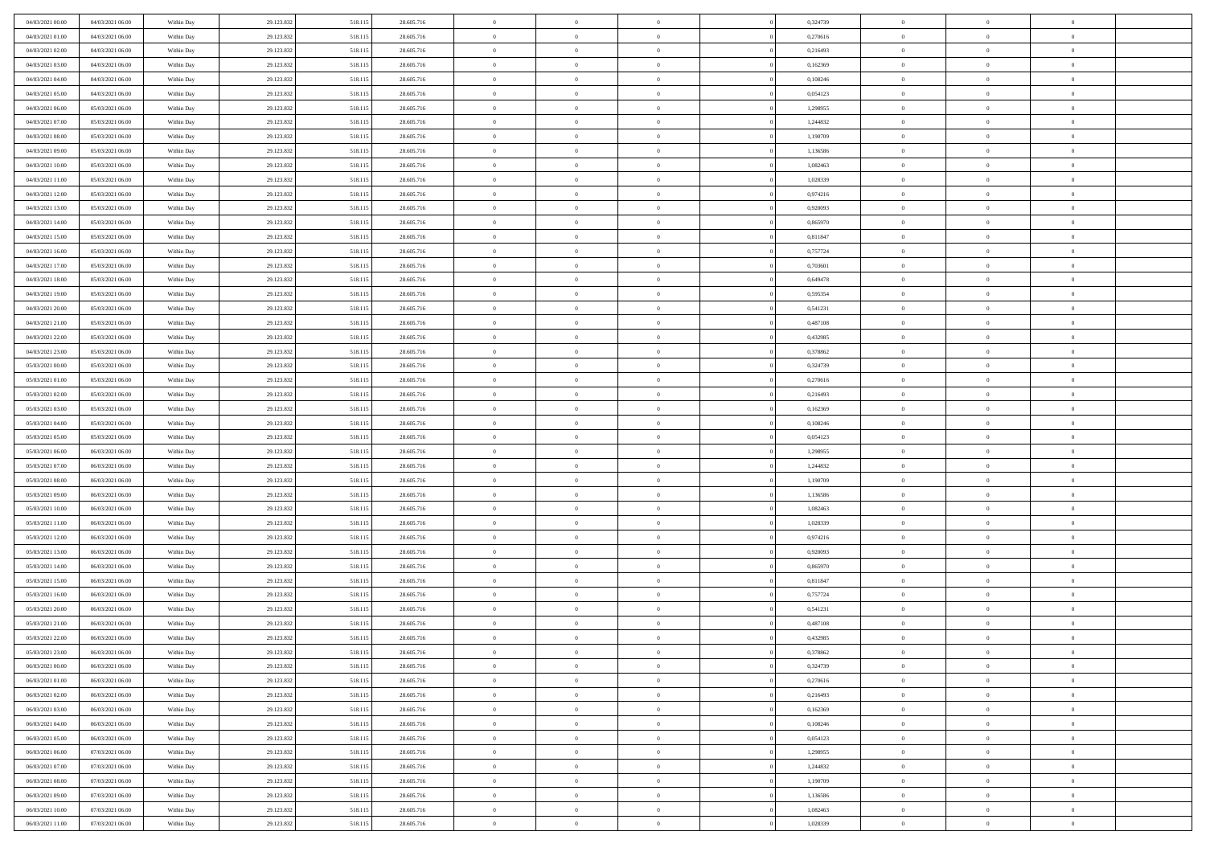| | | | | | | | | | | | | | | |
|---|---|---|---|---|---|---|---|---|---|---|---|---|---|---|
| 04/03/2021 00:00 | 04/03/2021 06:00 | Within Day | 29.123.832 | 518.115 | 28.605.716 | 0 | 0 | 0 | 0 | 0,324739 | 0 | 0 | 0 | |
| 04/03/2021 01:00 | 04/03/2021 06:00 | Within Day | 29.123.832 | 518.115 | 28.605.716 | 0 | 0 | 0 | 0 | 0,270616 | 0 | 0 | 0 | |
| 04/03/2021 02:00 | 04/03/2021 06:00 | Within Day | 29.123.832 | 518.115 | 28.605.716 | 0 | 0 | 0 | 0 | 0,216493 | 0 | 0 | 0 | |
| 04/03/2021 03:00 | 04/03/2021 06:00 | Within Day | 29.123.832 | 518.115 | 28.605.716 | 0 | 0 | 0 | 0 | 0,162369 | 0 | 0 | 0 | |
| 04/03/2021 04:00 | 04/03/2021 06:00 | Within Day | 29.123.832 | 518.115 | 28.605.716 | 0 | 0 | 0 | 0 | 0,108246 | 0 | 0 | 0 | |
| 04/03/2021 05:00 | 04/03/2021 06:00 | Within Day | 29.123.832 | 518.115 | 28.605.716 | 0 | 0 | 0 | 0 | 0,054123 | 0 | 0 | 0 | |
| 04/03/2021 06:00 | 05/03/2021 06:00 | Within Day | 29.123.832 | 518.115 | 28.605.716 | 0 | 0 | 0 | 0 | 1,298955 | 0 | 0 | 0 | |
| 04/03/2021 07:00 | 05/03/2021 06:00 | Within Day | 29.123.832 | 518.115 | 28.605.716 | 0 | 0 | 0 | 0 | 1,244832 | 0 | 0 | 0 | |
| 04/03/2021 08:00 | 05/03/2021 06:00 | Within Day | 29.123.832 | 518.115 | 28.605.716 | 0 | 0 | 0 | 0 | 1,190709 | 0 | 0 | 0 | |
| 04/03/2021 09:00 | 05/03/2021 06:00 | Within Day | 29.123.832 | 518.115 | 28.605.716 | 0 | 0 | 0 | 0 | 1,136586 | 0 | 0 | 0 | |
| 04/03/2021 10:00 | 05/03/2021 06:00 | Within Day | 29.123.832 | 518.115 | 28.605.716 | 0 | 0 | 0 | 0 | 1,082463 | 0 | 0 | 0 | |
| 04/03/2021 11:00 | 05/03/2021 06:00 | Within Day | 29.123.832 | 518.115 | 28.605.716 | 0 | 0 | 0 | 0 | 1,028339 | 0 | 0 | 0 | |
| 04/03/2021 12:00 | 05/03/2021 06:00 | Within Day | 29.123.832 | 518.115 | 28.605.716 | 0 | 0 | 0 | 0 | 0,974216 | 0 | 0 | 0 | |
| 04/03/2021 13:00 | 05/03/2021 06:00 | Within Day | 29.123.832 | 518.115 | 28.605.716 | 0 | 0 | 0 | 0 | 0,920093 | 0 | 0 | 0 | |
| 04/03/2021 14:00 | 05/03/2021 06:00 | Within Day | 29.123.832 | 518.115 | 28.605.716 | 0 | 0 | 0 | 0 | 0,865970 | 0 | 0 | 0 | |
| 04/03/2021 15:00 | 05/03/2021 06:00 | Within Day | 29.123.832 | 518.115 | 28.605.716 | 0 | 0 | 0 | 0 | 0,811847 | 0 | 0 | 0 | |
| 04/03/2021 16:00 | 05/03/2021 06:00 | Within Day | 29.123.832 | 518.115 | 28.605.716 | 0 | 0 | 0 | 0 | 0,757724 | 0 | 0 | 0 | |
| 04/03/2021 17:00 | 05/03/2021 06:00 | Within Day | 29.123.832 | 518.115 | 28.605.716 | 0 | 0 | 0 | 0 | 0,703601 | 0 | 0 | 0 | |
| 04/03/2021 18:00 | 05/03/2021 06:00 | Within Day | 29.123.832 | 518.115 | 28.605.716 | 0 | 0 | 0 | 0 | 0,649478 | 0 | 0 | 0 | |
| 04/03/2021 19:00 | 05/03/2021 06:00 | Within Day | 29.123.832 | 518.115 | 28.605.716 | 0 | 0 | 0 | 0 | 0,595354 | 0 | 0 | 0 | |
| 04/03/2021 20:00 | 05/03/2021 06:00 | Within Day | 29.123.832 | 518.115 | 28.605.716 | 0 | 0 | 0 | 0 | 0,541231 | 0 | 0 | 0 | |
| 04/03/2021 21:00 | 05/03/2021 06:00 | Within Day | 29.123.832 | 518.115 | 28.605.716 | 0 | 0 | 0 | 0 | 0,487108 | 0 | 0 | 0 | |
| 04/03/2021 22:00 | 05/03/2021 06:00 | Within Day | 29.123.832 | 518.115 | 28.605.716 | 0 | 0 | 0 | 0 | 0,432985 | 0 | 0 | 0 | |
| 04/03/2021 23:00 | 05/03/2021 06:00 | Within Day | 29.123.832 | 518.115 | 28.605.716 | 0 | 0 | 0 | 0 | 0,378862 | 0 | 0 | 0 | |
| 05/03/2021 00:00 | 05/03/2021 06:00 | Within Day | 29.123.832 | 518.115 | 28.605.716 | 0 | 0 | 0 | 0 | 0,324739 | 0 | 0 | 0 | |
| 05/03/2021 01:00 | 05/03/2021 06:00 | Within Day | 29.123.832 | 518.115 | 28.605.716 | 0 | 0 | 0 | 0 | 0,270616 | 0 | 0 | 0 | |
| 05/03/2021 02:00 | 05/03/2021 06:00 | Within Day | 29.123.832 | 518.115 | 28.605.716 | 0 | 0 | 0 | 0 | 0,216493 | 0 | 0 | 0 | |
| 05/03/2021 03:00 | 05/03/2021 06:00 | Within Day | 29.123.832 | 518.115 | 28.605.716 | 0 | 0 | 0 | 0 | 0,162369 | 0 | 0 | 0 | |
| 05/03/2021 04:00 | 05/03/2021 06:00 | Within Day | 29.123.832 | 518.115 | 28.605.716 | 0 | 0 | 0 | 0 | 0,108246 | 0 | 0 | 0 | |
| 05/03/2021 05:00 | 05/03/2021 06:00 | Within Day | 29.123.832 | 518.115 | 28.605.716 | 0 | 0 | 0 | 0 | 0,054123 | 0 | 0 | 0 | |
| 05/03/2021 06:00 | 06/03/2021 06:00 | Within Day | 29.123.832 | 518.115 | 28.605.716 | 0 | 0 | 0 | 0 | 1,298955 | 0 | 0 | 0 | |
| 05/03/2021 07:00 | 06/03/2021 06:00 | Within Day | 29.123.832 | 518.115 | 28.605.716 | 0 | 0 | 0 | 0 | 1,244832 | 0 | 0 | 0 | |
| 05/03/2021 08:00 | 06/03/2021 06:00 | Within Day | 29.123.832 | 518.115 | 28.605.716 | 0 | 0 | 0 | 0 | 1,190709 | 0 | 0 | 0 | |
| 05/03/2021 09:00 | 06/03/2021 06:00 | Within Day | 29.123.832 | 518.115 | 28.605.716 | 0 | 0 | 0 | 0 | 1,136586 | 0 | 0 | 0 | |
| 05/03/2021 10:00 | 06/03/2021 06:00 | Within Day | 29.123.832 | 518.115 | 28.605.716 | 0 | 0 | 0 | 0 | 1,082463 | 0 | 0 | 0 | |
| 05/03/2021 11:00 | 06/03/2021 06:00 | Within Day | 29.123.832 | 518.115 | 28.605.716 | 0 | 0 | 0 | 0 | 1,028339 | 0 | 0 | 0 | |
| 05/03/2021 12:00 | 06/03/2021 06:00 | Within Day | 29.123.832 | 518.115 | 28.605.716 | 0 | 0 | 0 | 0 | 0,974216 | 0 | 0 | 0 | |
| 05/03/2021 13:00 | 06/03/2021 06:00 | Within Day | 29.123.832 | 518.115 | 28.605.716 | 0 | 0 | 0 | 0 | 0,920093 | 0 | 0 | 0 | |
| 05/03/2021 14:00 | 06/03/2021 06:00 | Within Day | 29.123.832 | 518.115 | 28.605.716 | 0 | 0 | 0 | 0 | 0,865970 | 0 | 0 | 0 | |
| 05/03/2021 15:00 | 06/03/2021 06:00 | Within Day | 29.123.832 | 518.115 | 28.605.716 | 0 | 0 | 0 | 0 | 0,811847 | 0 | 0 | 0 | |
| 05/03/2021 16:00 | 06/03/2021 06:00 | Within Day | 29.123.832 | 518.115 | 28.605.716 | 0 | 0 | 0 | 0 | 0,757724 | 0 | 0 | 0 | |
| 05/03/2021 20:00 | 06/03/2021 06:00 | Within Day | 29.123.832 | 518.115 | 28.605.716 | 0 | 0 | 0 | 0 | 0,541231 | 0 | 0 | 0 | |
| 05/03/2021 21:00 | 06/03/2021 06:00 | Within Day | 29.123.832 | 518.115 | 28.605.716 | 0 | 0 | 0 | 0 | 0,487108 | 0 | 0 | 0 | |
| 05/03/2021 22:00 | 06/03/2021 06:00 | Within Day | 29.123.832 | 518.115 | 28.605.716 | 0 | 0 | 0 | 0 | 0,432985 | 0 | 0 | 0 | |
| 05/03/2021 23:00 | 06/03/2021 06:00 | Within Day | 29.123.832 | 518.115 | 28.605.716 | 0 | 0 | 0 | 0 | 0,378862 | 0 | 0 | 0 | |
| 06/03/2021 00:00 | 06/03/2021 06:00 | Within Day | 29.123.832 | 518.115 | 28.605.716 | 0 | 0 | 0 | 0 | 0,324739 | 0 | 0 | 0 | |
| 06/03/2021 01:00 | 06/03/2021 06:00 | Within Day | 29.123.832 | 518.115 | 28.605.716 | 0 | 0 | 0 | 0 | 0,270616 | 0 | 0 | 0 | |
| 06/03/2021 02:00 | 06/03/2021 06:00 | Within Day | 29.123.832 | 518.115 | 28.605.716 | 0 | 0 | 0 | 0 | 0,216493 | 0 | 0 | 0 | |
| 06/03/2021 03:00 | 06/03/2021 06:00 | Within Day | 29.123.832 | 518.115 | 28.605.716 | 0 | 0 | 0 | 0 | 0,162369 | 0 | 0 | 0 | |
| 06/03/2021 04:00 | 06/03/2021 06:00 | Within Day | 29.123.832 | 518.115 | 28.605.716 | 0 | 0 | 0 | 0 | 0,108246 | 0 | 0 | 0 | |
| 06/03/2021 05:00 | 06/03/2021 06:00 | Within Day | 29.123.832 | 518.115 | 28.605.716 | 0 | 0 | 0 | 0 | 0,054123 | 0 | 0 | 0 | |
| 06/03/2021 06:00 | 07/03/2021 06:00 | Within Day | 29.123.832 | 518.115 | 28.605.716 | 0 | 0 | 0 | 0 | 1,298955 | 0 | 0 | 0 | |
| 06/03/2021 07:00 | 07/03/2021 06:00 | Within Day | 29.123.832 | 518.115 | 28.605.716 | 0 | 0 | 0 | 0 | 1,244832 | 0 | 0 | 0 | |
| 06/03/2021 08:00 | 07/03/2021 06:00 | Within Day | 29.123.832 | 518.115 | 28.605.716 | 0 | 0 | 0 | 0 | 1,190709 | 0 | 0 | 0 | |
| 06/03/2021 09:00 | 07/03/2021 06:00 | Within Day | 29.123.832 | 518.115 | 28.605.716 | 0 | 0 | 0 | 0 | 1,136586 | 0 | 0 | 0 | |
| 06/03/2021 10:00 | 07/03/2021 06:00 | Within Day | 29.123.832 | 518.115 | 28.605.716 | 0 | 0 | 0 | 0 | 1,082463 | 0 | 0 | 0 | |
| 06/03/2021 11:00 | 07/03/2021 06:00 | Within Day | 29.123.832 | 518.115 | 28.605.716 | 0 | 0 | 0 | 0 | 1,028339 | 0 | 0 | 0 | |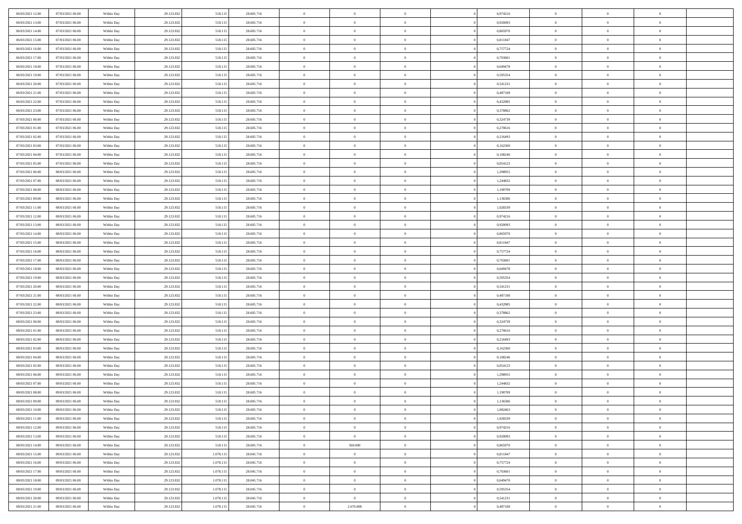| | | | | | | | | | | | | | | |
|---|---|---|---|---|---|---|---|---|---|---|---|---|---|---|
| 06/03/2021 12:00 | 07/03/2021 06:00 | Within Day | 29.123.832 | 518.115 | 28.605.716 | 0 | 0 | 0 | | 0,974216 | 0 | 0 | 0 | |
| 06/03/2021 13:00 | 07/03/2021 06:00 | Within Day | 29.123.832 | 518.115 | 28.605.716 | 0 | 0 | 0 | | 0,920093 | 0 | 0 | 0 | |
| 06/03/2021 14:00 | 07/03/2021 06:00 | Within Day | 29.123.832 | 518.115 | 28.605.716 | 0 | 0 | 0 | | 0,865970 | 0 | 0 | 0 | |
| 06/03/2021 15:00 | 07/03/2021 06:00 | Within Day | 29.123.832 | 518.115 | 28.605.716 | 0 | 0 | 0 | | 0,811847 | 0 | 0 | 0 | |
| 06/03/2021 16:00 | 07/03/2021 06:00 | Within Day | 29.123.832 | 518.115 | 28.605.716 | 0 | 0 | 0 | | 0,757724 | 0 | 0 | 0 | |
| 06/03/2021 17:00 | 07/03/2021 06:00 | Within Day | 29.123.832 | 518.115 | 28.605.716 | 0 | 0 | 0 | | 0,703601 | 0 | 0 | 0 | |
| 06/03/2021 18:00 | 07/03/2021 06:00 | Within Day | 29.123.832 | 518.115 | 28.605.716 | 0 | 0 | 0 | | 0,649478 | 0 | 0 | 0 | |
| 06/03/2021 19:00 | 07/03/2021 06:00 | Within Day | 29.123.832 | 518.115 | 28.605.716 | 0 | 0 | 0 | | 0,595354 | 0 | 0 | 0 | |
| 06/03/2021 20:00 | 07/03/2021 06:00 | Within Day | 29.123.832 | 518.115 | 28.605.716 | 0 | 0 | 0 | | 0,541231 | 0 | 0 | 0 | |
| 06/03/2021 21:00 | 07/03/2021 06:00 | Within Day | 29.123.832 | 518.115 | 28.605.716 | 0 | 0 | 0 | | 0,487108 | 0 | 0 | 0 | |
| 06/03/2021 22:00 | 07/03/2021 06:00 | Within Day | 29.123.832 | 518.115 | 28.605.716 | 0 | 0 | 0 | | 0,432985 | 0 | 0 | 0 | |
| 06/03/2021 23:00 | 07/03/2021 06:00 | Within Day | 29.123.832 | 518.115 | 28.605.716 | 0 | 0 | 0 | | 0,378862 | 0 | 0 | 0 | |
| 07/03/2021 00:00 | 07/03/2021 06:00 | Within Day | 29.123.832 | 518.115 | 28.605.716 | 0 | 0 | 0 | | 0,324739 | 0 | 0 | 0 | |
| 07/03/2021 01:00 | 07/03/2021 06:00 | Within Day | 29.123.832 | 518.115 | 28.605.716 | 0 | 0 | 0 | | 0,270616 | 0 | 0 | 0 | |
| 07/03/2021 02:00 | 07/03/2021 06:00 | Within Day | 29.123.832 | 518.115 | 28.605.716 | 0 | 0 | 0 | | 0,216493 | 0 | 0 | 0 | |
| 07/03/2021 03:00 | 07/03/2021 06:00 | Within Day | 29.123.832 | 518.115 | 28.605.716 | 0 | 0 | 0 | | 0,162369 | 0 | 0 | 0 | |
| 07/03/2021 04:00 | 07/03/2021 06:00 | Within Day | 29.123.832 | 518.115 | 28.605.716 | 0 | 0 | 0 | | 0,108246 | 0 | 0 | 0 | |
| 07/03/2021 05:00 | 07/03/2021 06:00 | Within Day | 29.123.832 | 518.115 | 28.605.716 | 0 | 0 | 0 | | 0,054123 | 0 | 0 | 0 | |
| 07/03/2021 06:00 | 08/03/2021 06:00 | Within Day | 29.123.832 | 518.115 | 28.605.716 | 0 | 0 | 0 | | 1,298955 | 0 | 0 | 0 | |
| 07/03/2021 07:00 | 08/03/2021 06:00 | Within Day | 29.123.832 | 518.115 | 28.605.716 | 0 | 0 | 0 | | 1,244832 | 0 | 0 | 0 | |
| 07/03/2021 08:00 | 08/03/2021 06:00 | Within Day | 29.123.832 | 518.115 | 28.605.716 | 0 | 0 | 0 | | 1,190709 | 0 | 0 | 0 | |
| 07/03/2021 09:00 | 08/03/2021 06:00 | Within Day | 29.123.832 | 518.115 | 28.605.716 | 0 | 0 | 0 | | 1,136586 | 0 | 0 | 0 | |
| 07/03/2021 11:00 | 08/03/2021 06:00 | Within Day | 29.123.832 | 518.115 | 28.605.716 | 0 | 0 | 0 | | 1,028339 | 0 | 0 | 0 | |
| 07/03/2021 12:00 | 08/03/2021 06:00 | Within Day | 29.123.832 | 518.115 | 28.605.716 | 0 | 0 | 0 | | 0,974216 | 0 | 0 | 0 | |
| 07/03/2021 13:00 | 08/03/2021 06:00 | Within Day | 29.123.832 | 518.115 | 28.605.716 | 0 | 0 | 0 | | 0,920093 | 0 | 0 | 0 | |
| 07/03/2021 14:00 | 08/03/2021 06:00 | Within Day | 29.123.832 | 518.115 | 28.605.716 | 0 | 0 | 0 | | 0,865970 | 0 | 0 | 0 | |
| 07/03/2021 15:00 | 08/03/2021 06:00 | Within Day | 29.123.832 | 518.115 | 28.605.716 | 0 | 0 | 0 | | 0,811847 | 0 | 0 | 0 | |
| 07/03/2021 16:00 | 08/03/2021 06:00 | Within Day | 29.123.832 | 518.115 | 28.605.716 | 0 | 0 | 0 | | 0,757724 | 0 | 0 | 0 | |
| 07/03/2021 17:00 | 08/03/2021 06:00 | Within Day | 29.123.832 | 518.115 | 28.605.716 | 0 | 0 | 0 | | 0,703601 | 0 | 0 | 0 | |
| 07/03/2021 18:00 | 08/03/2021 06:00 | Within Day | 29.123.832 | 518.115 | 28.605.716 | 0 | 0 | 0 | | 0,649478 | 0 | 0 | 0 | |
| 07/03/2021 19:00 | 08/03/2021 06:00 | Within Day | 29.123.832 | 518.115 | 28.605.716 | 0 | 0 | 0 | | 0,595354 | 0 | 0 | 0 | |
| 07/03/2021 20:00 | 08/03/2021 06:00 | Within Day | 29.123.832 | 518.115 | 28.605.716 | 0 | 0 | 0 | | 0,541231 | 0 | 0 | 0 | |
| 07/03/2021 21:00 | 08/03/2021 06:00 | Within Day | 29.123.832 | 518.115 | 28.605.716 | 0 | 0 | 0 | | 0,487108 | 0 | 0 | 0 | |
| 07/03/2021 22:00 | 08/03/2021 06:00 | Within Day | 29.123.832 | 518.115 | 28.605.716 | 0 | 0 | 0 | | 0,432985 | 0 | 0 | 0 | |
| 07/03/2021 23:00 | 08/03/2021 06:00 | Within Day | 29.123.832 | 518.115 | 28.605.716 | 0 | 0 | 0 | | 0,378862 | 0 | 0 | 0 | |
| 08/03/2021 00:00 | 08/03/2021 06:00 | Within Day | 29.123.832 | 518.115 | 28.605.716 | 0 | 0 | 0 | | 0,324739 | 0 | 0 | 0 | |
| 08/03/2021 01:00 | 08/03/2021 06:00 | Within Day | 29.123.832 | 518.115 | 28.605.716 | 0 | 0 | 0 | | 0,270616 | 0 | 0 | 0 | |
| 08/03/2021 02:00 | 08/03/2021 06:00 | Within Day | 29.123.832 | 518.115 | 28.605.716 | 0 | 0 | 0 | | 0,216493 | 0 | 0 | 0 | |
| 08/03/2021 03:00 | 08/03/2021 06:00 | Within Day | 29.123.832 | 518.115 | 28.605.716 | 0 | 0 | 0 | | 0,162369 | 0 | 0 | 0 | |
| 08/03/2021 04:00 | 08/03/2021 06:00 | Within Day | 29.123.832 | 518.115 | 28.605.716 | 0 | 0 | 0 | | 0,108246 | 0 | 0 | 0 | |
| 08/03/2021 05:00 | 08/03/2021 06:00 | Within Day | 29.123.832 | 518.115 | 28.605.716 | 0 | 0 | 0 | | 0,054123 | 0 | 0 | 0 | |
| 08/03/2021 06:00 | 09/03/2021 06:00 | Within Day | 29.123.832 | 518.115 | 28.605.716 | 0 | 0 | 0 | | 1,298955 | 0 | 0 | 0 | |
| 08/03/2021 07:00 | 09/03/2021 06:00 | Within Day | 29.123.832 | 518.115 | 28.605.716 | 0 | 0 | 0 | | 1,244832 | 0 | 0 | 0 | |
| 08/03/2021 08:00 | 09/03/2021 06:00 | Within Day | 29.123.832 | 518.115 | 28.605.716 | 0 | 0 | 0 | | 1,190709 | 0 | 0 | 0 | |
| 08/03/2021 09:00 | 09/03/2021 06:00 | Within Day | 29.123.832 | 518.115 | 28.605.716 | 0 | 0 | 0 | | 1,136586 | 0 | 0 | 0 | |
| 08/03/2021 10:00 | 09/03/2021 06:00 | Within Day | 29.123.832 | 518.115 | 28.605.716 | 0 | 0 | 0 | | 1,082463 | 0 | 0 | 0 | |
| 08/03/2021 11:00 | 09/03/2021 06:00 | Within Day | 29.123.832 | 518.115 | 28.605.716 | 0 | 0 | 0 | | 1,028339 | 0 | 0 | 0 | |
| 08/03/2021 12:00 | 09/03/2021 06:00 | Within Day | 29.123.832 | 518.115 | 28.605.716 | 0 | 0 | 0 | | 0,974216 | 0 | 0 | 0 | |
| 08/03/2021 13:00 | 09/03/2021 06:00 | Within Day | 29.123.832 | 518.115 | 28.605.716 | 0 | 0 | 0 | | 0,920093 | 0 | 0 | 0 | |
| 08/03/2021 14:00 | 09/03/2021 06:00 | Within Day | 29.123.832 | 518.115 | 28.605.716 | 0 | 560.000 | 0 | | 0,865970 | 0 | 0 | 0 | |
| 08/03/2021 15:00 | 09/03/2021 06:00 | Within Day | 29.123.832 | 1.078.115 | 28.045.716 | 0 | 0 | 0 | | 0,811847 | 0 | 0 | 0 | |
| 08/03/2021 16:00 | 09/03/2021 06:00 | Within Day | 29.123.832 | 1.078.115 | 28.045.716 | 0 | 0 | 0 | | 0,757724 | 0 | 0 | 0 | |
| 08/03/2021 17:00 | 09/03/2021 06:00 | Within Day | 29.123.832 | 1.078.115 | 28.045.716 | 0 | 0 | 0 | | 0,703601 | 0 | 0 | 0 | |
| 08/03/2021 18:00 | 09/03/2021 06:00 | Within Day | 29.123.832 | 1.078.115 | 28.045.716 | 0 | 0 | 0 | | 0,649478 | 0 | 0 | 0 | |
| 08/03/2021 19:00 | 09/03/2021 06:00 | Within Day | 29.123.832 | 1.078.115 | 28.045.716 | 0 | 0 | 0 | | 0,595354 | 0 | 0 | 0 | |
| 08/03/2021 20:00 | 09/03/2021 06:00 | Within Day | 29.123.832 | 1.078.115 | 28.045.716 | 0 | 0 | 0 | | 0,541231 | 0 | 0 | 0 | |
| 08/03/2021 21:00 | 09/03/2021 06:00 | Within Day | 29.123.832 | 1.078.115 | 28.045.716 | 0 | 2.670.000 | 0 | | 0,487108 | 0 | 0 | 0 | |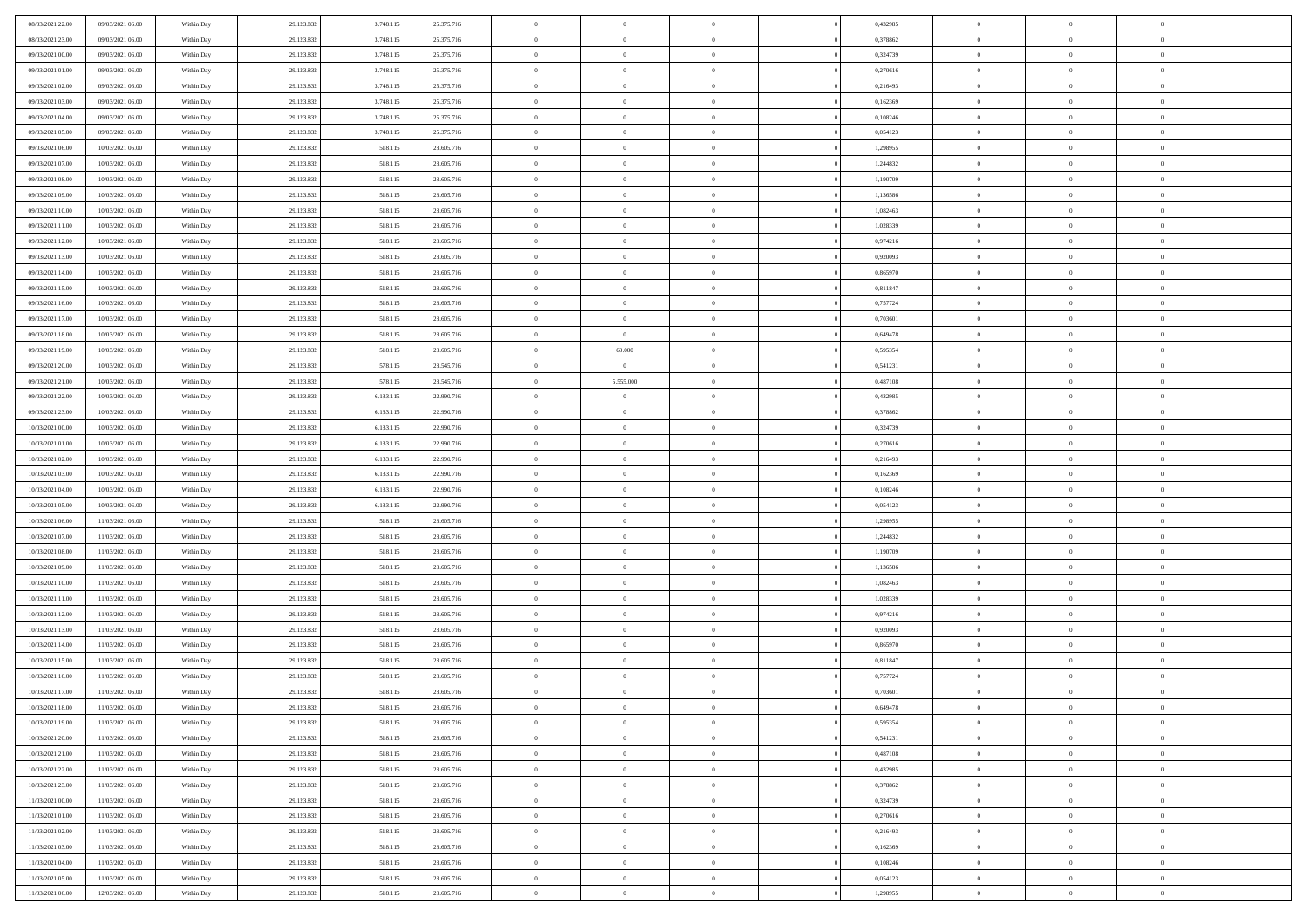| | | | | | | | | | | | | | | |
|---|---|---|---|---|---|---|---|---|---|---|---|---|---|---|
| 08/03/2021 22:00 | 09/03/2021 06:00 | Within Day | 29.123.832 | 3.748.115 | 25.375.716 | 0 | 0 | 0 | | 0,432985 | 0 | 0 | 0 | |
| 08/03/2021 23:00 | 09/03/2021 06:00 | Within Day | 29.123.832 | 3.748.115 | 25.375.716 | 0 | 0 | 0 | | 0,378862 | 0 | 0 | 0 | |
| 09/03/2021 00:00 | 09/03/2021 06:00 | Within Day | 29.123.832 | 3.748.115 | 25.375.716 | 0 | 0 | 0 | | 0,324739 | 0 | 0 | 0 | |
| 09/03/2021 01:00 | 09/03/2021 06:00 | Within Day | 29.123.832 | 3.748.115 | 25.375.716 | 0 | 0 | 0 | | 0,270616 | 0 | 0 | 0 | |
| 09/03/2021 02:00 | 09/03/2021 06:00 | Within Day | 29.123.832 | 3.748.115 | 25.375.716 | 0 | 0 | 0 | | 0,216493 | 0 | 0 | 0 | |
| 09/03/2021 03:00 | 09/03/2021 06:00 | Within Day | 29.123.832 | 3.748.115 | 25.375.716 | 0 | 0 | 0 | | 0,162369 | 0 | 0 | 0 | |
| 09/03/2021 04:00 | 09/03/2021 06:00 | Within Day | 29.123.832 | 3.748.115 | 25.375.716 | 0 | 0 | 0 | | 0,108246 | 0 | 0 | 0 | |
| 09/03/2021 05:00 | 09/03/2021 06:00 | Within Day | 29.123.832 | 3.748.115 | 25.375.716 | 0 | 0 | 0 | | 0,054123 | 0 | 0 | 0 | |
| 09/03/2021 06:00 | 10/03/2021 06:00 | Within Day | 29.123.832 | 518.115 | 28.605.716 | 0 | 0 | 0 | | 1,298955 | 0 | 0 | 0 | |
| 09/03/2021 07:00 | 10/03/2021 06:00 | Within Day | 29.123.832 | 518.115 | 28.605.716 | 0 | 0 | 0 | | 1,244832 | 0 | 0 | 0 | |
| 09/03/2021 08:00 | 10/03/2021 06:00 | Within Day | 29.123.832 | 518.115 | 28.605.716 | 0 | 0 | 0 | | 1,190709 | 0 | 0 | 0 | |
| 09/03/2021 09:00 | 10/03/2021 06:00 | Within Day | 29.123.832 | 518.115 | 28.605.716 | 0 | 0 | 0 | | 1,136586 | 0 | 0 | 0 | |
| 09/03/2021 10:00 | 10/03/2021 06:00 | Within Day | 29.123.832 | 518.115 | 28.605.716 | 0 | 0 | 0 | | 1,082463 | 0 | 0 | 0 | |
| 09/03/2021 11:00 | 10/03/2021 06:00 | Within Day | 29.123.832 | 518.115 | 28.605.716 | 0 | 0 | 0 | | 1,028339 | 0 | 0 | 0 | |
| 09/03/2021 12:00 | 10/03/2021 06:00 | Within Day | 29.123.832 | 518.115 | 28.605.716 | 0 | 0 | 0 | | 0,974216 | 0 | 0 | 0 | |
| 09/03/2021 13:00 | 10/03/2021 06:00 | Within Day | 29.123.832 | 518.115 | 28.605.716 | 0 | 0 | 0 | | 0,920093 | 0 | 0 | 0 | |
| 09/03/2021 14:00 | 10/03/2021 06:00 | Within Day | 29.123.832 | 518.115 | 28.605.716 | 0 | 0 | 0 | | 0,865970 | 0 | 0 | 0 | |
| 09/03/2021 15:00 | 10/03/2021 06:00 | Within Day | 29.123.832 | 518.115 | 28.605.716 | 0 | 0 | 0 | | 0,811847 | 0 | 0 | 0 | |
| 09/03/2021 16:00 | 10/03/2021 06:00 | Within Day | 29.123.832 | 518.115 | 28.605.716 | 0 | 0 | 0 | | 0,757724 | 0 | 0 | 0 | |
| 09/03/2021 17:00 | 10/03/2021 06:00 | Within Day | 29.123.832 | 518.115 | 28.605.716 | 0 | 0 | 0 | | 0,703601 | 0 | 0 | 0 | |
| 09/03/2021 18:00 | 10/03/2021 06:00 | Within Day | 29.123.832 | 518.115 | 28.605.716 | 0 | 0 | 0 | | 0,649478 | 0 | 0 | 0 | |
| 09/03/2021 19:00 | 10/03/2021 06:00 | Within Day | 29.123.832 | 518.115 | 28.605.716 | 0 | 60.000 | 0 | | 0,595354 | 0 | 0 | 0 | |
| 09/03/2021 20:00 | 10/03/2021 06:00 | Within Day | 29.123.832 | 578.115 | 28.545.716 | 0 | 0 | 0 | | 0,541231 | 0 | 0 | 0 | |
| 09/03/2021 21:00 | 10/03/2021 06:00 | Within Day | 29.123.832 | 578.115 | 28.545.716 | 0 | 5.555.000 | 0 | | 0,487108 | 0 | 0 | 0 | |
| 09/03/2021 22:00 | 10/03/2021 06:00 | Within Day | 29.123.832 | 6.133.115 | 22.990.716 | 0 | 0 | 0 | | 0,432985 | 0 | 0 | 0 | |
| 09/03/2021 23:00 | 10/03/2021 06:00 | Within Day | 29.123.832 | 6.133.115 | 22.990.716 | 0 | 0 | 0 | | 0,378862 | 0 | 0 | 0 | |
| 10/03/2021 00:00 | 10/03/2021 06:00 | Within Day | 29.123.832 | 6.133.115 | 22.990.716 | 0 | 0 | 0 | | 0,324739 | 0 | 0 | 0 | |
| 10/03/2021 01:00 | 10/03/2021 06:00 | Within Day | 29.123.832 | 6.133.115 | 22.990.716 | 0 | 0 | 0 | | 0,270616 | 0 | 0 | 0 | |
| 10/03/2021 02:00 | 10/03/2021 06:00 | Within Day | 29.123.832 | 6.133.115 | 22.990.716 | 0 | 0 | 0 | | 0,216493 | 0 | 0 | 0 | |
| 10/03/2021 03:00 | 10/03/2021 06:00 | Within Day | 29.123.832 | 6.133.115 | 22.990.716 | 0 | 0 | 0 | | 0,162369 | 0 | 0 | 0 | |
| 10/03/2021 04:00 | 10/03/2021 06:00 | Within Day | 29.123.832 | 6.133.115 | 22.990.716 | 0 | 0 | 0 | | 0,108246 | 0 | 0 | 0 | |
| 10/03/2021 05:00 | 10/03/2021 06:00 | Within Day | 29.123.832 | 6.133.115 | 22.990.716 | 0 | 0 | 0 | | 0,054123 | 0 | 0 | 0 | |
| 10/03/2021 06:00 | 11/03/2021 06:00 | Within Day | 29.123.832 | 518.115 | 28.605.716 | 0 | 0 | 0 | | 1,298955 | 0 | 0 | 0 | |
| 10/03/2021 07:00 | 11/03/2021 06:00 | Within Day | 29.123.832 | 518.115 | 28.605.716 | 0 | 0 | 0 | | 1,244832 | 0 | 0 | 0 | |
| 10/03/2021 08:00 | 11/03/2021 06:00 | Within Day | 29.123.832 | 518.115 | 28.605.716 | 0 | 0 | 0 | | 1,190709 | 0 | 0 | 0 | |
| 10/03/2021 09:00 | 11/03/2021 06:00 | Within Day | 29.123.832 | 518.115 | 28.605.716 | 0 | 0 | 0 | | 1,136586 | 0 | 0 | 0 | |
| 10/03/2021 10:00 | 11/03/2021 06:00 | Within Day | 29.123.832 | 518.115 | 28.605.716 | 0 | 0 | 0 | | 1,082463 | 0 | 0 | 0 | |
| 10/03/2021 11:00 | 11/03/2021 06:00 | Within Day | 29.123.832 | 518.115 | 28.605.716 | 0 | 0 | 0 | | 1,028339 | 0 | 0 | 0 | |
| 10/03/2021 12:00 | 11/03/2021 06:00 | Within Day | 29.123.832 | 518.115 | 28.605.716 | 0 | 0 | 0 | | 0,974216 | 0 | 0 | 0 | |
| 10/03/2021 13:00 | 11/03/2021 06:00 | Within Day | 29.123.832 | 518.115 | 28.605.716 | 0 | 0 | 0 | | 0,920093 | 0 | 0 | 0 | |
| 10/03/2021 14:00 | 11/03/2021 06:00 | Within Day | 29.123.832 | 518.115 | 28.605.716 | 0 | 0 | 0 | | 0,865970 | 0 | 0 | 0 | |
| 10/03/2021 15:00 | 11/03/2021 06:00 | Within Day | 29.123.832 | 518.115 | 28.605.716 | 0 | 0 | 0 | | 0,811847 | 0 | 0 | 0 | |
| 10/03/2021 16:00 | 11/03/2021 06:00 | Within Day | 29.123.832 | 518.115 | 28.605.716 | 0 | 0 | 0 | | 0,757724 | 0 | 0 | 0 | |
| 10/03/2021 17:00 | 11/03/2021 06:00 | Within Day | 29.123.832 | 518.115 | 28.605.716 | 0 | 0 | 0 | | 0,703601 | 0 | 0 | 0 | |
| 10/03/2021 18:00 | 11/03/2021 06:00 | Within Day | 29.123.832 | 518.115 | 28.605.716 | 0 | 0 | 0 | | 0,649478 | 0 | 0 | 0 | |
| 10/03/2021 19:00 | 11/03/2021 06:00 | Within Day | 29.123.832 | 518.115 | 28.605.716 | 0 | 0 | 0 | | 0,595354 | 0 | 0 | 0 | |
| 10/03/2021 20:00 | 11/03/2021 06:00 | Within Day | 29.123.832 | 518.115 | 28.605.716 | 0 | 0 | 0 | | 0,541231 | 0 | 0 | 0 | |
| 10/03/2021 21:00 | 11/03/2021 06:00 | Within Day | 29.123.832 | 518.115 | 28.605.716 | 0 | 0 | 0 | | 0,487108 | 0 | 0 | 0 | |
| 10/03/2021 22:00 | 11/03/2021 06:00 | Within Day | 29.123.832 | 518.115 | 28.605.716 | 0 | 0 | 0 | | 0,432985 | 0 | 0 | 0 | |
| 10/03/2021 23:00 | 11/03/2021 06:00 | Within Day | 29.123.832 | 518.115 | 28.605.716 | 0 | 0 | 0 | | 0,378862 | 0 | 0 | 0 | |
| 11/03/2021 00:00 | 11/03/2021 06:00 | Within Day | 29.123.832 | 518.115 | 28.605.716 | 0 | 0 | 0 | | 0,324739 | 0 | 0 | 0 | |
| 11/03/2021 01:00 | 11/03/2021 06:00 | Within Day | 29.123.832 | 518.115 | 28.605.716 | 0 | 0 | 0 | | 0,270616 | 0 | 0 | 0 | |
| 11/03/2021 02:00 | 11/03/2021 06:00 | Within Day | 29.123.832 | 518.115 | 28.605.716 | 0 | 0 | 0 | | 0,216493 | 0 | 0 | 0 | |
| 11/03/2021 03:00 | 11/03/2021 06:00 | Within Day | 29.123.832 | 518.115 | 28.605.716 | 0 | 0 | 0 | | 0,162369 | 0 | 0 | 0 | |
| 11/03/2021 04:00 | 11/03/2021 06:00 | Within Day | 29.123.832 | 518.115 | 28.605.716 | 0 | 0 | 0 | | 0,108246 | 0 | 0 | 0 | |
| 11/03/2021 05:00 | 11/03/2021 06:00 | Within Day | 29.123.832 | 518.115 | 28.605.716 | 0 | 0 | 0 | | 0,054123 | 0 | 0 | 0 | |
| 11/03/2021 06:00 | 12/03/2021 06:00 | Within Day | 29.123.832 | 518.115 | 28.605.716 | 0 | 0 | 0 | | 1,298955 | 0 | 0 | 0 | |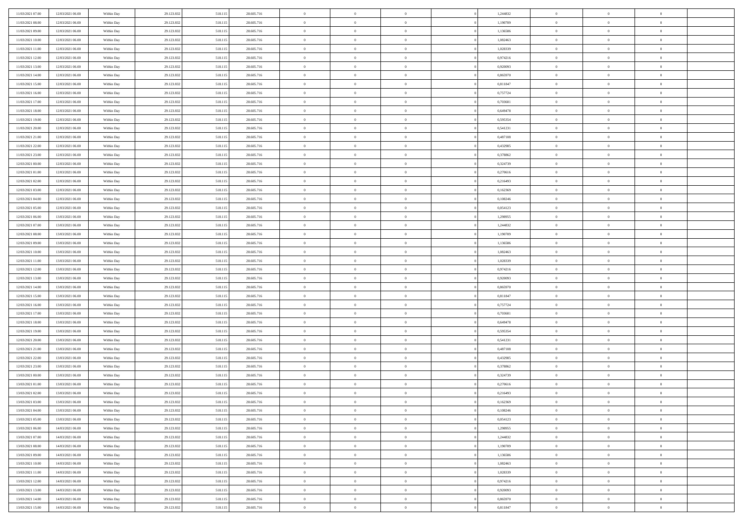| | | | | | | | | | | | | | | |
|---|---|---|---|---|---|---|---|---|---|---|---|---|---|---|
| 11/03/2021 07:00 | 12/03/2021 06:00 | Within Day | 29.123.832 | 518.115 | 28.605.716 | 0 | 0 | 0 | | 1,244832 | 0 | 0 | 0 | |
| 11/03/2021 08:00 | 12/03/2021 06:00 | Within Day | 29.123.832 | 518.115 | 28.605.716 | 0 | 0 | 0 | | 1,190709 | 0 | 0 | 0 | |
| 11/03/2021 09:00 | 12/03/2021 06:00 | Within Day | 29.123.832 | 518.115 | 28.605.716 | 0 | 0 | 0 | | 1,136586 | 0 | 0 | 0 | |
| 11/03/2021 10:00 | 12/03/2021 06:00 | Within Day | 29.123.832 | 518.115 | 28.605.716 | 0 | 0 | 0 | | 1,082463 | 0 | 0 | 0 | |
| 11/03/2021 11:00 | 12/03/2021 06:00 | Within Day | 29.123.832 | 518.115 | 28.605.716 | 0 | 0 | 0 | | 1,028339 | 0 | 0 | 0 | |
| 11/03/2021 12:00 | 12/03/2021 06:00 | Within Day | 29.123.832 | 518.115 | 28.605.716 | 0 | 0 | 0 | | 0,974216 | 0 | 0 | 0 | |
| 11/03/2021 13:00 | 12/03/2021 06:00 | Within Day | 29.123.832 | 518.115 | 28.605.716 | 0 | 0 | 0 | | 0,920093 | 0 | 0 | 0 | |
| 11/03/2021 14:00 | 12/03/2021 06:00 | Within Day | 29.123.832 | 518.115 | 28.605.716 | 0 | 0 | 0 | | 0,865970 | 0 | 0 | 0 | |
| 11/03/2021 15:00 | 12/03/2021 06:00 | Within Day | 29.123.832 | 518.115 | 28.605.716 | 0 | 0 | 0 | | 0,811847 | 0 | 0 | 0 | |
| 11/03/2021 16:00 | 12/03/2021 06:00 | Within Day | 29.123.832 | 518.115 | 28.605.716 | 0 | 0 | 0 | | 0,757724 | 0 | 0 | 0 | |
| 11/03/2021 17:00 | 12/03/2021 06:00 | Within Day | 29.123.832 | 518.115 | 28.605.716 | 0 | 0 | 0 | | 0,703601 | 0 | 0 | 0 | |
| 11/03/2021 18:00 | 12/03/2021 06:00 | Within Day | 29.123.832 | 518.115 | 28.605.716 | 0 | 0 | 0 | | 0,649478 | 0 | 0 | 0 | |
| 11/03/2021 19:00 | 12/03/2021 06:00 | Within Day | 29.123.832 | 518.115 | 28.605.716 | 0 | 0 | 0 | | 0,595354 | 0 | 0 | 0 | |
| 11/03/2021 20:00 | 12/03/2021 06:00 | Within Day | 29.123.832 | 518.115 | 28.605.716 | 0 | 0 | 0 | | 0,541231 | 0 | 0 | 0 | |
| 11/03/2021 21:00 | 12/03/2021 06:00 | Within Day | 29.123.832 | 518.115 | 28.605.716 | 0 | 0 | 0 | | 0,487108 | 0 | 0 | 0 | |
| 11/03/2021 22:00 | 12/03/2021 06:00 | Within Day | 29.123.832 | 518.115 | 28.605.716 | 0 | 0 | 0 | | 0,432985 | 0 | 0 | 0 | |
| 11/03/2021 23:00 | 12/03/2021 06:00 | Within Day | 29.123.832 | 518.115 | 28.605.716 | 0 | 0 | 0 | | 0,378862 | 0 | 0 | 0 | |
| 12/03/2021 00:00 | 12/03/2021 06:00 | Within Day | 29.123.832 | 518.115 | 28.605.716 | 0 | 0 | 0 | | 0,324739 | 0 | 0 | 0 | |
| 12/03/2021 01:00 | 12/03/2021 06:00 | Within Day | 29.123.832 | 518.115 | 28.605.716 | 0 | 0 | 0 | | 0,270616 | 0 | 0 | 0 | |
| 12/03/2021 02:00 | 12/03/2021 06:00 | Within Day | 29.123.832 | 518.115 | 28.605.716 | 0 | 0 | 0 | | 0,216493 | 0 | 0 | 0 | |
| 12/03/2021 03:00 | 12/03/2021 06:00 | Within Day | 29.123.832 | 518.115 | 28.605.716 | 0 | 0 | 0 | | 0,162369 | 0 | 0 | 0 | |
| 12/03/2021 04:00 | 12/03/2021 06:00 | Within Day | 29.123.832 | 518.115 | 28.605.716 | 0 | 0 | 0 | | 0,108246 | 0 | 0 | 0 | |
| 12/03/2021 05:00 | 12/03/2021 06:00 | Within Day | 29.123.832 | 518.115 | 28.605.716 | 0 | 0 | 0 | | 0,054123 | 0 | 0 | 0 | |
| 12/03/2021 06:00 | 13/03/2021 06:00 | Within Day | 29.123.832 | 518.115 | 28.605.716 | 0 | 0 | 0 | | 1,298955 | 0 | 0 | 0 | |
| 12/03/2021 07:00 | 13/03/2021 06:00 | Within Day | 29.123.832 | 518.115 | 28.605.716 | 0 | 0 | 0 | | 1,244832 | 0 | 0 | 0 | |
| 12/03/2021 08:00 | 13/03/2021 06:00 | Within Day | 29.123.832 | 518.115 | 28.605.716 | 0 | 0 | 0 | | 1,190709 | 0 | 0 | 0 | |
| 12/03/2021 09:00 | 13/03/2021 06:00 | Within Day | 29.123.832 | 518.115 | 28.605.716 | 0 | 0 | 0 | | 1,136586 | 0 | 0 | 0 | |
| 12/03/2021 10:00 | 13/03/2021 06:00 | Within Day | 29.123.832 | 518.115 | 28.605.716 | 0 | 0 | 0 | | 1,082463 | 0 | 0 | 0 | |
| 12/03/2021 11:00 | 13/03/2021 06:00 | Within Day | 29.123.832 | 518.115 | 28.605.716 | 0 | 0 | 0 | | 1,028339 | 0 | 0 | 0 | |
| 12/03/2021 12:00 | 13/03/2021 06:00 | Within Day | 29.123.832 | 518.115 | 28.605.716 | 0 | 0 | 0 | | 0,974216 | 0 | 0 | 0 | |
| 12/03/2021 13:00 | 13/03/2021 06:00 | Within Day | 29.123.832 | 518.115 | 28.605.716 | 0 | 0 | 0 | | 0,920093 | 0 | 0 | 0 | |
| 12/03/2021 14:00 | 13/03/2021 06:00 | Within Day | 29.123.832 | 518.115 | 28.605.716 | 0 | 0 | 0 | | 0,865970 | 0 | 0 | 0 | |
| 12/03/2021 15:00 | 13/03/2021 06:00 | Within Day | 29.123.832 | 518.115 | 28.605.716 | 0 | 0 | 0 | | 0,811847 | 0 | 0 | 0 | |
| 12/03/2021 16:00 | 13/03/2021 06:00 | Within Day | 29.123.832 | 518.115 | 28.605.716 | 0 | 0 | 0 | | 0,757724 | 0 | 0 | 0 | |
| 12/03/2021 17:00 | 13/03/2021 06:00 | Within Day | 29.123.832 | 518.115 | 28.605.716 | 0 | 0 | 0 | | 0,703601 | 0 | 0 | 0 | |
| 12/03/2021 18:00 | 13/03/2021 06:00 | Within Day | 29.123.832 | 518.115 | 28.605.716 | 0 | 0 | 0 | | 0,649478 | 0 | 0 | 0 | |
| 12/03/2021 19:00 | 13/03/2021 06:00 | Within Day | 29.123.832 | 518.115 | 28.605.716 | 0 | 0 | 0 | | 0,595354 | 0 | 0 | 0 | |
| 12/03/2021 20:00 | 13/03/2021 06:00 | Within Day | 29.123.832 | 518.115 | 28.605.716 | 0 | 0 | 0 | | 0,541231 | 0 | 0 | 0 | |
| 12/03/2021 21:00 | 13/03/2021 06:00 | Within Day | 29.123.832 | 518.115 | 28.605.716 | 0 | 0 | 0 | | 0,487108 | 0 | 0 | 0 | |
| 12/03/2021 22:00 | 13/03/2021 06:00 | Within Day | 29.123.832 | 518.115 | 28.605.716 | 0 | 0 | 0 | | 0,432985 | 0 | 0 | 0 | |
| 12/03/2021 23:00 | 13/03/2021 06:00 | Within Day | 29.123.832 | 518.115 | 28.605.716 | 0 | 0 | 0 | | 0,378862 | 0 | 0 | 0 | |
| 13/03/2021 00:00 | 13/03/2021 06:00 | Within Day | 29.123.832 | 518.115 | 28.605.716 | 0 | 0 | 0 | | 0,324739 | 0 | 0 | 0 | |
| 13/03/2021 01:00 | 13/03/2021 06:00 | Within Day | 29.123.832 | 518.115 | 28.605.716 | 0 | 0 | 0 | | 0,270616 | 0 | 0 | 0 | |
| 13/03/2021 02:00 | 13/03/2021 06:00 | Within Day | 29.123.832 | 518.115 | 28.605.716 | 0 | 0 | 0 | | 0,216493 | 0 | 0 | 0 | |
| 13/03/2021 03:00 | 13/03/2021 06:00 | Within Day | 29.123.832 | 518.115 | 28.605.716 | 0 | 0 | 0 | | 0,162369 | 0 | 0 | 0 | |
| 13/03/2021 04:00 | 13/03/2021 06:00 | Within Day | 29.123.832 | 518.115 | 28.605.716 | 0 | 0 | 0 | | 0,108246 | 0 | 0 | 0 | |
| 13/03/2021 05:00 | 13/03/2021 06:00 | Within Day | 29.123.832 | 518.115 | 28.605.716 | 0 | 0 | 0 | | 0,054123 | 0 | 0 | 0 | |
| 13/03/2021 06:00 | 14/03/2021 06:00 | Within Day | 29.123.832 | 518.115 | 28.605.716 | 0 | 0 | 0 | | 1,298955 | 0 | 0 | 0 | |
| 13/03/2021 07:00 | 14/03/2021 06:00 | Within Day | 29.123.832 | 518.115 | 28.605.716 | 0 | 0 | 0 | | 1,244832 | 0 | 0 | 0 | |
| 13/03/2021 08:00 | 14/03/2021 06:00 | Within Day | 29.123.832 | 518.115 | 28.605.716 | 0 | 0 | 0 | | 1,190709 | 0 | 0 | 0 | |
| 13/03/2021 09:00 | 14/03/2021 06:00 | Within Day | 29.123.832 | 518.115 | 28.605.716 | 0 | 0 | 0 | | 1,136586 | 0 | 0 | 0 | |
| 13/03/2021 10:00 | 14/03/2021 06:00 | Within Day | 29.123.832 | 518.115 | 28.605.716 | 0 | 0 | 0 | | 1,082463 | 0 | 0 | 0 | |
| 13/03/2021 11:00 | 14/03/2021 06:00 | Within Day | 29.123.832 | 518.115 | 28.605.716 | 0 | 0 | 0 | | 1,028339 | 0 | 0 | 0 | |
| 13/03/2021 12:00 | 14/03/2021 06:00 | Within Day | 29.123.832 | 518.115 | 28.605.716 | 0 | 0 | 0 | | 0,974216 | 0 | 0 | 0 | |
| 13/03/2021 13:00 | 14/03/2021 06:00 | Within Day | 29.123.832 | 518.115 | 28.605.716 | 0 | 0 | 0 | | 0,920093 | 0 | 0 | 0 | |
| 13/03/2021 14:00 | 14/03/2021 06:00 | Within Day | 29.123.832 | 518.115 | 28.605.716 | 0 | 0 | 0 | | 0,865970 | 0 | 0 | 0 | |
| 13/03/2021 15:00 | 14/03/2021 06:00 | Within Day | 29.123.832 | 518.115 | 28.605.716 | 0 | 0 | 0 | | 0,811847 | 0 | 0 | 0 | |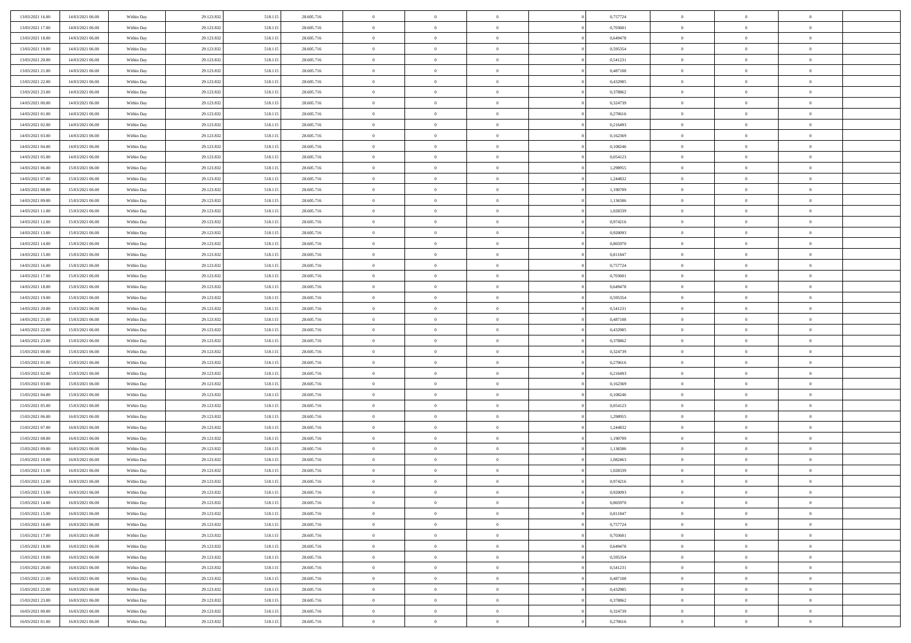| | | | | | | | | | | | | | | |
|---|---|---|---|---|---|---|---|---|---|---|---|---|---|---|
| 13/03/2021 16:00 | 14/03/2021 06:00 | Within Day | 29.123.832 | 518.115 | 28.605.716 | 0 | 0 | 0 | | 0,757724 | 0 | 0 | 0 | |
| 13/03/2021 17:00 | 14/03/2021 06:00 | Within Day | 29.123.832 | 518.115 | 28.605.716 | 0 | 0 | 0 | | 0,703601 | 0 | 0 | 0 | |
| 13/03/2021 18:00 | 14/03/2021 06:00 | Within Day | 29.123.832 | 518.115 | 28.605.716 | 0 | 0 | 0 | | 0,649478 | 0 | 0 | 0 | |
| 13/03/2021 19:00 | 14/03/2021 06:00 | Within Day | 29.123.832 | 518.115 | 28.605.716 | 0 | 0 | 0 | | 0,595354 | 0 | 0 | 0 | |
| 13/03/2021 20:00 | 14/03/2021 06:00 | Within Day | 29.123.832 | 518.115 | 28.605.716 | 0 | 0 | 0 | | 0,541231 | 0 | 0 | 0 | |
| 13/03/2021 21:00 | 14/03/2021 06:00 | Within Day | 29.123.832 | 518.115 | 28.605.716 | 0 | 0 | 0 | | 0,487108 | 0 | 0 | 0 | |
| 13/03/2021 22:00 | 14/03/2021 06:00 | Within Day | 29.123.832 | 518.115 | 28.605.716 | 0 | 0 | 0 | | 0,432985 | 0 | 0 | 0 | |
| 13/03/2021 23:00 | 14/03/2021 06:00 | Within Day | 29.123.832 | 518.115 | 28.605.716 | 0 | 0 | 0 | | 0,378862 | 0 | 0 | 0 | |
| 14/03/2021 00:00 | 14/03/2021 06:00 | Within Day | 29.123.832 | 518.115 | 28.605.716 | 0 | 0 | 0 | | 0,324739 | 0 | 0 | 0 | |
| 14/03/2021 01:00 | 14/03/2021 06:00 | Within Day | 29.123.832 | 518.115 | 28.605.716 | 0 | 0 | 0 | | 0,270616 | 0 | 0 | 0 | |
| 14/03/2021 02:00 | 14/03/2021 06:00 | Within Day | 29.123.832 | 518.115 | 28.605.716 | 0 | 0 | 0 | | 0,216493 | 0 | 0 | 0 | |
| 14/03/2021 03:00 | 14/03/2021 06:00 | Within Day | 29.123.832 | 518.115 | 28.605.716 | 0 | 0 | 0 | | 0,162369 | 0 | 0 | 0 | |
| 14/03/2021 04:00 | 14/03/2021 06:00 | Within Day | 29.123.832 | 518.115 | 28.605.716 | 0 | 0 | 0 | | 0,108246 | 0 | 0 | 0 | |
| 14/03/2021 05:00 | 14/03/2021 06:00 | Within Day | 29.123.832 | 518.115 | 28.605.716 | 0 | 0 | 0 | | 0,054123 | 0 | 0 | 0 | |
| 14/03/2021 06:00 | 15/03/2021 06:00 | Within Day | 29.123.832 | 518.115 | 28.605.716 | 0 | 0 | 0 | | 1,298955 | 0 | 0 | 0 | |
| 14/03/2021 07:00 | 15/03/2021 06:00 | Within Day | 29.123.832 | 518.115 | 28.605.716 | 0 | 0 | 0 | | 1,244832 | 0 | 0 | 0 | |
| 14/03/2021 08:00 | 15/03/2021 06:00 | Within Day | 29.123.832 | 518.115 | 28.605.716 | 0 | 0 | 0 | | 1,190709 | 0 | 0 | 0 | |
| 14/03/2021 09:00 | 15/03/2021 06:00 | Within Day | 29.123.832 | 518.115 | 28.605.716 | 0 | 0 | 0 | | 1,136586 | 0 | 0 | 0 | |
| 14/03/2021 11:00 | 15/03/2021 06:00 | Within Day | 29.123.832 | 518.115 | 28.605.716 | 0 | 0 | 0 | | 1,028339 | 0 | 0 | 0 | |
| 14/03/2021 12:00 | 15/03/2021 06:00 | Within Day | 29.123.832 | 518.115 | 28.605.716 | 0 | 0 | 0 | | 0,974216 | 0 | 0 | 0 | |
| 14/03/2021 13:00 | 15/03/2021 06:00 | Within Day | 29.123.832 | 518.115 | 28.605.716 | 0 | 0 | 0 | | 0,920093 | 0 | 0 | 0 | |
| 14/03/2021 14:00 | 15/03/2021 06:00 | Within Day | 29.123.832 | 518.115 | 28.605.716 | 0 | 0 | 0 | | 0,865970 | 0 | 0 | 0 | |
| 14/03/2021 15:00 | 15/03/2021 06:00 | Within Day | 29.123.832 | 518.115 | 28.605.716 | 0 | 0 | 0 | | 0,811847 | 0 | 0 | 0 | |
| 14/03/2021 16:00 | 15/03/2021 06:00 | Within Day | 29.123.832 | 518.115 | 28.605.716 | 0 | 0 | 0 | | 0,757724 | 0 | 0 | 0 | |
| 14/03/2021 17:00 | 15/03/2021 06:00 | Within Day | 29.123.832 | 518.115 | 28.605.716 | 0 | 0 | 0 | | 0,703601 | 0 | 0 | 0 | |
| 14/03/2021 18:00 | 15/03/2021 06:00 | Within Day | 29.123.832 | 518.115 | 28.605.716 | 0 | 0 | 0 | | 0,649478 | 0 | 0 | 0 | |
| 14/03/2021 19:00 | 15/03/2021 06:00 | Within Day | 29.123.832 | 518.115 | 28.605.716 | 0 | 0 | 0 | | 0,595354 | 0 | 0 | 0 | |
| 14/03/2021 20:00 | 15/03/2021 06:00 | Within Day | 29.123.832 | 518.115 | 28.605.716 | 0 | 0 | 0 | | 0,541231 | 0 | 0 | 0 | |
| 14/03/2021 21:00 | 15/03/2021 06:00 | Within Day | 29.123.832 | 518.115 | 28.605.716 | 0 | 0 | 0 | | 0,487108 | 0 | 0 | 0 | |
| 14/03/2021 22:00 | 15/03/2021 06:00 | Within Day | 29.123.832 | 518.115 | 28.605.716 | 0 | 0 | 0 | | 0,432985 | 0 | 0 | 0 | |
| 14/03/2021 23:00 | 15/03/2021 06:00 | Within Day | 29.123.832 | 518.115 | 28.605.716 | 0 | 0 | 0 | | 0,378862 | 0 | 0 | 0 | |
| 15/03/2021 00:00 | 15/03/2021 06:00 | Within Day | 29.123.832 | 518.115 | 28.605.716 | 0 | 0 | 0 | | 0,324739 | 0 | 0 | 0 | |
| 15/03/2021 01:00 | 15/03/2021 06:00 | Within Day | 29.123.832 | 518.115 | 28.605.716 | 0 | 0 | 0 | | 0,270616 | 0 | 0 | 0 | |
| 15/03/2021 02:00 | 15/03/2021 06:00 | Within Day | 29.123.832 | 518.115 | 28.605.716 | 0 | 0 | 0 | | 0,216493 | 0 | 0 | 0 | |
| 15/03/2021 03:00 | 15/03/2021 06:00 | Within Day | 29.123.832 | 518.115 | 28.605.716 | 0 | 0 | 0 | | 0,162369 | 0 | 0 | 0 | |
| 15/03/2021 04:00 | 15/03/2021 06:00 | Within Day | 29.123.832 | 518.115 | 28.605.716 | 0 | 0 | 0 | | 0,108246 | 0 | 0 | 0 | |
| 15/03/2021 05:00 | 15/03/2021 06:00 | Within Day | 29.123.832 | 518.115 | 28.605.716 | 0 | 0 | 0 | | 0,054123 | 0 | 0 | 0 | |
| 15/03/2021 06:00 | 16/03/2021 06:00 | Within Day | 29.123.832 | 518.115 | 28.605.716 | 0 | 0 | 0 | | 1,298955 | 0 | 0 | 0 | |
| 15/03/2021 07:00 | 16/03/2021 06:00 | Within Day | 29.123.832 | 518.115 | 28.605.716 | 0 | 0 | 0 | | 1,244832 | 0 | 0 | 0 | |
| 15/03/2021 08:00 | 16/03/2021 06:00 | Within Day | 29.123.832 | 518.115 | 28.605.716 | 0 | 0 | 0 | | 1,190709 | 0 | 0 | 0 | |
| 15/03/2021 09:00 | 16/03/2021 06:00 | Within Day | 29.123.832 | 518.115 | 28.605.716 | 0 | 0 | 0 | | 1,136586 | 0 | 0 | 0 | |
| 15/03/2021 10:00 | 16/03/2021 06:00 | Within Day | 29.123.832 | 518.115 | 28.605.716 | 0 | 0 | 0 | | 1,082463 | 0 | 0 | 0 | |
| 15/03/2021 11:00 | 16/03/2021 06:00 | Within Day | 29.123.832 | 518.115 | 28.605.716 | 0 | 0 | 0 | | 1,028339 | 0 | 0 | 0 | |
| 15/03/2021 12:00 | 16/03/2021 06:00 | Within Day | 29.123.832 | 518.115 | 28.605.716 | 0 | 0 | 0 | | 0,974216 | 0 | 0 | 0 | |
| 15/03/2021 13:00 | 16/03/2021 06:00 | Within Day | 29.123.832 | 518.115 | 28.605.716 | 0 | 0 | 0 | | 0,920093 | 0 | 0 | 0 | |
| 15/03/2021 14:00 | 16/03/2021 06:00 | Within Day | 29.123.832 | 518.115 | 28.605.716 | 0 | 0 | 0 | | 0,865970 | 0 | 0 | 0 | |
| 15/03/2021 15:00 | 16/03/2021 06:00 | Within Day | 29.123.832 | 518.115 | 28.605.716 | 0 | 0 | 0 | | 0,811847 | 0 | 0 | 0 | |
| 15/03/2021 16:00 | 16/03/2021 06:00 | Within Day | 29.123.832 | 518.115 | 28.605.716 | 0 | 0 | 0 | | 0,757724 | 0 | 0 | 0 | |
| 15/03/2021 17:00 | 16/03/2021 06:00 | Within Day | 29.123.832 | 518.115 | 28.605.716 | 0 | 0 | 0 | | 0,703601 | 0 | 0 | 0 | |
| 15/03/2021 18:00 | 16/03/2021 06:00 | Within Day | 29.123.832 | 518.115 | 28.605.716 | 0 | 0 | 0 | | 0,649478 | 0 | 0 | 0 | |
| 15/03/2021 19:00 | 16/03/2021 06:00 | Within Day | 29.123.832 | 518.115 | 28.605.716 | 0 | 0 | 0 | | 0,595354 | 0 | 0 | 0 | |
| 15/03/2021 20:00 | 16/03/2021 06:00 | Within Day | 29.123.832 | 518.115 | 28.605.716 | 0 | 0 | 0 | | 0,541231 | 0 | 0 | 0 | |
| 15/03/2021 21:00 | 16/03/2021 06:00 | Within Day | 29.123.832 | 518.115 | 28.605.716 | 0 | 0 | 0 | | 0,487108 | 0 | 0 | 0 | |
| 15/03/2021 22:00 | 16/03/2021 06:00 | Within Day | 29.123.832 | 518.115 | 28.605.716 | 0 | 0 | 0 | | 0,432985 | 0 | 0 | 0 | |
| 15/03/2021 23:00 | 16/03/2021 06:00 | Within Day | 29.123.832 | 518.115 | 28.605.716 | 0 | 0 | 0 | | 0,378862 | 0 | 0 | 0 | |
| 16/03/2021 00:00 | 16/03/2021 06:00 | Within Day | 29.123.832 | 518.115 | 28.605.716 | 0 | 0 | 0 | | 0,324739 | 0 | 0 | 0 | |
| 16/03/2021 01:00 | 16/03/2021 06:00 | Within Day | 29.123.832 | 518.115 | 28.605.716 | 0 | 0 | 0 | | 0,270616 | 0 | 0 | 0 | |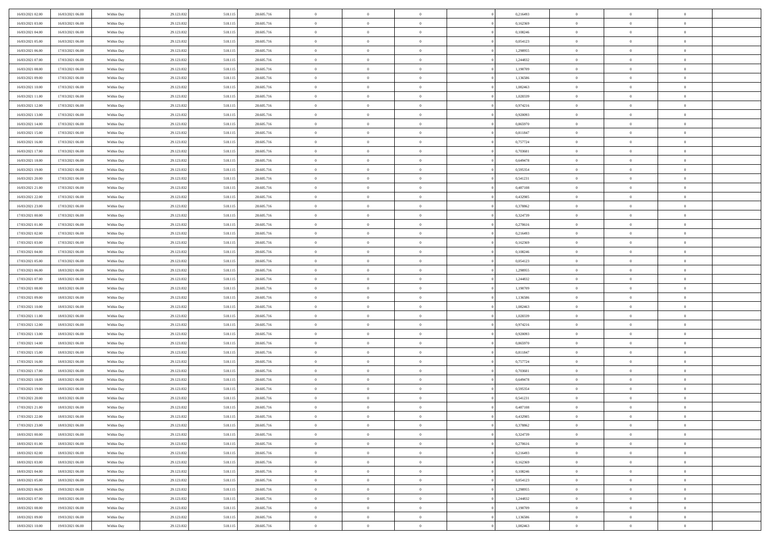| | | | | | | | | | | | | | | |
|---|---|---|---|---|---|---|---|---|---|---|---|---|---|---|
| 16/03/2021 02:00 | 16/03/2021 06:00 | Within Day | 29.123.832 | 518.115 | 28.605.716 | 0 | 0 | 0 | | 0,216493 | 0 | 0 | 0 | |
| 16/03/2021 03:00 | 16/03/2021 06:00 | Within Day | 29.123.832 | 518.115 | 28.605.716 | 0 | 0 | 0 | | 0,162369 | 0 | 0 | 0 | |
| 16/03/2021 04:00 | 16/03/2021 06:00 | Within Day | 29.123.832 | 518.115 | 28.605.716 | 0 | 0 | 0 | | 0,108246 | 0 | 0 | 0 | |
| 16/03/2021 05:00 | 16/03/2021 06:00 | Within Day | 29.123.832 | 518.115 | 28.605.716 | 0 | 0 | 0 | | 0,054123 | 0 | 0 | 0 | |
| 16/03/2021 06:00 | 17/03/2021 06:00 | Within Day | 29.123.832 | 518.115 | 28.605.716 | 0 | 0 | 0 | | 1,298955 | 0 | 0 | 0 | |
| 16/03/2021 07:00 | 17/03/2021 06:00 | Within Day | 29.123.832 | 518.115 | 28.605.716 | 0 | 0 | 0 | | 1,244832 | 0 | 0 | 0 | |
| 16/03/2021 08:00 | 17/03/2021 06:00 | Within Day | 29.123.832 | 518.115 | 28.605.716 | 0 | 0 | 0 | | 1,190709 | 0 | 0 | 0 | |
| 16/03/2021 09:00 | 17/03/2021 06:00 | Within Day | 29.123.832 | 518.115 | 28.605.716 | 0 | 0 | 0 | | 1,136586 | 0 | 0 | 0 | |
| 16/03/2021 10:00 | 17/03/2021 06:00 | Within Day | 29.123.832 | 518.115 | 28.605.716 | 0 | 0 | 0 | | 1,082463 | 0 | 0 | 0 | |
| 16/03/2021 11:00 | 17/03/2021 06:00 | Within Day | 29.123.832 | 518.115 | 28.605.716 | 0 | 0 | 0 | | 1,028339 | 0 | 0 | 0 | |
| 16/03/2021 12:00 | 17/03/2021 06:00 | Within Day | 29.123.832 | 518.115 | 28.605.716 | 0 | 0 | 0 | | 0,974216 | 0 | 0 | 0 | |
| 16/03/2021 13:00 | 17/03/2021 06:00 | Within Day | 29.123.832 | 518.115 | 28.605.716 | 0 | 0 | 0 | | 0,920093 | 0 | 0 | 0 | |
| 16/03/2021 14:00 | 17/03/2021 06:00 | Within Day | 29.123.832 | 518.115 | 28.605.716 | 0 | 0 | 0 | | 0,865970 | 0 | 0 | 0 | |
| 16/03/2021 15:00 | 17/03/2021 06:00 | Within Day | 29.123.832 | 518.115 | 28.605.716 | 0 | 0 | 0 | | 0,811847 | 0 | 0 | 0 | |
| 16/03/2021 16:00 | 17/03/2021 06:00 | Within Day | 29.123.832 | 518.115 | 28.605.716 | 0 | 0 | 0 | | 0,757724 | 0 | 0 | 0 | |
| 16/03/2021 17:00 | 17/03/2021 06:00 | Within Day | 29.123.832 | 518.115 | 28.605.716 | 0 | 0 | 0 | | 0,703601 | 0 | 0 | 0 | |
| 16/03/2021 18:00 | 17/03/2021 06:00 | Within Day | 29.123.832 | 518.115 | 28.605.716 | 0 | 0 | 0 | | 0,649478 | 0 | 0 | 0 | |
| 16/03/2021 19:00 | 17/03/2021 06:00 | Within Day | 29.123.832 | 518.115 | 28.605.716 | 0 | 0 | 0 | | 0,595354 | 0 | 0 | 0 | |
| 16/03/2021 20:00 | 17/03/2021 06:00 | Within Day | 29.123.832 | 518.115 | 28.605.716 | 0 | 0 | 0 | | 0,541231 | 0 | 0 | 0 | |
| 16/03/2021 21:00 | 17/03/2021 06:00 | Within Day | 29.123.832 | 518.115 | 28.605.716 | 0 | 0 | 0 | | 0,487108 | 0 | 0 | 0 | |
| 16/03/2021 22:00 | 17/03/2021 06:00 | Within Day | 29.123.832 | 518.115 | 28.605.716 | 0 | 0 | 0 | | 0,432985 | 0 | 0 | 0 | |
| 16/03/2021 23:00 | 17/03/2021 06:00 | Within Day | 29.123.832 | 518.115 | 28.605.716 | 0 | 0 | 0 | | 0,378862 | 0 | 0 | 0 | |
| 17/03/2021 00:00 | 17/03/2021 06:00 | Within Day | 29.123.832 | 518.115 | 28.605.716 | 0 | 0 | 0 | | 0,324739 | 0 | 0 | 0 | |
| 17/03/2021 01:00 | 17/03/2021 06:00 | Within Day | 29.123.832 | 518.115 | 28.605.716 | 0 | 0 | 0 | | 0,270616 | 0 | 0 | 0 | |
| 17/03/2021 02:00 | 17/03/2021 06:00 | Within Day | 29.123.832 | 518.115 | 28.605.716 | 0 | 0 | 0 | | 0,216493 | 0 | 0 | 0 | |
| 17/03/2021 03:00 | 17/03/2021 06:00 | Within Day | 29.123.832 | 518.115 | 28.605.716 | 0 | 0 | 0 | | 0,162369 | 0 | 0 | 0 | |
| 17/03/2021 04:00 | 17/03/2021 06:00 | Within Day | 29.123.832 | 518.115 | 28.605.716 | 0 | 0 | 0 | | 0,108246 | 0 | 0 | 0 | |
| 17/03/2021 05:00 | 17/03/2021 06:00 | Within Day | 29.123.832 | 518.115 | 28.605.716 | 0 | 0 | 0 | | 0,054123 | 0 | 0 | 0 | |
| 17/03/2021 06:00 | 18/03/2021 06:00 | Within Day | 29.123.832 | 518.115 | 28.605.716 | 0 | 0 | 0 | | 1,298955 | 0 | 0 | 0 | |
| 17/03/2021 07:00 | 18/03/2021 06:00 | Within Day | 29.123.832 | 518.115 | 28.605.716 | 0 | 0 | 0 | | 1,244832 | 0 | 0 | 0 | |
| 17/03/2021 08:00 | 18/03/2021 06:00 | Within Day | 29.123.832 | 518.115 | 28.605.716 | 0 | 0 | 0 | | 1,190709 | 0 | 0 | 0 | |
| 17/03/2021 09:00 | 18/03/2021 06:00 | Within Day | 29.123.832 | 518.115 | 28.605.716 | 0 | 0 | 0 | | 1,136586 | 0 | 0 | 0 | |
| 17/03/2021 10:00 | 18/03/2021 06:00 | Within Day | 29.123.832 | 518.115 | 28.605.716 | 0 | 0 | 0 | | 1,082463 | 0 | 0 | 0 | |
| 17/03/2021 11:00 | 18/03/2021 06:00 | Within Day | 29.123.832 | 518.115 | 28.605.716 | 0 | 0 | 0 | | 1,028339 | 0 | 0 | 0 | |
| 17/03/2021 12:00 | 18/03/2021 06:00 | Within Day | 29.123.832 | 518.115 | 28.605.716 | 0 | 0 | 0 | | 0,974216 | 0 | 0 | 0 | |
| 17/03/2021 13:00 | 18/03/2021 06:00 | Within Day | 29.123.832 | 518.115 | 28.605.716 | 0 | 0 | 0 | | 0,920093 | 0 | 0 | 0 | |
| 17/03/2021 14:00 | 18/03/2021 06:00 | Within Day | 29.123.832 | 518.115 | 28.605.716 | 0 | 0 | 0 | | 0,865970 | 0 | 0 | 0 | |
| 17/03/2021 15:00 | 18/03/2021 06:00 | Within Day | 29.123.832 | 518.115 | 28.605.716 | 0 | 0 | 0 | | 0,811847 | 0 | 0 | 0 | |
| 17/03/2021 16:00 | 18/03/2021 06:00 | Within Day | 29.123.832 | 518.115 | 28.605.716 | 0 | 0 | 0 | | 0,757724 | 0 | 0 | 0 | |
| 17/03/2021 17:00 | 18/03/2021 06:00 | Within Day | 29.123.832 | 518.115 | 28.605.716 | 0 | 0 | 0 | | 0,703601 | 0 | 0 | 0 | |
| 17/03/2021 18:00 | 18/03/2021 06:00 | Within Day | 29.123.832 | 518.115 | 28.605.716 | 0 | 0 | 0 | | 0,649478 | 0 | 0 | 0 | |
| 17/03/2021 19:00 | 18/03/2021 06:00 | Within Day | 29.123.832 | 518.115 | 28.605.716 | 0 | 0 | 0 | | 0,595354 | 0 | 0 | 0 | |
| 17/03/2021 20:00 | 18/03/2021 06:00 | Within Day | 29.123.832 | 518.115 | 28.605.716 | 0 | 0 | 0 | | 0,541231 | 0 | 0 | 0 | |
| 17/03/2021 21:00 | 18/03/2021 06:00 | Within Day | 29.123.832 | 518.115 | 28.605.716 | 0 | 0 | 0 | | 0,487108 | 0 | 0 | 0 | |
| 17/03/2021 22:00 | 18/03/2021 06:00 | Within Day | 29.123.832 | 518.115 | 28.605.716 | 0 | 0 | 0 | | 0,432985 | 0 | 0 | 0 | |
| 17/03/2021 23:00 | 18/03/2021 06:00 | Within Day | 29.123.832 | 518.115 | 28.605.716 | 0 | 0 | 0 | | 0,378862 | 0 | 0 | 0 | |
| 18/03/2021 00:00 | 18/03/2021 06:00 | Within Day | 29.123.832 | 518.115 | 28.605.716 | 0 | 0 | 0 | | 0,324739 | 0 | 0 | 0 | |
| 18/03/2021 01:00 | 18/03/2021 06:00 | Within Day | 29.123.832 | 518.115 | 28.605.716 | 0 | 0 | 0 | | 0,270616 | 0 | 0 | 0 | |
| 18/03/2021 02:00 | 18/03/2021 06:00 | Within Day | 29.123.832 | 518.115 | 28.605.716 | 0 | 0 | 0 | | 0,216493 | 0 | 0 | 0 | |
| 18/03/2021 03:00 | 18/03/2021 06:00 | Within Day | 29.123.832 | 518.115 | 28.605.716 | 0 | 0 | 0 | | 0,162369 | 0 | 0 | 0 | |
| 18/03/2021 04:00 | 18/03/2021 06:00 | Within Day | 29.123.832 | 518.115 | 28.605.716 | 0 | 0 | 0 | | 0,108246 | 0 | 0 | 0 | |
| 18/03/2021 05:00 | 18/03/2021 06:00 | Within Day | 29.123.832 | 518.115 | 28.605.716 | 0 | 0 | 0 | | 0,054123 | 0 | 0 | 0 | |
| 18/03/2021 06:00 | 19/03/2021 06:00 | Within Day | 29.123.832 | 518.115 | 28.605.716 | 0 | 0 | 0 | | 1,298955 | 0 | 0 | 0 | |
| 18/03/2021 07:00 | 19/03/2021 06:00 | Within Day | 29.123.832 | 518.115 | 28.605.716 | 0 | 0 | 0 | | 1,244832 | 0 | 0 | 0 | |
| 18/03/2021 08:00 | 19/03/2021 06:00 | Within Day | 29.123.832 | 518.115 | 28.605.716 | 0 | 0 | 0 | | 1,190709 | 0 | 0 | 0 | |
| 18/03/2021 09:00 | 19/03/2021 06:00 | Within Day | 29.123.832 | 518.115 | 28.605.716 | 0 | 0 | 0 | | 1,136586 | 0 | 0 | 0 | |
| 18/03/2021 10:00 | 19/03/2021 06:00 | Within Day | 29.123.832 | 518.115 | 28.605.716 | 0 | 0 | 0 | | 1,082463 | 0 | 0 | 0 | |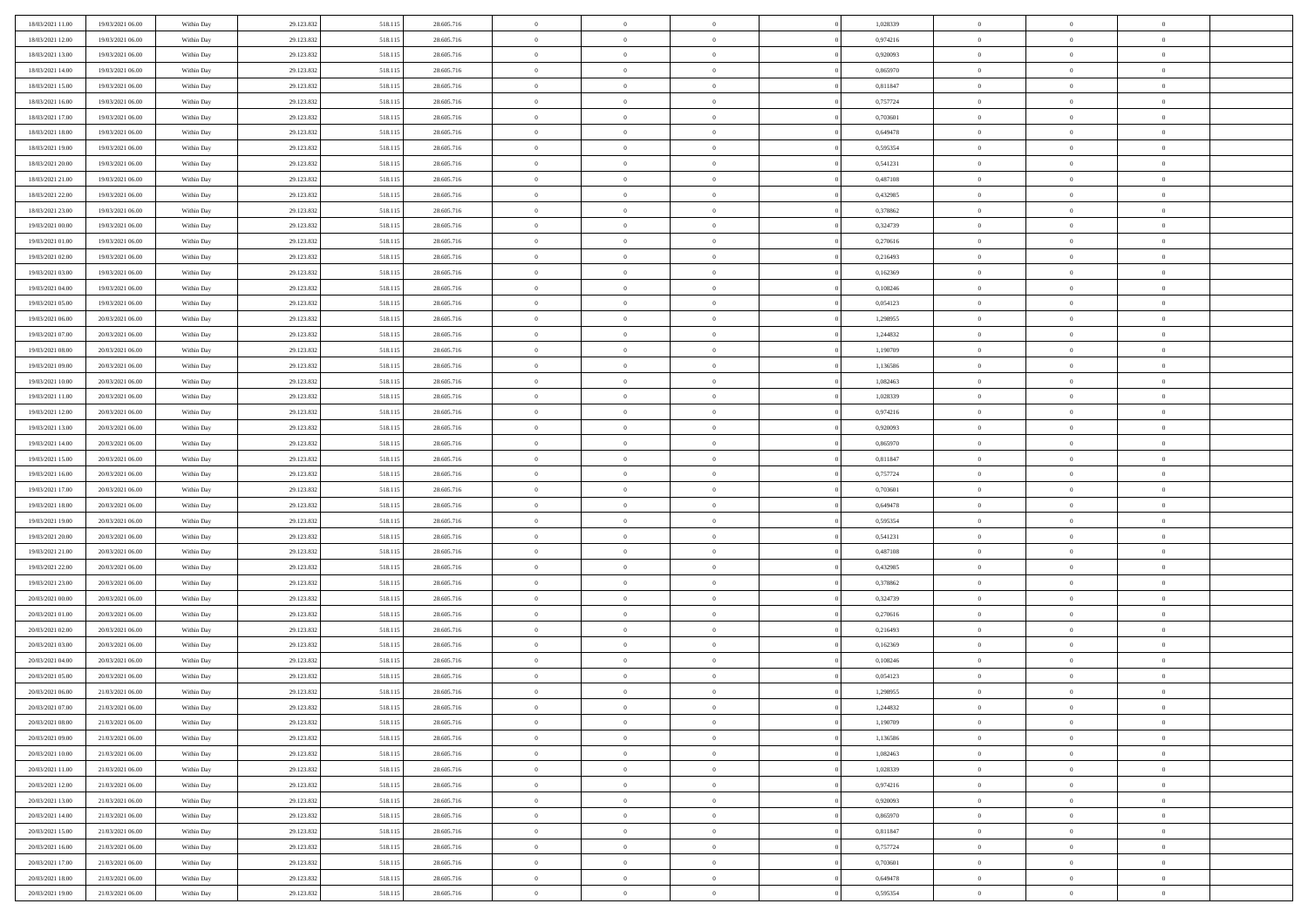| 18/03/2021 11:00 | 19/03/2021 06:00 | Within Day | 29.123.832 | 518.115 | 28.605.716 | 0 | 0 | 0 | | 1,028339 | 0 | 0 | 0 | |
|---|---|---|---|---|---|---|---|---|---|---|---|---|---|---|
| 18/03/2021 12:00 | 19/03/2021 06:00 | Within Day | 29.123.832 | 518.115 | 28.605.716 | 0 | 0 | 0 | | 0,974216 | 0 | 0 | 0 | |
| 18/03/2021 13:00 | 19/03/2021 06:00 | Within Day | 29.123.832 | 518.115 | 28.605.716 | 0 | 0 | 0 | | 0,920093 | 0 | 0 | 0 | |
| 18/03/2021 14:00 | 19/03/2021 06:00 | Within Day | 29.123.832 | 518.115 | 28.605.716 | 0 | 0 | 0 | | 0,865970 | 0 | 0 | 0 | |
| 18/03/2021 15:00 | 19/03/2021 06:00 | Within Day | 29.123.832 | 518.115 | 28.605.716 | 0 | 0 | 0 | | 0,811847 | 0 | 0 | 0 | |
| 18/03/2021 16:00 | 19/03/2021 06:00 | Within Day | 29.123.832 | 518.115 | 28.605.716 | 0 | 0 | 0 | | 0,757724 | 0 | 0 | 0 | |
| 18/03/2021 17:00 | 19/03/2021 06:00 | Within Day | 29.123.832 | 518.115 | 28.605.716 | 0 | 0 | 0 | | 0,703601 | 0 | 0 | 0 | |
| 18/03/2021 18:00 | 19/03/2021 06:00 | Within Day | 29.123.832 | 518.115 | 28.605.716 | 0 | 0 | 0 | | 0,649478 | 0 | 0 | 0 | |
| 18/03/2021 19:00 | 19/03/2021 06:00 | Within Day | 29.123.832 | 518.115 | 28.605.716 | 0 | 0 | 0 | | 0,595354 | 0 | 0 | 0 | |
| 18/03/2021 20:00 | 19/03/2021 06:00 | Within Day | 29.123.832 | 518.115 | 28.605.716 | 0 | 0 | 0 | | 0,541231 | 0 | 0 | 0 | |
| 18/03/2021 21:00 | 19/03/2021 06:00 | Within Day | 29.123.832 | 518.115 | 28.605.716 | 0 | 0 | 0 | | 0,487108 | 0 | 0 | 0 | |
| 18/03/2021 22:00 | 19/03/2021 06:00 | Within Day | 29.123.832 | 518.115 | 28.605.716 | 0 | 0 | 0 | | 0,432985 | 0 | 0 | 0 | |
| 18/03/2021 23:00 | 19/03/2021 06:00 | Within Day | 29.123.832 | 518.115 | 28.605.716 | 0 | 0 | 0 | | 0,378862 | 0 | 0 | 0 | |
| 19/03/2021 00:00 | 19/03/2021 06:00 | Within Day | 29.123.832 | 518.115 | 28.605.716 | 0 | 0 | 0 | | 0,324739 | 0 | 0 | 0 | |
| 19/03/2021 01:00 | 19/03/2021 06:00 | Within Day | 29.123.832 | 518.115 | 28.605.716 | 0 | 0 | 0 | | 0,270616 | 0 | 0 | 0 | |
| 19/03/2021 02:00 | 19/03/2021 06:00 | Within Day | 29.123.832 | 518.115 | 28.605.716 | 0 | 0 | 0 | | 0,216493 | 0 | 0 | 0 | |
| 19/03/2021 03:00 | 19/03/2021 06:00 | Within Day | 29.123.832 | 518.115 | 28.605.716 | 0 | 0 | 0 | | 0,162369 | 0 | 0 | 0 | |
| 19/03/2021 04:00 | 19/03/2021 06:00 | Within Day | 29.123.832 | 518.115 | 28.605.716 | 0 | 0 | 0 | | 0,108246 | 0 | 0 | 0 | |
| 19/03/2021 05:00 | 19/03/2021 06:00 | Within Day | 29.123.832 | 518.115 | 28.605.716 | 0 | 0 | 0 | | 0,054123 | 0 | 0 | 0 | |
| 19/03/2021 06:00 | 20/03/2021 06:00 | Within Day | 29.123.832 | 518.115 | 28.605.716 | 0 | 0 | 0 | | 1,298955 | 0 | 0 | 0 | |
| 19/03/2021 07:00 | 20/03/2021 06:00 | Within Day | 29.123.832 | 518.115 | 28.605.716 | 0 | 0 | 0 | | 1,244832 | 0 | 0 | 0 | |
| 19/03/2021 08:00 | 20/03/2021 06:00 | Within Day | 29.123.832 | 518.115 | 28.605.716 | 0 | 0 | 0 | | 1,190709 | 0 | 0 | 0 | |
| 19/03/2021 09:00 | 20/03/2021 06:00 | Within Day | 29.123.832 | 518.115 | 28.605.716 | 0 | 0 | 0 | | 1,136586 | 0 | 0 | 0 | |
| 19/03/2021 10:00 | 20/03/2021 06:00 | Within Day | 29.123.832 | 518.115 | 28.605.716 | 0 | 0 | 0 | | 1,082463 | 0 | 0 | 0 | |
| 19/03/2021 11:00 | 20/03/2021 06:00 | Within Day | 29.123.832 | 518.115 | 28.605.716 | 0 | 0 | 0 | | 1,028339 | 0 | 0 | 0 | |
| 19/03/2021 12:00 | 20/03/2021 06:00 | Within Day | 29.123.832 | 518.115 | 28.605.716 | 0 | 0 | 0 | | 0,974216 | 0 | 0 | 0 | |
| 19/03/2021 13:00 | 20/03/2021 06:00 | Within Day | 29.123.832 | 518.115 | 28.605.716 | 0 | 0 | 0 | | 0,920093 | 0 | 0 | 0 | |
| 19/03/2021 14:00 | 20/03/2021 06:00 | Within Day | 29.123.832 | 518.115 | 28.605.716 | 0 | 0 | 0 | | 0,865970 | 0 | 0 | 0 | |
| 19/03/2021 15:00 | 20/03/2021 06:00 | Within Day | 29.123.832 | 518.115 | 28.605.716 | 0 | 0 | 0 | | 0,811847 | 0 | 0 | 0 | |
| 19/03/2021 16:00 | 20/03/2021 06:00 | Within Day | 29.123.832 | 518.115 | 28.605.716 | 0 | 0 | 0 | | 0,757724 | 0 | 0 | 0 | |
| 19/03/2021 17:00 | 20/03/2021 06:00 | Within Day | 29.123.832 | 518.115 | 28.605.716 | 0 | 0 | 0 | | 0,703601 | 0 | 0 | 0 | |
| 19/03/2021 18:00 | 20/03/2021 06:00 | Within Day | 29.123.832 | 518.115 | 28.605.716 | 0 | 0 | 0 | | 0,649478 | 0 | 0 | 0 | |
| 19/03/2021 19:00 | 20/03/2021 06:00 | Within Day | 29.123.832 | 518.115 | 28.605.716 | 0 | 0 | 0 | | 0,595354 | 0 | 0 | 0 | |
| 19/03/2021 20:00 | 20/03/2021 06:00 | Within Day | 29.123.832 | 518.115 | 28.605.716 | 0 | 0 | 0 | | 0,541231 | 0 | 0 | 0 | |
| 19/03/2021 21:00 | 20/03/2021 06:00 | Within Day | 29.123.832 | 518.115 | 28.605.716 | 0 | 0 | 0 | | 0,487108 | 0 | 0 | 0 | |
| 19/03/2021 22:00 | 20/03/2021 06:00 | Within Day | 29.123.832 | 518.115 | 28.605.716 | 0 | 0 | 0 | | 0,432985 | 0 | 0 | 0 | |
| 19/03/2021 23:00 | 20/03/2021 06:00 | Within Day | 29.123.832 | 518.115 | 28.605.716 | 0 | 0 | 0 | | 0,378862 | 0 | 0 | 0 | |
| 20/03/2021 00:00 | 20/03/2021 06:00 | Within Day | 29.123.832 | 518.115 | 28.605.716 | 0 | 0 | 0 | | 0,324739 | 0 | 0 | 0 | |
| 20/03/2021 01:00 | 20/03/2021 06:00 | Within Day | 29.123.832 | 518.115 | 28.605.716 | 0 | 0 | 0 | | 0,270616 | 0 | 0 | 0 | |
| 20/03/2021 02:00 | 20/03/2021 06:00 | Within Day | 29.123.832 | 518.115 | 28.605.716 | 0 | 0 | 0 | | 0,216493 | 0 | 0 | 0 | |
| 20/03/2021 03:00 | 20/03/2021 06:00 | Within Day | 29.123.832 | 518.115 | 28.605.716 | 0 | 0 | 0 | | 0,162369 | 0 | 0 | 0 | |
| 20/03/2021 04:00 | 20/03/2021 06:00 | Within Day | 29.123.832 | 518.115 | 28.605.716 | 0 | 0 | 0 | | 0,108246 | 0 | 0 | 0 | |
| 20/03/2021 05:00 | 20/03/2021 06:00 | Within Day | 29.123.832 | 518.115 | 28.605.716 | 0 | 0 | 0 | | 0,054123 | 0 | 0 | 0 | |
| 20/03/2021 06:00 | 21/03/2021 06:00 | Within Day | 29.123.832 | 518.115 | 28.605.716 | 0 | 0 | 0 | | 1,298955 | 0 | 0 | 0 | |
| 20/03/2021 07:00 | 21/03/2021 06:00 | Within Day | 29.123.832 | 518.115 | 28.605.716 | 0 | 0 | 0 | | 1,244832 | 0 | 0 | 0 | |
| 20/03/2021 08:00 | 21/03/2021 06:00 | Within Day | 29.123.832 | 518.115 | 28.605.716 | 0 | 0 | 0 | | 1,190709 | 0 | 0 | 0 | |
| 20/03/2021 09:00 | 21/03/2021 06:00 | Within Day | 29.123.832 | 518.115 | 28.605.716 | 0 | 0 | 0 | | 1,136586 | 0 | 0 | 0 | |
| 20/03/2021 10:00 | 21/03/2021 06:00 | Within Day | 29.123.832 | 518.115 | 28.605.716 | 0 | 0 | 0 | | 1,082463 | 0 | 0 | 0 | |
| 20/03/2021 11:00 | 21/03/2021 06:00 | Within Day | 29.123.832 | 518.115 | 28.605.716 | 0 | 0 | 0 | | 1,028339 | 0 | 0 | 0 | |
| 20/03/2021 12:00 | 21/03/2021 06:00 | Within Day | 29.123.832 | 518.115 | 28.605.716 | 0 | 0 | 0 | | 0,974216 | 0 | 0 | 0 | |
| 20/03/2021 13:00 | 21/03/2021 06:00 | Within Day | 29.123.832 | 518.115 | 28.605.716 | 0 | 0 | 0 | | 0,920093 | 0 | 0 | 0 | |
| 20/03/2021 14:00 | 21/03/2021 06:00 | Within Day | 29.123.832 | 518.115 | 28.605.716 | 0 | 0 | 0 | | 0,865970 | 0 | 0 | 0 | |
| 20/03/2021 15:00 | 21/03/2021 06:00 | Within Day | 29.123.832 | 518.115 | 28.605.716 | 0 | 0 | 0 | | 0,811847 | 0 | 0 | 0 | |
| 20/03/2021 16:00 | 21/03/2021 06:00 | Within Day | 29.123.832 | 518.115 | 28.605.716 | 0 | 0 | 0 | | 0,757724 | 0 | 0 | 0 | |
| 20/03/2021 17:00 | 21/03/2021 06:00 | Within Day | 29.123.832 | 518.115 | 28.605.716 | 0 | 0 | 0 | | 0,703601 | 0 | 0 | 0 | |
| 20/03/2021 18:00 | 21/03/2021 06:00 | Within Day | 29.123.832 | 518.115 | 28.605.716 | 0 | 0 | 0 | | 0,649478 | 0 | 0 | 0 | |
| 20/03/2021 19:00 | 21/03/2021 06:00 | Within Day | 29.123.832 | 518.115 | 28.605.716 | 0 | 0 | 0 | | 0,595354 | 0 | 0 | 0 | |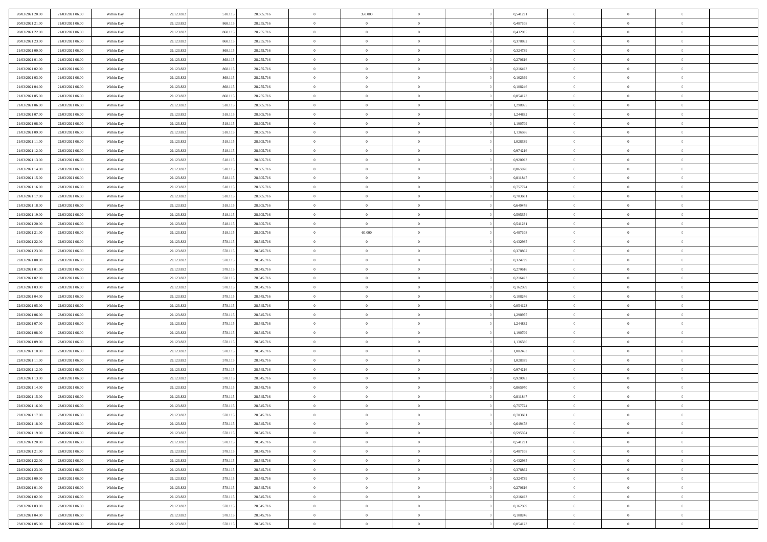| | | | | | | | | | | | | | | |
|---|---|---|---|---|---|---|---|---|---|---|---|---|---|---|
| 20/03/2021 20:00 | 21/03/2021 06:00 | Within Day | 29.123.832 | 518.115 | 28.605.716 | 0 | 350.000 | 0 | | 0 | 0,541231 | 0 | 0 | 0 |
| 20/03/2021 21:00 | 21/03/2021 06:00 | Within Day | 29.123.832 | 868.115 | 28.255.716 | 0 | 0 | 0 | | 0 | 0,487108 | 0 | 0 | 0 |
| 20/03/2021 22:00 | 21/03/2021 06:00 | Within Day | 29.123.832 | 868.115 | 28.255.716 | 0 | 0 | 0 | | 0 | 0,432985 | 0 | 0 | 0 |
| 20/03/2021 23:00 | 21/03/2021 06:00 | Within Day | 29.123.832 | 868.115 | 28.255.716 | 0 | 0 | 0 | | 0 | 0,378862 | 0 | 0 | 0 |
| 21/03/2021 00:00 | 21/03/2021 06:00 | Within Day | 29.123.832 | 868.115 | 28.255.716 | 0 | 0 | 0 | | 0 | 0,324739 | 0 | 0 | 0 |
| 21/03/2021 01:00 | 21/03/2021 06:00 | Within Day | 29.123.832 | 868.115 | 28.255.716 | 0 | 0 | 0 | | 0 | 0,270616 | 0 | 0 | 0 |
| 21/03/2021 02:00 | 21/03/2021 06:00 | Within Day | 29.123.832 | 868.115 | 28.255.716 | 0 | 0 | 0 | | 0 | 0,216493 | 0 | 0 | 0 |
| 21/03/2021 03:00 | 21/03/2021 06:00 | Within Day | 29.123.832 | 868.115 | 28.255.716 | 0 | 0 | 0 | | 0 | 0,162369 | 0 | 0 | 0 |
| 21/03/2021 04:00 | 21/03/2021 06:00 | Within Day | 29.123.832 | 868.115 | 28.255.716 | 0 | 0 | 0 | | 0 | 0,108246 | 0 | 0 | 0 |
| 21/03/2021 05:00 | 21/03/2021 06:00 | Within Day | 29.123.832 | 868.115 | 28.255.716 | 0 | 0 | 0 | | 0 | 0,054123 | 0 | 0 | 0 |
| 21/03/2021 06:00 | 22/03/2021 06:00 | Within Day | 29.123.832 | 518.115 | 28.605.716 | 0 | 0 | 0 | | 0 | 1,298955 | 0 | 0 | 0 |
| 21/03/2021 07:00 | 22/03/2021 06:00 | Within Day | 29.123.832 | 518.115 | 28.605.716 | 0 | 0 | 0 | | 0 | 1,244832 | 0 | 0 | 0 |
| 21/03/2021 08:00 | 22/03/2021 06:00 | Within Day | 29.123.832 | 518.115 | 28.605.716 | 0 | 0 | 0 | | 0 | 1,190709 | 0 | 0 | 0 |
| 21/03/2021 09:00 | 22/03/2021 06:00 | Within Day | 29.123.832 | 518.115 | 28.605.716 | 0 | 0 | 0 | | 0 | 1,136586 | 0 | 0 | 0 |
| 21/03/2021 11:00 | 22/03/2021 06:00 | Within Day | 29.123.832 | 518.115 | 28.605.716 | 0 | 0 | 0 | | 0 | 1,028339 | 0 | 0 | 0 |
| 21/03/2021 12:00 | 22/03/2021 06:00 | Within Day | 29.123.832 | 518.115 | 28.605.716 | 0 | 0 | 0 | | 0 | 0,974216 | 0 | 0 | 0 |
| 21/03/2021 13:00 | 22/03/2021 06:00 | Within Day | 29.123.832 | 518.115 | 28.605.716 | 0 | 0 | 0 | | 0 | 0,920093 | 0 | 0 | 0 |
| 21/03/2021 14:00 | 22/03/2021 06:00 | Within Day | 29.123.832 | 518.115 | 28.605.716 | 0 | 0 | 0 | | 0 | 0,865970 | 0 | 0 | 0 |
| 21/03/2021 15:00 | 22/03/2021 06:00 | Within Day | 29.123.832 | 518.115 | 28.605.716 | 0 | 0 | 0 | | 0 | 0,811847 | 0 | 0 | 0 |
| 21/03/2021 16:00 | 22/03/2021 06:00 | Within Day | 29.123.832 | 518.115 | 28.605.716 | 0 | 0 | 0 | | 0 | 0,757724 | 0 | 0 | 0 |
| 21/03/2021 17:00 | 22/03/2021 06:00 | Within Day | 29.123.832 | 518.115 | 28.605.716 | 0 | 0 | 0 | | 0 | 0,703601 | 0 | 0 | 0 |
| 21/03/2021 18:00 | 22/03/2021 06:00 | Within Day | 29.123.832 | 518.115 | 28.605.716 | 0 | 0 | 0 | | 0 | 0,649478 | 0 | 0 | 0 |
| 21/03/2021 19:00 | 22/03/2021 06:00 | Within Day | 29.123.832 | 518.115 | 28.605.716 | 0 | 0 | 0 | | 0 | 0,595354 | 0 | 0 | 0 |
| 21/03/2021 20:00 | 22/03/2021 06:00 | Within Day | 29.123.832 | 518.115 | 28.605.716 | 0 | 0 | 0 | | 0 | 0,541231 | 0 | 0 | 0 |
| 21/03/2021 21:00 | 22/03/2021 06:00 | Within Day | 29.123.832 | 518.115 | 28.605.716 | 0 | 60.000 | 0 | | 0 | 0,487108 | 0 | 0 | 0 |
| 21/03/2021 22:00 | 22/03/2021 06:00 | Within Day | 29.123.832 | 578.115 | 28.545.716 | 0 | 0 | 0 | | 0 | 0,432985 | 0 | 0 | 0 |
| 21/03/2021 23:00 | 22/03/2021 06:00 | Within Day | 29.123.832 | 578.115 | 28.545.716 | 0 | 0 | 0 | | 0 | 0,378862 | 0 | 0 | 0 |
| 22/03/2021 00:00 | 22/03/2021 06:00 | Within Day | 29.123.832 | 578.115 | 28.545.716 | 0 | 0 | 0 | | 0 | 0,324739 | 0 | 0 | 0 |
| 22/03/2021 01:00 | 22/03/2021 06:00 | Within Day | 29.123.832 | 578.115 | 28.545.716 | 0 | 0 | 0 | | 0 | 0,270616 | 0 | 0 | 0 |
| 22/03/2021 02:00 | 22/03/2021 06:00 | Within Day | 29.123.832 | 578.115 | 28.545.716 | 0 | 0 | 0 | | 0 | 0,216493 | 0 | 0 | 0 |
| 22/03/2021 03:00 | 22/03/2021 06:00 | Within Day | 29.123.832 | 578.115 | 28.545.716 | 0 | 0 | 0 | | 0 | 0,162369 | 0 | 0 | 0 |
| 22/03/2021 04:00 | 22/03/2021 06:00 | Within Day | 29.123.832 | 578.115 | 28.545.716 | 0 | 0 | 0 | | 0 | 0,108246 | 0 | 0 | 0 |
| 22/03/2021 05:00 | 22/03/2021 06:00 | Within Day | 29.123.832 | 578.115 | 28.545.716 | 0 | 0 | 0 | | 0 | 0,054123 | 0 | 0 | 0 |
| 22/03/2021 06:00 | 23/03/2021 06:00 | Within Day | 29.123.832 | 578.115 | 28.545.716 | 0 | 0 | 0 | | 0 | 1,298955 | 0 | 0 | 0 |
| 22/03/2021 07:00 | 23/03/2021 06:00 | Within Day | 29.123.832 | 578.115 | 28.545.716 | 0 | 0 | 0 | | 0 | 1,244832 | 0 | 0 | 0 |
| 22/03/2021 08:00 | 23/03/2021 06:00 | Within Day | 29.123.832 | 578.115 | 28.545.716 | 0 | 0 | 0 | | 0 | 1,190709 | 0 | 0 | 0 |
| 22/03/2021 09:00 | 23/03/2021 06:00 | Within Day | 29.123.832 | 578.115 | 28.545.716 | 0 | 0 | 0 | | 0 | 1,136586 | 0 | 0 | 0 |
| 22/03/2021 10:00 | 23/03/2021 06:00 | Within Day | 29.123.832 | 578.115 | 28.545.716 | 0 | 0 | 0 | | 0 | 1,082463 | 0 | 0 | 0 |
| 22/03/2021 11:00 | 23/03/2021 06:00 | Within Day | 29.123.832 | 578.115 | 28.545.716 | 0 | 0 | 0 | | 0 | 1,028339 | 0 | 0 | 0 |
| 22/03/2021 12:00 | 23/03/2021 06:00 | Within Day | 29.123.832 | 578.115 | 28.545.716 | 0 | 0 | 0 | | 0 | 0,974216 | 0 | 0 | 0 |
| 22/03/2021 13:00 | 23/03/2021 06:00 | Within Day | 29.123.832 | 578.115 | 28.545.716 | 0 | 0 | 0 | | 0 | 0,920093 | 0 | 0 | 0 |
| 22/03/2021 14:00 | 23/03/2021 06:00 | Within Day | 29.123.832 | 578.115 | 28.545.716 | 0 | 0 | 0 | | 0 | 0,865970 | 0 | 0 | 0 |
| 22/03/2021 15:00 | 23/03/2021 06:00 | Within Day | 29.123.832 | 578.115 | 28.545.716 | 0 | 0 | 0 | | 0 | 0,811847 | 0 | 0 | 0 |
| 22/03/2021 16:00 | 23/03/2021 06:00 | Within Day | 29.123.832 | 578.115 | 28.545.716 | 0 | 0 | 0 | | 0 | 0,757724 | 0 | 0 | 0 |
| 22/03/2021 17:00 | 23/03/2021 06:00 | Within Day | 29.123.832 | 578.115 | 28.545.716 | 0 | 0 | 0 | | 0 | 0,703601 | 0 | 0 | 0 |
| 22/03/2021 18:00 | 23/03/2021 06:00 | Within Day | 29.123.832 | 578.115 | 28.545.716 | 0 | 0 | 0 | | 0 | 0,649478 | 0 | 0 | 0 |
| 22/03/2021 19:00 | 23/03/2021 06:00 | Within Day | 29.123.832 | 578.115 | 28.545.716 | 0 | 0 | 0 | | 0 | 0,595354 | 0 | 0 | 0 |
| 22/03/2021 20:00 | 23/03/2021 06:00 | Within Day | 29.123.832 | 578.115 | 28.545.716 | 0 | 0 | 0 | | 0 | 0,541231 | 0 | 0 | 0 |
| 22/03/2021 21:00 | 23/03/2021 06:00 | Within Day | 29.123.832 | 578.115 | 28.545.716 | 0 | 0 | 0 | | 0 | 0,487108 | 0 | 0 | 0 |
| 22/03/2021 22:00 | 23/03/2021 06:00 | Within Day | 29.123.832 | 578.115 | 28.545.716 | 0 | 0 | 0 | | 0 | 0,432985 | 0 | 0 | 0 |
| 22/03/2021 23:00 | 23/03/2021 06:00 | Within Day | 29.123.832 | 578.115 | 28.545.716 | 0 | 0 | 0 | | 0 | 0,378862 | 0 | 0 | 0 |
| 23/03/2021 00:00 | 23/03/2021 06:00 | Within Day | 29.123.832 | 578.115 | 28.545.716 | 0 | 0 | 0 | | 0 | 0,324739 | 0 | 0 | 0 |
| 23/03/2021 01:00 | 23/03/2021 06:00 | Within Day | 29.123.832 | 578.115 | 28.545.716 | 0 | 0 | 0 | | 0 | 0,270616 | 0 | 0 | 0 |
| 23/03/2021 02:00 | 23/03/2021 06:00 | Within Day | 29.123.832 | 578.115 | 28.545.716 | 0 | 0 | 0 | | 0 | 0,216493 | 0 | 0 | 0 |
| 23/03/2021 03:00 | 23/03/2021 06:00 | Within Day | 29.123.832 | 578.115 | 28.545.716 | 0 | 0 | 0 | | 0 | 0,162369 | 0 | 0 | 0 |
| 23/03/2021 04:00 | 23/03/2021 06:00 | Within Day | 29.123.832 | 578.115 | 28.545.716 | 0 | 0 | 0 | | 0 | 0,108246 | 0 | 0 | 0 |
| 23/03/2021 05:00 | 23/03/2021 06:00 | Within Day | 29.123.832 | 578.115 | 28.545.716 | 0 | 0 | 0 | | 0 | 0,054123 | 0 | 0 | 0 |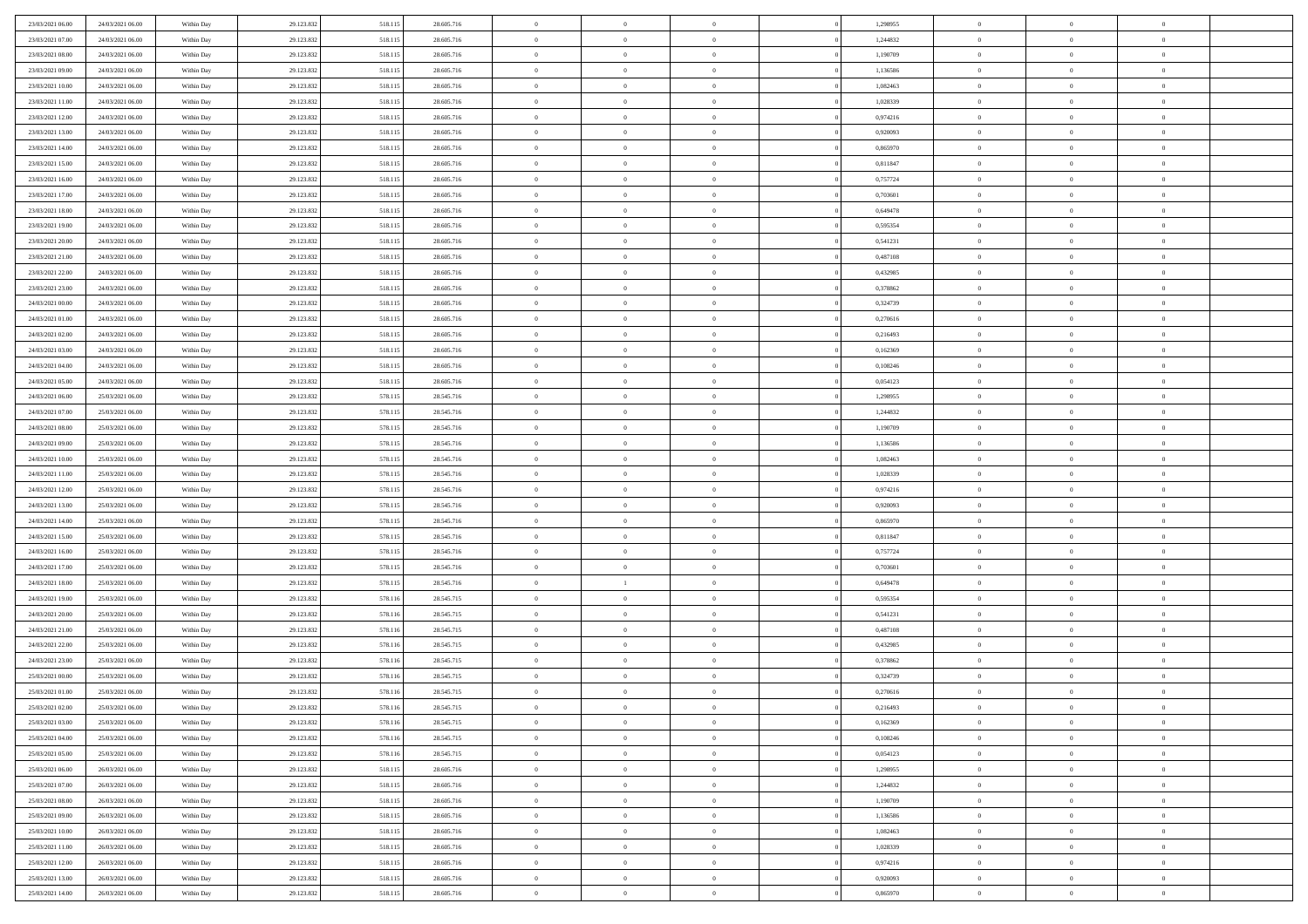| | | | | | | | | | | | | | | |
|---|---|---|---|---|---|---|---|---|---|---|---|---|---|---|
| 23/03/2021 06:00 | 24/03/2021 06:00 | Within Day | 29.123.832 | 518.115 | 28.605.716 | 0 | 0 | 0 | | 1,298955 | 0 | 0 | 0 | |
| 23/03/2021 07:00 | 24/03/2021 06:00 | Within Day | 29.123.832 | 518.115 | 28.605.716 | 0 | 0 | 0 | | 1,244832 | 0 | 0 | 0 | |
| 23/03/2021 08:00 | 24/03/2021 06:00 | Within Day | 29.123.832 | 518.115 | 28.605.716 | 0 | 0 | 0 | | 1,190709 | 0 | 0 | 0 | |
| 23/03/2021 09:00 | 24/03/2021 06:00 | Within Day | 29.123.832 | 518.115 | 28.605.716 | 0 | 0 | 0 | | 1,136586 | 0 | 0 | 0 | |
| 23/03/2021 10:00 | 24/03/2021 06:00 | Within Day | 29.123.832 | 518.115 | 28.605.716 | 0 | 0 | 0 | | 1,082463 | 0 | 0 | 0 | |
| 23/03/2021 11:00 | 24/03/2021 06:00 | Within Day | 29.123.832 | 518.115 | 28.605.716 | 0 | 0 | 0 | | 1,028339 | 0 | 0 | 0 | |
| 23/03/2021 12:00 | 24/03/2021 06:00 | Within Day | 29.123.832 | 518.115 | 28.605.716 | 0 | 0 | 0 | | 0,974216 | 0 | 0 | 0 | |
| 23/03/2021 13:00 | 24/03/2021 06:00 | Within Day | 29.123.832 | 518.115 | 28.605.716 | 0 | 0 | 0 | | 0,920093 | 0 | 0 | 0 | |
| 23/03/2021 14:00 | 24/03/2021 06:00 | Within Day | 29.123.832 | 518.115 | 28.605.716 | 0 | 0 | 0 | | 0,865970 | 0 | 0 | 0 | |
| 23/03/2021 15:00 | 24/03/2021 06:00 | Within Day | 29.123.832 | 518.115 | 28.605.716 | 0 | 0 | 0 | | 0,811847 | 0 | 0 | 0 | |
| 23/03/2021 16:00 | 24/03/2021 06:00 | Within Day | 29.123.832 | 518.115 | 28.605.716 | 0 | 0 | 0 | | 0,757724 | 0 | 0 | 0 | |
| 23/03/2021 17:00 | 24/03/2021 06:00 | Within Day | 29.123.832 | 518.115 | 28.605.716 | 0 | 0 | 0 | | 0,703601 | 0 | 0 | 0 | |
| 23/03/2021 18:00 | 24/03/2021 06:00 | Within Day | 29.123.832 | 518.115 | 28.605.716 | 0 | 0 | 0 | | 0,649478 | 0 | 0 | 0 | |
| 23/03/2021 19:00 | 24/03/2021 06:00 | Within Day | 29.123.832 | 518.115 | 28.605.716 | 0 | 0 | 0 | | 0,595354 | 0 | 0 | 0 | |
| 23/03/2021 20:00 | 24/03/2021 06:00 | Within Day | 29.123.832 | 518.115 | 28.605.716 | 0 | 0 | 0 | | 0,541231 | 0 | 0 | 0 | |
| 23/03/2021 21:00 | 24/03/2021 06:00 | Within Day | 29.123.832 | 518.115 | 28.605.716 | 0 | 0 | 0 | | 0,487108 | 0 | 0 | 0 | |
| 23/03/2021 22:00 | 24/03/2021 06:00 | Within Day | 29.123.832 | 518.115 | 28.605.716 | 0 | 0 | 0 | | 0,432985 | 0 | 0 | 0 | |
| 23/03/2021 23:00 | 24/03/2021 06:00 | Within Day | 29.123.832 | 518.115 | 28.605.716 | 0 | 0 | 0 | | 0,378862 | 0 | 0 | 0 | |
| 24/03/2021 00:00 | 24/03/2021 06:00 | Within Day | 29.123.832 | 518.115 | 28.605.716 | 0 | 0 | 0 | | 0,324739 | 0 | 0 | 0 | |
| 24/03/2021 01:00 | 24/03/2021 06:00 | Within Day | 29.123.832 | 518.115 | 28.605.716 | 0 | 0 | 0 | | 0,270616 | 0 | 0 | 0 | |
| 24/03/2021 02:00 | 24/03/2021 06:00 | Within Day | 29.123.832 | 518.115 | 28.605.716 | 0 | 0 | 0 | | 0,216493 | 0 | 0 | 0 | |
| 24/03/2021 03:00 | 24/03/2021 06:00 | Within Day | 29.123.832 | 518.115 | 28.605.716 | 0 | 0 | 0 | | 0,162369 | 0 | 0 | 0 | |
| 24/03/2021 04:00 | 24/03/2021 06:00 | Within Day | 29.123.832 | 518.115 | 28.605.716 | 0 | 0 | 0 | | 0,108246 | 0 | 0 | 0 | |
| 24/03/2021 05:00 | 24/03/2021 06:00 | Within Day | 29.123.832 | 518.115 | 28.605.716 | 0 | 0 | 0 | | 0,054123 | 0 | 0 | 0 | |
| 24/03/2021 06:00 | 25/03/2021 06:00 | Within Day | 29.123.832 | 578.115 | 28.545.716 | 0 | 0 | 0 | | 1,298955 | 0 | 0 | 0 | |
| 24/03/2021 07:00 | 25/03/2021 06:00 | Within Day | 29.123.832 | 578.115 | 28.545.716 | 0 | 0 | 0 | | 1,244832 | 0 | 0 | 0 | |
| 24/03/2021 08:00 | 25/03/2021 06:00 | Within Day | 29.123.832 | 578.115 | 28.545.716 | 0 | 0 | 0 | | 1,190709 | 0 | 0 | 0 | |
| 24/03/2021 09:00 | 25/03/2021 06:00 | Within Day | 29.123.832 | 578.115 | 28.545.716 | 0 | 0 | 0 | | 1,136586 | 0 | 0 | 0 | |
| 24/03/2021 10:00 | 25/03/2021 06:00 | Within Day | 29.123.832 | 578.115 | 28.545.716 | 0 | 0 | 0 | | 1,082463 | 0 | 0 | 0 | |
| 24/03/2021 11:00 | 25/03/2021 06:00 | Within Day | 29.123.832 | 578.115 | 28.545.716 | 0 | 0 | 0 | | 1,028339 | 0 | 0 | 0 | |
| 24/03/2021 12:00 | 25/03/2021 06:00 | Within Day | 29.123.832 | 578.115 | 28.545.716 | 0 | 0 | 0 | | 0,974216 | 0 | 0 | 0 | |
| 24/03/2021 13:00 | 25/03/2021 06:00 | Within Day | 29.123.832 | 578.115 | 28.545.716 | 0 | 0 | 0 | | 0,920093 | 0 | 0 | 0 | |
| 24/03/2021 14:00 | 25/03/2021 06:00 | Within Day | 29.123.832 | 578.115 | 28.545.716 | 0 | 0 | 0 | | 0,865970 | 0 | 0 | 0 | |
| 24/03/2021 15:00 | 25/03/2021 06:00 | Within Day | 29.123.832 | 578.115 | 28.545.716 | 0 | 0 | 0 | | 0,811847 | 0 | 0 | 0 | |
| 24/03/2021 16:00 | 25/03/2021 06:00 | Within Day | 29.123.832 | 578.115 | 28.545.716 | 0 | 0 | 0 | | 0,757724 | 0 | 0 | 0 | |
| 24/03/2021 17:00 | 25/03/2021 06:00 | Within Day | 29.123.832 | 578.115 | 28.545.716 | 0 | 0 | 0 | | 0,703601 | 0 | 0 | 0 | |
| 24/03/2021 18:00 | 25/03/2021 06:00 | Within Day | 29.123.832 | 578.115 | 28.545.716 | 0 | 1 | 0 | | 0,649478 | 0 | 0 | 0 | |
| 24/03/2021 19:00 | 25/03/2021 06:00 | Within Day | 29.123.832 | 578.116 | 28.545.715 | 0 | 0 | 0 | | 0,595354 | 0 | 0 | 0 | |
| 24/03/2021 20:00 | 25/03/2021 06:00 | Within Day | 29.123.832 | 578.116 | 28.545.715 | 0 | 0 | 0 | | 0,541231 | 0 | 0 | 0 | |
| 24/03/2021 21:00 | 25/03/2021 06:00 | Within Day | 29.123.832 | 578.116 | 28.545.715 | 0 | 0 | 0 | | 0,487108 | 0 | 0 | 0 | |
| 24/03/2021 22:00 | 25/03/2021 06:00 | Within Day | 29.123.832 | 578.116 | 28.545.715 | 0 | 0 | 0 | | 0,432985 | 0 | 0 | 0 | |
| 24/03/2021 23:00 | 25/03/2021 06:00 | Within Day | 29.123.832 | 578.116 | 28.545.715 | 0 | 0 | 0 | | 0,378862 | 0 | 0 | 0 | |
| 25/03/2021 00:00 | 25/03/2021 06:00 | Within Day | 29.123.832 | 578.116 | 28.545.715 | 0 | 0 | 0 | | 0,324739 | 0 | 0 | 0 | |
| 25/03/2021 01:00 | 25/03/2021 06:00 | Within Day | 29.123.832 | 578.116 | 28.545.715 | 0 | 0 | 0 | | 0,270616 | 0 | 0 | 0 | |
| 25/03/2021 02:00 | 25/03/2021 06:00 | Within Day | 29.123.832 | 578.116 | 28.545.715 | 0 | 0 | 0 | | 0,216493 | 0 | 0 | 0 | |
| 25/03/2021 03:00 | 25/03/2021 06:00 | Within Day | 29.123.832 | 578.116 | 28.545.715 | 0 | 0 | 0 | | 0,162369 | 0 | 0 | 0 | |
| 25/03/2021 04:00 | 25/03/2021 06:00 | Within Day | 29.123.832 | 578.116 | 28.545.715 | 0 | 0 | 0 | | 0,108246 | 0 | 0 | 0 | |
| 25/03/2021 05:00 | 25/03/2021 06:00 | Within Day | 29.123.832 | 578.116 | 28.545.715 | 0 | 0 | 0 | | 0,054123 | 0 | 0 | 0 | |
| 25/03/2021 06:00 | 26/03/2021 06:00 | Within Day | 29.123.832 | 518.115 | 28.605.716 | 0 | 0 | 0 | | 1,298955 | 0 | 0 | 0 | |
| 25/03/2021 07:00 | 26/03/2021 06:00 | Within Day | 29.123.832 | 518.115 | 28.605.716 | 0 | 0 | 0 | | 1,244832 | 0 | 0 | 0 | |
| 25/03/2021 08:00 | 26/03/2021 06:00 | Within Day | 29.123.832 | 518.115 | 28.605.716 | 0 | 0 | 0 | | 1,190709 | 0 | 0 | 0 | |
| 25/03/2021 09:00 | 26/03/2021 06:00 | Within Day | 29.123.832 | 518.115 | 28.605.716 | 0 | 0 | 0 | | 1,136586 | 0 | 0 | 0 | |
| 25/03/2021 10:00 | 26/03/2021 06:00 | Within Day | 29.123.832 | 518.115 | 28.605.716 | 0 | 0 | 0 | | 1,082463 | 0 | 0 | 0 | |
| 25/03/2021 11:00 | 26/03/2021 06:00 | Within Day | 29.123.832 | 518.115 | 28.605.716 | 0 | 0 | 0 | | 1,028339 | 0 | 0 | 0 | |
| 25/03/2021 12:00 | 26/03/2021 06:00 | Within Day | 29.123.832 | 518.115 | 28.605.716 | 0 | 0 | 0 | | 0,974216 | 0 | 0 | 0 | |
| 25/03/2021 13:00 | 26/03/2021 06:00 | Within Day | 29.123.832 | 518.115 | 28.605.716 | 0 | 0 | 0 | | 0,920093 | 0 | 0 | 0 | |
| 25/03/2021 14:00 | 26/03/2021 06:00 | Within Day | 29.123.832 | 518.115 | 28.605.716 | 0 | 0 | 0 | | 0,865970 | 0 | 0 | 0 | |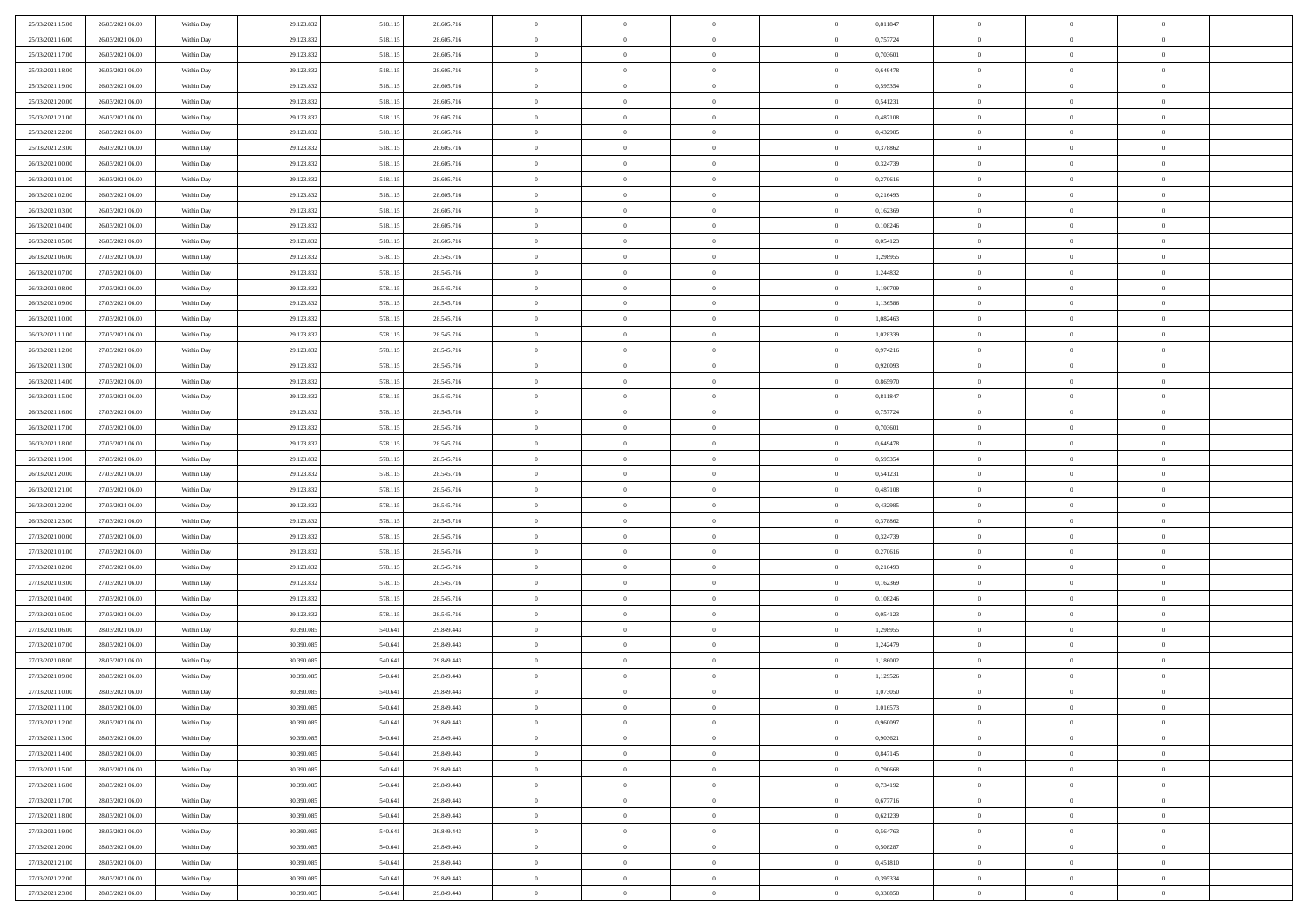| | | | | | | | | | | | | | | |
|---|---|---|---|---|---|---|---|---|---|---|---|---|---|---|
| 25/03/2021 15:00 | 26/03/2021 06:00 | Within Day | 29.123.832 | 518.115 | 28.605.716 | 0 | 0 | 0 | | 0,811847 | 0 | 0 | 0 | |
| 25/03/2021 16:00 | 26/03/2021 06:00 | Within Day | 29.123.832 | 518.115 | 28.605.716 | 0 | 0 | 0 | | 0,757724 | 0 | 0 | 0 | |
| 25/03/2021 17:00 | 26/03/2021 06:00 | Within Day | 29.123.832 | 518.115 | 28.605.716 | 0 | 0 | 0 | | 0,703601 | 0 | 0 | 0 | |
| 25/03/2021 18:00 | 26/03/2021 06:00 | Within Day | 29.123.832 | 518.115 | 28.605.716 | 0 | 0 | 0 | | 0,649478 | 0 | 0 | 0 | |
| 25/03/2021 19:00 | 26/03/2021 06:00 | Within Day | 29.123.832 | 518.115 | 28.605.716 | 0 | 0 | 0 | | 0,595354 | 0 | 0 | 0 | |
| 25/03/2021 20:00 | 26/03/2021 06:00 | Within Day | 29.123.832 | 518.115 | 28.605.716 | 0 | 0 | 0 | | 0,541231 | 0 | 0 | 0 | |
| 25/03/2021 21:00 | 26/03/2021 06:00 | Within Day | 29.123.832 | 518.115 | 28.605.716 | 0 | 0 | 0 | | 0,487108 | 0 | 0 | 0 | |
| 25/03/2021 22:00 | 26/03/2021 06:00 | Within Day | 29.123.832 | 518.115 | 28.605.716 | 0 | 0 | 0 | | 0,432985 | 0 | 0 | 0 | |
| 25/03/2021 23:00 | 26/03/2021 06:00 | Within Day | 29.123.832 | 518.115 | 28.605.716 | 0 | 0 | 0 | | 0,378862 | 0 | 0 | 0 | |
| 26/03/2021 00:00 | 26/03/2021 06:00 | Within Day | 29.123.832 | 518.115 | 28.605.716 | 0 | 0 | 0 | | 0,324739 | 0 | 0 | 0 | |
| 26/03/2021 01:00 | 26/03/2021 06:00 | Within Day | 29.123.832 | 518.115 | 28.605.716 | 0 | 0 | 0 | | 0,270616 | 0 | 0 | 0 | |
| 26/03/2021 02:00 | 26/03/2021 06:00 | Within Day | 29.123.832 | 518.115 | 28.605.716 | 0 | 0 | 0 | | 0,216493 | 0 | 0 | 0 | |
| 26/03/2021 03:00 | 26/03/2021 06:00 | Within Day | 29.123.832 | 518.115 | 28.605.716 | 0 | 0 | 0 | | 0,162369 | 0 | 0 | 0 | |
| 26/03/2021 04:00 | 26/03/2021 06:00 | Within Day | 29.123.832 | 518.115 | 28.605.716 | 0 | 0 | 0 | | 0,108246 | 0 | 0 | 0 | |
| 26/03/2021 05:00 | 26/03/2021 06:00 | Within Day | 29.123.832 | 518.115 | 28.605.716 | 0 | 0 | 0 | | 0,054123 | 0 | 0 | 0 | |
| 26/03/2021 06:00 | 27/03/2021 06:00 | Within Day | 29.123.832 | 578.115 | 28.545.716 | 0 | 0 | 0 | | 1,298955 | 0 | 0 | 0 | |
| 26/03/2021 07:00 | 27/03/2021 06:00 | Within Day | 29.123.832 | 578.115 | 28.545.716 | 0 | 0 | 0 | | 1,244832 | 0 | 0 | 0 | |
| 26/03/2021 08:00 | 27/03/2021 06:00 | Within Day | 29.123.832 | 578.115 | 28.545.716 | 0 | 0 | 0 | | 1,190709 | 0 | 0 | 0 | |
| 26/03/2021 09:00 | 27/03/2021 06:00 | Within Day | 29.123.832 | 578.115 | 28.545.716 | 0 | 0 | 0 | | 1,136586 | 0 | 0 | 0 | |
| 26/03/2021 10:00 | 27/03/2021 06:00 | Within Day | 29.123.832 | 578.115 | 28.545.716 | 0 | 0 | 0 | | 1,082463 | 0 | 0 | 0 | |
| 26/03/2021 11:00 | 27/03/2021 06:00 | Within Day | 29.123.832 | 578.115 | 28.545.716 | 0 | 0 | 0 | | 1,028339 | 0 | 0 | 0 | |
| 26/03/2021 12:00 | 27/03/2021 06:00 | Within Day | 29.123.832 | 578.115 | 28.545.716 | 0 | 0 | 0 | | 0,974216 | 0 | 0 | 0 | |
| 26/03/2021 13:00 | 27/03/2021 06:00 | Within Day | 29.123.832 | 578.115 | 28.545.716 | 0 | 0 | 0 | | 0,920093 | 0 | 0 | 0 | |
| 26/03/2021 14:00 | 27/03/2021 06:00 | Within Day | 29.123.832 | 578.115 | 28.545.716 | 0 | 0 | 0 | | 0,865970 | 0 | 0 | 0 | |
| 26/03/2021 15:00 | 27/03/2021 06:00 | Within Day | 29.123.832 | 578.115 | 28.545.716 | 0 | 0 | 0 | | 0,811847 | 0 | 0 | 0 | |
| 26/03/2021 16:00 | 27/03/2021 06:00 | Within Day | 29.123.832 | 578.115 | 28.545.716 | 0 | 0 | 0 | | 0,757724 | 0 | 0 | 0 | |
| 26/03/2021 17:00 | 27/03/2021 06:00 | Within Day | 29.123.832 | 578.115 | 28.545.716 | 0 | 0 | 0 | | 0,703601 | 0 | 0 | 0 | |
| 26/03/2021 18:00 | 27/03/2021 06:00 | Within Day | 29.123.832 | 578.115 | 28.545.716 | 0 | 0 | 0 | | 0,649478 | 0 | 0 | 0 | |
| 26/03/2021 19:00 | 27/03/2021 06:00 | Within Day | 29.123.832 | 578.115 | 28.545.716 | 0 | 0 | 0 | | 0,595354 | 0 | 0 | 0 | |
| 26/03/2021 20:00 | 27/03/2021 06:00 | Within Day | 29.123.832 | 578.115 | 28.545.716 | 0 | 0 | 0 | | 0,541231 | 0 | 0 | 0 | |
| 26/03/2021 21:00 | 27/03/2021 06:00 | Within Day | 29.123.832 | 578.115 | 28.545.716 | 0 | 0 | 0 | | 0,487108 | 0 | 0 | 0 | |
| 26/03/2021 22:00 | 27/03/2021 06:00 | Within Day | 29.123.832 | 578.115 | 28.545.716 | 0 | 0 | 0 | | 0,432985 | 0 | 0 | 0 | |
| 26/03/2021 23:00 | 27/03/2021 06:00 | Within Day | 29.123.832 | 578.115 | 28.545.716 | 0 | 0 | 0 | | 0,378862 | 0 | 0 | 0 | |
| 27/03/2021 00:00 | 27/03/2021 06:00 | Within Day | 29.123.832 | 578.115 | 28.545.716 | 0 | 0 | 0 | | 0,324739 | 0 | 0 | 0 | |
| 27/03/2021 01:00 | 27/03/2021 06:00 | Within Day | 29.123.832 | 578.115 | 28.545.716 | 0 | 0 | 0 | | 0,270616 | 0 | 0 | 0 | |
| 27/03/2021 02:00 | 27/03/2021 06:00 | Within Day | 29.123.832 | 578.115 | 28.545.716 | 0 | 0 | 0 | | 0,216493 | 0 | 0 | 0 | |
| 27/03/2021 03:00 | 27/03/2021 06:00 | Within Day | 29.123.832 | 578.115 | 28.545.716 | 0 | 0 | 0 | | 0,162369 | 0 | 0 | 0 | |
| 27/03/2021 04:00 | 27/03/2021 06:00 | Within Day | 29.123.832 | 578.115 | 28.545.716 | 0 | 0 | 0 | | 0,108246 | 0 | 0 | 0 | |
| 27/03/2021 05:00 | 27/03/2021 06:00 | Within Day | 29.123.832 | 578.115 | 28.545.716 | 0 | 0 | 0 | | 0,054123 | 0 | 0 | 0 | |
| 27/03/2021 06:00 | 28/03/2021 06:00 | Within Day | 30.390.085 | 540.641 | 29.849.443 | 0 | 0 | 0 | | 1,298955 | 0 | 0 | 0 | |
| 27/03/2021 07:00 | 28/03/2021 06:00 | Within Day | 30.390.085 | 540.641 | 29.849.443 | 0 | 0 | 0 | | 1,242479 | 0 | 0 | 0 | |
| 27/03/2021 08:00 | 28/03/2021 06:00 | Within Day | 30.390.085 | 540.641 | 29.849.443 | 0 | 0 | 0 | | 1,186002 | 0 | 0 | 0 | |
| 27/03/2021 09:00 | 28/03/2021 06:00 | Within Day | 30.390.085 | 540.641 | 29.849.443 | 0 | 0 | 0 | | 1,129526 | 0 | 0 | 0 | |
| 27/03/2021 10:00 | 28/03/2021 06:00 | Within Day | 30.390.085 | 540.641 | 29.849.443 | 0 | 0 | 0 | | 1,073050 | 0 | 0 | 0 | |
| 27/03/2021 11:00 | 28/03/2021 06:00 | Within Day | 30.390.085 | 540.641 | 29.849.443 | 0 | 0 | 0 | | 1,016573 | 0 | 0 | 0 | |
| 27/03/2021 12:00 | 28/03/2021 06:00 | Within Day | 30.390.085 | 540.641 | 29.849.443 | 0 | 0 | 0 | | 0,960097 | 0 | 0 | 0 | |
| 27/03/2021 13:00 | 28/03/2021 06:00 | Within Day | 30.390.085 | 540.641 | 29.849.443 | 0 | 0 | 0 | | 0,903621 | 0 | 0 | 0 | |
| 27/03/2021 14:00 | 28/03/2021 06:00 | Within Day | 30.390.085 | 540.641 | 29.849.443 | 0 | 0 | 0 | | 0,847145 | 0 | 0 | 0 | |
| 27/03/2021 15:00 | 28/03/2021 06:00 | Within Day | 30.390.085 | 540.641 | 29.849.443 | 0 | 0 | 0 | | 0,790668 | 0 | 0 | 0 | |
| 27/03/2021 16:00 | 28/03/2021 06:00 | Within Day | 30.390.085 | 540.641 | 29.849.443 | 0 | 0 | 0 | | 0,734192 | 0 | 0 | 0 | |
| 27/03/2021 17:00 | 28/03/2021 06:00 | Within Day | 30.390.085 | 540.641 | 29.849.443 | 0 | 0 | 0 | | 0,677716 | 0 | 0 | 0 | |
| 27/03/2021 18:00 | 28/03/2021 06:00 | Within Day | 30.390.085 | 540.641 | 29.849.443 | 0 | 0 | 0 | | 0,621239 | 0 | 0 | 0 | |
| 27/03/2021 19:00 | 28/03/2021 06:00 | Within Day | 30.390.085 | 540.641 | 29.849.443 | 0 | 0 | 0 | | 0,564763 | 0 | 0 | 0 | |
| 27/03/2021 20:00 | 28/03/2021 06:00 | Within Day | 30.390.085 | 540.641 | 29.849.443 | 0 | 0 | 0 | | 0,508287 | 0 | 0 | 0 | |
| 27/03/2021 21:00 | 28/03/2021 06:00 | Within Day | 30.390.085 | 540.641 | 29.849.443 | 0 | 0 | 0 | | 0,451810 | 0 | 0 | 0 | |
| 27/03/2021 22:00 | 28/03/2021 06:00 | Within Day | 30.390.085 | 540.641 | 29.849.443 | 0 | 0 | 0 | | 0,395334 | 0 | 0 | 0 | |
| 27/03/2021 23:00 | 28/03/2021 06:00 | Within Day | 30.390.085 | 540.641 | 29.849.443 | 0 | 0 | 0 | | 0,338858 | 0 | 0 | 0 | |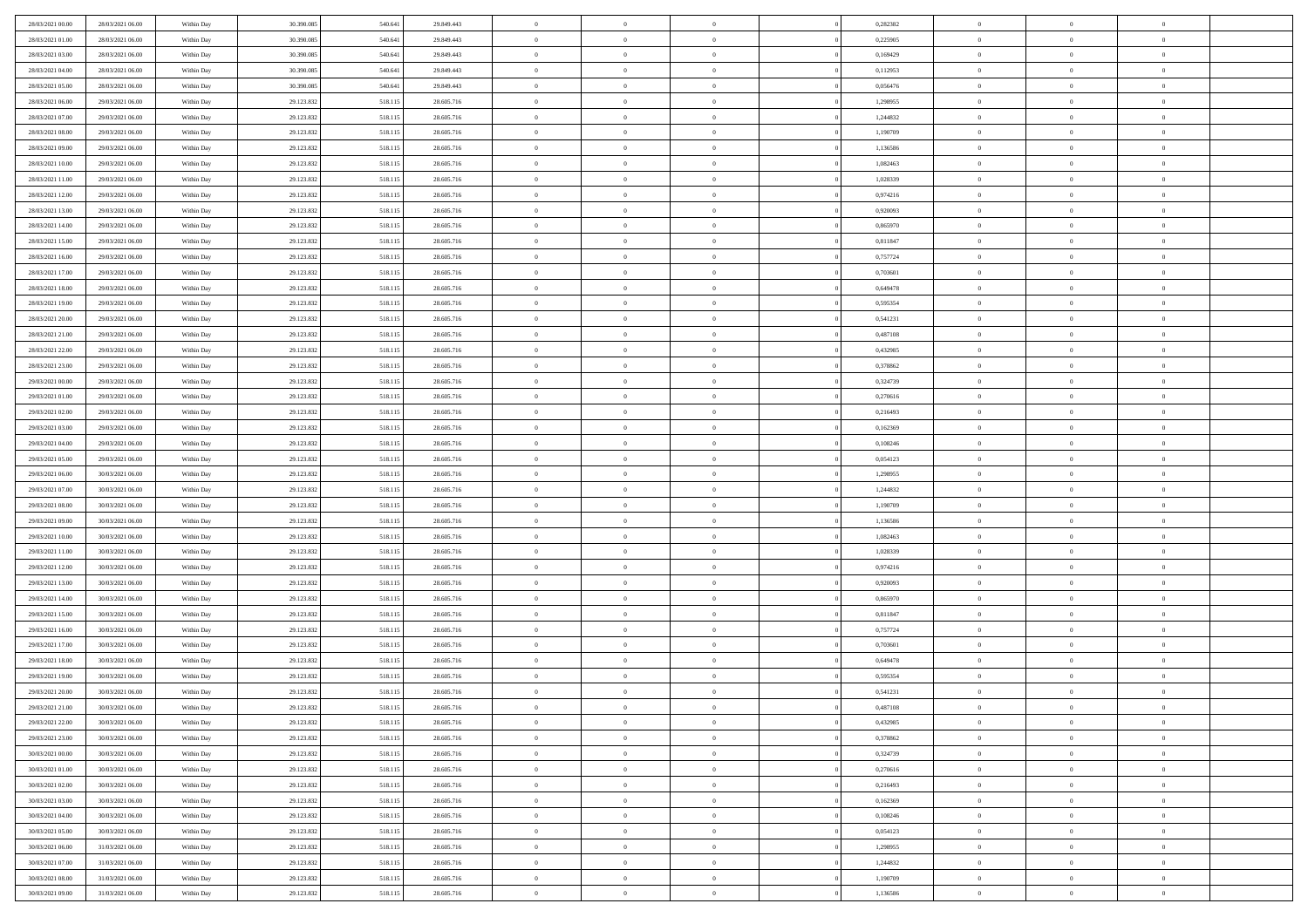| | | | | | | | | | | | | | | |
|---|---|---|---|---|---|---|---|---|---|---|---|---|---|---|
| 28/03/2021 00.00 | 28/03/2021 06.00 | Within Day | 30.390.085 | 540.641 | 29.849.443 | 0 | 0 | 0 | 0 | 0,282382 | 0 | 0 | 0 | |
| 28/03/2021 01.00 | 28/03/2021 06.00 | Within Day | 30.390.085 | 540.641 | 29.849.443 | 0 | 0 | 0 | 0 | 0,225905 | 0 | 0 | 0 | |
| 28/03/2021 03.00 | 28/03/2021 06.00 | Within Day | 30.390.085 | 540.641 | 29.849.443 | 0 | 0 | 0 | 0 | 0,169429 | 0 | 0 | 0 | |
| 28/03/2021 04.00 | 28/03/2021 06.00 | Within Day | 30.390.085 | 540.641 | 29.849.443 | 0 | 0 | 0 | 0 | 0,112953 | 0 | 0 | 0 | |
| 28/03/2021 05.00 | 28/03/2021 06.00 | Within Day | 30.390.085 | 540.641 | 29.849.443 | 0 | 0 | 0 | 0 | 0,056476 | 0 | 0 | 0 | |
| 28/03/2021 06.00 | 29/03/2021 06.00 | Within Day | 29.123.832 | 518.115 | 28.605.716 | 0 | 0 | 0 | 0 | 1,298955 | 0 | 0 | 0 | |
| 28/03/2021 07.00 | 29/03/2021 06.00 | Within Day | 29.123.832 | 518.115 | 28.605.716 | 0 | 0 | 0 | 0 | 1,244832 | 0 | 0 | 0 | |
| 28/03/2021 08.00 | 29/03/2021 06.00 | Within Day | 29.123.832 | 518.115 | 28.605.716 | 0 | 0 | 0 | 0 | 1,190709 | 0 | 0 | 0 | |
| 28/03/2021 09.00 | 29/03/2021 06.00 | Within Day | 29.123.832 | 518.115 | 28.605.716 | 0 | 0 | 0 | 0 | 1,136586 | 0 | 0 | 0 | |
| 28/03/2021 10.00 | 29/03/2021 06.00 | Within Day | 29.123.832 | 518.115 | 28.605.716 | 0 | 0 | 0 | 0 | 1,082463 | 0 | 0 | 0 | |
| 28/03/2021 11.00 | 29/03/2021 06.00 | Within Day | 29.123.832 | 518.115 | 28.605.716 | 0 | 0 | 0 | 0 | 1,028339 | 0 | 0 | 0 | |
| 28/03/2021 12.00 | 29/03/2021 06.00 | Within Day | 29.123.832 | 518.115 | 28.605.716 | 0 | 0 | 0 | 0 | 0,974216 | 0 | 0 | 0 | |
| 28/03/2021 13.00 | 29/03/2021 06.00 | Within Day | 29.123.832 | 518.115 | 28.605.716 | 0 | 0 | 0 | 0 | 0,920093 | 0 | 0 | 0 | |
| 28/03/2021 14.00 | 29/03/2021 06.00 | Within Day | 29.123.832 | 518.115 | 28.605.716 | 0 | 0 | 0 | 0 | 0,865970 | 0 | 0 | 0 | |
| 28/03/2021 15.00 | 29/03/2021 06.00 | Within Day | 29.123.832 | 518.115 | 28.605.716 | 0 | 0 | 0 | 0 | 0,811847 | 0 | 0 | 0 | |
| 28/03/2021 16.00 | 29/03/2021 06.00 | Within Day | 29.123.832 | 518.115 | 28.605.716 | 0 | 0 | 0 | 0 | 0,757724 | 0 | 0 | 0 | |
| 28/03/2021 17.00 | 29/03/2021 06.00 | Within Day | 29.123.832 | 518.115 | 28.605.716 | 0 | 0 | 0 | 0 | 0,703601 | 0 | 0 | 0 | |
| 28/03/2021 18.00 | 29/03/2021 06.00 | Within Day | 29.123.832 | 518.115 | 28.605.716 | 0 | 0 | 0 | 0 | 0,649478 | 0 | 0 | 0 | |
| 28/03/2021 19.00 | 29/03/2021 06.00 | Within Day | 29.123.832 | 518.115 | 28.605.716 | 0 | 0 | 0 | 0 | 0,595354 | 0 | 0 | 0 | |
| 28/03/2021 20.00 | 29/03/2021 06.00 | Within Day | 29.123.832 | 518.115 | 28.605.716 | 0 | 0 | 0 | 0 | 0,541231 | 0 | 0 | 0 | |
| 28/03/2021 21.00 | 29/03/2021 06.00 | Within Day | 29.123.832 | 518.115 | 28.605.716 | 0 | 0 | 0 | 0 | 0,487108 | 0 | 0 | 0 | |
| 28/03/2021 22.00 | 29/03/2021 06.00 | Within Day | 29.123.832 | 518.115 | 28.605.716 | 0 | 0 | 0 | 0 | 0,432985 | 0 | 0 | 0 | |
| 28/03/2021 23.00 | 29/03/2021 06.00 | Within Day | 29.123.832 | 518.115 | 28.605.716 | 0 | 0 | 0 | 0 | 0,378862 | 0 | 0 | 0 | |
| 29/03/2021 00.00 | 29/03/2021 06.00 | Within Day | 29.123.832 | 518.115 | 28.605.716 | 0 | 0 | 0 | 0 | 0,324739 | 0 | 0 | 0 | |
| 29/03/2021 01.00 | 29/03/2021 06.00 | Within Day | 29.123.832 | 518.115 | 28.605.716 | 0 | 0 | 0 | 0 | 0,270616 | 0 | 0 | 0 | |
| 29/03/2021 02.00 | 29/03/2021 06.00 | Within Day | 29.123.832 | 518.115 | 28.605.716 | 0 | 0 | 0 | 0 | 0,216493 | 0 | 0 | 0 | |
| 29/03/2021 03.00 | 29/03/2021 06.00 | Within Day | 29.123.832 | 518.115 | 28.605.716 | 0 | 0 | 0 | 0 | 0,162369 | 0 | 0 | 0 | |
| 29/03/2021 04.00 | 29/03/2021 06.00 | Within Day | 29.123.832 | 518.115 | 28.605.716 | 0 | 0 | 0 | 0 | 0,108246 | 0 | 0 | 0 | |
| 29/03/2021 05.00 | 29/03/2021 06.00 | Within Day | 29.123.832 | 518.115 | 28.605.716 | 0 | 0 | 0 | 0 | 0,054123 | 0 | 0 | 0 | |
| 29/03/2021 06.00 | 30/03/2021 06.00 | Within Day | 29.123.832 | 518.115 | 28.605.716 | 0 | 0 | 0 | 0 | 1,298955 | 0 | 0 | 0 | |
| 29/03/2021 07.00 | 30/03/2021 06.00 | Within Day | 29.123.832 | 518.115 | 28.605.716 | 0 | 0 | 0 | 0 | 1,244832 | 0 | 0 | 0 | |
| 29/03/2021 08.00 | 30/03/2021 06.00 | Within Day | 29.123.832 | 518.115 | 28.605.716 | 0 | 0 | 0 | 0 | 1,190709 | 0 | 0 | 0 | |
| 29/03/2021 09.00 | 30/03/2021 06.00 | Within Day | 29.123.832 | 518.115 | 28.605.716 | 0 | 0 | 0 | 0 | 1,136586 | 0 | 0 | 0 | |
| 29/03/2021 10.00 | 30/03/2021 06.00 | Within Day | 29.123.832 | 518.115 | 28.605.716 | 0 | 0 | 0 | 0 | 1,082463 | 0 | 0 | 0 | |
| 29/03/2021 11.00 | 30/03/2021 06.00 | Within Day | 29.123.832 | 518.115 | 28.605.716 | 0 | 0 | 0 | 0 | 1,028339 | 0 | 0 | 0 | |
| 29/03/2021 12.00 | 30/03/2021 06.00 | Within Day | 29.123.832 | 518.115 | 28.605.716 | 0 | 0 | 0 | 0 | 0,974216 | 0 | 0 | 0 | |
| 29/03/2021 13.00 | 30/03/2021 06.00 | Within Day | 29.123.832 | 518.115 | 28.605.716 | 0 | 0 | 0 | 0 | 0,920093 | 0 | 0 | 0 | |
| 29/03/2021 14.00 | 30/03/2021 06.00 | Within Day | 29.123.832 | 518.115 | 28.605.716 | 0 | 0 | 0 | 0 | 0,865970 | 0 | 0 | 0 | |
| 29/03/2021 15.00 | 30/03/2021 06.00 | Within Day | 29.123.832 | 518.115 | 28.605.716 | 0 | 0 | 0 | 0 | 0,811847 | 0 | 0 | 0 | |
| 29/03/2021 16.00 | 30/03/2021 06.00 | Within Day | 29.123.832 | 518.115 | 28.605.716 | 0 | 0 | 0 | 0 | 0,757724 | 0 | 0 | 0 | |
| 29/03/2021 17.00 | 30/03/2021 06.00 | Within Day | 29.123.832 | 518.115 | 28.605.716 | 0 | 0 | 0 | 0 | 0,703601 | 0 | 0 | 0 | |
| 29/03/2021 18.00 | 30/03/2021 06.00 | Within Day | 29.123.832 | 518.115 | 28.605.716 | 0 | 0 | 0 | 0 | 0,649478 | 0 | 0 | 0 | |
| 29/03/2021 19.00 | 30/03/2021 06.00 | Within Day | 29.123.832 | 518.115 | 28.605.716 | 0 | 0 | 0 | 0 | 0,595354 | 0 | 0 | 0 | |
| 29/03/2021 20.00 | 30/03/2021 06.00 | Within Day | 29.123.832 | 518.115 | 28.605.716 | 0 | 0 | 0 | 0 | 0,541231 | 0 | 0 | 0 | |
| 29/03/2021 21.00 | 30/03/2021 06.00 | Within Day | 29.123.832 | 518.115 | 28.605.716 | 0 | 0 | 0 | 0 | 0,487108 | 0 | 0 | 0 | |
| 29/03/2021 22.00 | 30/03/2021 06.00 | Within Day | 29.123.832 | 518.115 | 28.605.716 | 0 | 0 | 0 | 0 | 0,432985 | 0 | 0 | 0 | |
| 29/03/2021 23.00 | 30/03/2021 06.00 | Within Day | 29.123.832 | 518.115 | 28.605.716 | 0 | 0 | 0 | 0 | 0,378862 | 0 | 0 | 0 | |
| 30/03/2021 00.00 | 30/03/2021 06.00 | Within Day | 29.123.832 | 518.115 | 28.605.716 | 0 | 0 | 0 | 0 | 0,324739 | 0 | 0 | 0 | |
| 30/03/2021 01.00 | 30/03/2021 06.00 | Within Day | 29.123.832 | 518.115 | 28.605.716 | 0 | 0 | 0 | 0 | 0,270616 | 0 | 0 | 0 | |
| 30/03/2021 02.00 | 30/03/2021 06.00 | Within Day | 29.123.832 | 518.115 | 28.605.716 | 0 | 0 | 0 | 0 | 0,216493 | 0 | 0 | 0 | |
| 30/03/2021 03.00 | 30/03/2021 06.00 | Within Day | 29.123.832 | 518.115 | 28.605.716 | 0 | 0 | 0 | 0 | 0,162369 | 0 | 0 | 0 | |
| 30/03/2021 04.00 | 30/03/2021 06.00 | Within Day | 29.123.832 | 518.115 | 28.605.716 | 0 | 0 | 0 | 0 | 0,108246 | 0 | 0 | 0 | |
| 30/03/2021 05.00 | 30/03/2021 06.00 | Within Day | 29.123.832 | 518.115 | 28.605.716 | 0 | 0 | 0 | 0 | 0,054123 | 0 | 0 | 0 | |
| 30/03/2021 06.00 | 31/03/2021 06.00 | Within Day | 29.123.832 | 518.115 | 28.605.716 | 0 | 0 | 0 | 0 | 1,298955 | 0 | 0 | 0 | |
| 30/03/2021 07.00 | 31/03/2021 06.00 | Within Day | 29.123.832 | 518.115 | 28.605.716 | 0 | 0 | 0 | 0 | 1,244832 | 0 | 0 | 0 | |
| 30/03/2021 08.00 | 31/03/2021 06.00 | Within Day | 29.123.832 | 518.115 | 28.605.716 | 0 | 0 | 0 | 0 | 1,190709 | 0 | 0 | 0 | |
| 30/03/2021 09.00 | 31/03/2021 06.00 | Within Day | 29.123.832 | 518.115 | 28.605.716 | 0 | 0 | 0 | 0 | 1,136586 | 0 | 0 | 0 | |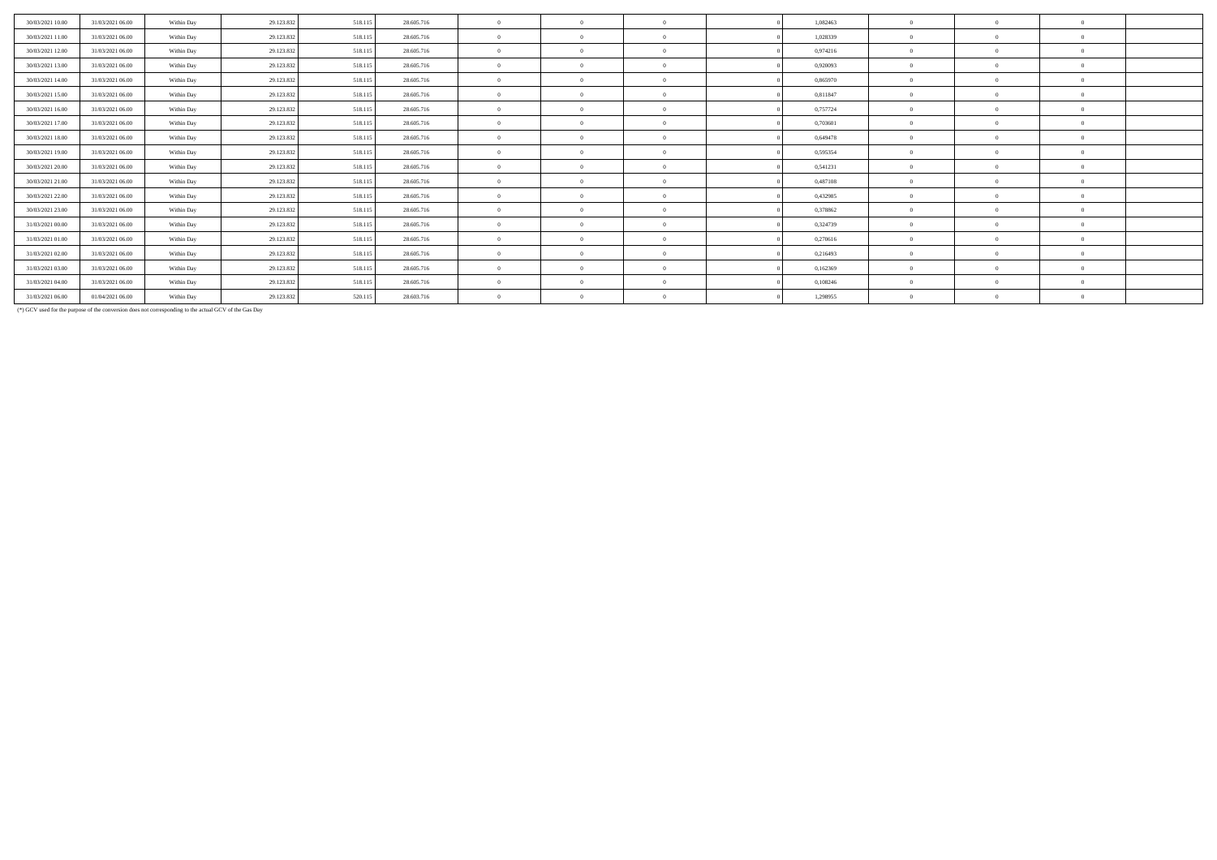| | | | | | | | | | | | | | | |
|---|---|---|---|---|---|---|---|---|---|---|---|---|---|---|
| 30/03/2021 10:00 | 31/03/2021 06:00 | Within Day | 29.123.832 | 518.115 | 28.605.716 | 0 | 0 | 0 | | 0 | 1,082463 | 0 | 0 | 0 |
| 30/03/2021 11:00 | 31/03/2021 06:00 | Within Day | 29.123.832 | 518.115 | 28.605.716 | 0 | 0 | 0 | | 0 | 1,028339 | 0 | 0 | 0 |
| 30/03/2021 12:00 | 31/03/2021 06:00 | Within Day | 29.123.832 | 518.115 | 28.605.716 | 0 | 0 | 0 | | 0 | 0,974216 | 0 | 0 | 0 |
| 30/03/2021 13:00 | 31/03/2021 06:00 | Within Day | 29.123.832 | 518.115 | 28.605.716 | 0 | 0 | 0 | | 0 | 0,920093 | 0 | 0 | 0 |
| 30/03/2021 14:00 | 31/03/2021 06:00 | Within Day | 29.123.832 | 518.115 | 28.605.716 | 0 | 0 | 0 | | 0 | 0,865970 | 0 | 0 | 0 |
| 30/03/2021 15:00 | 31/03/2021 06:00 | Within Day | 29.123.832 | 518.115 | 28.605.716 | 0 | 0 | 0 | | 0 | 0,811847 | 0 | 0 | 0 |
| 30/03/2021 16:00 | 31/03/2021 06:00 | Within Day | 29.123.832 | 518.115 | 28.605.716 | 0 | 0 | 0 | | 0 | 0,757724 | 0 | 0 | 0 |
| 30/03/2021 17:00 | 31/03/2021 06:00 | Within Day | 29.123.832 | 518.115 | 28.605.716 | 0 | 0 | 0 | | 0 | 0,703601 | 0 | 0 | 0 |
| 30/03/2021 18:00 | 31/03/2021 06:00 | Within Day | 29.123.832 | 518.115 | 28.605.716 | 0 | 0 | 0 | | 0 | 0,649478 | 0 | 0 | 0 |
| 30/03/2021 19:00 | 31/03/2021 06:00 | Within Day | 29.123.832 | 518.115 | 28.605.716 | 0 | 0 | 0 | | 0 | 0,595354 | 0 | 0 | 0 |
| 30/03/2021 20:00 | 31/03/2021 06:00 | Within Day | 29.123.832 | 518.115 | 28.605.716 | 0 | 0 | 0 | | 0 | 0,541231 | 0 | 0 | 0 |
| 30/03/2021 21:00 | 31/03/2021 06:00 | Within Day | 29.123.832 | 518.115 | 28.605.716 | 0 | 0 | 0 | | 0 | 0,487108 | 0 | 0 | 0 |
| 30/03/2021 22:00 | 31/03/2021 06:00 | Within Day | 29.123.832 | 518.115 | 28.605.716 | 0 | 0 | 0 | | 0 | 0,432985 | 0 | 0 | 0 |
| 30/03/2021 23:00 | 31/03/2021 06:00 | Within Day | 29.123.832 | 518.115 | 28.605.716 | 0 | 0 | 0 | | 0 | 0,378862 | 0 | 0 | 0 |
| 31/03/2021 00:00 | 31/03/2021 06:00 | Within Day | 29.123.832 | 518.115 | 28.605.716 | 0 | 0 | 0 | | 0 | 0,324739 | 0 | 0 | 0 |
| 31/03/2021 01:00 | 31/03/2021 06:00 | Within Day | 29.123.832 | 518.115 | 28.605.716 | 0 | 0 | 0 | | 0 | 0,270616 | 0 | 0 | 0 |
| 31/03/2021 02:00 | 31/03/2021 06:00 | Within Day | 29.123.832 | 518.115 | 28.605.716 | 0 | 0 | 0 | | 0 | 0,216493 | 0 | 0 | 0 |
| 31/03/2021 03:00 | 31/03/2021 06:00 | Within Day | 29.123.832 | 518.115 | 28.605.716 | 0 | 0 | 0 | | 0 | 0,162369 | 0 | 0 | 0 |
| 31/03/2021 04:00 | 31/03/2021 06:00 | Within Day | 29.123.832 | 518.115 | 28.605.716 | 0 | 0 | 0 | | 0 | 0,108246 | 0 | 0 | 0 |
| 31/03/2021 06:00 | 01/04/2021 06:00 | Within Day | 29.123.832 | 520.115 | 28.603.716 | 0 | 0 | 0 | | 0 | 1,298955 | 0 | 0 | 0 |

(*) GCV used for the purpose of the conversion does not corresponding to the actual GCV of the Gas Day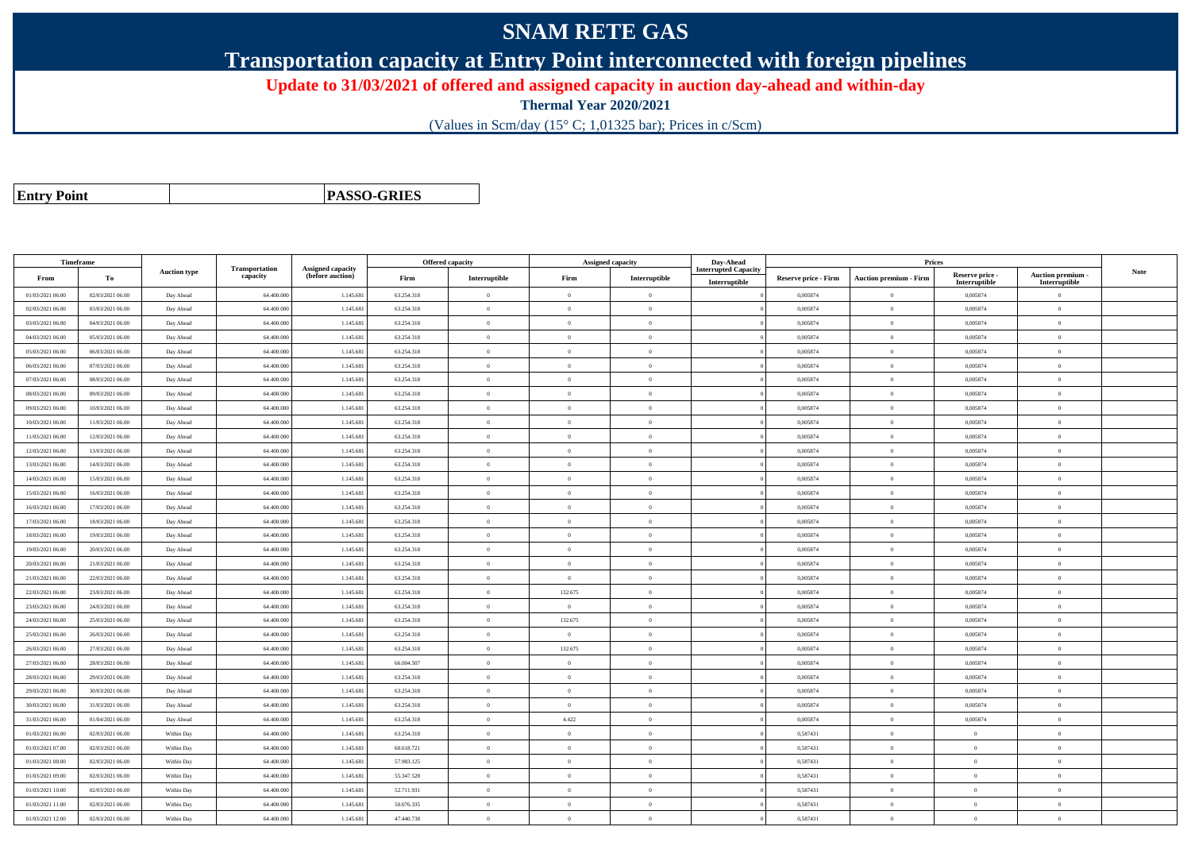# SNAM RETE GAS

## Transportation capacity at Entry Point interconnected with foreign pipelines

**Update to 31/03/2021 of offered and assigned capacity in auction day-ahead and within-day**

**Thermal Year 2020/2021**

(Values in Scm/day (15° C; 1,01325 bar); Prices in c/Scm)

| **Entry Point** | **PASSO-GRIES** |
|---|---|

| Timeframe | | Auction type | Transportation capacity | Assigned capacity (before auction) | Offered capacity | | Assigned capacity | | Day-Ahead Interrupted Capacity | Prices | | | | Note |
|---|---|---|---|---|---|---|---|---|---|---|---|---|---|---|
| From | To | | | | Firm | Interruptible | Firm | Interruptible | Interruptible | Reserve price - Firm | Auction premium - Firm | Reserve price - Interruptible | Auction premium - Interruptible | |
| 01/03/2021 06.00 | 02/03/2021 06.00 | Day Ahead | 64.400.000 | 1.145.681 | 63.254.318 | 0 | 0 | 0 | 0 | 0,005874 | 0 | 0,005874 | 0 | |
| 02/03/2021 06.00 | 03/03/2021 06.00 | Day Ahead | 64.400.000 | 1.145.681 | 63.254.318 | 0 | 0 | 0 | 0 | 0,005874 | 0 | 0,005874 | 0 | |
| 03/03/2021 06.00 | 04/03/2021 06.00 | Day Ahead | 64.400.000 | 1.145.681 | 63.254.318 | 0 | 0 | 0 | 0 | 0,005874 | 0 | 0,005874 | 0 | |
| 04/03/2021 06.00 | 05/03/2021 06.00 | Day Ahead | 64.400.000 | 1.145.681 | 63.254.318 | 0 | 0 | 0 | 0 | 0,005874 | 0 | 0,005874 | 0 | |
| 05/03/2021 06.00 | 06/03/2021 06.00 | Day Ahead | 64.400.000 | 1.145.681 | 63.254.318 | 0 | 0 | 0 | 0 | 0,005874 | 0 | 0,005874 | 0 | |
| 06/03/2021 06.00 | 07/03/2021 06.00 | Day Ahead | 64.400.000 | 1.145.681 | 63.254.318 | 0 | 0 | 0 | 0 | 0,005874 | 0 | 0,005874 | 0 | |
| 07/03/2021 06.00 | 08/03/2021 06.00 | Day Ahead | 64.400.000 | 1.145.681 | 63.254.318 | 0 | 0 | 0 | 0 | 0,005874 | 0 | 0,005874 | 0 | |
| 08/03/2021 06.00 | 09/03/2021 06.00 | Day Ahead | 64.400.000 | 1.145.681 | 63.254.318 | 0 | 0 | 0 | 0 | 0,005874 | 0 | 0,005874 | 0 | |
| 09/03/2021 06.00 | 10/03/2021 06.00 | Day Ahead | 64.400.000 | 1.145.681 | 63.254.318 | 0 | 0 | 0 | 0 | 0,005874 | 0 | 0,005874 | 0 | |
| 10/03/2021 06.00 | 11/03/2021 06.00 | Day Ahead | 64.400.000 | 1.145.681 | 63.254.318 | 0 | 0 | 0 | 0 | 0,005874 | 0 | 0,005874 | 0 | |
| 11/03/2021 06.00 | 12/03/2021 06.00 | Day Ahead | 64.400.000 | 1.145.681 | 63.254.318 | 0 | 0 | 0 | 0 | 0,005874 | 0 | 0,005874 | 0 | |
| 12/03/2021 06.00 | 13/03/2021 06.00 | Day Ahead | 64.400.000 | 1.145.681 | 63.254.318 | 0 | 0 | 0 | 0 | 0,005874 | 0 | 0,005874 | 0 | |
| 13/03/2021 06.00 | 14/03/2021 06.00 | Day Ahead | 64.400.000 | 1.145.681 | 63.254.318 | 0 | 0 | 0 | 0 | 0,005874 | 0 | 0,005874 | 0 | |
| 14/03/2021 06.00 | 15/03/2021 06.00 | Day Ahead | 64.400.000 | 1.145.681 | 63.254.318 | 0 | 0 | 0 | 0 | 0,005874 | 0 | 0,005874 | 0 | |
| 15/03/2021 06.00 | 16/03/2021 06.00 | Day Ahead | 64.400.000 | 1.145.681 | 63.254.318 | 0 | 0 | 0 | 0 | 0,005874 | 0 | 0,005874 | 0 | |
| 16/03/2021 06.00 | 17/03/2021 06.00 | Day Ahead | 64.400.000 | 1.145.681 | 63.254.318 | 0 | 0 | 0 | 0 | 0,005874 | 0 | 0,005874 | 0 | |
| 17/03/2021 06.00 | 18/03/2021 06.00 | Day Ahead | 64.400.000 | 1.145.681 | 63.254.318 | 0 | 0 | 0 | 0 | 0,005874 | 0 | 0,005874 | 0 | |
| 18/03/2021 06.00 | 19/03/2021 06.00 | Day Ahead | 64.400.000 | 1.145.681 | 63.254.318 | 0 | 0 | 0 | 0 | 0,005874 | 0 | 0,005874 | 0 | |
| 19/03/2021 06.00 | 20/03/2021 06.00 | Day Ahead | 64.400.000 | 1.145.681 | 63.254.318 | 0 | 0 | 0 | 0 | 0,005874 | 0 | 0,005874 | 0 | |
| 20/03/2021 06.00 | 21/03/2021 06.00 | Day Ahead | 64.400.000 | 1.145.681 | 63.254.318 | 0 | 0 | 0 | 0 | 0,005874 | 0 | 0,005874 | 0 | |
| 21/03/2021 06.00 | 22/03/2021 06.00 | Day Ahead | 64.400.000 | 1.145.681 | 63.254.318 | 0 | 0 | 0 | 0 | 0,005874 | 0 | 0,005874 | 0 | |
| 22/03/2021 06.00 | 23/03/2021 06.00 | Day Ahead | 64.400.000 | 1.145.681 | 63.254.318 | 0 | 132.675 | 0 | 0 | 0,005874 | 0 | 0,005874 | 0 | |
| 23/03/2021 06.00 | 24/03/2021 06.00 | Day Ahead | 64.400.000 | 1.145.681 | 63.254.318 | 0 | 0 | 0 | 0 | 0,005874 | 0 | 0,005874 | 0 | |
| 24/03/2021 06.00 | 25/03/2021 06.00 | Day Ahead | 64.400.000 | 1.145.681 | 63.254.318 | 0 | 132.675 | 0 | 0 | 0,005874 | 0 | 0,005874 | 0 | |
| 25/03/2021 06.00 | 26/03/2021 06.00 | Day Ahead | 64.400.000 | 1.145.681 | 63.254.318 | 0 | 0 | 0 | 0 | 0,005874 | 0 | 0,005874 | 0 | |
| 26/03/2021 06.00 | 27/03/2021 06.00 | Day Ahead | 64.400.000 | 1.145.681 | 63.254.318 | 0 | 132.675 | 0 | 0 | 0,005874 | 0 | 0,005874 | 0 | |
| 27/03/2021 06.00 | 28/03/2021 06.00 | Day Ahead | 64.400.000 | 1.145.681 | 66.004.507 | 0 | 0 | 0 | 0 | 0,005874 | 0 | 0,005874 | 0 | |
| 28/03/2021 06.00 | 29/03/2021 06.00 | Day Ahead | 64.400.000 | 1.145.681 | 63.254.318 | 0 | 0 | 0 | 0 | 0,005874 | 0 | 0,005874 | 0 | |
| 29/03/2021 06.00 | 30/03/2021 06.00 | Day Ahead | 64.400.000 | 1.145.681 | 63.254.318 | 0 | 0 | 0 | 0 | 0,005874 | 0 | 0,005874 | 0 | |
| 30/03/2021 06.00 | 31/03/2021 06.00 | Day Ahead | 64.400.000 | 1.145.681 | 63.254.318 | 0 | 0 | 0 | 0 | 0,005874 | 0 | 0,005874 | 0 | |
| 31/03/2021 06.00 | 01/04/2021 06.00 | Day Ahead | 64.400.000 | 1.145.681 | 63.254.318 | 0 | 4.422 | 0 | 0 | 0,005874 | 0 | 0,005874 | 0 | |
| 01/03/2021 06.00 | 02/03/2021 06.00 | Within Day | 64.400.000 | 1.145.681 | 63.254.318 | 0 | 0 | 0 | 0 | 0,587431 | 0 | 0 | 0 | |
| 01/03/2021 07.00 | 02/03/2021 06.00 | Within Day | 64.400.000 | 1.145.681 | 60.618.721 | 0 | 0 | 0 | 0 | 0,587431 | 0 | 0 | 0 | |
| 01/03/2021 08.00 | 02/03/2021 06.00 | Within Day | 64.400.000 | 1.145.681 | 57.983.125 | 0 | 0 | 0 | 0 | 0,587431 | 0 | 0 | 0 | |
| 01/03/2021 09.00 | 02/03/2021 06.00 | Within Day | 64.400.000 | 1.145.681 | 55.347.528 | 0 | 0 | 0 | 0 | 0,587431 | 0 | 0 | 0 | |
| 01/03/2021 10.00 | 02/03/2021 06.00 | Within Day | 64.400.000 | 1.145.681 | 52.711.931 | 0 | 0 | 0 | 0 | 0,587431 | 0 | 0 | 0 | |
| 01/03/2021 11.00 | 02/03/2021 06.00 | Within Day | 64.400.000 | 1.145.681 | 50.076.335 | 0 | 0 | 0 | 0 | 0,587431 | 0 | 0 | 0 | |
| 01/03/2021 12.00 | 02/03/2021 06.00 | Within Day | 64.400.000 | 1.145.681 | 47.440.738 | 0 | 0 | 0 | 0 | 0,587431 | 0 | 0 | 0 | |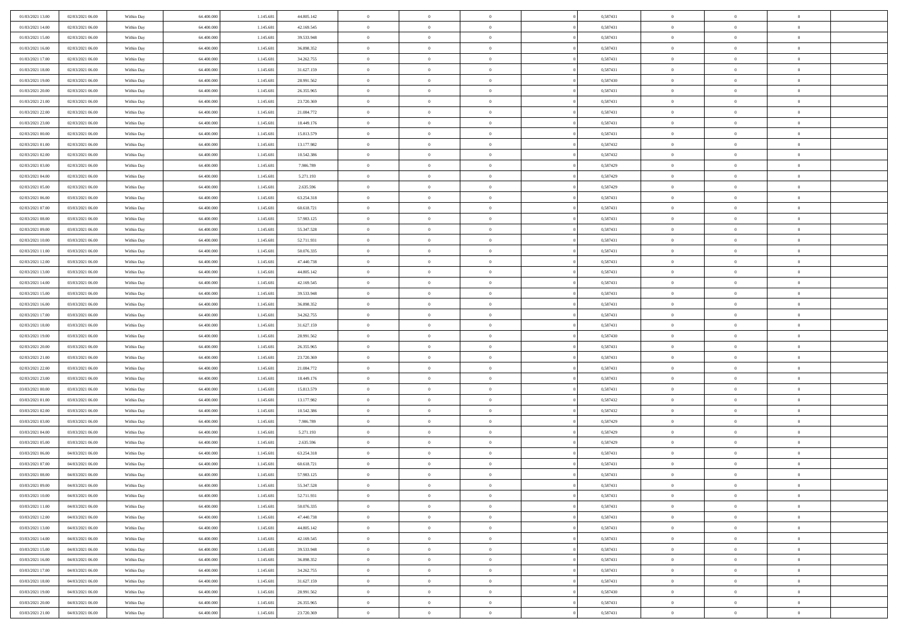| 01/03/2021 13:00 | 02/03/2021 06:00 | Within Day | 64.400.000 | 1.145.681 | 44.805.142 | 0 | 0 | 0 | | 0,587431 | 0 | 0 | 0 | |
|---|---|---|---|---|---|---|---|---|---|---|---|---|---|---|
| 01/03/2021 14:00 | 02/03/2021 06:00 | Within Day | 64.400.000 | 1.145.681 | 42.169.545 | 0 | 0 | 0 | | 0,587431 | 0 | 0 | 0 | |
| 01/03/2021 15:00 | 02/03/2021 06:00 | Within Day | 64.400.000 | 1.145.681 | 39.533.948 | 0 | 0 | 0 | | 0,587431 | 0 | 0 | 0 | |
| 01/03/2021 16:00 | 02/03/2021 06:00 | Within Day | 64.400.000 | 1.145.681 | 36.898.352 | 0 | 0 | 0 | | 0,587431 | 0 | 0 | 0 | |
| 01/03/2021 17:00 | 02/03/2021 06:00 | Within Day | 64.400.000 | 1.145.681 | 34.262.755 | 0 | 0 | 0 | | 0,587431 | 0 | 0 | 0 | |
| 01/03/2021 18:00 | 02/03/2021 06:00 | Within Day | 64.400.000 | 1.145.681 | 31.627.159 | 0 | 0 | 0 | | 0,587431 | 0 | 0 | 0 | |
| 01/03/2021 19:00 | 02/03/2021 06:00 | Within Day | 64.400.000 | 1.145.681 | 28.991.562 | 0 | 0 | 0 | | 0,587430 | 0 | 0 | 0 | |
| 01/03/2021 20:00 | 02/03/2021 06:00 | Within Day | 64.400.000 | 1.145.681 | 26.355.965 | 0 | 0 | 0 | | 0,587431 | 0 | 0 | 0 | |
| 01/03/2021 21:00 | 02/03/2021 06:00 | Within Day | 64.400.000 | 1.145.681 | 23.720.369 | 0 | 0 | 0 | | 0,587431 | 0 | 0 | 0 | |
| 01/03/2021 22:00 | 02/03/2021 06:00 | Within Day | 64.400.000 | 1.145.681 | 21.084.772 | 0 | 0 | 0 | | 0,587431 | 0 | 0 | 0 | |
| 01/03/2021 23:00 | 02/03/2021 06:00 | Within Day | 64.400.000 | 1.145.681 | 18.449.176 | 0 | 0 | 0 | | 0,587431 | 0 | 0 | 0 | |
| 02/03/2021 00:00 | 02/03/2021 06:00 | Within Day | 64.400.000 | 1.145.681 | 15.813.579 | 0 | 0 | 0 | | 0,587431 | 0 | 0 | 0 | |
| 02/03/2021 01:00 | 02/03/2021 06:00 | Within Day | 64.400.000 | 1.145.681 | 13.177.982 | 0 | 0 | 0 | | 0,587432 | 0 | 0 | 0 | |
| 02/03/2021 02:00 | 02/03/2021 06:00 | Within Day | 64.400.000 | 1.145.681 | 10.542.386 | 0 | 0 | 0 | | 0,587432 | 0 | 0 | 0 | |
| 02/03/2021 03:00 | 02/03/2021 06:00 | Within Day | 64.400.000 | 1.145.681 | 7.906.789 | 0 | 0 | 0 | | 0,587429 | 0 | 0 | 0 | |
| 02/03/2021 04:00 | 02/03/2021 06:00 | Within Day | 64.400.000 | 1.145.681 | 5.271.193 | 0 | 0 | 0 | | 0,587429 | 0 | 0 | 0 | |
| 02/03/2021 05:00 | 02/03/2021 06:00 | Within Day | 64.400.000 | 1.145.681 | 2.635.596 | 0 | 0 | 0 | | 0,587429 | 0 | 0 | 0 | |
| 02/03/2021 06:00 | 03/03/2021 06:00 | Within Day | 64.400.000 | 1.145.681 | 63.254.318 | 0 | 0 | 0 | | 0,587431 | 0 | 0 | 0 | |
| 02/03/2021 07:00 | 03/03/2021 06:00 | Within Day | 64.400.000 | 1.145.681 | 60.618.721 | 0 | 0 | 0 | | 0,587431 | 0 | 0 | 0 | |
| 02/03/2021 08:00 | 03/03/2021 06:00 | Within Day | 64.400.000 | 1.145.681 | 57.983.125 | 0 | 0 | 0 | | 0,587431 | 0 | 0 | 0 | |
| 02/03/2021 09:00 | 03/03/2021 06:00 | Within Day | 64.400.000 | 1.145.681 | 55.347.528 | 0 | 0 | 0 | | 0,587431 | 0 | 0 | 0 | |
| 02/03/2021 10:00 | 03/03/2021 06:00 | Within Day | 64.400.000 | 1.145.681 | 52.711.931 | 0 | 0 | 0 | | 0,587431 | 0 | 0 | 0 | |
| 02/03/2021 11:00 | 03/03/2021 06:00 | Within Day | 64.400.000 | 1.145.681 | 50.076.335 | 0 | 0 | 0 | | 0,587431 | 0 | 0 | 0 | |
| 02/03/2021 12:00 | 03/03/2021 06:00 | Within Day | 64.400.000 | 1.145.681 | 47.440.738 | 0 | 0 | 0 | | 0,587431 | 0 | 0 | 0 | |
| 02/03/2021 13:00 | 03/03/2021 06:00 | Within Day | 64.400.000 | 1.145.681 | 44.805.142 | 0 | 0 | 0 | | 0,587431 | 0 | 0 | 0 | |
| 02/03/2021 14:00 | 03/03/2021 06:00 | Within Day | 64.400.000 | 1.145.681 | 42.169.545 | 0 | 0 | 0 | | 0,587431 | 0 | 0 | 0 | |
| 02/03/2021 15:00 | 03/03/2021 06:00 | Within Day | 64.400.000 | 1.145.681 | 39.533.948 | 0 | 0 | 0 | | 0,587431 | 0 | 0 | 0 | |
| 02/03/2021 16:00 | 03/03/2021 06:00 | Within Day | 64.400.000 | 1.145.681 | 36.898.352 | 0 | 0 | 0 | | 0,587431 | 0 | 0 | 0 | |
| 02/03/2021 17:00 | 03/03/2021 06:00 | Within Day | 64.400.000 | 1.145.681 | 34.262.755 | 0 | 0 | 0 | | 0,587431 | 0 | 0 | 0 | |
| 02/03/2021 18:00 | 03/03/2021 06:00 | Within Day | 64.400.000 | 1.145.681 | 31.627.159 | 0 | 0 | 0 | | 0,587431 | 0 | 0 | 0 | |
| 02/03/2021 19:00 | 03/03/2021 06:00 | Within Day | 64.400.000 | 1.145.681 | 28.991.562 | 0 | 0 | 0 | | 0,587430 | 0 | 0 | 0 | |
| 02/03/2021 20:00 | 03/03/2021 06:00 | Within Day | 64.400.000 | 1.145.681 | 26.355.965 | 0 | 0 | 0 | | 0,587431 | 0 | 0 | 0 | |
| 02/03/2021 21:00 | 03/03/2021 06:00 | Within Day | 64.400.000 | 1.145.681 | 23.720.369 | 0 | 0 | 0 | | 0,587431 | 0 | 0 | 0 | |
| 02/03/2021 22:00 | 03/03/2021 06:00 | Within Day | 64.400.000 | 1.145.681 | 21.084.772 | 0 | 0 | 0 | | 0,587431 | 0 | 0 | 0 | |
| 02/03/2021 23:00 | 03/03/2021 06:00 | Within Day | 64.400.000 | 1.145.681 | 18.449.176 | 0 | 0 | 0 | | 0,587431 | 0 | 0 | 0 | |
| 03/03/2021 00:00 | 03/03/2021 06:00 | Within Day | 64.400.000 | 1.145.681 | 15.813.579 | 0 | 0 | 0 | | 0,587431 | 0 | 0 | 0 | |
| 03/03/2021 01:00 | 03/03/2021 06:00 | Within Day | 64.400.000 | 1.145.681 | 13.177.982 | 0 | 0 | 0 | | 0,587432 | 0 | 0 | 0 | |
| 03/03/2021 02:00 | 03/03/2021 06:00 | Within Day | 64.400.000 | 1.145.681 | 10.542.386 | 0 | 0 | 0 | | 0,587432 | 0 | 0 | 0 | |
| 03/03/2021 03:00 | 03/03/2021 06:00 | Within Day | 64.400.000 | 1.145.681 | 7.906.789 | 0 | 0 | 0 | | 0,587429 | 0 | 0 | 0 | |
| 03/03/2021 04:00 | 03/03/2021 06:00 | Within Day | 64.400.000 | 1.145.681 | 5.271.193 | 0 | 0 | 0 | | 0,587429 | 0 | 0 | 0 | |
| 03/03/2021 05:00 | 03/03/2021 06:00 | Within Day | 64.400.000 | 1.145.681 | 2.635.596 | 0 | 0 | 0 | | 0,587429 | 0 | 0 | 0 | |
| 03/03/2021 06:00 | 04/03/2021 06:00 | Within Day | 64.400.000 | 1.145.681 | 63.254.318 | 0 | 0 | 0 | | 0,587431 | 0 | 0 | 0 | |
| 03/03/2021 07:00 | 04/03/2021 06:00 | Within Day | 64.400.000 | 1.145.681 | 60.618.721 | 0 | 0 | 0 | | 0,587431 | 0 | 0 | 0 | |
| 03/03/2021 08:00 | 04/03/2021 06:00 | Within Day | 64.400.000 | 1.145.681 | 57.983.125 | 0 | 0 | 0 | | 0,587431 | 0 | 0 | 0 | |
| 03/03/2021 09:00 | 04/03/2021 06:00 | Within Day | 64.400.000 | 1.145.681 | 55.347.528 | 0 | 0 | 0 | | 0,587431 | 0 | 0 | 0 | |
| 03/03/2021 10:00 | 04/03/2021 06:00 | Within Day | 64.400.000 | 1.145.681 | 52.711.931 | 0 | 0 | 0 | | 0,587431 | 0 | 0 | 0 | |
| 03/03/2021 11:00 | 04/03/2021 06:00 | Within Day | 64.400.000 | 1.145.681 | 50.076.335 | 0 | 0 | 0 | | 0,587431 | 0 | 0 | 0 | |
| 03/03/2021 12:00 | 04/03/2021 06:00 | Within Day | 64.400.000 | 1.145.681 | 47.440.738 | 0 | 0 | 0 | | 0,587431 | 0 | 0 | 0 | |
| 03/03/2021 13:00 | 04/03/2021 06:00 | Within Day | 64.400.000 | 1.145.681 | 44.805.142 | 0 | 0 | 0 | | 0,587431 | 0 | 0 | 0 | |
| 03/03/2021 14:00 | 04/03/2021 06:00 | Within Day | 64.400.000 | 1.145.681 | 42.169.545 | 0 | 0 | 0 | | 0,587431 | 0 | 0 | 0 | |
| 03/03/2021 15:00 | 04/03/2021 06:00 | Within Day | 64.400.000 | 1.145.681 | 39.533.948 | 0 | 0 | 0 | | 0,587431 | 0 | 0 | 0 | |
| 03/03/2021 16:00 | 04/03/2021 06:00 | Within Day | 64.400.000 | 1.145.681 | 36.898.352 | 0 | 0 | 0 | | 0,587431 | 0 | 0 | 0 | |
| 03/03/2021 17:00 | 04/03/2021 06:00 | Within Day | 64.400.000 | 1.145.681 | 34.262.755 | 0 | 0 | 0 | | 0,587431 | 0 | 0 | 0 | |
| 03/03/2021 18:00 | 04/03/2021 06:00 | Within Day | 64.400.000 | 1.145.681 | 31.627.159 | 0 | 0 | 0 | | 0,587431 | 0 | 0 | 0 | |
| 03/03/2021 19:00 | 04/03/2021 06:00 | Within Day | 64.400.000 | 1.145.681 | 28.991.562 | 0 | 0 | 0 | | 0,587430 | 0 | 0 | 0 | |
| 03/03/2021 20:00 | 04/03/2021 06:00 | Within Day | 64.400.000 | 1.145.681 | 26.355.965 | 0 | 0 | 0 | | 0,587431 | 0 | 0 | 0 | |
| 03/03/2021 21:00 | 04/03/2021 06:00 | Within Day | 64.400.000 | 1.145.681 | 23.720.369 | 0 | 0 | 0 | | 0,587431 | 0 | 0 | 0 | |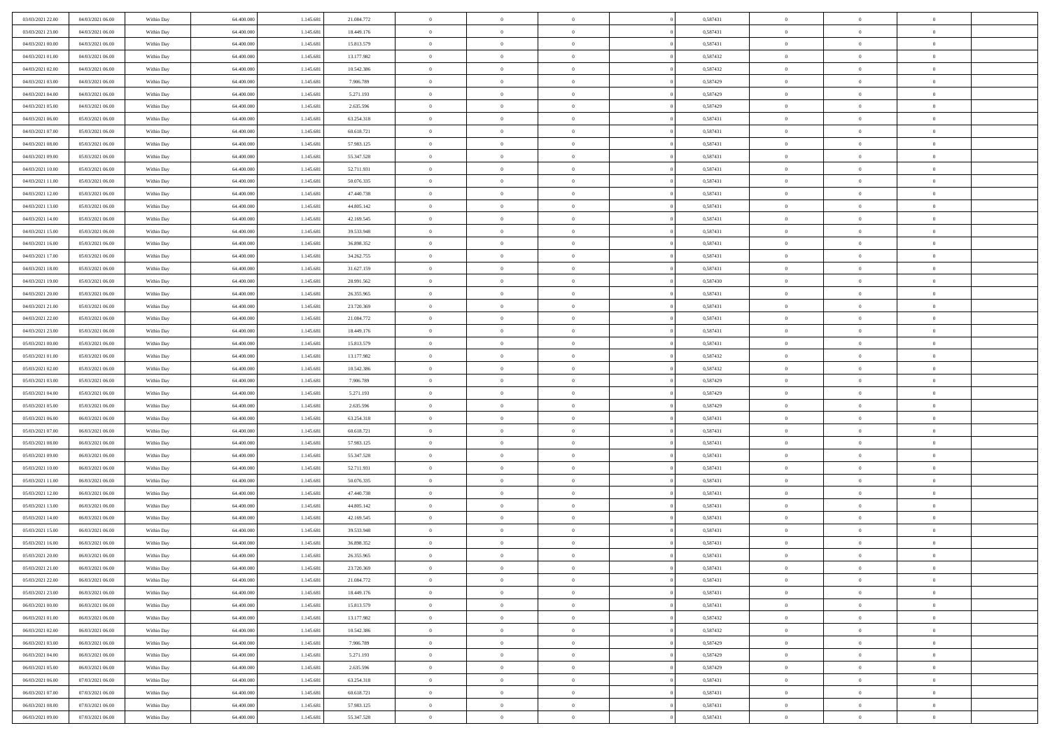| | | | | | | | | | | | | | | |
|---|---|---|---|---|---|---|---|---|---|---|---|---|---|---|
| 03/03/2021 22:00 | 04/03/2021 06:00 | Within Day | 64.400.000 | 1.145.681 | 21.084.772 | 0 | 0 | 0 | 0 | 0,587431 | 0 | 0 | 0 | |
| 03/03/2021 23:00 | 04/03/2021 06:00 | Within Day | 64.400.000 | 1.145.681 | 18.449.176 | 0 | 0 | 0 | 0 | 0,587431 | 0 | 0 | 0 | |
| 04/03/2021 00:00 | 04/03/2021 06:00 | Within Day | 64.400.000 | 1.145.681 | 15.813.579 | 0 | 0 | 0 | 0 | 0,587431 | 0 | 0 | 0 | |
| 04/03/2021 01:00 | 04/03/2021 06:00 | Within Day | 64.400.000 | 1.145.681 | 13.177.982 | 0 | 0 | 0 | 0 | 0,587432 | 0 | 0 | 0 | |
| 04/03/2021 02:00 | 04/03/2021 06:00 | Within Day | 64.400.000 | 1.145.681 | 10.542.386 | 0 | 0 | 0 | 0 | 0,587432 | 0 | 0 | 0 | |
| 04/03/2021 03:00 | 04/03/2021 06:00 | Within Day | 64.400.000 | 1.145.681 | 7.906.789 | 0 | 0 | 0 | 0 | 0,587429 | 0 | 0 | 0 | |
| 04/03/2021 04:00 | 04/03/2021 06:00 | Within Day | 64.400.000 | 1.145.681 | 5.271.193 | 0 | 0 | 0 | 0 | 0,587429 | 0 | 0 | 0 | |
| 04/03/2021 05:00 | 04/03/2021 06:00 | Within Day | 64.400.000 | 1.145.681 | 2.635.596 | 0 | 0 | 0 | 0 | 0,587429 | 0 | 0 | 0 | |
| 04/03/2021 06:00 | 05/03/2021 06:00 | Within Day | 64.400.000 | 1.145.681 | 63.254.318 | 0 | 0 | 0 | 0 | 0,587431 | 0 | 0 | 0 | |
| 04/03/2021 07:00 | 05/03/2021 06:00 | Within Day | 64.400.000 | 1.145.681 | 60.618.721 | 0 | 0 | 0 | 0 | 0,587431 | 0 | 0 | 0 | |
| 04/03/2021 08:00 | 05/03/2021 06:00 | Within Day | 64.400.000 | 1.145.681 | 57.983.125 | 0 | 0 | 0 | 0 | 0,587431 | 0 | 0 | 0 | |
| 04/03/2021 09:00 | 05/03/2021 06:00 | Within Day | 64.400.000 | 1.145.681 | 55.347.528 | 0 | 0 | 0 | 0 | 0,587431 | 0 | 0 | 0 | |
| 04/03/2021 10:00 | 05/03/2021 06:00 | Within Day | 64.400.000 | 1.145.681 | 52.711.931 | 0 | 0 | 0 | 0 | 0,587431 | 0 | 0 | 0 | |
| 04/03/2021 11:00 | 05/03/2021 06:00 | Within Day | 64.400.000 | 1.145.681 | 50.076.335 | 0 | 0 | 0 | 0 | 0,587431 | 0 | 0 | 0 | |
| 04/03/2021 12:00 | 05/03/2021 06:00 | Within Day | 64.400.000 | 1.145.681 | 47.440.738 | 0 | 0 | 0 | 0 | 0,587431 | 0 | 0 | 0 | |
| 04/03/2021 13:00 | 05/03/2021 06:00 | Within Day | 64.400.000 | 1.145.681 | 44.805.142 | 0 | 0 | 0 | 0 | 0,587431 | 0 | 0 | 0 | |
| 04/03/2021 14:00 | 05/03/2021 06:00 | Within Day | 64.400.000 | 1.145.681 | 42.169.545 | 0 | 0 | 0 | 0 | 0,587431 | 0 | 0 | 0 | |
| 04/03/2021 15:00 | 05/03/2021 06:00 | Within Day | 64.400.000 | 1.145.681 | 39.533.948 | 0 | 0 | 0 | 0 | 0,587431 | 0 | 0 | 0 | |
| 04/03/2021 16:00 | 05/03/2021 06:00 | Within Day | 64.400.000 | 1.145.681 | 36.898.352 | 0 | 0 | 0 | 0 | 0,587431 | 0 | 0 | 0 | |
| 04/03/2021 17:00 | 05/03/2021 06:00 | Within Day | 64.400.000 | 1.145.681 | 34.262.755 | 0 | 0 | 0 | 0 | 0,587431 | 0 | 0 | 0 | |
| 04/03/2021 18:00 | 05/03/2021 06:00 | Within Day | 64.400.000 | 1.145.681 | 31.627.159 | 0 | 0 | 0 | 0 | 0,587431 | 0 | 0 | 0 | |
| 04/03/2021 19:00 | 05/03/2021 06:00 | Within Day | 64.400.000 | 1.145.681 | 28.991.562 | 0 | 0 | 0 | 0 | 0,587430 | 0 | 0 | 0 | |
| 04/03/2021 20:00 | 05/03/2021 06:00 | Within Day | 64.400.000 | 1.145.681 | 26.355.965 | 0 | 0 | 0 | 0 | 0,587431 | 0 | 0 | 0 | |
| 04/03/2021 21:00 | 05/03/2021 06:00 | Within Day | 64.400.000 | 1.145.681 | 23.720.369 | 0 | 0 | 0 | 0 | 0,587431 | 0 | 0 | 0 | |
| 04/03/2021 22:00 | 05/03/2021 06:00 | Within Day | 64.400.000 | 1.145.681 | 21.084.772 | 0 | 0 | 0 | 0 | 0,587431 | 0 | 0 | 0 | |
| 04/03/2021 23:00 | 05/03/2021 06:00 | Within Day | 64.400.000 | 1.145.681 | 18.449.176 | 0 | 0 | 0 | 0 | 0,587431 | 0 | 0 | 0 | |
| 05/03/2021 00:00 | 05/03/2021 06:00 | Within Day | 64.400.000 | 1.145.681 | 15.813.579 | 0 | 0 | 0 | 0 | 0,587431 | 0 | 0 | 0 | |
| 05/03/2021 01:00 | 05/03/2021 06:00 | Within Day | 64.400.000 | 1.145.681 | 13.177.982 | 0 | 0 | 0 | 0 | 0,587432 | 0 | 0 | 0 | |
| 05/03/2021 02:00 | 05/03/2021 06:00 | Within Day | 64.400.000 | 1.145.681 | 10.542.386 | 0 | 0 | 0 | 0 | 0,587432 | 0 | 0 | 0 | |
| 05/03/2021 03:00 | 05/03/2021 06:00 | Within Day | 64.400.000 | 1.145.681 | 7.906.789 | 0 | 0 | 0 | 0 | 0,587429 | 0 | 0 | 0 | |
| 05/03/2021 04:00 | 05/03/2021 06:00 | Within Day | 64.400.000 | 1.145.681 | 5.271.193 | 0 | 0 | 0 | 0 | 0,587429 | 0 | 0 | 0 | |
| 05/03/2021 05:00 | 05/03/2021 06:00 | Within Day | 64.400.000 | 1.145.681 | 2.635.596 | 0 | 0 | 0 | 0 | 0,587429 | 0 | 0 | 0 | |
| 05/03/2021 06:00 | 06/03/2021 06:00 | Within Day | 64.400.000 | 1.145.681 | 63.254.318 | 0 | 0 | 0 | 0 | 0,587431 | 0 | 0 | 0 | |
| 05/03/2021 07:00 | 06/03/2021 06:00 | Within Day | 64.400.000 | 1.145.681 | 60.618.721 | 0 | 0 | 0 | 0 | 0,587431 | 0 | 0 | 0 | |
| 05/03/2021 08:00 | 06/03/2021 06:00 | Within Day | 64.400.000 | 1.145.681 | 57.983.125 | 0 | 0 | 0 | 0 | 0,587431 | 0 | 0 | 0 | |
| 05/03/2021 09:00 | 06/03/2021 06:00 | Within Day | 64.400.000 | 1.145.681 | 55.347.528 | 0 | 0 | 0 | 0 | 0,587431 | 0 | 0 | 0 | |
| 05/03/2021 10:00 | 06/03/2021 06:00 | Within Day | 64.400.000 | 1.145.681 | 52.711.931 | 0 | 0 | 0 | 0 | 0,587431 | 0 | 0 | 0 | |
| 05/03/2021 11:00 | 06/03/2021 06:00 | Within Day | 64.400.000 | 1.145.681 | 50.076.335 | 0 | 0 | 0 | 0 | 0,587431 | 0 | 0 | 0 | |
| 05/03/2021 12:00 | 06/03/2021 06:00 | Within Day | 64.400.000 | 1.145.681 | 47.440.738 | 0 | 0 | 0 | 0 | 0,587431 | 0 | 0 | 0 | |
| 05/03/2021 13:00 | 06/03/2021 06:00 | Within Day | 64.400.000 | 1.145.681 | 44.805.142 | 0 | 0 | 0 | 0 | 0,587431 | 0 | 0 | 0 | |
| 05/03/2021 14:00 | 06/03/2021 06:00 | Within Day | 64.400.000 | 1.145.681 | 42.169.545 | 0 | 0 | 0 | 0 | 0,587431 | 0 | 0 | 0 | |
| 05/03/2021 15:00 | 06/03/2021 06:00 | Within Day | 64.400.000 | 1.145.681 | 39.533.948 | 0 | 0 | 0 | 0 | 0,587431 | 0 | 0 | 0 | |
| 05/03/2021 16:00 | 06/03/2021 06:00 | Within Day | 64.400.000 | 1.145.681 | 36.898.352 | 0 | 0 | 0 | 0 | 0,587431 | 0 | 0 | 0 | |
| 05/03/2021 20:00 | 06/03/2021 06:00 | Within Day | 64.400.000 | 1.145.681 | 26.355.965 | 0 | 0 | 0 | 0 | 0,587431 | 0 | 0 | 0 | |
| 05/03/2021 21:00 | 06/03/2021 06:00 | Within Day | 64.400.000 | 1.145.681 | 23.720.369 | 0 | 0 | 0 | 0 | 0,587431 | 0 | 0 | 0 | |
| 05/03/2021 22:00 | 06/03/2021 06:00 | Within Day | 64.400.000 | 1.145.681 | 21.084.772 | 0 | 0 | 0 | 0 | 0,587431 | 0 | 0 | 0 | |
| 05/03/2021 23:00 | 06/03/2021 06:00 | Within Day | 64.400.000 | 1.145.681 | 18.449.176 | 0 | 0 | 0 | 0 | 0,587431 | 0 | 0 | 0 | |
| 06/03/2021 00:00 | 06/03/2021 06:00 | Within Day | 64.400.000 | 1.145.681 | 15.813.579 | 0 | 0 | 0 | 0 | 0,587431 | 0 | 0 | 0 | |
| 06/03/2021 01:00 | 06/03/2021 06:00 | Within Day | 64.400.000 | 1.145.681 | 13.177.982 | 0 | 0 | 0 | 0 | 0,587432 | 0 | 0 | 0 | |
| 06/03/2021 02:00 | 06/03/2021 06:00 | Within Day | 64.400.000 | 1.145.681 | 10.542.386 | 0 | 0 | 0 | 0 | 0,587432 | 0 | 0 | 0 | |
| 06/03/2021 03:00 | 06/03/2021 06:00 | Within Day | 64.400.000 | 1.145.681 | 7.906.789 | 0 | 0 | 0 | 0 | 0,587429 | 0 | 0 | 0 | |
| 06/03/2021 04:00 | 06/03/2021 06:00 | Within Day | 64.400.000 | 1.145.681 | 5.271.193 | 0 | 0 | 0 | 0 | 0,587429 | 0 | 0 | 0 | |
| 06/03/2021 05:00 | 06/03/2021 06:00 | Within Day | 64.400.000 | 1.145.681 | 2.635.596 | 0 | 0 | 0 | 0 | 0,587429 | 0 | 0 | 0 | |
| 06/03/2021 06:00 | 07/03/2021 06:00 | Within Day | 64.400.000 | 1.145.681 | 63.254.318 | 0 | 0 | 0 | 0 | 0,587431 | 0 | 0 | 0 | |
| 06/03/2021 07:00 | 07/03/2021 06:00 | Within Day | 64.400.000 | 1.145.681 | 60.618.721 | 0 | 0 | 0 | 0 | 0,587431 | 0 | 0 | 0 | |
| 06/03/2021 08:00 | 07/03/2021 06:00 | Within Day | 64.400.000 | 1.145.681 | 57.983.125 | 0 | 0 | 0 | 0 | 0,587431 | 0 | 0 | 0 | |
| 06/03/2021 09:00 | 07/03/2021 06:00 | Within Day | 64.400.000 | 1.145.681 | 55.347.528 | 0 | 0 | 0 | 0 | 0,587431 | 0 | 0 | 0 | |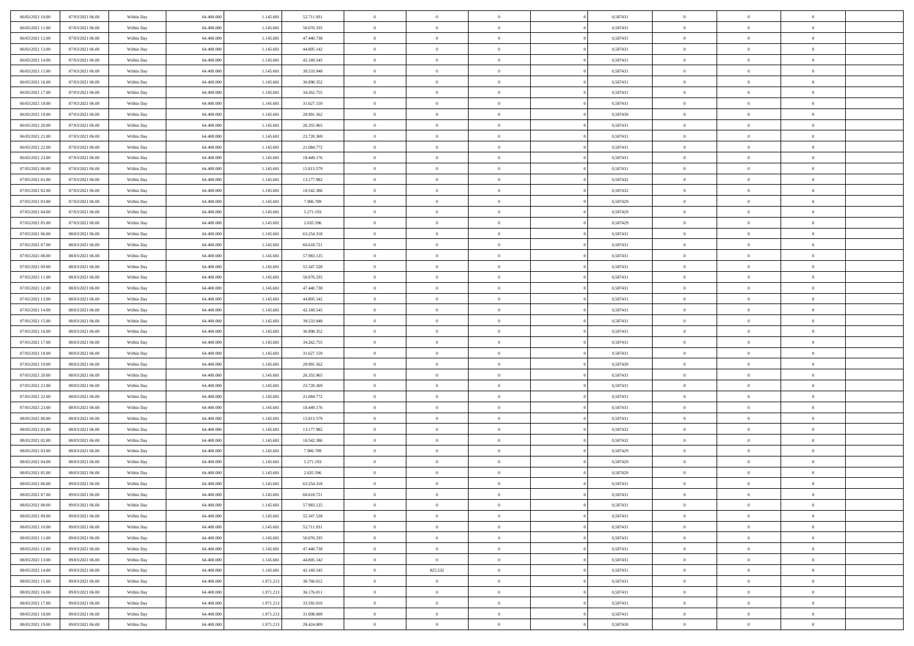| | | | | | | | | | | | | | | |
|---|---|---|---|---|---|---|---|---|---|---|---|---|---|---|
| 06/03/2021 10:00 | 07/03/2021 06:00 | Within Day | 64.400.000 | 1.145.681 | 52.711.931 | 0 | 0 | 0 | | 0,587431 | 0 | 0 | 0 | |
| 06/03/2021 11:00 | 07/03/2021 06:00 | Within Day | 64.400.000 | 1.145.681 | 50.076.335 | 0 | 0 | 0 | | 0,587431 | 0 | 0 | 0 | |
| 06/03/2021 12:00 | 07/03/2021 06:00 | Within Day | 64.400.000 | 1.145.681 | 47.440.738 | 0 | 0 | 0 | | 0,587431 | 0 | 0 | 0 | |
| 06/03/2021 13:00 | 07/03/2021 06:00 | Within Day | 64.400.000 | 1.145.681 | 44.805.142 | 0 | 0 | 0 | | 0,587431 | 0 | 0 | 0 | |
| 06/03/2021 14:00 | 07/03/2021 06:00 | Within Day | 64.400.000 | 1.145.681 | 42.169.545 | 0 | 0 | 0 | | 0,587431 | 0 | 0 | 0 | |
| 06/03/2021 15:00 | 07/03/2021 06:00 | Within Day | 64.400.000 | 1.145.681 | 39.533.948 | 0 | 0 | 0 | | 0,587431 | 0 | 0 | 0 | |
| 06/03/2021 16:00 | 07/03/2021 06:00 | Within Day | 64.400.000 | 1.145.681 | 36.898.352 | 0 | 0 | 0 | | 0,587431 | 0 | 0 | 0 | |
| 06/03/2021 17:00 | 07/03/2021 06:00 | Within Day | 64.400.000 | 1.145.681 | 34.262.755 | 0 | 0 | 0 | | 0,587431 | 0 | 0 | 0 | |
| 06/03/2021 18:00 | 07/03/2021 06:00 | Within Day | 64.400.000 | 1.145.681 | 31.627.159 | 0 | 0 | 0 | | 0,587431 | 0 | 0 | 0 | |
| 06/03/2021 19:00 | 07/03/2021 06:00 | Within Day | 64.400.000 | 1.145.681 | 28.991.562 | 0 | 0 | 0 | | 0,587430 | 0 | 0 | 0 | |
| 06/03/2021 20:00 | 07/03/2021 06:00 | Within Day | 64.400.000 | 1.145.681 | 26.355.965 | 0 | 0 | 0 | | 0,587431 | 0 | 0 | 0 | |
| 06/03/2021 21:00 | 07/03/2021 06:00 | Within Day | 64.400.000 | 1.145.681 | 23.720.369 | 0 | 0 | 0 | | 0,587431 | 0 | 0 | 0 | |
| 06/03/2021 22:00 | 07/03/2021 06:00 | Within Day | 64.400.000 | 1.145.681 | 21.084.772 | 0 | 0 | 0 | | 0,587431 | 0 | 0 | 0 | |
| 06/03/2021 23:00 | 07/03/2021 06:00 | Within Day | 64.400.000 | 1.145.681 | 18.449.176 | 0 | 0 | 0 | | 0,587431 | 0 | 0 | 0 | |
| 07/03/2021 00:00 | 07/03/2021 06:00 | Within Day | 64.400.000 | 1.145.681 | 15.813.579 | 0 | 0 | 0 | | 0,587431 | 0 | 0 | 0 | |
| 07/03/2021 01:00 | 07/03/2021 06:00 | Within Day | 64.400.000 | 1.145.681 | 13.177.982 | 0 | 0 | 0 | | 0,587432 | 0 | 0 | 0 | |
| 07/03/2021 02:00 | 07/03/2021 06:00 | Within Day | 64.400.000 | 1.145.681 | 10.542.386 | 0 | 0 | 0 | | 0,587432 | 0 | 0 | 0 | |
| 07/03/2021 03:00 | 07/03/2021 06:00 | Within Day | 64.400.000 | 1.145.681 | 7.906.789 | 0 | 0 | 0 | | 0,587429 | 0 | 0 | 0 | |
| 07/03/2021 04:00 | 07/03/2021 06:00 | Within Day | 64.400.000 | 1.145.681 | 5.271.193 | 0 | 0 | 0 | | 0,587429 | 0 | 0 | 0 | |
| 07/03/2021 05:00 | 07/03/2021 06:00 | Within Day | 64.400.000 | 1.145.681 | 2.635.596 | 0 | 0 | 0 | | 0,587429 | 0 | 0 | 0 | |
| 07/03/2021 06:00 | 08/03/2021 06:00 | Within Day | 64.400.000 | 1.145.681 | 63.254.318 | 0 | 0 | 0 | | 0,587431 | 0 | 0 | 0 | |
| 07/03/2021 07:00 | 08/03/2021 06:00 | Within Day | 64.400.000 | 1.145.681 | 60.618.721 | 0 | 0 | 0 | | 0,587431 | 0 | 0 | 0 | |
| 07/03/2021 08:00 | 08/03/2021 06:00 | Within Day | 64.400.000 | 1.145.681 | 57.983.125 | 0 | 0 | 0 | | 0,587431 | 0 | 0 | 0 | |
| 07/03/2021 09:00 | 08/03/2021 06:00 | Within Day | 64.400.000 | 1.145.681 | 55.347.528 | 0 | 0 | 0 | | 0,587431 | 0 | 0 | 0 | |
| 07/03/2021 11:00 | 08/03/2021 06:00 | Within Day | 64.400.000 | 1.145.681 | 50.076.335 | 0 | 0 | 0 | | 0,587431 | 0 | 0 | 0 | |
| 07/03/2021 12:00 | 08/03/2021 06:00 | Within Day | 64.400.000 | 1.145.681 | 47.440.738 | 0 | 0 | 0 | | 0,587431 | 0 | 0 | 0 | |
| 07/03/2021 13:00 | 08/03/2021 06:00 | Within Day | 64.400.000 | 1.145.681 | 44.805.142 | 0 | 0 | 0 | | 0,587431 | 0 | 0 | 0 | |
| 07/03/2021 14:00 | 08/03/2021 06:00 | Within Day | 64.400.000 | 1.145.681 | 42.169.545 | 0 | 0 | 0 | | 0,587431 | 0 | 0 | 0 | |
| 07/03/2021 15:00 | 08/03/2021 06:00 | Within Day | 64.400.000 | 1.145.681 | 39.533.948 | 0 | 0 | 0 | | 0,587431 | 0 | 0 | 0 | |
| 07/03/2021 16:00 | 08/03/2021 06:00 | Within Day | 64.400.000 | 1.145.681 | 36.898.352 | 0 | 0 | 0 | | 0,587431 | 0 | 0 | 0 | |
| 07/03/2021 17:00 | 08/03/2021 06:00 | Within Day | 64.400.000 | 1.145.681 | 34.262.755 | 0 | 0 | 0 | | 0,587431 | 0 | 0 | 0 | |
| 07/03/2021 18:00 | 08/03/2021 06:00 | Within Day | 64.400.000 | 1.145.681 | 31.627.159 | 0 | 0 | 0 | | 0,587431 | 0 | 0 | 0 | |
| 07/03/2021 19:00 | 08/03/2021 06:00 | Within Day | 64.400.000 | 1.145.681 | 28.991.562 | 0 | 0 | 0 | | 0,587430 | 0 | 0 | 0 | |
| 07/03/2021 20:00 | 08/03/2021 06:00 | Within Day | 64.400.000 | 1.145.681 | 26.355.965 | 0 | 0 | 0 | | 0,587431 | 0 | 0 | 0 | |
| 07/03/2021 21:00 | 08/03/2021 06:00 | Within Day | 64.400.000 | 1.145.681 | 23.720.369 | 0 | 0 | 0 | | 0,587431 | 0 | 0 | 0 | |
| 07/03/2021 22:00 | 08/03/2021 06:00 | Within Day | 64.400.000 | 1.145.681 | 21.084.772 | 0 | 0 | 0 | | 0,587431 | 0 | 0 | 0 | |
| 07/03/2021 23:00 | 08/03/2021 06:00 | Within Day | 64.400.000 | 1.145.681 | 18.449.176 | 0 | 0 | 0 | | 0,587431 | 0 | 0 | 0 | |
| 08/03/2021 00:00 | 08/03/2021 06:00 | Within Day | 64.400.000 | 1.145.681 | 15.813.579 | 0 | 0 | 0 | | 0,587431 | 0 | 0 | 0 | |
| 08/03/2021 01:00 | 08/03/2021 06:00 | Within Day | 64.400.000 | 1.145.681 | 13.177.982 | 0 | 0 | 0 | | 0,587432 | 0 | 0 | 0 | |
| 08/03/2021 02:00 | 08/03/2021 06:00 | Within Day | 64.400.000 | 1.145.681 | 10.542.386 | 0 | 0 | 0 | | 0,587432 | 0 | 0 | 0 | |
| 08/03/2021 03:00 | 08/03/2021 06:00 | Within Day | 64.400.000 | 1.145.681 | 7.906.789 | 0 | 0 | 0 | | 0,587429 | 0 | 0 | 0 | |
| 08/03/2021 04:00 | 08/03/2021 06:00 | Within Day | 64.400.000 | 1.145.681 | 5.271.193 | 0 | 0 | 0 | | 0,587429 | 0 | 0 | 0 | |
| 08/03/2021 05:00 | 08/03/2021 06:00 | Within Day | 64.400.000 | 1.145.681 | 2.635.596 | 0 | 0 | 0 | | 0,587429 | 0 | 0 | 0 | |
| 08/03/2021 06:00 | 09/03/2021 06:00 | Within Day | 64.400.000 | 1.145.681 | 63.254.318 | 0 | 0 | 0 | | 0,587431 | 0 | 0 | 0 | |
| 08/03/2021 07:00 | 09/03/2021 06:00 | Within Day | 64.400.000 | 1.145.681 | 60.618.721 | 0 | 0 | 0 | | 0,587431 | 0 | 0 | 0 | |
| 08/03/2021 08:00 | 09/03/2021 06:00 | Within Day | 64.400.000 | 1.145.681 | 57.983.125 | 0 | 0 | 0 | | 0,587431 | 0 | 0 | 0 | |
| 08/03/2021 09:00 | 09/03/2021 06:00 | Within Day | 64.400.000 | 1.145.681 | 55.347.528 | 0 | 0 | 0 | | 0,587431 | 0 | 0 | 0 | |
| 08/03/2021 10:00 | 09/03/2021 06:00 | Within Day | 64.400.000 | 1.145.681 | 52.711.931 | 0 | 0 | 0 | | 0,587431 | 0 | 0 | 0 | |
| 08/03/2021 11:00 | 09/03/2021 06:00 | Within Day | 64.400.000 | 1.145.681 | 50.076.335 | 0 | 0 | 0 | | 0,587431 | 0 | 0 | 0 | |
| 08/03/2021 12:00 | 09/03/2021 06:00 | Within Day | 64.400.000 | 1.145.681 | 47.440.738 | 0 | 0 | 0 | | 0,587431 | 0 | 0 | 0 | |
| 08/03/2021 13:00 | 09/03/2021 06:00 | Within Day | 64.400.000 | 1.145.681 | 44.805.142 | 0 | 0 | 0 | | 0,587431 | 0 | 0 | 0 | |
| 08/03/2021 14:00 | 09/03/2021 06:00 | Within Day | 64.400.000 | 1.145.681 | 42.169.545 | 0 | 825.532 | 0 | | 0,587431 | 0 | 0 | 0 | |
| 08/03/2021 15:00 | 09/03/2021 06:00 | Within Day | 64.400.000 | 1.971.213 | 38.760.012 | 0 | 0 | 0 | | 0,587431 | 0 | 0 | 0 | |
| 08/03/2021 16:00 | 09/03/2021 06:00 | Within Day | 64.400.000 | 1.971.213 | 36.176.011 | 0 | 0 | 0 | | 0,587431 | 0 | 0 | 0 | |
| 08/03/2021 17:00 | 09/03/2021 06:00 | Within Day | 64.400.000 | 1.971.213 | 33.592.010 | 0 | 0 | 0 | | 0,587431 | 0 | 0 | 0 | |
| 08/03/2021 18:00 | 09/03/2021 06:00 | Within Day | 64.400.000 | 1.971.213 | 31.008.009 | 0 | 0 | 0 | | 0,587431 | 0 | 0 | 0 | |
| 08/03/2021 19:00 | 09/03/2021 06:00 | Within Day | 64.400.000 | 1.971.213 | 28.424.009 | 0 | 0 | 0 | | 0,587430 | 0 | 0 | 0 | |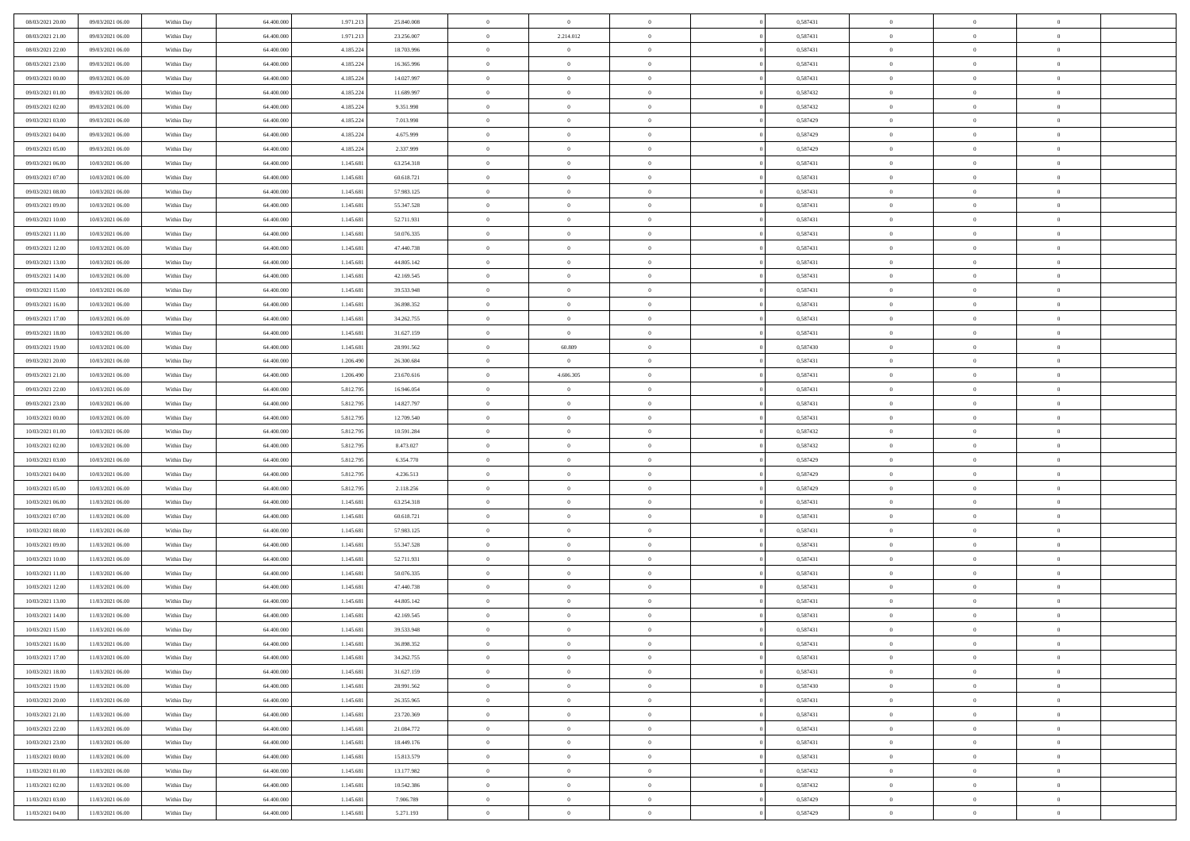| | | | | | | | | | | | | | | |
|---|---|---|---|---|---|---|---|---|---|---|---|---|---|---|
| 08/03/2021 20.00 | 09/03/2021 06.00 | Within Day | 64.400.000 | 1.971.213 | 25.840.008 | 0 | 0 | 0 | | 0 | 0,587431 | 0 | 0 | 0 |
| 08/03/2021 21.00 | 09/03/2021 06.00 | Within Day | 64.400.000 | 1.971.213 | 23.256.007 | 0 | 2.214.012 | 0 | | 0 | 0,587431 | 0 | 0 | 0 |
| 08/03/2021 22.00 | 09/03/2021 06.00 | Within Day | 64.400.000 | 4.185.224 | 18.703.996 | 0 | 0 | 0 | | 0 | 0,587431 | 0 | 0 | 0 |
| 08/03/2021 23.00 | 09/03/2021 06.00 | Within Day | 64.400.000 | 4.185.224 | 16.365.996 | 0 | 0 | 0 | | 0 | 0,587431 | 0 | 0 | 0 |
| 09/03/2021 00.00 | 09/03/2021 06.00 | Within Day | 64.400.000 | 4.185.224 | 14.027.997 | 0 | 0 | 0 | | 0 | 0,587431 | 0 | 0 | 0 |
| 09/03/2021 01.00 | 09/03/2021 06.00 | Within Day | 64.400.000 | 4.185.224 | 11.689.997 | 0 | 0 | 0 | | 0 | 0,587432 | 0 | 0 | 0 |
| 09/03/2021 02.00 | 09/03/2021 06.00 | Within Day | 64.400.000 | 4.185.224 | 9.351.998 | 0 | 0 | 0 | | 0 | 0,587432 | 0 | 0 | 0 |
| 09/03/2021 03.00 | 09/03/2021 06.00 | Within Day | 64.400.000 | 4.185.224 | 7.013.998 | 0 | 0 | 0 | | 0 | 0,587429 | 0 | 0 | 0 |
| 09/03/2021 04.00 | 09/03/2021 06.00 | Within Day | 64.400.000 | 4.185.224 | 4.675.999 | 0 | 0 | 0 | | 0 | 0,587429 | 0 | 0 | 0 |
| 09/03/2021 05.00 | 09/03/2021 06.00 | Within Day | 64.400.000 | 4.185.224 | 2.337.999 | 0 | 0 | 0 | | 0 | 0,587429 | 0 | 0 | 0 |
| 09/03/2021 06.00 | 10/03/2021 06.00 | Within Day | 64.400.000 | 1.145.681 | 63.254.318 | 0 | 0 | 0 | | 0 | 0,587431 | 0 | 0 | 0 |
| 09/03/2021 07.00 | 10/03/2021 06.00 | Within Day | 64.400.000 | 1.145.681 | 60.618.721 | 0 | 0 | 0 | | 0 | 0,587431 | 0 | 0 | 0 |
| 09/03/2021 08.00 | 10/03/2021 06.00 | Within Day | 64.400.000 | 1.145.681 | 57.983.125 | 0 | 0 | 0 | | 0 | 0,587431 | 0 | 0 | 0 |
| 09/03/2021 09.00 | 10/03/2021 06.00 | Within Day | 64.400.000 | 1.145.681 | 55.347.528 | 0 | 0 | 0 | | 0 | 0,587431 | 0 | 0 | 0 |
| 09/03/2021 10.00 | 10/03/2021 06.00 | Within Day | 64.400.000 | 1.145.681 | 52.711.931 | 0 | 0 | 0 | | 0 | 0,587431 | 0 | 0 | 0 |
| 09/03/2021 11.00 | 10/03/2021 06.00 | Within Day | 64.400.000 | 1.145.681 | 50.076.335 | 0 | 0 | 0 | | 0 | 0,587431 | 0 | 0 | 0 |
| 09/03/2021 12.00 | 10/03/2021 06.00 | Within Day | 64.400.000 | 1.145.681 | 47.440.738 | 0 | 0 | 0 | | 0 | 0,587431 | 0 | 0 | 0 |
| 09/03/2021 13.00 | 10/03/2021 06.00 | Within Day | 64.400.000 | 1.145.681 | 44.805.142 | 0 | 0 | 0 | | 0 | 0,587431 | 0 | 0 | 0 |
| 09/03/2021 14.00 | 10/03/2021 06.00 | Within Day | 64.400.000 | 1.145.681 | 42.169.545 | 0 | 0 | 0 | | 0 | 0,587431 | 0 | 0 | 0 |
| 09/03/2021 15.00 | 10/03/2021 06.00 | Within Day | 64.400.000 | 1.145.681 | 39.533.948 | 0 | 0 | 0 | | 0 | 0,587431 | 0 | 0 | 0 |
| 09/03/2021 16.00 | 10/03/2021 06.00 | Within Day | 64.400.000 | 1.145.681 | 36.898.352 | 0 | 0 | 0 | | 0 | 0,587431 | 0 | 0 | 0 |
| 09/03/2021 17.00 | 10/03/2021 06.00 | Within Day | 64.400.000 | 1.145.681 | 34.262.755 | 0 | 0 | 0 | | 0 | 0,587431 | 0 | 0 | 0 |
| 09/03/2021 18.00 | 10/03/2021 06.00 | Within Day | 64.400.000 | 1.145.681 | 31.627.159 | 0 | 0 | 0 | | 0 | 0,587431 | 0 | 0 | 0 |
| 09/03/2021 19.00 | 10/03/2021 06.00 | Within Day | 64.400.000 | 1.145.681 | 28.991.562 | 0 | 60.809 | 0 | | 0 | 0,587430 | 0 | 0 | 0 |
| 09/03/2021 20.00 | 10/03/2021 06.00 | Within Day | 64.400.000 | 1.206.490 | 26.300.684 | 0 | 0 | 0 | | 0 | 0,587431 | 0 | 0 | 0 |
| 09/03/2021 21.00 | 10/03/2021 06.00 | Within Day | 64.400.000 | 1.206.490 | 23.670.616 | 0 | 4.606.305 | 0 | | 0 | 0,587431 | 0 | 0 | 0 |
| 09/03/2021 22.00 | 10/03/2021 06.00 | Within Day | 64.400.000 | 5.812.795 | 16.946.054 | 0 | 0 | 0 | | 0 | 0,587431 | 0 | 0 | 0 |
| 09/03/2021 23.00 | 10/03/2021 06.00 | Within Day | 64.400.000 | 5.812.795 | 14.827.797 | 0 | 0 | 0 | | 0 | 0,587431 | 0 | 0 | 0 |
| 10/03/2021 00.00 | 10/03/2021 06.00 | Within Day | 64.400.000 | 5.812.795 | 12.709.540 | 0 | 0 | 0 | | 0 | 0,587431 | 0 | 0 | 0 |
| 10/03/2021 01.00 | 10/03/2021 06.00 | Within Day | 64.400.000 | 5.812.795 | 10.591.284 | 0 | 0 | 0 | | 0 | 0,587432 | 0 | 0 | 0 |
| 10/03/2021 02.00 | 10/03/2021 06.00 | Within Day | 64.400.000 | 5.812.795 | 8.473.027 | 0 | 0 | 0 | | 0 | 0,587432 | 0 | 0 | 0 |
| 10/03/2021 03.00 | 10/03/2021 06.00 | Within Day | 64.400.000 | 5.812.795 | 6.354.770 | 0 | 0 | 0 | | 0 | 0,587429 | 0 | 0 | 0 |
| 10/03/2021 04.00 | 10/03/2021 06.00 | Within Day | 64.400.000 | 5.812.795 | 4.236.513 | 0 | 0 | 0 | | 0 | 0,587429 | 0 | 0 | 0 |
| 10/03/2021 05.00 | 10/03/2021 06.00 | Within Day | 64.400.000 | 5.812.795 | 2.118.256 | 0 | 0 | 0 | | 0 | 0,587429 | 0 | 0 | 0 |
| 10/03/2021 06.00 | 11/03/2021 06.00 | Within Day | 64.400.000 | 1.145.681 | 63.254.318 | 0 | 0 | 0 | | 0 | 0,587431 | 0 | 0 | 0 |
| 10/03/2021 07.00 | 11/03/2021 06.00 | Within Day | 64.400.000 | 1.145.681 | 60.618.721 | 0 | 0 | 0 | | 0 | 0,587431 | 0 | 0 | 0 |
| 10/03/2021 08.00 | 11/03/2021 06.00 | Within Day | 64.400.000 | 1.145.681 | 57.983.125 | 0 | 0 | 0 | | 0 | 0,587431 | 0 | 0 | 0 |
| 10/03/2021 09.00 | 11/03/2021 06.00 | Within Day | 64.400.000 | 1.145.681 | 55.347.528 | 0 | 0 | 0 | | 0 | 0,587431 | 0 | 0 | 0 |
| 10/03/2021 10.00 | 11/03/2021 06.00 | Within Day | 64.400.000 | 1.145.681 | 52.711.931 | 0 | 0 | 0 | | 0 | 0,587431 | 0 | 0 | 0 |
| 10/03/2021 11.00 | 11/03/2021 06.00 | Within Day | 64.400.000 | 1.145.681 | 50.076.335 | 0 | 0 | 0 | | 0 | 0,587431 | 0 | 0 | 0 |
| 10/03/2021 12.00 | 11/03/2021 06.00 | Within Day | 64.400.000 | 1.145.681 | 47.440.738 | 0 | 0 | 0 | | 0 | 0,587431 | 0 | 0 | 0 |
| 10/03/2021 13.00 | 11/03/2021 06.00 | Within Day | 64.400.000 | 1.145.681 | 44.805.142 | 0 | 0 | 0 | | 0 | 0,587431 | 0 | 0 | 0 |
| 10/03/2021 14.00 | 11/03/2021 06.00 | Within Day | 64.400.000 | 1.145.681 | 42.169.545 | 0 | 0 | 0 | | 0 | 0,587431 | 0 | 0 | 0 |
| 10/03/2021 15.00 | 11/03/2021 06.00 | Within Day | 64.400.000 | 1.145.681 | 39.533.948 | 0 | 0 | 0 | | 0 | 0,587431 | 0 | 0 | 0 |
| 10/03/2021 16.00 | 11/03/2021 06.00 | Within Day | 64.400.000 | 1.145.681 | 36.898.352 | 0 | 0 | 0 | | 0 | 0,587431 | 0 | 0 | 0 |
| 10/03/2021 17.00 | 11/03/2021 06.00 | Within Day | 64.400.000 | 1.145.681 | 34.262.755 | 0 | 0 | 0 | | 0 | 0,587431 | 0 | 0 | 0 |
| 10/03/2021 18.00 | 11/03/2021 06.00 | Within Day | 64.400.000 | 1.145.681 | 31.627.159 | 0 | 0 | 0 | | 0 | 0,587431 | 0 | 0 | 0 |
| 10/03/2021 19.00 | 11/03/2021 06.00 | Within Day | 64.400.000 | 1.145.681 | 28.991.562 | 0 | 0 | 0 | | 0 | 0,587430 | 0 | 0 | 0 |
| 10/03/2021 20.00 | 11/03/2021 06.00 | Within Day | 64.400.000 | 1.145.681 | 26.355.965 | 0 | 0 | 0 | | 0 | 0,587431 | 0 | 0 | 0 |
| 10/03/2021 21.00 | 11/03/2021 06.00 | Within Day | 64.400.000 | 1.145.681 | 23.720.369 | 0 | 0 | 0 | | 0 | 0,587431 | 0 | 0 | 0 |
| 10/03/2021 22.00 | 11/03/2021 06.00 | Within Day | 64.400.000 | 1.145.681 | 21.084.772 | 0 | 0 | 0 | | 0 | 0,587431 | 0 | 0 | 0 |
| 10/03/2021 23.00 | 11/03/2021 06.00 | Within Day | 64.400.000 | 1.145.681 | 18.449.176 | 0 | 0 | 0 | | 0 | 0,587431 | 0 | 0 | 0 |
| 11/03/2021 00.00 | 11/03/2021 06.00 | Within Day | 64.400.000 | 1.145.681 | 15.813.579 | 0 | 0 | 0 | | 0 | 0,587431 | 0 | 0 | 0 |
| 11/03/2021 01.00 | 11/03/2021 06.00 | Within Day | 64.400.000 | 1.145.681 | 13.177.982 | 0 | 0 | 0 | | 0 | 0,587432 | 0 | 0 | 0 |
| 11/03/2021 02.00 | 11/03/2021 06.00 | Within Day | 64.400.000 | 1.145.681 | 10.542.386 | 0 | 0 | 0 | | 0 | 0,587432 | 0 | 0 | 0 |
| 11/03/2021 03.00 | 11/03/2021 06.00 | Within Day | 64.400.000 | 1.145.681 | 7.906.789 | 0 | 0 | 0 | | 0 | 0,587429 | 0 | 0 | 0 |
| 11/03/2021 04.00 | 11/03/2021 06.00 | Within Day | 64.400.000 | 1.145.681 | 5.271.193 | 0 | 0 | 0 | | 0 | 0,587429 | 0 | 0 | 0 |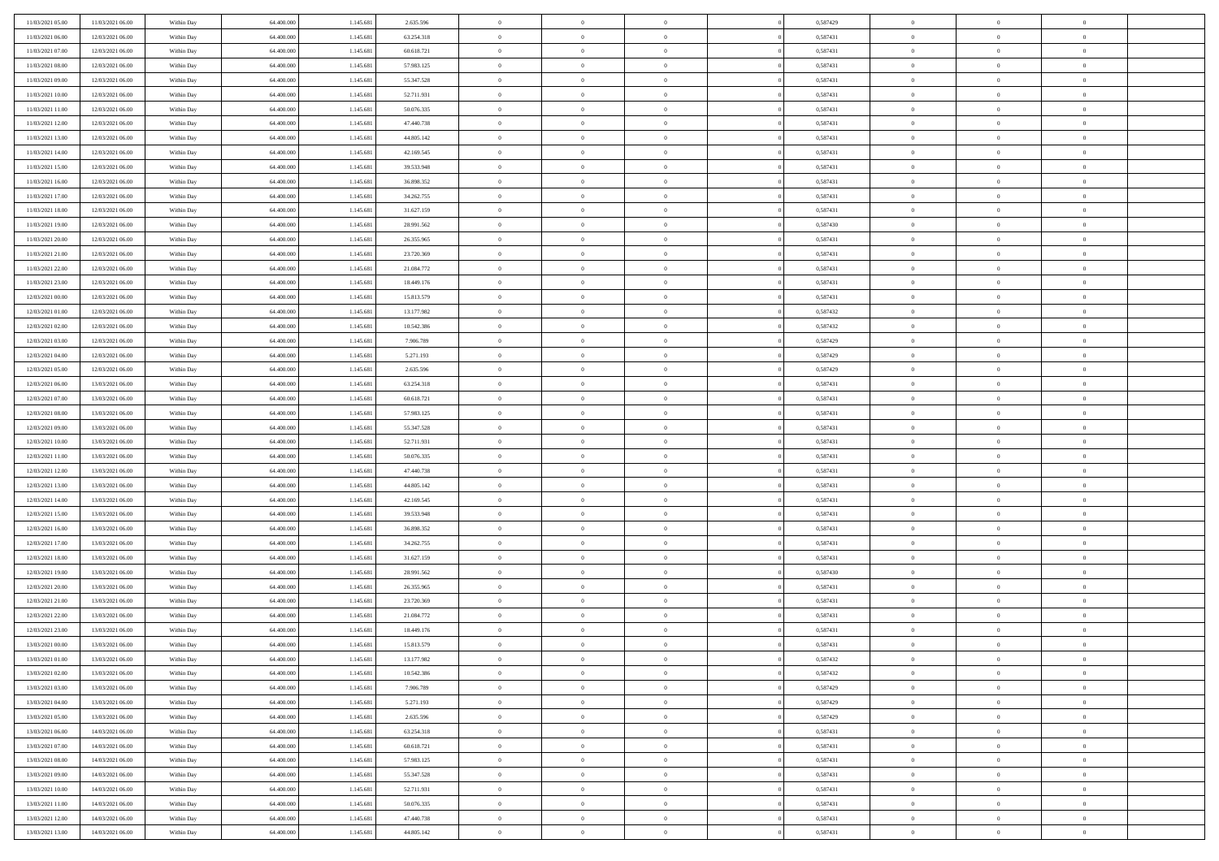| | | | | | | | | | | | | | | |
|---|---|---|---|---|---|---|---|---|---|---|---|---|---|---|
| 11/03/2021 05.00 | 11/03/2021 06.00 | Within Day | 64.400.000 | 1.145.681 | 2.635.596 | 0 | 0 | 0 | | 0,587429 | 0 | 0 | 0 | |
| 11/03/2021 06.00 | 12/03/2021 06.00 | Within Day | 64.400.000 | 1.145.681 | 63.254.318 | 0 | 0 | 0 | | 0,587431 | 0 | 0 | 0 | |
| 11/03/2021 07.00 | 12/03/2021 06.00 | Within Day | 64.400.000 | 1.145.681 | 60.618.721 | 0 | 0 | 0 | | 0,587431 | 0 | 0 | 0 | |
| 11/03/2021 08.00 | 12/03/2021 06.00 | Within Day | 64.400.000 | 1.145.681 | 57.983.125 | 0 | 0 | 0 | | 0,587431 | 0 | 0 | 0 | |
| 11/03/2021 09.00 | 12/03/2021 06.00 | Within Day | 64.400.000 | 1.145.681 | 55.347.528 | 0 | 0 | 0 | | 0,587431 | 0 | 0 | 0 | |
| 11/03/2021 10.00 | 12/03/2021 06.00 | Within Day | 64.400.000 | 1.145.681 | 52.711.931 | 0 | 0 | 0 | | 0,587431 | 0 | 0 | 0 | |
| 11/03/2021 11.00 | 12/03/2021 06.00 | Within Day | 64.400.000 | 1.145.681 | 50.076.335 | 0 | 0 | 0 | | 0,587431 | 0 | 0 | 0 | |
| 11/03/2021 12.00 | 12/03/2021 06.00 | Within Day | 64.400.000 | 1.145.681 | 47.440.738 | 0 | 0 | 0 | | 0,587431 | 0 | 0 | 0 | |
| 11/03/2021 13.00 | 12/03/2021 06.00 | Within Day | 64.400.000 | 1.145.681 | 44.805.142 | 0 | 0 | 0 | | 0,587431 | 0 | 0 | 0 | |
| 11/03/2021 14.00 | 12/03/2021 06.00 | Within Day | 64.400.000 | 1.145.681 | 42.169.545 | 0 | 0 | 0 | | 0,587431 | 0 | 0 | 0 | |
| 11/03/2021 15.00 | 12/03/2021 06.00 | Within Day | 64.400.000 | 1.145.681 | 39.533.948 | 0 | 0 | 0 | | 0,587431 | 0 | 0 | 0 | |
| 11/03/2021 16.00 | 12/03/2021 06.00 | Within Day | 64.400.000 | 1.145.681 | 36.898.352 | 0 | 0 | 0 | | 0,587431 | 0 | 0 | 0 | |
| 11/03/2021 17.00 | 12/03/2021 06.00 | Within Day | 64.400.000 | 1.145.681 | 34.262.755 | 0 | 0 | 0 | | 0,587431 | 0 | 0 | 0 | |
| 11/03/2021 18.00 | 12/03/2021 06.00 | Within Day | 64.400.000 | 1.145.681 | 31.627.159 | 0 | 0 | 0 | | 0,587431 | 0 | 0 | 0 | |
| 11/03/2021 19.00 | 12/03/2021 06.00 | Within Day | 64.400.000 | 1.145.681 | 28.991.562 | 0 | 0 | 0 | | 0,587430 | 0 | 0 | 0 | |
| 11/03/2021 20.00 | 12/03/2021 06.00 | Within Day | 64.400.000 | 1.145.681 | 26.355.965 | 0 | 0 | 0 | | 0,587431 | 0 | 0 | 0 | |
| 11/03/2021 21.00 | 12/03/2021 06.00 | Within Day | 64.400.000 | 1.145.681 | 23.720.369 | 0 | 0 | 0 | | 0,587431 | 0 | 0 | 0 | |
| 11/03/2021 22.00 | 12/03/2021 06.00 | Within Day | 64.400.000 | 1.145.681 | 21.084.772 | 0 | 0 | 0 | | 0,587431 | 0 | 0 | 0 | |
| 11/03/2021 23.00 | 12/03/2021 06.00 | Within Day | 64.400.000 | 1.145.681 | 18.449.176 | 0 | 0 | 0 | | 0,587431 | 0 | 0 | 0 | |
| 12/03/2021 00.00 | 12/03/2021 06.00 | Within Day | 64.400.000 | 1.145.681 | 15.813.579 | 0 | 0 | 0 | | 0,587431 | 0 | 0 | 0 | |
| 12/03/2021 01.00 | 12/03/2021 06.00 | Within Day | 64.400.000 | 1.145.681 | 13.177.982 | 0 | 0 | 0 | | 0,587432 | 0 | 0 | 0 | |
| 12/03/2021 02.00 | 12/03/2021 06.00 | Within Day | 64.400.000 | 1.145.681 | 10.542.386 | 0 | 0 | 0 | | 0,587432 | 0 | 0 | 0 | |
| 12/03/2021 03.00 | 12/03/2021 06.00 | Within Day | 64.400.000 | 1.145.681 | 7.906.789 | 0 | 0 | 0 | | 0,587429 | 0 | 0 | 0 | |
| 12/03/2021 04.00 | 12/03/2021 06.00 | Within Day | 64.400.000 | 1.145.681 | 5.271.193 | 0 | 0 | 0 | | 0,587429 | 0 | 0 | 0 | |
| 12/03/2021 05.00 | 12/03/2021 06.00 | Within Day | 64.400.000 | 1.145.681 | 2.635.596 | 0 | 0 | 0 | | 0,587429 | 0 | 0 | 0 | |
| 12/03/2021 06.00 | 13/03/2021 06.00 | Within Day | 64.400.000 | 1.145.681 | 63.254.318 | 0 | 0 | 0 | | 0,587431 | 0 | 0 | 0 | |
| 12/03/2021 07.00 | 13/03/2021 06.00 | Within Day | 64.400.000 | 1.145.681 | 60.618.721 | 0 | 0 | 0 | | 0,587431 | 0 | 0 | 0 | |
| 12/03/2021 08.00 | 13/03/2021 06.00 | Within Day | 64.400.000 | 1.145.681 | 57.983.125 | 0 | 0 | 0 | | 0,587431 | 0 | 0 | 0 | |
| 12/03/2021 09.00 | 13/03/2021 06.00 | Within Day | 64.400.000 | 1.145.681 | 55.347.528 | 0 | 0 | 0 | | 0,587431 | 0 | 0 | 0 | |
| 12/03/2021 10.00 | 13/03/2021 06.00 | Within Day | 64.400.000 | 1.145.681 | 52.711.931 | 0 | 0 | 0 | | 0,587431 | 0 | 0 | 0 | |
| 12/03/2021 11.00 | 13/03/2021 06.00 | Within Day | 64.400.000 | 1.145.681 | 50.076.335 | 0 | 0 | 0 | | 0,587431 | 0 | 0 | 0 | |
| 12/03/2021 12.00 | 13/03/2021 06.00 | Within Day | 64.400.000 | 1.145.681 | 47.440.738 | 0 | 0 | 0 | | 0,587431 | 0 | 0 | 0 | |
| 12/03/2021 13.00 | 13/03/2021 06.00 | Within Day | 64.400.000 | 1.145.681 | 44.805.142 | 0 | 0 | 0 | | 0,587431 | 0 | 0 | 0 | |
| 12/03/2021 14.00 | 13/03/2021 06.00 | Within Day | 64.400.000 | 1.145.681 | 42.169.545 | 0 | 0 | 0 | | 0,587431 | 0 | 0 | 0 | |
| 12/03/2021 15.00 | 13/03/2021 06.00 | Within Day | 64.400.000 | 1.145.681 | 39.533.948 | 0 | 0 | 0 | | 0,587431 | 0 | 0 | 0 | |
| 12/03/2021 16.00 | 13/03/2021 06.00 | Within Day | 64.400.000 | 1.145.681 | 36.898.352 | 0 | 0 | 0 | | 0,587431 | 0 | 0 | 0 | |
| 12/03/2021 17.00 | 13/03/2021 06.00 | Within Day | 64.400.000 | 1.145.681 | 34.262.755 | 0 | 0 | 0 | | 0,587431 | 0 | 0 | 0 | |
| 12/03/2021 18.00 | 13/03/2021 06.00 | Within Day | 64.400.000 | 1.145.681 | 31.627.159 | 0 | 0 | 0 | | 0,587431 | 0 | 0 | 0 | |
| 12/03/2021 19.00 | 13/03/2021 06.00 | Within Day | 64.400.000 | 1.145.681 | 28.991.562 | 0 | 0 | 0 | | 0,587430 | 0 | 0 | 0 | |
| 12/03/2021 20.00 | 13/03/2021 06.00 | Within Day | 64.400.000 | 1.145.681 | 26.355.965 | 0 | 0 | 0 | | 0,587431 | 0 | 0 | 0 | |
| 12/03/2021 21.00 | 13/03/2021 06.00 | Within Day | 64.400.000 | 1.145.681 | 23.720.369 | 0 | 0 | 0 | | 0,587431 | 0 | 0 | 0 | |
| 12/03/2021 22.00 | 13/03/2021 06.00 | Within Day | 64.400.000 | 1.145.681 | 21.084.772 | 0 | 0 | 0 | | 0,587431 | 0 | 0 | 0 | |
| 12/03/2021 23.00 | 13/03/2021 06.00 | Within Day | 64.400.000 | 1.145.681 | 18.449.176 | 0 | 0 | 0 | | 0,587431 | 0 | 0 | 0 | |
| 13/03/2021 00.00 | 13/03/2021 06.00 | Within Day | 64.400.000 | 1.145.681 | 15.813.579 | 0 | 0 | 0 | | 0,587431 | 0 | 0 | 0 | |
| 13/03/2021 01.00 | 13/03/2021 06.00 | Within Day | 64.400.000 | 1.145.681 | 13.177.982 | 0 | 0 | 0 | | 0,587432 | 0 | 0 | 0 | |
| 13/03/2021 02.00 | 13/03/2021 06.00 | Within Day | 64.400.000 | 1.145.681 | 10.542.386 | 0 | 0 | 0 | | 0,587432 | 0 | 0 | 0 | |
| 13/03/2021 03.00 | 13/03/2021 06.00 | Within Day | 64.400.000 | 1.145.681 | 7.906.789 | 0 | 0 | 0 | | 0,587429 | 0 | 0 | 0 | |
| 13/03/2021 04.00 | 13/03/2021 06.00 | Within Day | 64.400.000 | 1.145.681 | 5.271.193 | 0 | 0 | 0 | | 0,587429 | 0 | 0 | 0 | |
| 13/03/2021 05.00 | 13/03/2021 06.00 | Within Day | 64.400.000 | 1.145.681 | 2.635.596 | 0 | 0 | 0 | | 0,587429 | 0 | 0 | 0 | |
| 13/03/2021 06.00 | 14/03/2021 06.00 | Within Day | 64.400.000 | 1.145.681 | 63.254.318 | 0 | 0 | 0 | | 0,587431 | 0 | 0 | 0 | |
| 13/03/2021 07.00 | 14/03/2021 06.00 | Within Day | 64.400.000 | 1.145.681 | 60.618.721 | 0 | 0 | 0 | | 0,587431 | 0 | 0 | 0 | |
| 13/03/2021 08.00 | 14/03/2021 06.00 | Within Day | 64.400.000 | 1.145.681 | 57.983.125 | 0 | 0 | 0 | | 0,587431 | 0 | 0 | 0 | |
| 13/03/2021 09.00 | 14/03/2021 06.00 | Within Day | 64.400.000 | 1.145.681 | 55.347.528 | 0 | 0 | 0 | | 0,587431 | 0 | 0 | 0 | |
| 13/03/2021 10.00 | 14/03/2021 06.00 | Within Day | 64.400.000 | 1.145.681 | 52.711.931 | 0 | 0 | 0 | | 0,587431 | 0 | 0 | 0 | |
| 13/03/2021 11.00 | 14/03/2021 06.00 | Within Day | 64.400.000 | 1.145.681 | 50.076.335 | 0 | 0 | 0 | | 0,587431 | 0 | 0 | 0 | |
| 13/03/2021 12.00 | 14/03/2021 06.00 | Within Day | 64.400.000 | 1.145.681 | 47.440.738 | 0 | 0 | 0 | | 0,587431 | 0 | 0 | 0 | |
| 13/03/2021 13.00 | 14/03/2021 06.00 | Within Day | 64.400.000 | 1.145.681 | 44.805.142 | 0 | 0 | 0 | | 0,587431 | 0 | 0 | 0 | |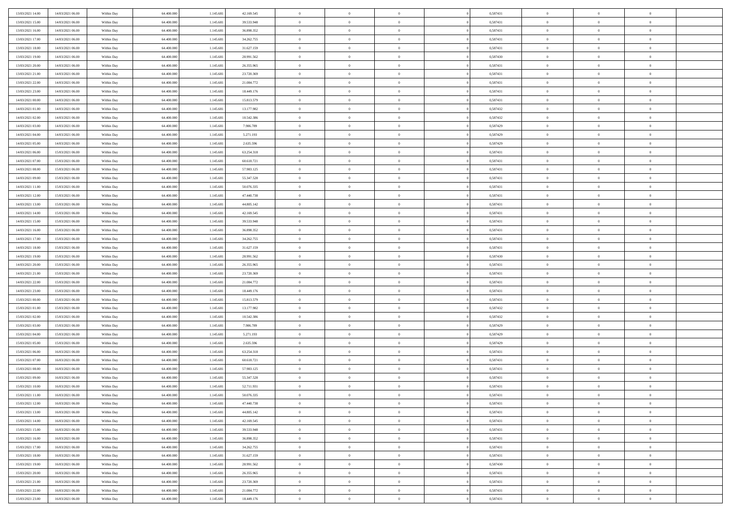| | | | | | | | | | | | | | | |
|---|---|---|---|---|---|---|---|---|---|---|---|---|---|---|
| 13/03/2021 14:00 | 14/03/2021 06:00 | Within Day | 64.400.000 | 1.145.681 | 42.169.545 | 0 | 0 | 0 | | 0 | 0,587431 | 0 | 0 | 0 |
| 13/03/2021 15:00 | 14/03/2021 06:00 | Within Day | 64.400.000 | 1.145.681 | 39.533.948 | 0 | 0 | 0 | | 0 | 0,587431 | 0 | 0 | 0 |
| 13/03/2021 16:00 | 14/03/2021 06:00 | Within Day | 64.400.000 | 1.145.681 | 36.898.352 | 0 | 0 | 0 | | 0 | 0,587431 | 0 | 0 | 0 |
| 13/03/2021 17:00 | 14/03/2021 06:00 | Within Day | 64.400.000 | 1.145.681 | 34.262.755 | 0 | 0 | 0 | | 0 | 0,587431 | 0 | 0 | 0 |
| 13/03/2021 18:00 | 14/03/2021 06:00 | Within Day | 64.400.000 | 1.145.681 | 31.627.159 | 0 | 0 | 0 | | 0 | 0,587431 | 0 | 0 | 0 |
| 13/03/2021 19:00 | 14/03/2021 06:00 | Within Day | 64.400.000 | 1.145.681 | 28.991.562 | 0 | 0 | 0 | | 0 | 0,587430 | 0 | 0 | 0 |
| 13/03/2021 20:00 | 14/03/2021 06:00 | Within Day | 64.400.000 | 1.145.681 | 26.355.965 | 0 | 0 | 0 | | 0 | 0,587431 | 0 | 0 | 0 |
| 13/03/2021 21:00 | 14/03/2021 06:00 | Within Day | 64.400.000 | 1.145.681 | 23.720.369 | 0 | 0 | 0 | | 0 | 0,587431 | 0 | 0 | 0 |
| 13/03/2021 22:00 | 14/03/2021 06:00 | Within Day | 64.400.000 | 1.145.681 | 21.084.772 | 0 | 0 | 0 | | 0 | 0,587431 | 0 | 0 | 0 |
| 13/03/2021 23:00 | 14/03/2021 06:00 | Within Day | 64.400.000 | 1.145.681 | 18.449.176 | 0 | 0 | 0 | | 0 | 0,587431 | 0 | 0 | 0 |
| 14/03/2021 00:00 | 14/03/2021 06:00 | Within Day | 64.400.000 | 1.145.681 | 15.813.579 | 0 | 0 | 0 | | 0 | 0,587431 | 0 | 0 | 0 |
| 14/03/2021 01:00 | 14/03/2021 06:00 | Within Day | 64.400.000 | 1.145.681 | 13.177.982 | 0 | 0 | 0 | | 0 | 0,587432 | 0 | 0 | 0 |
| 14/03/2021 02:00 | 14/03/2021 06:00 | Within Day | 64.400.000 | 1.145.681 | 10.542.386 | 0 | 0 | 0 | | 0 | 0,587432 | 0 | 0 | 0 |
| 14/03/2021 03:00 | 14/03/2021 06:00 | Within Day | 64.400.000 | 1.145.681 | 7.906.789 | 0 | 0 | 0 | | 0 | 0,587429 | 0 | 0 | 0 |
| 14/03/2021 04:00 | 14/03/2021 06:00 | Within Day | 64.400.000 | 1.145.681 | 5.271.193 | 0 | 0 | 0 | | 0 | 0,587429 | 0 | 0 | 0 |
| 14/03/2021 05:00 | 14/03/2021 06:00 | Within Day | 64.400.000 | 1.145.681 | 2.635.596 | 0 | 0 | 0 | | 0 | 0,587429 | 0 | 0 | 0 |
| 14/03/2021 06:00 | 15/03/2021 06:00 | Within Day | 64.400.000 | 1.145.681 | 63.254.318 | 0 | 0 | 0 | | 0 | 0,587431 | 0 | 0 | 0 |
| 14/03/2021 07:00 | 15/03/2021 06:00 | Within Day | 64.400.000 | 1.145.681 | 60.618.721 | 0 | 0 | 0 | | 0 | 0,587431 | 0 | 0 | 0 |
| 14/03/2021 08:00 | 15/03/2021 06:00 | Within Day | 64.400.000 | 1.145.681 | 57.983.125 | 0 | 0 | 0 | | 0 | 0,587431 | 0 | 0 | 0 |
| 14/03/2021 09:00 | 15/03/2021 06:00 | Within Day | 64.400.000 | 1.145.681 | 55.347.528 | 0 | 0 | 0 | | 0 | 0,587431 | 0 | 0 | 0 |
| 14/03/2021 11:00 | 15/03/2021 06:00 | Within Day | 64.400.000 | 1.145.681 | 50.076.335 | 0 | 0 | 0 | | 0 | 0,587431 | 0 | 0 | 0 |
| 14/03/2021 12:00 | 15/03/2021 06:00 | Within Day | 64.400.000 | 1.145.681 | 47.440.738 | 0 | 0 | 0 | | 0 | 0,587431 | 0 | 0 | 0 |
| 14/03/2021 13:00 | 15/03/2021 06:00 | Within Day | 64.400.000 | 1.145.681 | 44.805.142 | 0 | 0 | 0 | | 0 | 0,587431 | 0 | 0 | 0 |
| 14/03/2021 14:00 | 15/03/2021 06:00 | Within Day | 64.400.000 | 1.145.681 | 42.169.545 | 0 | 0 | 0 | | 0 | 0,587431 | 0 | 0 | 0 |
| 14/03/2021 15:00 | 15/03/2021 06:00 | Within Day | 64.400.000 | 1.145.681 | 39.533.948 | 0 | 0 | 0 | | 0 | 0,587431 | 0 | 0 | 0 |
| 14/03/2021 16:00 | 15/03/2021 06:00 | Within Day | 64.400.000 | 1.145.681 | 36.898.352 | 0 | 0 | 0 | | 0 | 0,587431 | 0 | 0 | 0 |
| 14/03/2021 17:00 | 15/03/2021 06:00 | Within Day | 64.400.000 | 1.145.681 | 34.262.755 | 0 | 0 | 0 | | 0 | 0,587431 | 0 | 0 | 0 |
| 14/03/2021 18:00 | 15/03/2021 06:00 | Within Day | 64.400.000 | 1.145.681 | 31.627.159 | 0 | 0 | 0 | | 0 | 0,587431 | 0 | 0 | 0 |
| 14/03/2021 19:00 | 15/03/2021 06:00 | Within Day | 64.400.000 | 1.145.681 | 28.991.562 | 0 | 0 | 0 | | 0 | 0,587430 | 0 | 0 | 0 |
| 14/03/2021 20:00 | 15/03/2021 06:00 | Within Day | 64.400.000 | 1.145.681 | 26.355.965 | 0 | 0 | 0 | | 0 | 0,587431 | 0 | 0 | 0 |
| 14/03/2021 21:00 | 15/03/2021 06:00 | Within Day | 64.400.000 | 1.145.681 | 23.720.369 | 0 | 0 | 0 | | 0 | 0,587431 | 0 | 0 | 0 |
| 14/03/2021 22:00 | 15/03/2021 06:00 | Within Day | 64.400.000 | 1.145.681 | 21.084.772 | 0 | 0 | 0 | | 0 | 0,587431 | 0 | 0 | 0 |
| 14/03/2021 23:00 | 15/03/2021 06:00 | Within Day | 64.400.000 | 1.145.681 | 18.449.176 | 0 | 0 | 0 | | 0 | 0,587431 | 0 | 0 | 0 |
| 15/03/2021 00:00 | 15/03/2021 06:00 | Within Day | 64.400.000 | 1.145.681 | 15.813.579 | 0 | 0 | 0 | | 0 | 0,587431 | 0 | 0 | 0 |
| 15/03/2021 01:00 | 15/03/2021 06:00 | Within Day | 64.400.000 | 1.145.681 | 13.177.982 | 0 | 0 | 0 | | 0 | 0,587432 | 0 | 0 | 0 |
| 15/03/2021 02:00 | 15/03/2021 06:00 | Within Day | 64.400.000 | 1.145.681 | 10.542.386 | 0 | 0 | 0 | | 0 | 0,587432 | 0 | 0 | 0 |
| 15/03/2021 03:00 | 15/03/2021 06:00 | Within Day | 64.400.000 | 1.145.681 | 7.906.789 | 0 | 0 | 0 | | 0 | 0,587429 | 0 | 0 | 0 |
| 15/03/2021 04:00 | 15/03/2021 06:00 | Within Day | 64.400.000 | 1.145.681 | 5.271.193 | 0 | 0 | 0 | | 0 | 0,587429 | 0 | 0 | 0 |
| 15/03/2021 05:00 | 15/03/2021 06:00 | Within Day | 64.400.000 | 1.145.681 | 2.635.596 | 0 | 0 | 0 | | 0 | 0,587429 | 0 | 0 | 0 |
| 15/03/2021 06:00 | 16/03/2021 06:00 | Within Day | 64.400.000 | 1.145.681 | 63.254.318 | 0 | 0 | 0 | | 0 | 0,587431 | 0 | 0 | 0 |
| 15/03/2021 07:00 | 16/03/2021 06:00 | Within Day | 64.400.000 | 1.145.681 | 60.618.721 | 0 | 0 | 0 | | 0 | 0,587431 | 0 | 0 | 0 |
| 15/03/2021 08:00 | 16/03/2021 06:00 | Within Day | 64.400.000 | 1.145.681 | 57.983.125 | 0 | 0 | 0 | | 0 | 0,587431 | 0 | 0 | 0 |
| 15/03/2021 09:00 | 16/03/2021 06:00 | Within Day | 64.400.000 | 1.145.681 | 55.347.528 | 0 | 0 | 0 | | 0 | 0,587431 | 0 | 0 | 0 |
| 15/03/2021 10:00 | 16/03/2021 06:00 | Within Day | 64.400.000 | 1.145.681 | 52.711.931 | 0 | 0 | 0 | | 0 | 0,587431 | 0 | 0 | 0 |
| 15/03/2021 11:00 | 16/03/2021 06:00 | Within Day | 64.400.000 | 1.145.681 | 50.076.335 | 0 | 0 | 0 | | 0 | 0,587431 | 0 | 0 | 0 |
| 15/03/2021 12:00 | 16/03/2021 06:00 | Within Day | 64.400.000 | 1.145.681 | 47.440.738 | 0 | 0 | 0 | | 0 | 0,587431 | 0 | 0 | 0 |
| 15/03/2021 13:00 | 16/03/2021 06:00 | Within Day | 64.400.000 | 1.145.681 | 44.805.142 | 0 | 0 | 0 | | 0 | 0,587431 | 0 | 0 | 0 |
| 15/03/2021 14:00 | 16/03/2021 06:00 | Within Day | 64.400.000 | 1.145.681 | 42.169.545 | 0 | 0 | 0 | | 0 | 0,587431 | 0 | 0 | 0 |
| 15/03/2021 15:00 | 16/03/2021 06:00 | Within Day | 64.400.000 | 1.145.681 | 39.533.948 | 0 | 0 | 0 | | 0 | 0,587431 | 0 | 0 | 0 |
| 15/03/2021 16:00 | 16/03/2021 06:00 | Within Day | 64.400.000 | 1.145.681 | 36.898.352 | 0 | 0 | 0 | | 0 | 0,587431 | 0 | 0 | 0 |
| 15/03/2021 17:00 | 16/03/2021 06:00 | Within Day | 64.400.000 | 1.145.681 | 34.262.755 | 0 | 0 | 0 | | 0 | 0,587431 | 0 | 0 | 0 |
| 15/03/2021 18:00 | 16/03/2021 06:00 | Within Day | 64.400.000 | 1.145.681 | 31.627.159 | 0 | 0 | 0 | | 0 | 0,587431 | 0 | 0 | 0 |
| 15/03/2021 19:00 | 16/03/2021 06:00 | Within Day | 64.400.000 | 1.145.681 | 28.991.562 | 0 | 0 | 0 | | 0 | 0,587430 | 0 | 0 | 0 |
| 15/03/2021 20:00 | 16/03/2021 06:00 | Within Day | 64.400.000 | 1.145.681 | 26.355.965 | 0 | 0 | 0 | | 0 | 0,587431 | 0 | 0 | 0 |
| 15/03/2021 21:00 | 16/03/2021 06:00 | Within Day | 64.400.000 | 1.145.681 | 23.720.369 | 0 | 0 | 0 | | 0 | 0,587431 | 0 | 0 | 0 |
| 15/03/2021 22:00 | 16/03/2021 06:00 | Within Day | 64.400.000 | 1.145.681 | 21.084.772 | 0 | 0 | 0 | | 0 | 0,587431 | 0 | 0 | 0 |
| 15/03/2021 23:00 | 16/03/2021 06:00 | Within Day | 64.400.000 | 1.145.681 | 18.449.176 | 0 | 0 | 0 | | 0 | 0,587431 | 0 | 0 | 0 |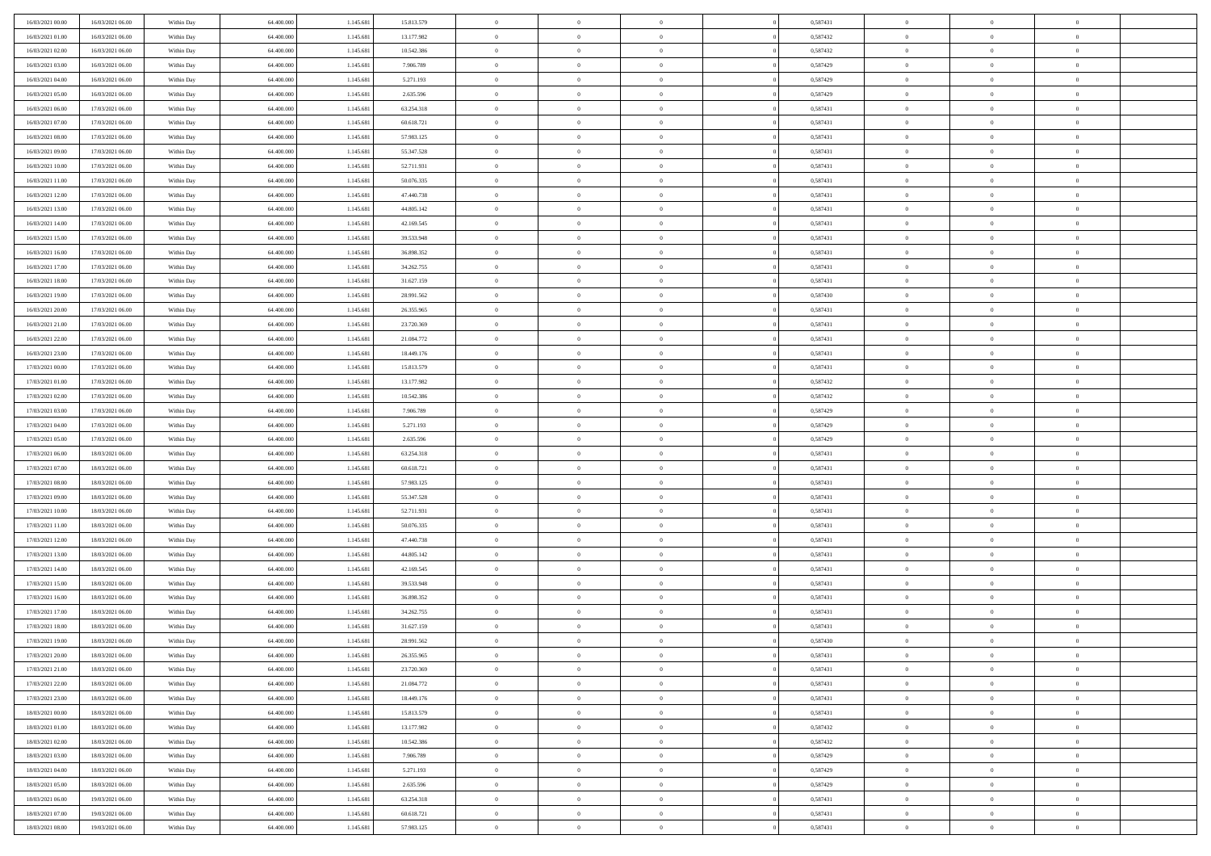| | | | | | | | | | | | | | | |
|---|---|---|---|---|---|---|---|---|---|---|---|---|---|---|
| 16/03/2021 00:00 | 16/03/2021 06:00 | Within Day | 64.400.000 | 1.145.681 | 15.813.579 | 0 | 0 | 0 | | 0 | 0,587431 | 0 | 0 | 0 |
| 16/03/2021 01:00 | 16/03/2021 06:00 | Within Day | 64.400.000 | 1.145.681 | 13.177.982 | 0 | 0 | 0 | | 0 | 0,587432 | 0 | 0 | 0 |
| 16/03/2021 02:00 | 16/03/2021 06:00 | Within Day | 64.400.000 | 1.145.681 | 10.542.386 | 0 | 0 | 0 | | 0 | 0,587432 | 0 | 0 | 0 |
| 16/03/2021 03:00 | 16/03/2021 06:00 | Within Day | 64.400.000 | 1.145.681 | 7.906.789 | 0 | 0 | 0 | | 0 | 0,587429 | 0 | 0 | 0 |
| 16/03/2021 04:00 | 16/03/2021 06:00 | Within Day | 64.400.000 | 1.145.681 | 5.271.193 | 0 | 0 | 0 | | 0 | 0,587429 | 0 | 0 | 0 |
| 16/03/2021 05:00 | 16/03/2021 06:00 | Within Day | 64.400.000 | 1.145.681 | 2.635.596 | 0 | 0 | 0 | | 0 | 0,587429 | 0 | 0 | 0 |
| 16/03/2021 06:00 | 17/03/2021 06:00 | Within Day | 64.400.000 | 1.145.681 | 63.254.318 | 0 | 0 | 0 | | 0 | 0,587431 | 0 | 0 | 0 |
| 16/03/2021 07:00 | 17/03/2021 06:00 | Within Day | 64.400.000 | 1.145.681 | 60.618.721 | 0 | 0 | 0 | | 0 | 0,587431 | 0 | 0 | 0 |
| 16/03/2021 08:00 | 17/03/2021 06:00 | Within Day | 64.400.000 | 1.145.681 | 57.983.125 | 0 | 0 | 0 | | 0 | 0,587431 | 0 | 0 | 0 |
| 16/03/2021 09:00 | 17/03/2021 06:00 | Within Day | 64.400.000 | 1.145.681 | 55.347.528 | 0 | 0 | 0 | | 0 | 0,587431 | 0 | 0 | 0 |
| 16/03/2021 10:00 | 17/03/2021 06:00 | Within Day | 64.400.000 | 1.145.681 | 52.711.931 | 0 | 0 | 0 | | 0 | 0,587431 | 0 | 0 | 0 |
| 16/03/2021 11:00 | 17/03/2021 06:00 | Within Day | 64.400.000 | 1.145.681 | 50.076.335 | 0 | 0 | 0 | | 0 | 0,587431 | 0 | 0 | 0 |
| 16/03/2021 12:00 | 17/03/2021 06:00 | Within Day | 64.400.000 | 1.145.681 | 47.440.738 | 0 | 0 | 0 | | 0 | 0,587431 | 0 | 0 | 0 |
| 16/03/2021 13:00 | 17/03/2021 06:00 | Within Day | 64.400.000 | 1.145.681 | 44.805.142 | 0 | 0 | 0 | | 0 | 0,587431 | 0 | 0 | 0 |
| 16/03/2021 14:00 | 17/03/2021 06:00 | Within Day | 64.400.000 | 1.145.681 | 42.169.545 | 0 | 0 | 0 | | 0 | 0,587431 | 0 | 0 | 0 |
| 16/03/2021 15:00 | 17/03/2021 06:00 | Within Day | 64.400.000 | 1.145.681 | 39.533.948 | 0 | 0 | 0 | | 0 | 0,587431 | 0 | 0 | 0 |
| 16/03/2021 16:00 | 17/03/2021 06:00 | Within Day | 64.400.000 | 1.145.681 | 36.898.352 | 0 | 0 | 0 | | 0 | 0,587431 | 0 | 0 | 0 |
| 16/03/2021 17:00 | 17/03/2021 06:00 | Within Day | 64.400.000 | 1.145.681 | 34.262.755 | 0 | 0 | 0 | | 0 | 0,587431 | 0 | 0 | 0 |
| 16/03/2021 18:00 | 17/03/2021 06:00 | Within Day | 64.400.000 | 1.145.681 | 31.627.159 | 0 | 0 | 0 | | 0 | 0,587431 | 0 | 0 | 0 |
| 16/03/2021 19:00 | 17/03/2021 06:00 | Within Day | 64.400.000 | 1.145.681 | 28.991.562 | 0 | 0 | 0 | | 0 | 0,587430 | 0 | 0 | 0 |
| 16/03/2021 20:00 | 17/03/2021 06:00 | Within Day | 64.400.000 | 1.145.681 | 26.355.965 | 0 | 0 | 0 | | 0 | 0,587431 | 0 | 0 | 0 |
| 16/03/2021 21:00 | 17/03/2021 06:00 | Within Day | 64.400.000 | 1.145.681 | 23.720.369 | 0 | 0 | 0 | | 0 | 0,587431 | 0 | 0 | 0 |
| 16/03/2021 22:00 | 17/03/2021 06:00 | Within Day | 64.400.000 | 1.145.681 | 21.084.772 | 0 | 0 | 0 | | 0 | 0,587431 | 0 | 0 | 0 |
| 16/03/2021 23:00 | 17/03/2021 06:00 | Within Day | 64.400.000 | 1.145.681 | 18.449.176 | 0 | 0 | 0 | | 0 | 0,587431 | 0 | 0 | 0 |
| 17/03/2021 00:00 | 17/03/2021 06:00 | Within Day | 64.400.000 | 1.145.681 | 15.813.579 | 0 | 0 | 0 | | 0 | 0,587431 | 0 | 0 | 0 |
| 17/03/2021 01:00 | 17/03/2021 06:00 | Within Day | 64.400.000 | 1.145.681 | 13.177.982 | 0 | 0 | 0 | | 0 | 0,587432 | 0 | 0 | 0 |
| 17/03/2021 02:00 | 17/03/2021 06:00 | Within Day | 64.400.000 | 1.145.681 | 10.542.386 | 0 | 0 | 0 | | 0 | 0,587432 | 0 | 0 | 0 |
| 17/03/2021 03:00 | 17/03/2021 06:00 | Within Day | 64.400.000 | 1.145.681 | 7.906.789 | 0 | 0 | 0 | | 0 | 0,587429 | 0 | 0 | 0 |
| 17/03/2021 04:00 | 17/03/2021 06:00 | Within Day | 64.400.000 | 1.145.681 | 5.271.193 | 0 | 0 | 0 | | 0 | 0,587429 | 0 | 0 | 0 |
| 17/03/2021 05:00 | 17/03/2021 06:00 | Within Day | 64.400.000 | 1.145.681 | 2.635.596 | 0 | 0 | 0 | | 0 | 0,587429 | 0 | 0 | 0 |
| 17/03/2021 06:00 | 18/03/2021 06:00 | Within Day | 64.400.000 | 1.145.681 | 63.254.318 | 0 | 0 | 0 | | 0 | 0,587431 | 0 | 0 | 0 |
| 17/03/2021 07:00 | 18/03/2021 06:00 | Within Day | 64.400.000 | 1.145.681 | 60.618.721 | 0 | 0 | 0 | | 0 | 0,587431 | 0 | 0 | 0 |
| 17/03/2021 08:00 | 18/03/2021 06:00 | Within Day | 64.400.000 | 1.145.681 | 57.983.125 | 0 | 0 | 0 | | 0 | 0,587431 | 0 | 0 | 0 |
| 17/03/2021 09:00 | 18/03/2021 06:00 | Within Day | 64.400.000 | 1.145.681 | 55.347.528 | 0 | 0 | 0 | | 0 | 0,587431 | 0 | 0 | 0 |
| 17/03/2021 10:00 | 18/03/2021 06:00 | Within Day | 64.400.000 | 1.145.681 | 52.711.931 | 0 | 0 | 0 | | 0 | 0,587431 | 0 | 0 | 0 |
| 17/03/2021 11:00 | 18/03/2021 06:00 | Within Day | 64.400.000 | 1.145.681 | 50.076.335 | 0 | 0 | 0 | | 0 | 0,587431 | 0 | 0 | 0 |
| 17/03/2021 12:00 | 18/03/2021 06:00 | Within Day | 64.400.000 | 1.145.681 | 47.440.738 | 0 | 0 | 0 | | 0 | 0,587431 | 0 | 0 | 0 |
| 17/03/2021 13:00 | 18/03/2021 06:00 | Within Day | 64.400.000 | 1.145.681 | 44.805.142 | 0 | 0 | 0 | | 0 | 0,587431 | 0 | 0 | 0 |
| 17/03/2021 14:00 | 18/03/2021 06:00 | Within Day | 64.400.000 | 1.145.681 | 42.169.545 | 0 | 0 | 0 | | 0 | 0,587431 | 0 | 0 | 0 |
| 17/03/2021 15:00 | 18/03/2021 06:00 | Within Day | 64.400.000 | 1.145.681 | 39.533.948 | 0 | 0 | 0 | | 0 | 0,587431 | 0 | 0 | 0 |
| 17/03/2021 16:00 | 18/03/2021 06:00 | Within Day | 64.400.000 | 1.145.681 | 36.898.352 | 0 | 0 | 0 | | 0 | 0,587431 | 0 | 0 | 0 |
| 17/03/2021 17:00 | 18/03/2021 06:00 | Within Day | 64.400.000 | 1.145.681 | 34.262.755 | 0 | 0 | 0 | | 0 | 0,587431 | 0 | 0 | 0 |
| 17/03/2021 18:00 | 18/03/2021 06:00 | Within Day | 64.400.000 | 1.145.681 | 31.627.159 | 0 | 0 | 0 | | 0 | 0,587431 | 0 | 0 | 0 |
| 17/03/2021 19:00 | 18/03/2021 06:00 | Within Day | 64.400.000 | 1.145.681 | 28.991.562 | 0 | 0 | 0 | | 0 | 0,587430 | 0 | 0 | 0 |
| 17/03/2021 20:00 | 18/03/2021 06:00 | Within Day | 64.400.000 | 1.145.681 | 26.355.965 | 0 | 0 | 0 | | 0 | 0,587431 | 0 | 0 | 0 |
| 17/03/2021 21:00 | 18/03/2021 06:00 | Within Day | 64.400.000 | 1.145.681 | 23.720.369 | 0 | 0 | 0 | | 0 | 0,587431 | 0 | 0 | 0 |
| 17/03/2021 22:00 | 18/03/2021 06:00 | Within Day | 64.400.000 | 1.145.681 | 21.084.772 | 0 | 0 | 0 | | 0 | 0,587431 | 0 | 0 | 0 |
| 17/03/2021 23:00 | 18/03/2021 06:00 | Within Day | 64.400.000 | 1.145.681 | 18.449.176 | 0 | 0 | 0 | | 0 | 0,587431 | 0 | 0 | 0 |
| 18/03/2021 00:00 | 18/03/2021 06:00 | Within Day | 64.400.000 | 1.145.681 | 15.813.579 | 0 | 0 | 0 | | 0 | 0,587431 | 0 | 0 | 0 |
| 18/03/2021 01:00 | 18/03/2021 06:00 | Within Day | 64.400.000 | 1.145.681 | 13.177.982 | 0 | 0 | 0 | | 0 | 0,587432 | 0 | 0 | 0 |
| 18/03/2021 02:00 | 18/03/2021 06:00 | Within Day | 64.400.000 | 1.145.681 | 10.542.386 | 0 | 0 | 0 | | 0 | 0,587432 | 0 | 0 | 0 |
| 18/03/2021 03:00 | 18/03/2021 06:00 | Within Day | 64.400.000 | 1.145.681 | 7.906.789 | 0 | 0 | 0 | | 0 | 0,587429 | 0 | 0 | 0 |
| 18/03/2021 04:00 | 18/03/2021 06:00 | Within Day | 64.400.000 | 1.145.681 | 5.271.193 | 0 | 0 | 0 | | 0 | 0,587429 | 0 | 0 | 0 |
| 18/03/2021 05:00 | 18/03/2021 06:00 | Within Day | 64.400.000 | 1.145.681 | 2.635.596 | 0 | 0 | 0 | | 0 | 0,587429 | 0 | 0 | 0 |
| 18/03/2021 06:00 | 19/03/2021 06:00 | Within Day | 64.400.000 | 1.145.681 | 63.254.318 | 0 | 0 | 0 | | 0 | 0,587431 | 0 | 0 | 0 |
| 18/03/2021 07:00 | 19/03/2021 06:00 | Within Day | 64.400.000 | 1.145.681 | 60.618.721 | 0 | 0 | 0 | | 0 | 0,587431 | 0 | 0 | 0 |
| 18/03/2021 08:00 | 19/03/2021 06:00 | Within Day | 64.400.000 | 1.145.681 | 57.983.125 | 0 | 0 | 0 | | 0 | 0,587431 | 0 | 0 | 0 |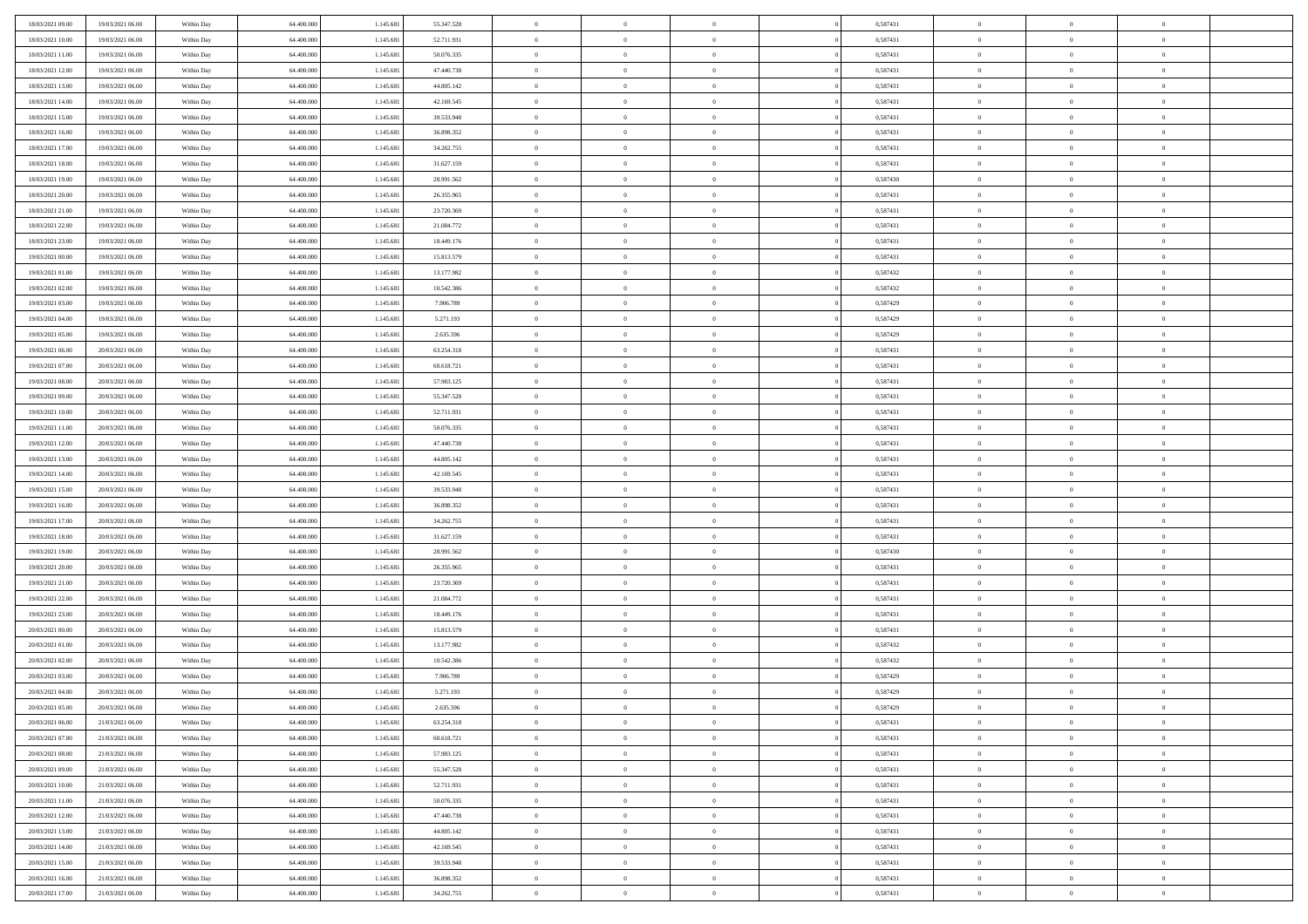| | | | | | | | | | | | | | | |
|---|---|---|---|---|---|---|---|---|---|---|---|---|---|---|
| 18/03/2021 09:00 | 19/03/2021 06:00 | Within Day | 64.400.000 | 1.145.681 | 55.347.528 | 0 | 0 | 0 | | 0,587431 | 0 | 0 | 0 | |
| 18/03/2021 10:00 | 19/03/2021 06:00 | Within Day | 64.400.000 | 1.145.681 | 52.711.931 | 0 | 0 | 0 | | 0,587431 | 0 | 0 | 0 | |
| 18/03/2021 11:00 | 19/03/2021 06:00 | Within Day | 64.400.000 | 1.145.681 | 50.076.335 | 0 | 0 | 0 | | 0,587431 | 0 | 0 | 0 | |
| 18/03/2021 12:00 | 19/03/2021 06:00 | Within Day | 64.400.000 | 1.145.681 | 47.440.738 | 0 | 0 | 0 | | 0,587431 | 0 | 0 | 0 | |
| 18/03/2021 13:00 | 19/03/2021 06:00 | Within Day | 64.400.000 | 1.145.681 | 44.805.142 | 0 | 0 | 0 | | 0,587431 | 0 | 0 | 0 | |
| 18/03/2021 14:00 | 19/03/2021 06:00 | Within Day | 64.400.000 | 1.145.681 | 42.169.545 | 0 | 0 | 0 | | 0,587431 | 0 | 0 | 0 | |
| 18/03/2021 15:00 | 19/03/2021 06:00 | Within Day | 64.400.000 | 1.145.681 | 39.533.948 | 0 | 0 | 0 | | 0,587431 | 0 | 0 | 0 | |
| 18/03/2021 16:00 | 19/03/2021 06:00 | Within Day | 64.400.000 | 1.145.681 | 36.898.352 | 0 | 0 | 0 | | 0,587431 | 0 | 0 | 0 | |
| 18/03/2021 17:00 | 19/03/2021 06:00 | Within Day | 64.400.000 | 1.145.681 | 34.262.755 | 0 | 0 | 0 | | 0,587431 | 0 | 0 | 0 | |
| 18/03/2021 18:00 | 19/03/2021 06:00 | Within Day | 64.400.000 | 1.145.681 | 31.627.159 | 0 | 0 | 0 | | 0,587431 | 0 | 0 | 0 | |
| 18/03/2021 19:00 | 19/03/2021 06:00 | Within Day | 64.400.000 | 1.145.681 | 28.991.562 | 0 | 0 | 0 | | 0,587430 | 0 | 0 | 0 | |
| 18/03/2021 20:00 | 19/03/2021 06:00 | Within Day | 64.400.000 | 1.145.681 | 26.355.965 | 0 | 0 | 0 | | 0,587431 | 0 | 0 | 0 | |
| 18/03/2021 21:00 | 19/03/2021 06:00 | Within Day | 64.400.000 | 1.145.681 | 23.720.369 | 0 | 0 | 0 | | 0,587431 | 0 | 0 | 0 | |
| 18/03/2021 22:00 | 19/03/2021 06:00 | Within Day | 64.400.000 | 1.145.681 | 21.084.772 | 0 | 0 | 0 | | 0,587431 | 0 | 0 | 0 | |
| 18/03/2021 23:00 | 19/03/2021 06:00 | Within Day | 64.400.000 | 1.145.681 | 18.449.176 | 0 | 0 | 0 | | 0,587431 | 0 | 0 | 0 | |
| 19/03/2021 00:00 | 19/03/2021 06:00 | Within Day | 64.400.000 | 1.145.681 | 15.813.579 | 0 | 0 | 0 | | 0,587431 | 0 | 0 | 0 | |
| 19/03/2021 01:00 | 19/03/2021 06:00 | Within Day | 64.400.000 | 1.145.681 | 13.177.982 | 0 | 0 | 0 | | 0,587432 | 0 | 0 | 0 | |
| 19/03/2021 02:00 | 19/03/2021 06:00 | Within Day | 64.400.000 | 1.145.681 | 10.542.386 | 0 | 0 | 0 | | 0,587432 | 0 | 0 | 0 | |
| 19/03/2021 03:00 | 19/03/2021 06:00 | Within Day | 64.400.000 | 1.145.681 | 7.906.789 | 0 | 0 | 0 | | 0,587429 | 0 | 0 | 0 | |
| 19/03/2021 04:00 | 19/03/2021 06:00 | Within Day | 64.400.000 | 1.145.681 | 5.271.193 | 0 | 0 | 0 | | 0,587429 | 0 | 0 | 0 | |
| 19/03/2021 05:00 | 19/03/2021 06:00 | Within Day | 64.400.000 | 1.145.681 | 2.635.596 | 0 | 0 | 0 | | 0,587429 | 0 | 0 | 0 | |
| 19/03/2021 06:00 | 20/03/2021 06:00 | Within Day | 64.400.000 | 1.145.681 | 63.254.318 | 0 | 0 | 0 | | 0,587431 | 0 | 0 | 0 | |
| 19/03/2021 07:00 | 20/03/2021 06:00 | Within Day | 64.400.000 | 1.145.681 | 60.618.721 | 0 | 0 | 0 | | 0,587431 | 0 | 0 | 0 | |
| 19/03/2021 08:00 | 20/03/2021 06:00 | Within Day | 64.400.000 | 1.145.681 | 57.983.125 | 0 | 0 | 0 | | 0,587431 | 0 | 0 | 0 | |
| 19/03/2021 09:00 | 20/03/2021 06:00 | Within Day | 64.400.000 | 1.145.681 | 55.347.528 | 0 | 0 | 0 | | 0,587431 | 0 | 0 | 0 | |
| 19/03/2021 10:00 | 20/03/2021 06:00 | Within Day | 64.400.000 | 1.145.681 | 52.711.931 | 0 | 0 | 0 | | 0,587431 | 0 | 0 | 0 | |
| 19/03/2021 11:00 | 20/03/2021 06:00 | Within Day | 64.400.000 | 1.145.681 | 50.076.335 | 0 | 0 | 0 | | 0,587431 | 0 | 0 | 0 | |
| 19/03/2021 12:00 | 20/03/2021 06:00 | Within Day | 64.400.000 | 1.145.681 | 47.440.738 | 0 | 0 | 0 | | 0,587431 | 0 | 0 | 0 | |
| 19/03/2021 13:00 | 20/03/2021 06:00 | Within Day | 64.400.000 | 1.145.681 | 44.805.142 | 0 | 0 | 0 | | 0,587431 | 0 | 0 | 0 | |
| 19/03/2021 14:00 | 20/03/2021 06:00 | Within Day | 64.400.000 | 1.145.681 | 42.169.545 | 0 | 0 | 0 | | 0,587431 | 0 | 0 | 0 | |
| 19/03/2021 15:00 | 20/03/2021 06:00 | Within Day | 64.400.000 | 1.145.681 | 39.533.948 | 0 | 0 | 0 | | 0,587431 | 0 | 0 | 0 | |
| 19/03/2021 16:00 | 20/03/2021 06:00 | Within Day | 64.400.000 | 1.145.681 | 36.898.352 | 0 | 0 | 0 | | 0,587431 | 0 | 0 | 0 | |
| 19/03/2021 17:00 | 20/03/2021 06:00 | Within Day | 64.400.000 | 1.145.681 | 34.262.755 | 0 | 0 | 0 | | 0,587431 | 0 | 0 | 0 | |
| 19/03/2021 18:00 | 20/03/2021 06:00 | Within Day | 64.400.000 | 1.145.681 | 31.627.159 | 0 | 0 | 0 | | 0,587431 | 0 | 0 | 0 | |
| 19/03/2021 19:00 | 20/03/2021 06:00 | Within Day | 64.400.000 | 1.145.681 | 28.991.562 | 0 | 0 | 0 | | 0,587430 | 0 | 0 | 0 | |
| 19/03/2021 20:00 | 20/03/2021 06:00 | Within Day | 64.400.000 | 1.145.681 | 26.355.965 | 0 | 0 | 0 | | 0,587431 | 0 | 0 | 0 | |
| 19/03/2021 21:00 | 20/03/2021 06:00 | Within Day | 64.400.000 | 1.145.681 | 23.720.369 | 0 | 0 | 0 | | 0,587431 | 0 | 0 | 0 | |
| 19/03/2021 22:00 | 20/03/2021 06:00 | Within Day | 64.400.000 | 1.145.681 | 21.084.772 | 0 | 0 | 0 | | 0,587431 | 0 | 0 | 0 | |
| 19/03/2021 23:00 | 20/03/2021 06:00 | Within Day | 64.400.000 | 1.145.681 | 18.449.176 | 0 | 0 | 0 | | 0,587431 | 0 | 0 | 0 | |
| 20/03/2021 00:00 | 20/03/2021 06:00 | Within Day | 64.400.000 | 1.145.681 | 15.813.579 | 0 | 0 | 0 | | 0,587431 | 0 | 0 | 0 | |
| 20/03/2021 01:00 | 20/03/2021 06:00 | Within Day | 64.400.000 | 1.145.681 | 13.177.982 | 0 | 0 | 0 | | 0,587432 | 0 | 0 | 0 | |
| 20/03/2021 02:00 | 20/03/2021 06:00 | Within Day | 64.400.000 | 1.145.681 | 10.542.386 | 0 | 0 | 0 | | 0,587432 | 0 | 0 | 0 | |
| 20/03/2021 03:00 | 20/03/2021 06:00 | Within Day | 64.400.000 | 1.145.681 | 7.906.789 | 0 | 0 | 0 | | 0,587429 | 0 | 0 | 0 | |
| 20/03/2021 04:00 | 20/03/2021 06:00 | Within Day | 64.400.000 | 1.145.681 | 5.271.193 | 0 | 0 | 0 | | 0,587429 | 0 | 0 | 0 | |
| 20/03/2021 05:00 | 20/03/2021 06:00 | Within Day | 64.400.000 | 1.145.681 | 2.635.596 | 0 | 0 | 0 | | 0,587429 | 0 | 0 | 0 | |
| 20/03/2021 06:00 | 21/03/2021 06:00 | Within Day | 64.400.000 | 1.145.681 | 63.254.318 | 0 | 0 | 0 | | 0,587431 | 0 | 0 | 0 | |
| 20/03/2021 07:00 | 21/03/2021 06:00 | Within Day | 64.400.000 | 1.145.681 | 60.618.721 | 0 | 0 | 0 | | 0,587431 | 0 | 0 | 0 | |
| 20/03/2021 08:00 | 21/03/2021 06:00 | Within Day | 64.400.000 | 1.145.681 | 57.983.125 | 0 | 0 | 0 | | 0,587431 | 0 | 0 | 0 | |
| 20/03/2021 09:00 | 21/03/2021 06:00 | Within Day | 64.400.000 | 1.145.681 | 55.347.528 | 0 | 0 | 0 | | 0,587431 | 0 | 0 | 0 | |
| 20/03/2021 10:00 | 21/03/2021 06:00 | Within Day | 64.400.000 | 1.145.681 | 52.711.931 | 0 | 0 | 0 | | 0,587431 | 0 | 0 | 0 | |
| 20/03/2021 11:00 | 21/03/2021 06:00 | Within Day | 64.400.000 | 1.145.681 | 50.076.335 | 0 | 0 | 0 | | 0,587431 | 0 | 0 | 0 | |
| 20/03/2021 12:00 | 21/03/2021 06:00 | Within Day | 64.400.000 | 1.145.681 | 47.440.738 | 0 | 0 | 0 | | 0,587431 | 0 | 0 | 0 | |
| 20/03/2021 13:00 | 21/03/2021 06:00 | Within Day | 64.400.000 | 1.145.681 | 44.805.142 | 0 | 0 | 0 | | 0,587431 | 0 | 0 | 0 | |
| 20/03/2021 14:00 | 21/03/2021 06:00 | Within Day | 64.400.000 | 1.145.681 | 42.169.545 | 0 | 0 | 0 | | 0,587431 | 0 | 0 | 0 | |
| 20/03/2021 15:00 | 21/03/2021 06:00 | Within Day | 64.400.000 | 1.145.681 | 39.533.948 | 0 | 0 | 0 | | 0,587431 | 0 | 0 | 0 | |
| 20/03/2021 16:00 | 21/03/2021 06:00 | Within Day | 64.400.000 | 1.145.681 | 36.898.352 | 0 | 0 | 0 | | 0,587431 | 0 | 0 | 0 | |
| 20/03/2021 17:00 | 21/03/2021 06:00 | Within Day | 64.400.000 | 1.145.681 | 34.262.755 | 0 | 0 | 0 | | 0,587431 | 0 | 0 | 0 | |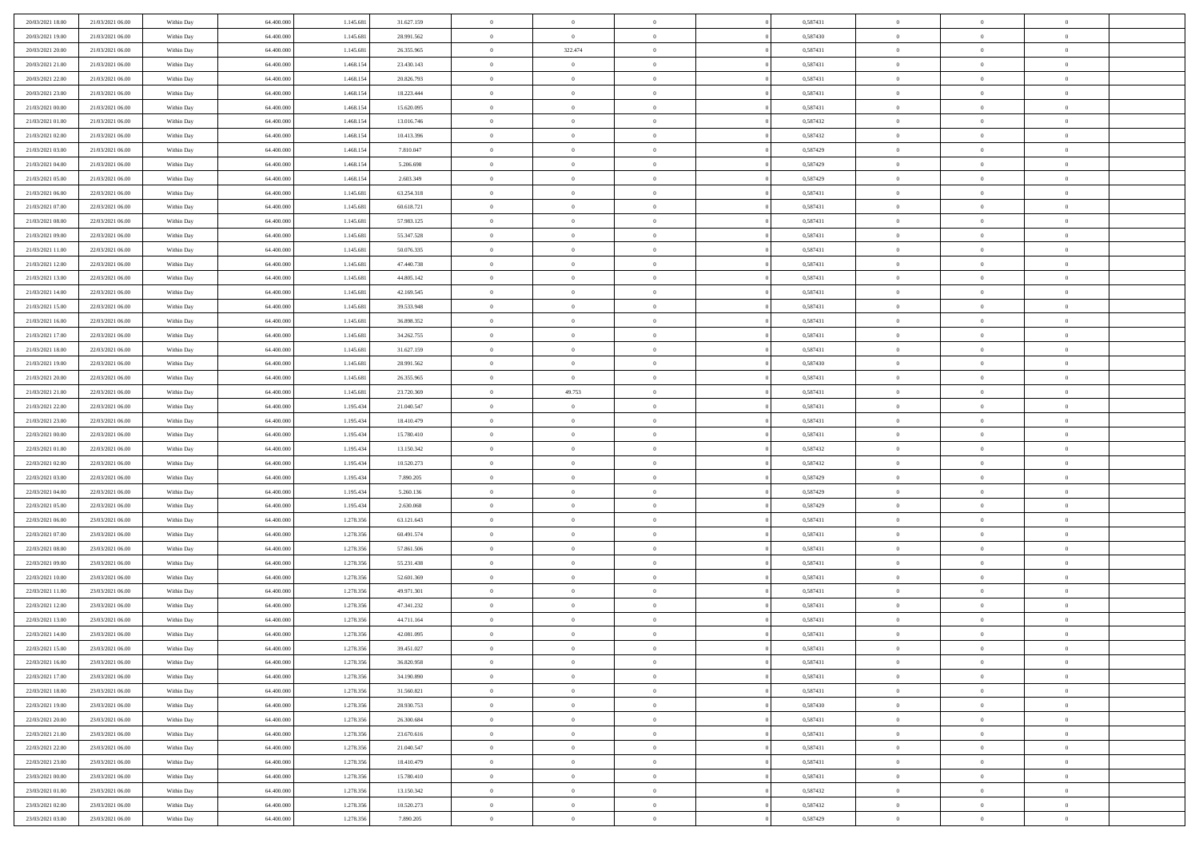| | | | | | | | | | | | | | | |
|---|---|---|---|---|---|---|---|---|---|---|---|---|---|---|
| 20/03/2021 18:00 | 21/03/2021 06:00 | Within Day | 64.400.000 | 1.145.681 | 31.627.159 | 0 | 0 | 0 | | 0 | 0,587431 | 0 | 0 | 0 |
| 20/03/2021 19:00 | 21/03/2021 06:00 | Within Day | 64.400.000 | 1.145.681 | 28.991.562 | 0 | 0 | 0 | | 0 | 0,587430 | 0 | 0 | 0 |
| 20/03/2021 20:00 | 21/03/2021 06:00 | Within Day | 64.400.000 | 1.145.681 | 26.355.965 | 0 | 322.474 | 0 | | 0 | 0,587431 | 0 | 0 | 0 |
| 20/03/2021 21:00 | 21/03/2021 06:00 | Within Day | 64.400.000 | 1.468.154 | 23.430.143 | 0 | 0 | 0 | | 0 | 0,587431 | 0 | 0 | 0 |
| 20/03/2021 22:00 | 21/03/2021 06:00 | Within Day | 64.400.000 | 1.468.154 | 20.826.793 | 0 | 0 | 0 | | 0 | 0,587431 | 0 | 0 | 0 |
| 20/03/2021 23:00 | 21/03/2021 06:00 | Within Day | 64.400.000 | 1.468.154 | 18.223.444 | 0 | 0 | 0 | | 0 | 0,587431 | 0 | 0 | 0 |
| 21/03/2021 00:00 | 21/03/2021 06:00 | Within Day | 64.400.000 | 1.468.154 | 15.620.095 | 0 | 0 | 0 | | 0 | 0,587431 | 0 | 0 | 0 |
| 21/03/2021 01:00 | 21/03/2021 06:00 | Within Day | 64.400.000 | 1.468.154 | 13.016.746 | 0 | 0 | 0 | | 0 | 0,587432 | 0 | 0 | 0 |
| 21/03/2021 02:00 | 21/03/2021 06:00 | Within Day | 64.400.000 | 1.468.154 | 10.413.396 | 0 | 0 | 0 | | 0 | 0,587432 | 0 | 0 | 0 |
| 21/03/2021 03:00 | 21/03/2021 06:00 | Within Day | 64.400.000 | 1.468.154 | 7.810.047 | 0 | 0 | 0 | | 0 | 0,587429 | 0 | 0 | 0 |
| 21/03/2021 04:00 | 21/03/2021 06:00 | Within Day | 64.400.000 | 1.468.154 | 5.206.698 | 0 | 0 | 0 | | 0 | 0,587429 | 0 | 0 | 0 |
| 21/03/2021 05:00 | 21/03/2021 06:00 | Within Day | 64.400.000 | 1.468.154 | 2.603.349 | 0 | 0 | 0 | | 0 | 0,587429 | 0 | 0 | 0 |
| 21/03/2021 06:00 | 22/03/2021 06:00 | Within Day | 64.400.000 | 1.145.681 | 63.254.318 | 0 | 0 | 0 | | 0 | 0,587431 | 0 | 0 | 0 |
| 21/03/2021 07:00 | 22/03/2021 06:00 | Within Day | 64.400.000 | 1.145.681 | 60.618.721 | 0 | 0 | 0 | | 0 | 0,587431 | 0 | 0 | 0 |
| 21/03/2021 08:00 | 22/03/2021 06:00 | Within Day | 64.400.000 | 1.145.681 | 57.983.125 | 0 | 0 | 0 | | 0 | 0,587431 | 0 | 0 | 0 |
| 21/03/2021 09:00 | 22/03/2021 06:00 | Within Day | 64.400.000 | 1.145.681 | 55.347.528 | 0 | 0 | 0 | | 0 | 0,587431 | 0 | 0 | 0 |
| 21/03/2021 11:00 | 22/03/2021 06:00 | Within Day | 64.400.000 | 1.145.681 | 50.076.335 | 0 | 0 | 0 | | 0 | 0,587431 | 0 | 0 | 0 |
| 21/03/2021 12:00 | 22/03/2021 06:00 | Within Day | 64.400.000 | 1.145.681 | 47.440.738 | 0 | 0 | 0 | | 0 | 0,587431 | 0 | 0 | 0 |
| 21/03/2021 13:00 | 22/03/2021 06:00 | Within Day | 64.400.000 | 1.145.681 | 44.805.142 | 0 | 0 | 0 | | 0 | 0,587431 | 0 | 0 | 0 |
| 21/03/2021 14:00 | 22/03/2021 06:00 | Within Day | 64.400.000 | 1.145.681 | 42.169.545 | 0 | 0 | 0 | | 0 | 0,587431 | 0 | 0 | 0 |
| 21/03/2021 15:00 | 22/03/2021 06:00 | Within Day | 64.400.000 | 1.145.681 | 39.533.948 | 0 | 0 | 0 | | 0 | 0,587431 | 0 | 0 | 0 |
| 21/03/2021 16:00 | 22/03/2021 06:00 | Within Day | 64.400.000 | 1.145.681 | 36.898.352 | 0 | 0 | 0 | | 0 | 0,587431 | 0 | 0 | 0 |
| 21/03/2021 17:00 | 22/03/2021 06:00 | Within Day | 64.400.000 | 1.145.681 | 34.262.755 | 0 | 0 | 0 | | 0 | 0,587431 | 0 | 0 | 0 |
| 21/03/2021 18:00 | 22/03/2021 06:00 | Within Day | 64.400.000 | 1.145.681 | 31.627.159 | 0 | 0 | 0 | | 0 | 0,587431 | 0 | 0 | 0 |
| 21/03/2021 19:00 | 22/03/2021 06:00 | Within Day | 64.400.000 | 1.145.681 | 28.991.562 | 0 | 0 | 0 | | 0 | 0,587430 | 0 | 0 | 0 |
| 21/03/2021 20:00 | 22/03/2021 06:00 | Within Day | 64.400.000 | 1.145.681 | 26.355.965 | 0 | 0 | 0 | | 0 | 0,587431 | 0 | 0 | 0 |
| 21/03/2021 21:00 | 22/03/2021 06:00 | Within Day | 64.400.000 | 1.145.681 | 23.720.369 | 0 | 49.753 | 0 | | 0 | 0,587431 | 0 | 0 | 0 |
| 21/03/2021 22:00 | 22/03/2021 06:00 | Within Day | 64.400.000 | 1.195.434 | 21.040.547 | 0 | 0 | 0 | | 0 | 0,587431 | 0 | 0 | 0 |
| 21/03/2021 23:00 | 22/03/2021 06:00 | Within Day | 64.400.000 | 1.195.434 | 18.410.479 | 0 | 0 | 0 | | 0 | 0,587431 | 0 | 0 | 0 |
| 22/03/2021 00:00 | 22/03/2021 06:00 | Within Day | 64.400.000 | 1.195.434 | 15.780.410 | 0 | 0 | 0 | | 0 | 0,587431 | 0 | 0 | 0 |
| 22/03/2021 01:00 | 22/03/2021 06:00 | Within Day | 64.400.000 | 1.195.434 | 13.150.342 | 0 | 0 | 0 | | 0 | 0,587432 | 0 | 0 | 0 |
| 22/03/2021 02:00 | 22/03/2021 06:00 | Within Day | 64.400.000 | 1.195.434 | 10.520.273 | 0 | 0 | 0 | | 0 | 0,587432 | 0 | 0 | 0 |
| 22/03/2021 03:00 | 22/03/2021 06:00 | Within Day | 64.400.000 | 1.195.434 | 7.890.205 | 0 | 0 | 0 | | 0 | 0,587429 | 0 | 0 | 0 |
| 22/03/2021 04:00 | 22/03/2021 06:00 | Within Day | 64.400.000 | 1.195.434 | 5.260.136 | 0 | 0 | 0 | | 0 | 0,587429 | 0 | 0 | 0 |
| 22/03/2021 05:00 | 22/03/2021 06:00 | Within Day | 64.400.000 | 1.195.434 | 2.630.068 | 0 | 0 | 0 | | 0 | 0,587429 | 0 | 0 | 0 |
| 22/03/2021 06:00 | 23/03/2021 06:00 | Within Day | 64.400.000 | 1.278.356 | 63.121.643 | 0 | 0 | 0 | | 0 | 0,587431 | 0 | 0 | 0 |
| 22/03/2021 07:00 | 23/03/2021 06:00 | Within Day | 64.400.000 | 1.278.356 | 60.491.574 | 0 | 0 | 0 | | 0 | 0,587431 | 0 | 0 | 0 |
| 22/03/2021 08:00 | 23/03/2021 06:00 | Within Day | 64.400.000 | 1.278.356 | 57.861.506 | 0 | 0 | 0 | | 0 | 0,587431 | 0 | 0 | 0 |
| 22/03/2021 09:00 | 23/03/2021 06:00 | Within Day | 64.400.000 | 1.278.356 | 55.231.438 | 0 | 0 | 0 | | 0 | 0,587431 | 0 | 0 | 0 |
| 22/03/2021 10:00 | 23/03/2021 06:00 | Within Day | 64.400.000 | 1.278.356 | 52.601.369 | 0 | 0 | 0 | | 0 | 0,587431 | 0 | 0 | 0 |
| 22/03/2021 11:00 | 23/03/2021 06:00 | Within Day | 64.400.000 | 1.278.356 | 49.971.301 | 0 | 0 | 0 | | 0 | 0,587431 | 0 | 0 | 0 |
| 22/03/2021 12:00 | 23/03/2021 06:00 | Within Day | 64.400.000 | 1.278.356 | 47.341.232 | 0 | 0 | 0 | | 0 | 0,587431 | 0 | 0 | 0 |
| 22/03/2021 13:00 | 23/03/2021 06:00 | Within Day | 64.400.000 | 1.278.356 | 44.711.164 | 0 | 0 | 0 | | 0 | 0,587431 | 0 | 0 | 0 |
| 22/03/2021 14:00 | 23/03/2021 06:00 | Within Day | 64.400.000 | 1.278.356 | 42.081.095 | 0 | 0 | 0 | | 0 | 0,587431 | 0 | 0 | 0 |
| 22/03/2021 15:00 | 23/03/2021 06:00 | Within Day | 64.400.000 | 1.278.356 | 39.451.027 | 0 | 0 | 0 | | 0 | 0,587431 | 0 | 0 | 0 |
| 22/03/2021 16:00 | 23/03/2021 06:00 | Within Day | 64.400.000 | 1.278.356 | 36.820.958 | 0 | 0 | 0 | | 0 | 0,587431 | 0 | 0 | 0 |
| 22/03/2021 17:00 | 23/03/2021 06:00 | Within Day | 64.400.000 | 1.278.356 | 34.190.890 | 0 | 0 | 0 | | 0 | 0,587431 | 0 | 0 | 0 |
| 22/03/2021 18:00 | 23/03/2021 06:00 | Within Day | 64.400.000 | 1.278.356 | 31.560.821 | 0 | 0 | 0 | | 0 | 0,587431 | 0 | 0 | 0 |
| 22/03/2021 19:00 | 23/03/2021 06:00 | Within Day | 64.400.000 | 1.278.356 | 28.930.753 | 0 | 0 | 0 | | 0 | 0,587430 | 0 | 0 | 0 |
| 22/03/2021 20:00 | 23/03/2021 06:00 | Within Day | 64.400.000 | 1.278.356 | 26.300.684 | 0 | 0 | 0 | | 0 | 0,587431 | 0 | 0 | 0 |
| 22/03/2021 21:00 | 23/03/2021 06:00 | Within Day | 64.400.000 | 1.278.356 | 23.670.616 | 0 | 0 | 0 | | 0 | 0,587431 | 0 | 0 | 0 |
| 22/03/2021 22:00 | 23/03/2021 06:00 | Within Day | 64.400.000 | 1.278.356 | 21.040.547 | 0 | 0 | 0 | | 0 | 0,587431 | 0 | 0 | 0 |
| 22/03/2021 23:00 | 23/03/2021 06:00 | Within Day | 64.400.000 | 1.278.356 | 18.410.479 | 0 | 0 | 0 | | 0 | 0,587431 | 0 | 0 | 0 |
| 23/03/2021 00:00 | 23/03/2021 06:00 | Within Day | 64.400.000 | 1.278.356 | 15.780.410 | 0 | 0 | 0 | | 0 | 0,587431 | 0 | 0 | 0 |
| 23/03/2021 01:00 | 23/03/2021 06:00 | Within Day | 64.400.000 | 1.278.356 | 13.150.342 | 0 | 0 | 0 | | 0 | 0,587432 | 0 | 0 | 0 |
| 23/03/2021 02:00 | 23/03/2021 06:00 | Within Day | 64.400.000 | 1.278.356 | 10.520.273 | 0 | 0 | 0 | | 0 | 0,587432 | 0 | 0 | 0 |
| 23/03/2021 03:00 | 23/03/2021 06:00 | Within Day | 64.400.000 | 1.278.356 | 7.890.205 | 0 | 0 | 0 | | 0 | 0,587429 | 0 | 0 | 0 |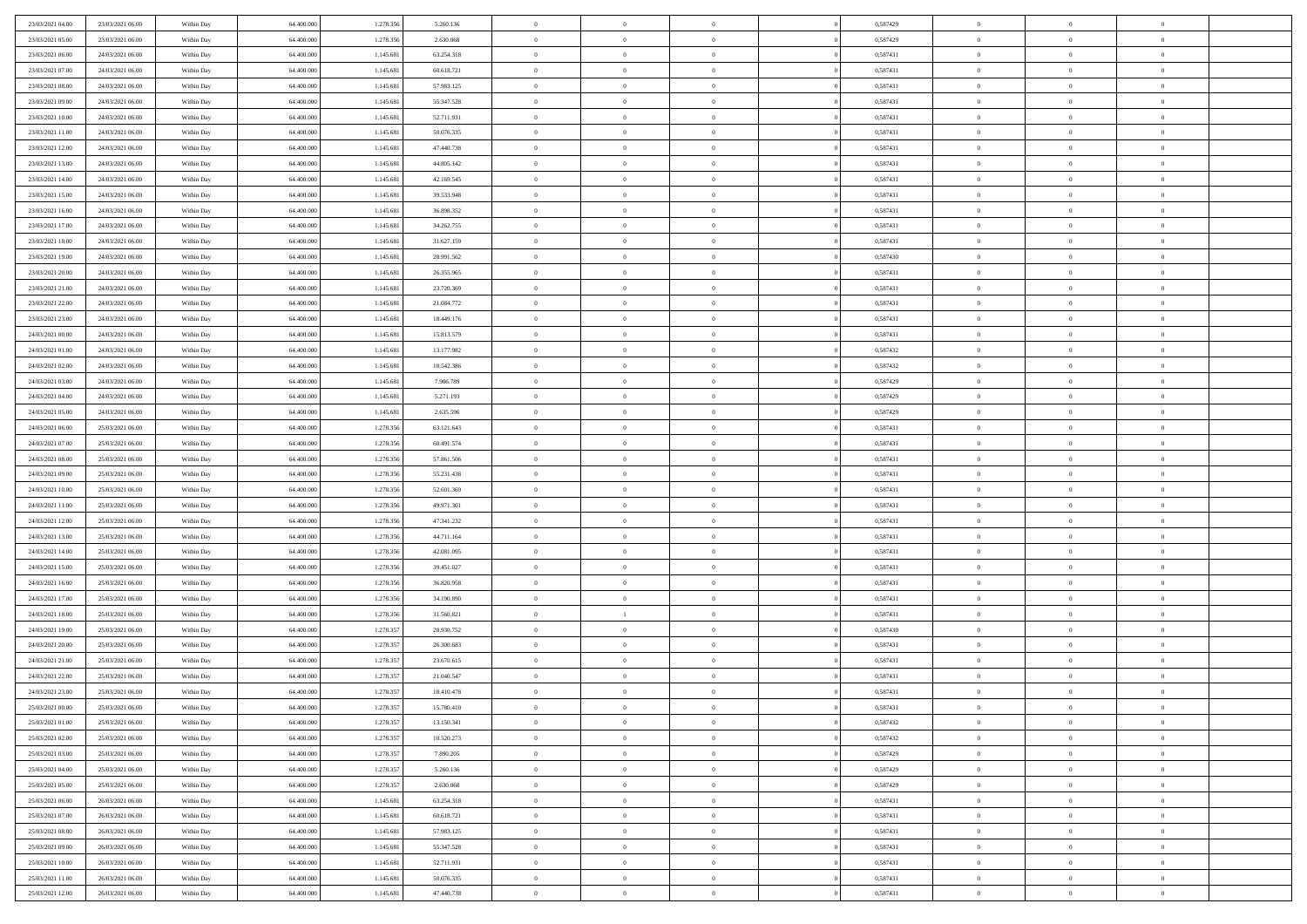| | | | | | | | | | | | | | | |
|---|---|---|---|---|---|---|---|---|---|---|---|---|---|---|
| 23/03/2021 04.00 | 23/03/2021 06.00 | Within Day | 64.400.000 | 1.278.356 | 5.260.136 | 0 | 0 | 0 | | 0,587429 | 0 | 0 | 0 | |
| 23/03/2021 05.00 | 23/03/2021 06.00 | Within Day | 64.400.000 | 1.278.356 | 2.630.068 | 0 | 0 | 0 | | 0,587429 | 0 | 0 | 0 | |
| 23/03/2021 06.00 | 24/03/2021 06.00 | Within Day | 64.400.000 | 1.145.681 | 63.254.318 | 0 | 0 | 0 | | 0,587431 | 0 | 0 | 0 | |
| 23/03/2021 07.00 | 24/03/2021 06.00 | Within Day | 64.400.000 | 1.145.681 | 60.618.721 | 0 | 0 | 0 | | 0,587431 | 0 | 0 | 0 | |
| 23/03/2021 08.00 | 24/03/2021 06.00 | Within Day | 64.400.000 | 1.145.681 | 57.983.125 | 0 | 0 | 0 | | 0,587431 | 0 | 0 | 0 | |
| 23/03/2021 09.00 | 24/03/2021 06.00 | Within Day | 64.400.000 | 1.145.681 | 55.347.528 | 0 | 0 | 0 | | 0,587431 | 0 | 0 | 0 | |
| 23/03/2021 10.00 | 24/03/2021 06.00 | Within Day | 64.400.000 | 1.145.681 | 52.711.931 | 0 | 0 | 0 | | 0,587431 | 0 | 0 | 0 | |
| 23/03/2021 11.00 | 24/03/2021 06.00 | Within Day | 64.400.000 | 1.145.681 | 50.076.335 | 0 | 0 | 0 | | 0,587431 | 0 | 0 | 0 | |
| 23/03/2021 12.00 | 24/03/2021 06.00 | Within Day | 64.400.000 | 1.145.681 | 47.440.738 | 0 | 0 | 0 | | 0,587431 | 0 | 0 | 0 | |
| 23/03/2021 13.00 | 24/03/2021 06.00 | Within Day | 64.400.000 | 1.145.681 | 44.805.142 | 0 | 0 | 0 | | 0,587431 | 0 | 0 | 0 | |
| 23/03/2021 14.00 | 24/03/2021 06.00 | Within Day | 64.400.000 | 1.145.681 | 42.169.545 | 0 | 0 | 0 | | 0,587431 | 0 | 0 | 0 | |
| 23/03/2021 15.00 | 24/03/2021 06.00 | Within Day | 64.400.000 | 1.145.681 | 39.533.948 | 0 | 0 | 0 | | 0,587431 | 0 | 0 | 0 | |
| 23/03/2021 16.00 | 24/03/2021 06.00 | Within Day | 64.400.000 | 1.145.681 | 36.898.352 | 0 | 0 | 0 | | 0,587431 | 0 | 0 | 0 | |
| 23/03/2021 17.00 | 24/03/2021 06.00 | Within Day | 64.400.000 | 1.145.681 | 34.262.755 | 0 | 0 | 0 | | 0,587431 | 0 | 0 | 0 | |
| 23/03/2021 18.00 | 24/03/2021 06.00 | Within Day | 64.400.000 | 1.145.681 | 31.627.159 | 0 | 0 | 0 | | 0,587431 | 0 | 0 | 0 | |
| 23/03/2021 19.00 | 24/03/2021 06.00 | Within Day | 64.400.000 | 1.145.681 | 28.991.562 | 0 | 0 | 0 | | 0,587430 | 0 | 0 | 0 | |
| 23/03/2021 20.00 | 24/03/2021 06.00 | Within Day | 64.400.000 | 1.145.681 | 26.355.965 | 0 | 0 | 0 | | 0,587431 | 0 | 0 | 0 | |
| 23/03/2021 21.00 | 24/03/2021 06.00 | Within Day | 64.400.000 | 1.145.681 | 23.720.369 | 0 | 0 | 0 | | 0,587431 | 0 | 0 | 0 | |
| 23/03/2021 22.00 | 24/03/2021 06.00 | Within Day | 64.400.000 | 1.145.681 | 21.084.772 | 0 | 0 | 0 | | 0,587431 | 0 | 0 | 0 | |
| 23/03/2021 23.00 | 24/03/2021 06.00 | Within Day | 64.400.000 | 1.145.681 | 18.449.176 | 0 | 0 | 0 | | 0,587431 | 0 | 0 | 0 | |
| 24/03/2021 00.00 | 24/03/2021 06.00 | Within Day | 64.400.000 | 1.145.681 | 15.813.579 | 0 | 0 | 0 | | 0,587431 | 0 | 0 | 0 | |
| 24/03/2021 01.00 | 24/03/2021 06.00 | Within Day | 64.400.000 | 1.145.681 | 13.177.982 | 0 | 0 | 0 | | 0,587432 | 0 | 0 | 0 | |
| 24/03/2021 02.00 | 24/03/2021 06.00 | Within Day | 64.400.000 | 1.145.681 | 10.542.386 | 0 | 0 | 0 | | 0,587432 | 0 | 0 | 0 | |
| 24/03/2021 03.00 | 24/03/2021 06.00 | Within Day | 64.400.000 | 1.145.681 | 7.906.789 | 0 | 0 | 0 | | 0,587429 | 0 | 0 | 0 | |
| 24/03/2021 04.00 | 24/03/2021 06.00 | Within Day | 64.400.000 | 1.145.681 | 5.271.193 | 0 | 0 | 0 | | 0,587429 | 0 | 0 | 0 | |
| 24/03/2021 05.00 | 24/03/2021 06.00 | Within Day | 64.400.000 | 1.145.681 | 2.635.596 | 0 | 0 | 0 | | 0,587429 | 0 | 0 | 0 | |
| 24/03/2021 06.00 | 25/03/2021 06.00 | Within Day | 64.400.000 | 1.278.356 | 63.121.643 | 0 | 0 | 0 | | 0,587431 | 0 | 0 | 0 | |
| 24/03/2021 07.00 | 25/03/2021 06.00 | Within Day | 64.400.000 | 1.278.356 | 60.491.574 | 0 | 0 | 0 | | 0,587431 | 0 | 0 | 0 | |
| 24/03/2021 08.00 | 25/03/2021 06.00 | Within Day | 64.400.000 | 1.278.356 | 57.861.506 | 0 | 0 | 0 | | 0,587431 | 0 | 0 | 0 | |
| 24/03/2021 09.00 | 25/03/2021 06.00 | Within Day | 64.400.000 | 1.278.356 | 55.231.438 | 0 | 0 | 0 | | 0,587431 | 0 | 0 | 0 | |
| 24/03/2021 10.00 | 25/03/2021 06.00 | Within Day | 64.400.000 | 1.278.356 | 52.601.369 | 0 | 0 | 0 | | 0,587431 | 0 | 0 | 0 | |
| 24/03/2021 11.00 | 25/03/2021 06.00 | Within Day | 64.400.000 | 1.278.356 | 49.971.301 | 0 | 0 | 0 | | 0,587431 | 0 | 0 | 0 | |
| 24/03/2021 12.00 | 25/03/2021 06.00 | Within Day | 64.400.000 | 1.278.356 | 47.341.232 | 0 | 0 | 0 | | 0,587431 | 0 | 0 | 0 | |
| 24/03/2021 13.00 | 25/03/2021 06.00 | Within Day | 64.400.000 | 1.278.356 | 44.711.164 | 0 | 0 | 0 | | 0,587431 | 0 | 0 | 0 | |
| 24/03/2021 14.00 | 25/03/2021 06.00 | Within Day | 64.400.000 | 1.278.356 | 42.081.095 | 0 | 0 | 0 | | 0,587431 | 0 | 0 | 0 | |
| 24/03/2021 15.00 | 25/03/2021 06.00 | Within Day | 64.400.000 | 1.278.356 | 39.451.027 | 0 | 0 | 0 | | 0,587431 | 0 | 0 | 0 | |
| 24/03/2021 16.00 | 25/03/2021 06.00 | Within Day | 64.400.000 | 1.278.356 | 36.820.958 | 0 | 0 | 0 | | 0,587431 | 0 | 0 | 0 | |
| 24/03/2021 17.00 | 25/03/2021 06.00 | Within Day | 64.400.000 | 1.278.356 | 34.190.890 | 0 | 0 | 0 | | 0,587431 | 0 | 0 | 0 | |
| 24/03/2021 18.00 | 25/03/2021 06.00 | Within Day | 64.400.000 | 1.278.356 | 31.560.821 | 0 | 1 | 0 | | 0,587431 | 0 | 0 | 0 | |
| 24/03/2021 19.00 | 25/03/2021 06.00 | Within Day | 64.400.000 | 1.278.357 | 28.930.752 | 0 | 0 | 0 | | 0,587430 | 0 | 0 | 0 | |
| 24/03/2021 20.00 | 25/03/2021 06.00 | Within Day | 64.400.000 | 1.278.357 | 26.300.683 | 0 | 0 | 0 | | 0,587431 | 0 | 0 | 0 | |
| 24/03/2021 21.00 | 25/03/2021 06.00 | Within Day | 64.400.000 | 1.278.357 | 23.670.615 | 0 | 0 | 0 | | 0,587431 | 0 | 0 | 0 | |
| 24/03/2021 22.00 | 25/03/2021 06.00 | Within Day | 64.400.000 | 1.278.357 | 21.040.547 | 0 | 0 | 0 | | 0,587431 | 0 | 0 | 0 | |
| 24/03/2021 23.00 | 25/03/2021 06.00 | Within Day | 64.400.000 | 1.278.357 | 18.410.478 | 0 | 0 | 0 | | 0,587431 | 0 | 0 | 0 | |
| 25/03/2021 00.00 | 25/03/2021 06.00 | Within Day | 64.400.000 | 1.278.357 | 15.780.410 | 0 | 0 | 0 | | 0,587431 | 0 | 0 | 0 | |
| 25/03/2021 01.00 | 25/03/2021 06.00 | Within Day | 64.400.000 | 1.278.357 | 13.150.341 | 0 | 0 | 0 | | 0,587432 | 0 | 0 | 0 | |
| 25/03/2021 02.00 | 25/03/2021 06.00 | Within Day | 64.400.000 | 1.278.357 | 10.520.273 | 0 | 0 | 0 | | 0,587432 | 0 | 0 | 0 | |
| 25/03/2021 03.00 | 25/03/2021 06.00 | Within Day | 64.400.000 | 1.278.357 | 7.890.205 | 0 | 0 | 0 | | 0,587429 | 0 | 0 | 0 | |
| 25/03/2021 04.00 | 25/03/2021 06.00 | Within Day | 64.400.000 | 1.278.357 | 5.260.136 | 0 | 0 | 0 | | 0,587429 | 0 | 0 | 0 | |
| 25/03/2021 05.00 | 25/03/2021 06.00 | Within Day | 64.400.000 | 1.278.357 | 2.630.068 | 0 | 0 | 0 | | 0,587429 | 0 | 0 | 0 | |
| 25/03/2021 06.00 | 26/03/2021 06.00 | Within Day | 64.400.000 | 1.145.681 | 63.254.318 | 0 | 0 | 0 | | 0,587431 | 0 | 0 | 0 | |
| 25/03/2021 07.00 | 26/03/2021 06.00 | Within Day | 64.400.000 | 1.145.681 | 60.618.721 | 0 | 0 | 0 | | 0,587431 | 0 | 0 | 0 | |
| 25/03/2021 08.00 | 26/03/2021 06.00 | Within Day | 64.400.000 | 1.145.681 | 57.983.125 | 0 | 0 | 0 | | 0,587431 | 0 | 0 | 0 | |
| 25/03/2021 09.00 | 26/03/2021 06.00 | Within Day | 64.400.000 | 1.145.681 | 55.347.528 | 0 | 0 | 0 | | 0,587431 | 0 | 0 | 0 | |
| 25/03/2021 10.00 | 26/03/2021 06.00 | Within Day | 64.400.000 | 1.145.681 | 52.711.931 | 0 | 0 | 0 | | 0,587431 | 0 | 0 | 0 | |
| 25/03/2021 11.00 | 26/03/2021 06.00 | Within Day | 64.400.000 | 1.145.681 | 50.076.335 | 0 | 0 | 0 | | 0,587431 | 0 | 0 | 0 | |
| 25/03/2021 12.00 | 26/03/2021 06.00 | Within Day | 64.400.000 | 1.145.681 | 47.440.738 | 0 | 0 | 0 | | 0,587431 | 0 | 0 | 0 | |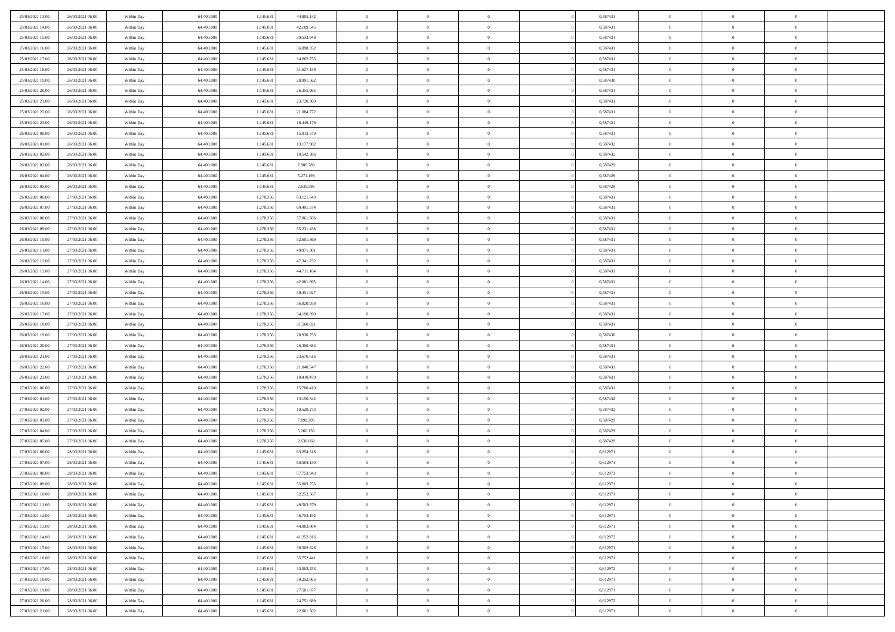| | | | | | | | | | | | | | | |
|---|---|---|---|---|---|---|---|---|---|---|---|---|---|---|
| 25/03/2021 13:00 | 26/03/2021 06:00 | Within Day | 64.400.000 | 1.145.681 | 44.805.142 | 0 | 0 | 0 | | 0,587431 | 0 | 0 | 0 | |
| 25/03/2021 14:00 | 26/03/2021 06:00 | Within Day | 64.400.000 | 1.145.681 | 42.169.545 | 0 | 0 | 0 | | 0,587431 | 0 | 0 | 0 | |
| 25/03/2021 15:00 | 26/03/2021 06:00 | Within Day | 64.400.000 | 1.145.681 | 39.533.948 | 0 | 0 | 0 | | 0,587431 | 0 | 0 | 0 | |
| 25/03/2021 16:00 | 26/03/2021 06:00 | Within Day | 64.400.000 | 1.145.681 | 36.898.352 | 0 | 0 | 0 | | 0,587431 | 0 | 0 | 0 | |
| 25/03/2021 17:00 | 26/03/2021 06:00 | Within Day | 64.400.000 | 1.145.681 | 34.262.755 | 0 | 0 | 0 | | 0,587431 | 0 | 0 | 0 | |
| 25/03/2021 18:00 | 26/03/2021 06:00 | Within Day | 64.400.000 | 1.145.681 | 31.627.159 | 0 | 0 | 0 | | 0,587431 | 0 | 0 | 0 | |
| 25/03/2021 19:00 | 26/03/2021 06:00 | Within Day | 64.400.000 | 1.145.681 | 28.991.562 | 0 | 0 | 0 | | 0,587430 | 0 | 0 | 0 | |
| 25/03/2021 20:00 | 26/03/2021 06:00 | Within Day | 64.400.000 | 1.145.681 | 26.355.965 | 0 | 0 | 0 | | 0,587431 | 0 | 0 | 0 | |
| 25/03/2021 21:00 | 26/03/2021 06:00 | Within Day | 64.400.000 | 1.145.681 | 23.720.369 | 0 | 0 | 0 | | 0,587431 | 0 | 0 | 0 | |
| 25/03/2021 22:00 | 26/03/2021 06:00 | Within Day | 64.400.000 | 1.145.681 | 21.084.772 | 0 | 0 | 0 | | 0,587431 | 0 | 0 | 0 | |
| 25/03/2021 23:00 | 26/03/2021 06:00 | Within Day | 64.400.000 | 1.145.681 | 18.449.176 | 0 | 0 | 0 | | 0,587431 | 0 | 0 | 0 | |
| 26/03/2021 00:00 | 26/03/2021 06:00 | Within Day | 64.400.000 | 1.145.681 | 15.813.579 | 0 | 0 | 0 | | 0,587431 | 0 | 0 | 0 | |
| 26/03/2021 01:00 | 26/03/2021 06:00 | Within Day | 64.400.000 | 1.145.681 | 13.177.982 | 0 | 0 | 0 | | 0,587432 | 0 | 0 | 0 | |
| 26/03/2021 02:00 | 26/03/2021 06:00 | Within Day | 64.400.000 | 1.145.681 | 10.542.386 | 0 | 0 | 0 | | 0,587432 | 0 | 0 | 0 | |
| 26/03/2021 03:00 | 26/03/2021 06:00 | Within Day | 64.400.000 | 1.145.681 | 7.906.789 | 0 | 0 | 0 | | 0,587429 | 0 | 0 | 0 | |
| 26/03/2021 04:00 | 26/03/2021 06:00 | Within Day | 64.400.000 | 1.145.681 | 5.271.193 | 0 | 0 | 0 | | 0,587429 | 0 | 0 | 0 | |
| 26/03/2021 05:00 | 26/03/2021 06:00 | Within Day | 64.400.000 | 1.145.681 | 2.635.596 | 0 | 0 | 0 | | 0,587429 | 0 | 0 | 0 | |
| 26/03/2021 06:00 | 27/03/2021 06:00 | Within Day | 64.400.000 | 1.278.356 | 63.121.643 | 0 | 0 | 0 | | 0,587431 | 0 | 0 | 0 | |
| 26/03/2021 07:00 | 27/03/2021 06:00 | Within Day | 64.400.000 | 1.278.356 | 60.491.574 | 0 | 0 | 0 | | 0,587431 | 0 | 0 | 0 | |
| 26/03/2021 08:00 | 27/03/2021 06:00 | Within Day | 64.400.000 | 1.278.356 | 57.861.506 | 0 | 0 | 0 | | 0,587431 | 0 | 0 | 0 | |
| 26/03/2021 09:00 | 27/03/2021 06:00 | Within Day | 64.400.000 | 1.278.356 | 55.231.438 | 0 | 0 | 0 | | 0,587431 | 0 | 0 | 0 | |
| 26/03/2021 10:00 | 27/03/2021 06:00 | Within Day | 64.400.000 | 1.278.356 | 52.601.369 | 0 | 0 | 0 | | 0,587431 | 0 | 0 | 0 | |
| 26/03/2021 11:00 | 27/03/2021 06:00 | Within Day | 64.400.000 | 1.278.356 | 49.971.301 | 0 | 0 | 0 | | 0,587431 | 0 | 0 | 0 | |
| 26/03/2021 12:00 | 27/03/2021 06:00 | Within Day | 64.400.000 | 1.278.356 | 47.341.232 | 0 | 0 | 0 | | 0,587431 | 0 | 0 | 0 | |
| 26/03/2021 13:00 | 27/03/2021 06:00 | Within Day | 64.400.000 | 1.278.356 | 44.711.164 | 0 | 0 | 0 | | 0,587431 | 0 | 0 | 0 | |
| 26/03/2021 14:00 | 27/03/2021 06:00 | Within Day | 64.400.000 | 1.278.356 | 42.081.095 | 0 | 0 | 0 | | 0,587431 | 0 | 0 | 0 | |
| 26/03/2021 15:00 | 27/03/2021 06:00 | Within Day | 64.400.000 | 1.278.356 | 39.451.027 | 0 | 0 | 0 | | 0,587431 | 0 | 0 | 0 | |
| 26/03/2021 16:00 | 27/03/2021 06:00 | Within Day | 64.400.000 | 1.278.356 | 36.820.958 | 0 | 0 | 0 | | 0,587431 | 0 | 0 | 0 | |
| 26/03/2021 17:00 | 27/03/2021 06:00 | Within Day | 64.400.000 | 1.278.356 | 34.190.890 | 0 | 0 | 0 | | 0,587431 | 0 | 0 | 0 | |
| 26/03/2021 18:00 | 27/03/2021 06:00 | Within Day | 64.400.000 | 1.278.356 | 31.560.821 | 0 | 0 | 0 | | 0,587431 | 0 | 0 | 0 | |
| 26/03/2021 19:00 | 27/03/2021 06:00 | Within Day | 64.400.000 | 1.278.356 | 28.930.753 | 0 | 0 | 0 | | 0,587430 | 0 | 0 | 0 | |
| 26/03/2021 20:00 | 27/03/2021 06:00 | Within Day | 64.400.000 | 1.278.356 | 26.300.684 | 0 | 0 | 0 | | 0,587431 | 0 | 0 | 0 | |
| 26/03/2021 21:00 | 27/03/2021 06:00 | Within Day | 64.400.000 | 1.278.356 | 23.670.616 | 0 | 0 | 0 | | 0,587431 | 0 | 0 | 0 | |
| 26/03/2021 22:00 | 27/03/2021 06:00 | Within Day | 64.400.000 | 1.278.356 | 21.040.547 | 0 | 0 | 0 | | 0,587431 | 0 | 0 | 0 | |
| 26/03/2021 23:00 | 27/03/2021 06:00 | Within Day | 64.400.000 | 1.278.356 | 18.410.479 | 0 | 0 | 0 | | 0,587431 | 0 | 0 | 0 | |
| 27/03/2021 00:00 | 27/03/2021 06:00 | Within Day | 64.400.000 | 1.278.356 | 15.780.410 | 0 | 0 | 0 | | 0,587431 | 0 | 0 | 0 | |
| 27/03/2021 01:00 | 27/03/2021 06:00 | Within Day | 64.400.000 | 1.278.356 | 13.150.342 | 0 | 0 | 0 | | 0,587432 | 0 | 0 | 0 | |
| 27/03/2021 02:00 | 27/03/2021 06:00 | Within Day | 64.400.000 | 1.278.356 | 10.520.273 | 0 | 0 | 0 | | 0,587432 | 0 | 0 | 0 | |
| 27/03/2021 03:00 | 27/03/2021 06:00 | Within Day | 64.400.000 | 1.278.356 | 7.890.205 | 0 | 0 | 0 | | 0,587429 | 0 | 0 | 0 | |
| 27/03/2021 04:00 | 27/03/2021 06:00 | Within Day | 64.400.000 | 1.278.356 | 5.260.136 | 0 | 0 | 0 | | 0,587429 | 0 | 0 | 0 | |
| 27/03/2021 05:00 | 27/03/2021 06:00 | Within Day | 64.400.000 | 1.278.356 | 2.630.068 | 0 | 0 | 0 | | 0,587429 | 0 | 0 | 0 | |
| 27/03/2021 06:00 | 28/03/2021 06:00 | Within Day | 64.400.000 | 1.145.681 | 63.254.318 | 0 | 0 | 0 | | 0,612971 | 0 | 0 | 0 | |
| 27/03/2021 07:00 | 28/03/2021 06:00 | Within Day | 64.400.000 | 1.145.681 | 60.504.130 | 0 | 0 | 0 | | 0,612971 | 0 | 0 | 0 | |
| 27/03/2021 08:00 | 28/03/2021 06:00 | Within Day | 64.400.000 | 1.145.681 | 57.753.943 | 0 | 0 | 0 | | 0,612971 | 0 | 0 | 0 | |
| 27/03/2021 09:00 | 28/03/2021 06:00 | Within Day | 64.400.000 | 1.145.681 | 55.003.755 | 0 | 0 | 0 | | 0,612971 | 0 | 0 | 0 | |
| 27/03/2021 10:00 | 28/03/2021 06:00 | Within Day | 64.400.000 | 1.145.681 | 52.253.567 | 0 | 0 | 0 | | 0,612971 | 0 | 0 | 0 | |
| 27/03/2021 11:00 | 28/03/2021 06:00 | Within Day | 64.400.000 | 1.145.681 | 49.503.379 | 0 | 0 | 0 | | 0,612971 | 0 | 0 | 0 | |
| 27/03/2021 12:00 | 28/03/2021 06:00 | Within Day | 64.400.000 | 1.145.681 | 46.753.192 | 0 | 0 | 0 | | 0,612971 | 0 | 0 | 0 | |
| 27/03/2021 13:00 | 28/03/2021 06:00 | Within Day | 64.400.000 | 1.145.681 | 44.003.004 | 0 | 0 | 0 | | 0,612971 | 0 | 0 | 0 | |
| 27/03/2021 14:00 | 28/03/2021 06:00 | Within Day | 64.400.000 | 1.145.681 | 41.252.816 | 0 | 0 | 0 | | 0,612972 | 0 | 0 | 0 | |
| 27/03/2021 15:00 | 28/03/2021 06:00 | Within Day | 64.400.000 | 1.145.681 | 38.502.628 | 0 | 0 | 0 | | 0,612971 | 0 | 0 | 0 | |
| 27/03/2021 16:00 | 28/03/2021 06:00 | Within Day | 64.400.000 | 1.145.681 | 35.752.441 | 0 | 0 | 0 | | 0,612971 | 0 | 0 | 0 | |
| 27/03/2021 17:00 | 28/03/2021 06:00 | Within Day | 64.400.000 | 1.145.681 | 33.002.253 | 0 | 0 | 0 | | 0,612972 | 0 | 0 | 0 | |
| 27/03/2021 18:00 | 28/03/2021 06:00 | Within Day | 64.400.000 | 1.145.681 | 30.252.065 | 0 | 0 | 0 | | 0,612971 | 0 | 0 | 0 | |
| 27/03/2021 19:00 | 28/03/2021 06:00 | Within Day | 64.400.000 | 1.145.681 | 27.501.877 | 0 | 0 | 0 | | 0,612971 | 0 | 0 | 0 | |
| 27/03/2021 20:00 | 28/03/2021 06:00 | Within Day | 64.400.000 | 1.145.681 | 24.751.689 | 0 | 0 | 0 | | 0,612972 | 0 | 0 | 0 | |
| 27/03/2021 21:00 | 28/03/2021 06:00 | Within Day | 64.400.000 | 1.145.681 | 22.001.502 | 0 | 0 | 0 | | 0,612971 | 0 | 0 | 0 | |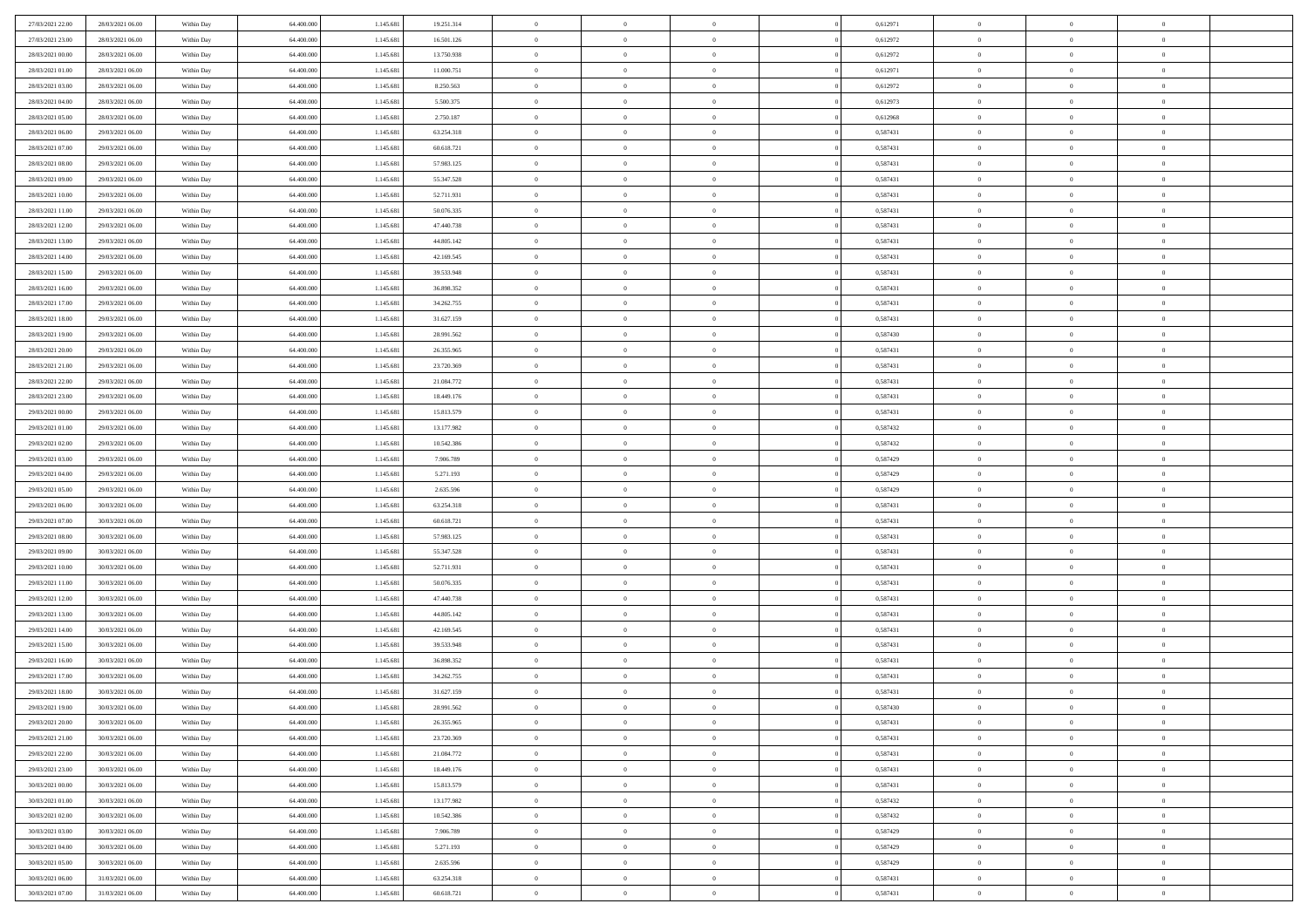| | | | | | | | | | | | | | | |
|---|---|---|---|---|---|---|---|---|---|---|---|---|---|---|
| 27/03/2021 22.00 | 28/03/2021 06.00 | Within Day | 64.400.000 | 1.145.681 | 19.251.314 | 0 | 0 | 0 | | 0,612971 | 0 | 0 | 0 | |
| 27/03/2021 23.00 | 28/03/2021 06.00 | Within Day | 64.400.000 | 1.145.681 | 16.501.126 | 0 | 0 | 0 | | 0,612972 | 0 | 0 | 0 | |
| 28/03/2021 00.00 | 28/03/2021 06.00 | Within Day | 64.400.000 | 1.145.681 | 13.750.938 | 0 | 0 | 0 | | 0,612972 | 0 | 0 | 0 | |
| 28/03/2021 01.00 | 28/03/2021 06.00 | Within Day | 64.400.000 | 1.145.681 | 11.000.751 | 0 | 0 | 0 | | 0,612971 | 0 | 0 | 0 | |
| 28/03/2021 03.00 | 28/03/2021 06.00 | Within Day | 64.400.000 | 1.145.681 | 8.250.563 | 0 | 0 | 0 | | 0,612972 | 0 | 0 | 0 | |
| 28/03/2021 04.00 | 28/03/2021 06.00 | Within Day | 64.400.000 | 1.145.681 | 5.500.375 | 0 | 0 | 0 | | 0,612973 | 0 | 0 | 0 | |
| 28/03/2021 05.00 | 28/03/2021 06.00 | Within Day | 64.400.000 | 1.145.681 | 2.750.187 | 0 | 0 | 0 | | 0,612968 | 0 | 0 | 0 | |
| 28/03/2021 06.00 | 29/03/2021 06.00 | Within Day | 64.400.000 | 1.145.681 | 63.254.318 | 0 | 0 | 0 | | 0,587431 | 0 | 0 | 0 | |
| 28/03/2021 07.00 | 29/03/2021 06.00 | Within Day | 64.400.000 | 1.145.681 | 60.618.721 | 0 | 0 | 0 | | 0,587431 | 0 | 0 | 0 | |
| 28/03/2021 08.00 | 29/03/2021 06.00 | Within Day | 64.400.000 | 1.145.681 | 57.983.125 | 0 | 0 | 0 | | 0,587431 | 0 | 0 | 0 | |
| 28/03/2021 09.00 | 29/03/2021 06.00 | Within Day | 64.400.000 | 1.145.681 | 55.347.528 | 0 | 0 | 0 | | 0,587431 | 0 | 0 | 0 | |
| 28/03/2021 10.00 | 29/03/2021 06.00 | Within Day | 64.400.000 | 1.145.681 | 52.711.931 | 0 | 0 | 0 | | 0,587431 | 0 | 0 | 0 | |
| 28/03/2021 11.00 | 29/03/2021 06.00 | Within Day | 64.400.000 | 1.145.681 | 50.076.335 | 0 | 0 | 0 | | 0,587431 | 0 | 0 | 0 | |
| 28/03/2021 12.00 | 29/03/2021 06.00 | Within Day | 64.400.000 | 1.145.681 | 47.440.738 | 0 | 0 | 0 | | 0,587431 | 0 | 0 | 0 | |
| 28/03/2021 13.00 | 29/03/2021 06.00 | Within Day | 64.400.000 | 1.145.681 | 44.805.142 | 0 | 0 | 0 | | 0,587431 | 0 | 0 | 0 | |
| 28/03/2021 14.00 | 29/03/2021 06.00 | Within Day | 64.400.000 | 1.145.681 | 42.169.545 | 0 | 0 | 0 | | 0,587431 | 0 | 0 | 0 | |
| 28/03/2021 15.00 | 29/03/2021 06.00 | Within Day | 64.400.000 | 1.145.681 | 39.533.948 | 0 | 0 | 0 | | 0,587431 | 0 | 0 | 0 | |
| 28/03/2021 16.00 | 29/03/2021 06.00 | Within Day | 64.400.000 | 1.145.681 | 36.898.352 | 0 | 0 | 0 | | 0,587431 | 0 | 0 | 0 | |
| 28/03/2021 17.00 | 29/03/2021 06.00 | Within Day | 64.400.000 | 1.145.681 | 34.262.755 | 0 | 0 | 0 | | 0,587431 | 0 | 0 | 0 | |
| 28/03/2021 18.00 | 29/03/2021 06.00 | Within Day | 64.400.000 | 1.145.681 | 31.627.159 | 0 | 0 | 0 | | 0,587431 | 0 | 0 | 0 | |
| 28/03/2021 19.00 | 29/03/2021 06.00 | Within Day | 64.400.000 | 1.145.681 | 28.991.562 | 0 | 0 | 0 | | 0,587430 | 0 | 0 | 0 | |
| 28/03/2021 20.00 | 29/03/2021 06.00 | Within Day | 64.400.000 | 1.145.681 | 26.355.965 | 0 | 0 | 0 | | 0,587431 | 0 | 0 | 0 | |
| 28/03/2021 21.00 | 29/03/2021 06.00 | Within Day | 64.400.000 | 1.145.681 | 23.720.369 | 0 | 0 | 0 | | 0,587431 | 0 | 0 | 0 | |
| 28/03/2021 22.00 | 29/03/2021 06.00 | Within Day | 64.400.000 | 1.145.681 | 21.084.772 | 0 | 0 | 0 | | 0,587431 | 0 | 0 | 0 | |
| 28/03/2021 23.00 | 29/03/2021 06.00 | Within Day | 64.400.000 | 1.145.681 | 18.449.176 | 0 | 0 | 0 | | 0,587431 | 0 | 0 | 0 | |
| 29/03/2021 00.00 | 29/03/2021 06.00 | Within Day | 64.400.000 | 1.145.681 | 15.813.579 | 0 | 0 | 0 | | 0,587431 | 0 | 0 | 0 | |
| 29/03/2021 01.00 | 29/03/2021 06.00 | Within Day | 64.400.000 | 1.145.681 | 13.177.982 | 0 | 0 | 0 | | 0,587432 | 0 | 0 | 0 | |
| 29/03/2021 02.00 | 29/03/2021 06.00 | Within Day | 64.400.000 | 1.145.681 | 10.542.386 | 0 | 0 | 0 | | 0,587432 | 0 | 0 | 0 | |
| 29/03/2021 03.00 | 29/03/2021 06.00 | Within Day | 64.400.000 | 1.145.681 | 7.906.789 | 0 | 0 | 0 | | 0,587429 | 0 | 0 | 0 | |
| 29/03/2021 04.00 | 29/03/2021 06.00 | Within Day | 64.400.000 | 1.145.681 | 5.271.193 | 0 | 0 | 0 | | 0,587429 | 0 | 0 | 0 | |
| 29/03/2021 05.00 | 29/03/2021 06.00 | Within Day | 64.400.000 | 1.145.681 | 2.635.596 | 0 | 0 | 0 | | 0,587429 | 0 | 0 | 0 | |
| 29/03/2021 06.00 | 30/03/2021 06.00 | Within Day | 64.400.000 | 1.145.681 | 63.254.318 | 0 | 0 | 0 | | 0,587431 | 0 | 0 | 0 | |
| 29/03/2021 07.00 | 30/03/2021 06.00 | Within Day | 64.400.000 | 1.145.681 | 60.618.721 | 0 | 0 | 0 | | 0,587431 | 0 | 0 | 0 | |
| 29/03/2021 08.00 | 30/03/2021 06.00 | Within Day | 64.400.000 | 1.145.681 | 57.983.125 | 0 | 0 | 0 | | 0,587431 | 0 | 0 | 0 | |
| 29/03/2021 09.00 | 30/03/2021 06.00 | Within Day | 64.400.000 | 1.145.681 | 55.347.528 | 0 | 0 | 0 | | 0,587431 | 0 | 0 | 0 | |
| 29/03/2021 10.00 | 30/03/2021 06.00 | Within Day | 64.400.000 | 1.145.681 | 52.711.931 | 0 | 0 | 0 | | 0,587431 | 0 | 0 | 0 | |
| 29/03/2021 11.00 | 30/03/2021 06.00 | Within Day | 64.400.000 | 1.145.681 | 50.076.335 | 0 | 0 | 0 | | 0,587431 | 0 | 0 | 0 | |
| 29/03/2021 12.00 | 30/03/2021 06.00 | Within Day | 64.400.000 | 1.145.681 | 47.440.738 | 0 | 0 | 0 | | 0,587431 | 0 | 0 | 0 | |
| 29/03/2021 13.00 | 30/03/2021 06.00 | Within Day | 64.400.000 | 1.145.681 | 44.805.142 | 0 | 0 | 0 | | 0,587431 | 0 | 0 | 0 | |
| 29/03/2021 14.00 | 30/03/2021 06.00 | Within Day | 64.400.000 | 1.145.681 | 42.169.545 | 0 | 0 | 0 | | 0,587431 | 0 | 0 | 0 | |
| 29/03/2021 15.00 | 30/03/2021 06.00 | Within Day | 64.400.000 | 1.145.681 | 39.533.948 | 0 | 0 | 0 | | 0,587431 | 0 | 0 | 0 | |
| 29/03/2021 16.00 | 30/03/2021 06.00 | Within Day | 64.400.000 | 1.145.681 | 36.898.352 | 0 | 0 | 0 | | 0,587431 | 0 | 0 | 0 | |
| 29/03/2021 17.00 | 30/03/2021 06.00 | Within Day | 64.400.000 | 1.145.681 | 34.262.755 | 0 | 0 | 0 | | 0,587431 | 0 | 0 | 0 | |
| 29/03/2021 18.00 | 30/03/2021 06.00 | Within Day | 64.400.000 | 1.145.681 | 31.627.159 | 0 | 0 | 0 | | 0,587431 | 0 | 0 | 0 | |
| 29/03/2021 19.00 | 30/03/2021 06.00 | Within Day | 64.400.000 | 1.145.681 | 28.991.562 | 0 | 0 | 0 | | 0,587430 | 0 | 0 | 0 | |
| 29/03/2021 20.00 | 30/03/2021 06.00 | Within Day | 64.400.000 | 1.145.681 | 26.355.965 | 0 | 0 | 0 | | 0,587431 | 0 | 0 | 0 | |
| 29/03/2021 21.00 | 30/03/2021 06.00 | Within Day | 64.400.000 | 1.145.681 | 23.720.369 | 0 | 0 | 0 | | 0,587431 | 0 | 0 | 0 | |
| 29/03/2021 22.00 | 30/03/2021 06.00 | Within Day | 64.400.000 | 1.145.681 | 21.084.772 | 0 | 0 | 0 | | 0,587431 | 0 | 0 | 0 | |
| 29/03/2021 23.00 | 30/03/2021 06.00 | Within Day | 64.400.000 | 1.145.681 | 18.449.176 | 0 | 0 | 0 | | 0,587431 | 0 | 0 | 0 | |
| 30/03/2021 00.00 | 30/03/2021 06.00 | Within Day | 64.400.000 | 1.145.681 | 15.813.579 | 0 | 0 | 0 | | 0,587431 | 0 | 0 | 0 | |
| 30/03/2021 01.00 | 30/03/2021 06.00 | Within Day | 64.400.000 | 1.145.681 | 13.177.982 | 0 | 0 | 0 | | 0,587432 | 0 | 0 | 0 | |
| 30/03/2021 02.00 | 30/03/2021 06.00 | Within Day | 64.400.000 | 1.145.681 | 10.542.386 | 0 | 0 | 0 | | 0,587432 | 0 | 0 | 0 | |
| 30/03/2021 03.00 | 30/03/2021 06.00 | Within Day | 64.400.000 | 1.145.681 | 7.906.789 | 0 | 0 | 0 | | 0,587429 | 0 | 0 | 0 | |
| 30/03/2021 04.00 | 30/03/2021 06.00 | Within Day | 64.400.000 | 1.145.681 | 5.271.193 | 0 | 0 | 0 | | 0,587429 | 0 | 0 | 0 | |
| 30/03/2021 05.00 | 30/03/2021 06.00 | Within Day | 64.400.000 | 1.145.681 | 2.635.596 | 0 | 0 | 0 | | 0,587429 | 0 | 0 | 0 | |
| 30/03/2021 06.00 | 31/03/2021 06.00 | Within Day | 64.400.000 | 1.145.681 | 63.254.318 | 0 | 0 | 0 | | 0,587431 | 0 | 0 | 0 | |
| 30/03/2021 07.00 | 31/03/2021 06.00 | Within Day | 64.400.000 | 1.145.681 | 60.618.721 | 0 | 0 | 0 | | 0,587431 | 0 | 0 | 0 | |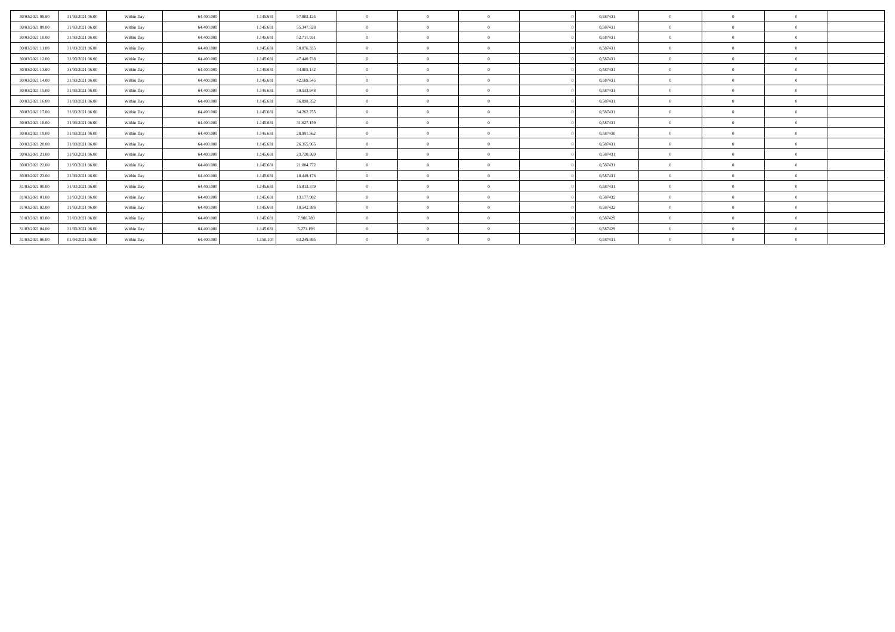| | | | | | | | | | | | | | | |
|---|---|---|---|---|---|---|---|---|---|---|---|---|---|---|
| 30/03/2021 08:00 | 31/03/2021 06:00 | Within Day | 64.400.000 | 1.145.681 | 57.983.125 | 0 | 0 | 0 | 0 | 0,587431 | 0 | 0 | 0 | |
| 30/03/2021 09:00 | 31/03/2021 06:00 | Within Day | 64.400.000 | 1.145.681 | 55.347.528 | 0 | 0 | 0 | 0 | 0,587431 | 0 | 0 | 0 | |
| 30/03/2021 10:00 | 31/03/2021 06:00 | Within Day | 64.400.000 | 1.145.681 | 52.711.931 | 0 | 0 | 0 | 0 | 0,587431 | 0 | 0 | 0 | |
| 30/03/2021 11:00 | 31/03/2021 06:00 | Within Day | 64.400.000 | 1.145.681 | 50.076.335 | 0 | 0 | 0 | 0 | 0,587431 | 0 | 0 | 0 | |
| 30/03/2021 12:00 | 31/03/2021 06:00 | Within Day | 64.400.000 | 1.145.681 | 47.440.738 | 0 | 0 | 0 | 0 | 0,587431 | 0 | 0 | 0 | |
| 30/03/2021 13:00 | 31/03/2021 06:00 | Within Day | 64.400.000 | 1.145.681 | 44.805.142 | 0 | 0 | 0 | 0 | 0,587431 | 0 | 0 | 0 | |
| 30/03/2021 14:00 | 31/03/2021 06:00 | Within Day | 64.400.000 | 1.145.681 | 42.169.545 | 0 | 0 | 0 | 0 | 0,587431 | 0 | 0 | 0 | |
| 30/03/2021 15:00 | 31/03/2021 06:00 | Within Day | 64.400.000 | 1.145.681 | 39.533.948 | 0 | 0 | 0 | 0 | 0,587431 | 0 | 0 | 0 | |
| 30/03/2021 16:00 | 31/03/2021 06:00 | Within Day | 64.400.000 | 1.145.681 | 36.898.352 | 0 | 0 | 0 | 0 | 0,587431 | 0 | 0 | 0 | |
| 30/03/2021 17:00 | 31/03/2021 06:00 | Within Day | 64.400.000 | 1.145.681 | 34.262.755 | 0 | 0 | 0 | 0 | 0,587431 | 0 | 0 | 0 | |
| 30/03/2021 18:00 | 31/03/2021 06:00 | Within Day | 64.400.000 | 1.145.681 | 31.627.159 | 0 | 0 | 0 | 0 | 0,587431 | 0 | 0 | 0 | |
| 30/03/2021 19:00 | 31/03/2021 06:00 | Within Day | 64.400.000 | 1.145.681 | 28.991.562 | 0 | 0 | 0 | 0 | 0,587430 | 0 | 0 | 0 | |
| 30/03/2021 20:00 | 31/03/2021 06:00 | Within Day | 64.400.000 | 1.145.681 | 26.355.965 | 0 | 0 | 0 | 0 | 0,587431 | 0 | 0 | 0 | |
| 30/03/2021 21:00 | 31/03/2021 06:00 | Within Day | 64.400.000 | 1.145.681 | 23.720.369 | 0 | 0 | 0 | 0 | 0,587431 | 0 | 0 | 0 | |
| 30/03/2021 22:00 | 31/03/2021 06:00 | Within Day | 64.400.000 | 1.145.681 | 21.084.772 | 0 | 0 | 0 | 0 | 0,587431 | 0 | 0 | 0 | |
| 30/03/2021 23:00 | 31/03/2021 06:00 | Within Day | 64.400.000 | 1.145.681 | 18.449.176 | 0 | 0 | 0 | 0 | 0,587431 | 0 | 0 | 0 | |
| 31/03/2021 00:00 | 31/03/2021 06:00 | Within Day | 64.400.000 | 1.145.681 | 15.813.579 | 0 | 0 | 0 | 0 | 0,587431 | 0 | 0 | 0 | |
| 31/03/2021 01:00 | 31/03/2021 06:00 | Within Day | 64.400.000 | 1.145.681 | 13.177.982 | 0 | 0 | 0 | 0 | 0,587432 | 0 | 0 | 0 | |
| 31/03/2021 02:00 | 31/03/2021 06:00 | Within Day | 64.400.000 | 1.145.681 | 10.542.386 | 0 | 0 | 0 | 0 | 0,587432 | 0 | 0 | 0 | |
| 31/03/2021 03:00 | 31/03/2021 06:00 | Within Day | 64.400.000 | 1.145.681 | 7.906.789 | 0 | 0 | 0 | 0 | 0,587429 | 0 | 0 | 0 | |
| 31/03/2021 04:00 | 31/03/2021 06:00 | Within Day | 64.400.000 | 1.145.681 | 5.271.193 | 0 | 0 | 0 | 0 | 0,587429 | 0 | 0 | 0 | |
| 31/03/2021 06:00 | 01/04/2021 06:00 | Within Day | 64.400.000 | 1.150.103 | 63.249.895 | 0 | 0 | 0 | 0 | 0,587431 | 0 | 0 | 0 | |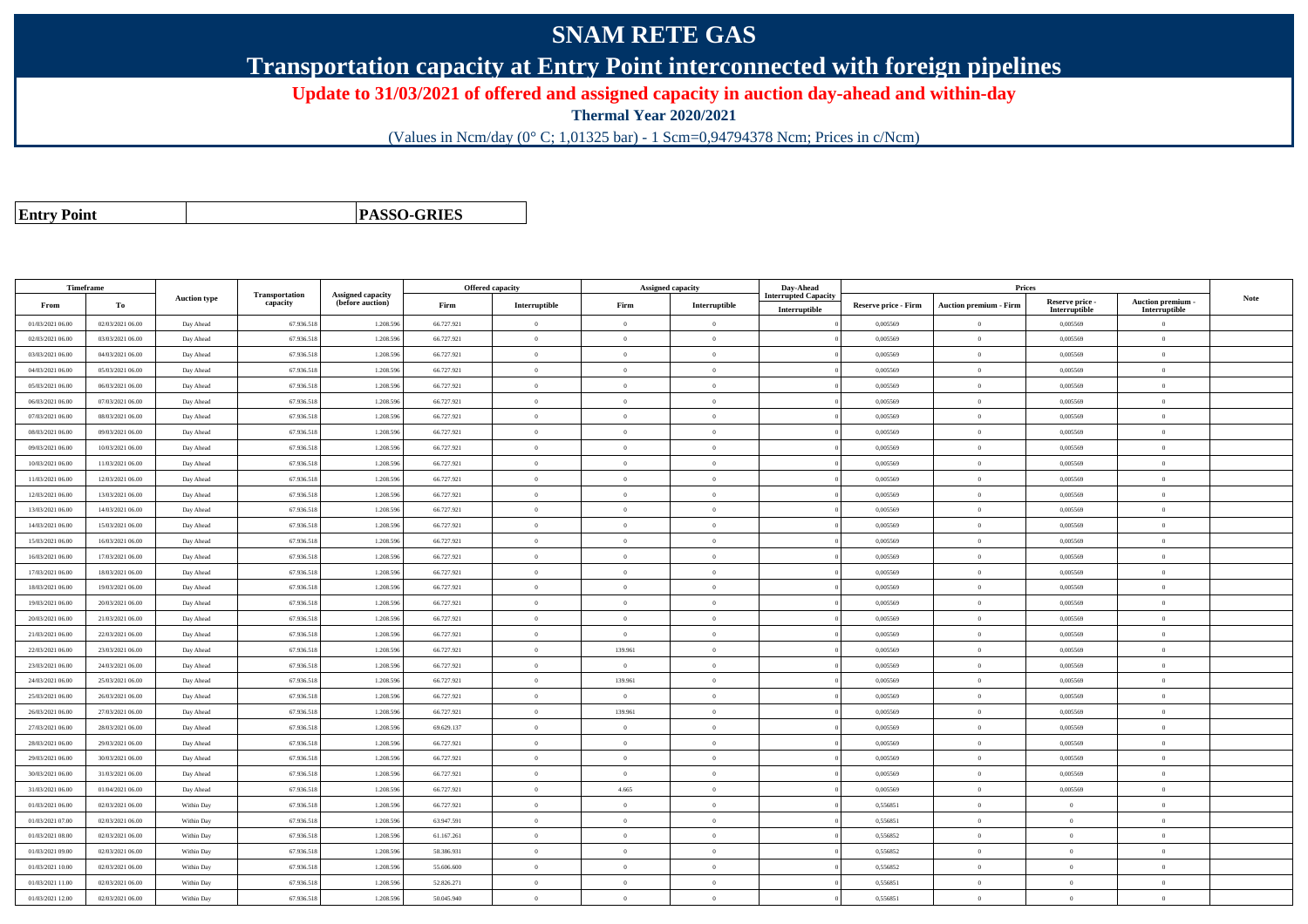# SNAM RETE GAS

## Transportation capacity at Entry Point interconnected with foreign pipelines

**Update to 31/03/2021 of offered and assigned capacity in auction day-ahead and within-day**

**Thermal Year 2020/2021**

(Values in Ncm/day (0° C; 1,01325 bar) - 1 Scm=0,94794378 Ncm; Prices in c/Ncm)

| Entry Point | PASSO-GRIES |
|---|---|

| Timeframe | | Auction type | Transportation capacity | Assigned capacity (before auction) | Offered capacity | | Assigned capacity | | Day-Ahead Interrupted Capacity | Prices | | | | Note |
|---|---|---|---|---|---|---|---|---|---|---|---|---|---|---|
| From | To | | | | Firm | Interruptible | Firm | Interruptible | Interruptible | Reserve price - Firm | Auction premium - Firm | Reserve price - Interruptible | Auction premium - Interruptible | |
| 01/03/2021 06.00 | 02/03/2021 06.00 | Day Ahead | 67.936.518 | 1.208.596 | 66.727.921 | 0 | 0 | 0 | 0 | 0,005569 | 0 | 0,005569 | 0 | |
| 02/03/2021 06.00 | 03/03/2021 06.00 | Day Ahead | 67.936.518 | 1.208.596 | 66.727.921 | 0 | 0 | 0 | 0 | 0,005569 | 0 | 0,005569 | 0 | |
| 03/03/2021 06.00 | 04/03/2021 06.00 | Day Ahead | 67.936.518 | 1.208.596 | 66.727.921 | 0 | 0 | 0 | 0 | 0,005569 | 0 | 0,005569 | 0 | |
| 04/03/2021 06.00 | 05/03/2021 06.00 | Day Ahead | 67.936.518 | 1.208.596 | 66.727.921 | 0 | 0 | 0 | 0 | 0,005569 | 0 | 0,005569 | 0 | |
| 05/03/2021 06.00 | 06/03/2021 06.00 | Day Ahead | 67.936.518 | 1.208.596 | 66.727.921 | 0 | 0 | 0 | 0 | 0,005569 | 0 | 0,005569 | 0 | |
| 06/03/2021 06.00 | 07/03/2021 06.00 | Day Ahead | 67.936.518 | 1.208.596 | 66.727.921 | 0 | 0 | 0 | 0 | 0,005569 | 0 | 0,005569 | 0 | |
| 07/03/2021 06.00 | 08/03/2021 06.00 | Day Ahead | 67.936.518 | 1.208.596 | 66.727.921 | 0 | 0 | 0 | 0 | 0,005569 | 0 | 0,005569 | 0 | |
| 08/03/2021 06.00 | 09/03/2021 06.00 | Day Ahead | 67.936.518 | 1.208.596 | 66.727.921 | 0 | 0 | 0 | 0 | 0,005569 | 0 | 0,005569 | 0 | |
| 09/03/2021 06.00 | 10/03/2021 06.00 | Day Ahead | 67.936.518 | 1.208.596 | 66.727.921 | 0 | 0 | 0 | 0 | 0,005569 | 0 | 0,005569 | 0 | |
| 10/03/2021 06.00 | 11/03/2021 06.00 | Day Ahead | 67.936.518 | 1.208.596 | 66.727.921 | 0 | 0 | 0 | 0 | 0,005569 | 0 | 0,005569 | 0 | |
| 11/03/2021 06.00 | 12/03/2021 06.00 | Day Ahead | 67.936.518 | 1.208.596 | 66.727.921 | 0 | 0 | 0 | 0 | 0,005569 | 0 | 0,005569 | 0 | |
| 12/03/2021 06.00 | 13/03/2021 06.00 | Day Ahead | 67.936.518 | 1.208.596 | 66.727.921 | 0 | 0 | 0 | 0 | 0,005569 | 0 | 0,005569 | 0 | |
| 13/03/2021 06.00 | 14/03/2021 06.00 | Day Ahead | 67.936.518 | 1.208.596 | 66.727.921 | 0 | 0 | 0 | 0 | 0,005569 | 0 | 0,005569 | 0 | |
| 14/03/2021 06.00 | 15/03/2021 06.00 | Day Ahead | 67.936.518 | 1.208.596 | 66.727.921 | 0 | 0 | 0 | 0 | 0,005569 | 0 | 0,005569 | 0 | |
| 15/03/2021 06.00 | 16/03/2021 06.00 | Day Ahead | 67.936.518 | 1.208.596 | 66.727.921 | 0 | 0 | 0 | 0 | 0,005569 | 0 | 0,005569 | 0 | |
| 16/03/2021 06.00 | 17/03/2021 06.00 | Day Ahead | 67.936.518 | 1.208.596 | 66.727.921 | 0 | 0 | 0 | 0 | 0,005569 | 0 | 0,005569 | 0 | |
| 17/03/2021 06.00 | 18/03/2021 06.00 | Day Ahead | 67.936.518 | 1.208.596 | 66.727.921 | 0 | 0 | 0 | 0 | 0,005569 | 0 | 0,005569 | 0 | |
| 18/03/2021 06.00 | 19/03/2021 06.00 | Day Ahead | 67.936.518 | 1.208.596 | 66.727.921 | 0 | 0 | 0 | 0 | 0,005569 | 0 | 0,005569 | 0 | |
| 19/03/2021 06.00 | 20/03/2021 06.00 | Day Ahead | 67.936.518 | 1.208.596 | 66.727.921 | 0 | 0 | 0 | 0 | 0,005569 | 0 | 0,005569 | 0 | |
| 20/03/2021 06.00 | 21/03/2021 06.00 | Day Ahead | 67.936.518 | 1.208.596 | 66.727.921 | 0 | 0 | 0 | 0 | 0,005569 | 0 | 0,005569 | 0 | |
| 21/03/2021 06.00 | 22/03/2021 06.00 | Day Ahead | 67.936.518 | 1.208.596 | 66.727.921 | 0 | 0 | 0 | 0 | 0,005569 | 0 | 0,005569 | 0 | |
| 22/03/2021 06.00 | 23/03/2021 06.00 | Day Ahead | 67.936.518 | 1.208.596 | 66.727.921 | 0 | 139.961 | 0 | 0 | 0,005569 | 0 | 0,005569 | 0 | |
| 23/03/2021 06.00 | 24/03/2021 06.00 | Day Ahead | 67.936.518 | 1.208.596 | 66.727.921 | 0 | 0 | 0 | 0 | 0,005569 | 0 | 0,005569 | 0 | |
| 24/03/2021 06.00 | 25/03/2021 06.00 | Day Ahead | 67.936.518 | 1.208.596 | 66.727.921 | 0 | 139.961 | 0 | 0 | 0,005569 | 0 | 0,005569 | 0 | |
| 25/03/2021 06.00 | 26/03/2021 06.00 | Day Ahead | 67.936.518 | 1.208.596 | 66.727.921 | 0 | 0 | 0 | 0 | 0,005569 | 0 | 0,005569 | 0 | |
| 26/03/2021 06.00 | 27/03/2021 06.00 | Day Ahead | 67.936.518 | 1.208.596 | 66.727.921 | 0 | 139.961 | 0 | 0 | 0,005569 | 0 | 0,005569 | 0 | |
| 27/03/2021 06.00 | 28/03/2021 06.00 | Day Ahead | 67.936.518 | 1.208.596 | 69.629.137 | 0 | 0 | 0 | 0 | 0,005569 | 0 | 0,005569 | 0 | |
| 28/03/2021 06.00 | 29/03/2021 06.00 | Day Ahead | 67.936.518 | 1.208.596 | 66.727.921 | 0 | 0 | 0 | 0 | 0,005569 | 0 | 0,005569 | 0 | |
| 29/03/2021 06.00 | 30/03/2021 06.00 | Day Ahead | 67.936.518 | 1.208.596 | 66.727.921 | 0 | 0 | 0 | 0 | 0,005569 | 0 | 0,005569 | 0 | |
| 30/03/2021 06.00 | 31/03/2021 06.00 | Day Ahead | 67.936.518 | 1.208.596 | 66.727.921 | 0 | 0 | 0 | 0 | 0,005569 | 0 | 0,005569 | 0 | |
| 31/03/2021 06.00 | 01/04/2021 06.00 | Day Ahead | 67.936.518 | 1.208.596 | 66.727.921 | 0 | 4.665 | 0 | 0 | 0,005569 | 0 | 0,005569 | 0 | |
| 01/03/2021 06.00 | 02/03/2021 06.00 | Within Day | 67.936.518 | 1.208.596 | 66.727.921 | 0 | 0 | 0 | 0 | 0,556851 | 0 | 0 | 0 | |
| 01/03/2021 07.00 | 02/03/2021 06.00 | Within Day | 67.936.518 | 1.208.596 | 63.947.591 | 0 | 0 | 0 | 0 | 0,556851 | 0 | 0 | 0 | |
| 01/03/2021 08.00 | 02/03/2021 06.00 | Within Day | 67.936.518 | 1.208.596 | 61.167.261 | 0 | 0 | 0 | 0 | 0,556852 | 0 | 0 | 0 | |
| 01/03/2021 09.00 | 02/03/2021 06.00 | Within Day | 67.936.518 | 1.208.596 | 58.386.931 | 0 | 0 | 0 | 0 | 0,556852 | 0 | 0 | 0 | |
| 01/03/2021 10.00 | 02/03/2021 06.00 | Within Day | 67.936.518 | 1.208.596 | 55.606.600 | 0 | 0 | 0 | 0 | 0,556852 | 0 | 0 | 0 | |
| 01/03/2021 11.00 | 02/03/2021 06.00 | Within Day | 67.936.518 | 1.208.596 | 52.826.271 | 0 | 0 | 0 | 0 | 0,556851 | 0 | 0 | 0 | |
| 01/03/2021 12.00 | 02/03/2021 06.00 | Within Day | 67.936.518 | 1.208.596 | 50.045.940 | 0 | 0 | 0 | 0 | 0,556851 | 0 | 0 | 0 | |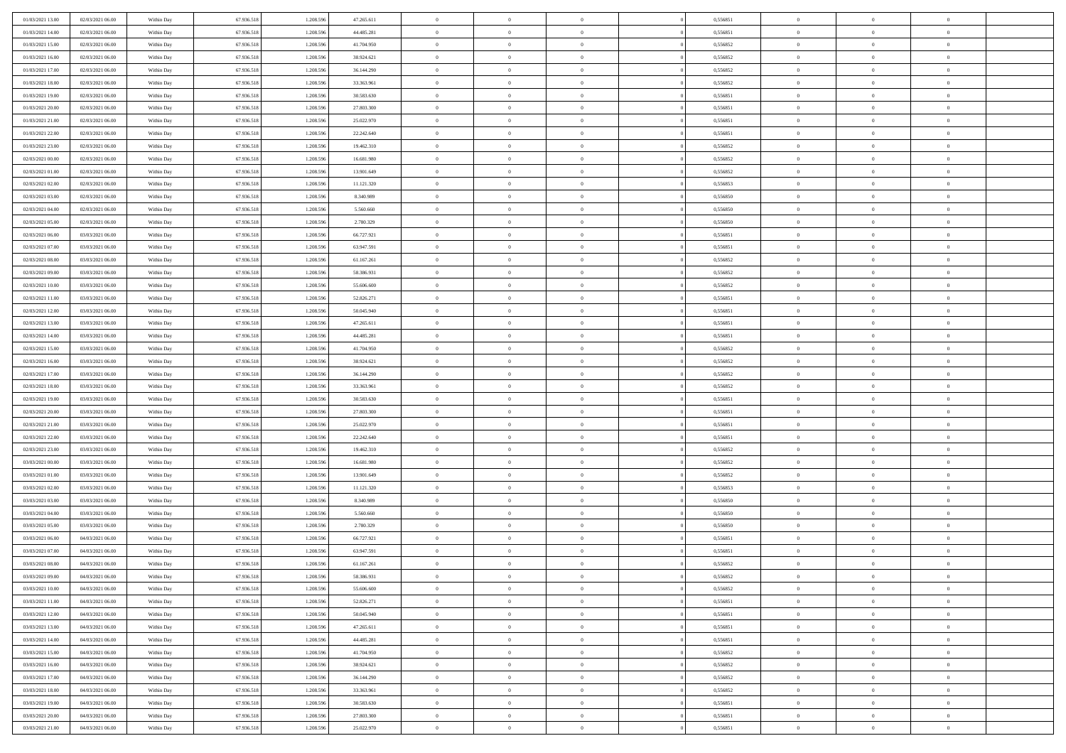| | | | | | | | | | | | | | | |
|---|---|---|---|---|---|---|---|---|---|---|---|---|---|---|
| 01/03/2021 13:00 | 02/03/2021 06:00 | Within Day | 67.936.518 | 1.208.596 | 47.265.611 | 0 | 0 | 0 | | 0,556851 | 0 | 0 | 0 | |
| 01/03/2021 14:00 | 02/03/2021 06:00 | Within Day | 67.936.518 | 1.208.596 | 44.485.281 | 0 | 0 | 0 | | 0,556851 | 0 | 0 | 0 | |
| 01/03/2021 15:00 | 02/03/2021 06:00 | Within Day | 67.936.518 | 1.208.596 | 41.704.950 | 0 | 0 | 0 | | 0,556852 | 0 | 0 | 0 | |
| 01/03/2021 16:00 | 02/03/2021 06:00 | Within Day | 67.936.518 | 1.208.596 | 38.924.621 | 0 | 0 | 0 | | 0,556852 | 0 | 0 | 0 | |
| 01/03/2021 17:00 | 02/03/2021 06:00 | Within Day | 67.936.518 | 1.208.596 | 36.144.290 | 0 | 0 | 0 | | 0,556852 | 0 | 0 | 0 | |
| 01/03/2021 18:00 | 02/03/2021 06:00 | Within Day | 67.936.518 | 1.208.596 | 33.363.961 | 0 | 0 | 0 | | 0,556852 | 0 | 0 | 0 | |
| 01/03/2021 19:00 | 02/03/2021 06:00 | Within Day | 67.936.518 | 1.208.596 | 30.583.630 | 0 | 0 | 0 | | 0,556851 | 0 | 0 | 0 | |
| 01/03/2021 20:00 | 02/03/2021 06:00 | Within Day | 67.936.518 | 1.208.596 | 27.803.300 | 0 | 0 | 0 | | 0,556851 | 0 | 0 | 0 | |
| 01/03/2021 21:00 | 02/03/2021 06:00 | Within Day | 67.936.518 | 1.208.596 | 25.022.970 | 0 | 0 | 0 | | 0,556851 | 0 | 0 | 0 | |
| 01/03/2021 22:00 | 02/03/2021 06:00 | Within Day | 67.936.518 | 1.208.596 | 22.242.640 | 0 | 0 | 0 | | 0,556851 | 0 | 0 | 0 | |
| 01/03/2021 23:00 | 02/03/2021 06:00 | Within Day | 67.936.518 | 1.208.596 | 19.462.310 | 0 | 0 | 0 | | 0,556852 | 0 | 0 | 0 | |
| 02/03/2021 00:00 | 02/03/2021 06:00 | Within Day | 67.936.518 | 1.208.596 | 16.681.980 | 0 | 0 | 0 | | 0,556852 | 0 | 0 | 0 | |
| 02/03/2021 01:00 | 02/03/2021 06:00 | Within Day | 67.936.518 | 1.208.596 | 13.901.649 | 0 | 0 | 0 | | 0,556852 | 0 | 0 | 0 | |
| 02/03/2021 02:00 | 02/03/2021 06:00 | Within Day | 67.936.518 | 1.208.596 | 11.121.320 | 0 | 0 | 0 | | 0,556853 | 0 | 0 | 0 | |
| 02/03/2021 03:00 | 02/03/2021 06:00 | Within Day | 67.936.518 | 1.208.596 | 8.340.989 | 0 | 0 | 0 | | 0,556850 | 0 | 0 | 0 | |
| 02/03/2021 04:00 | 02/03/2021 06:00 | Within Day | 67.936.518 | 1.208.596 | 5.560.660 | 0 | 0 | 0 | | 0,556850 | 0 | 0 | 0 | |
| 02/03/2021 05:00 | 02/03/2021 06:00 | Within Day | 67.936.518 | 1.208.596 | 2.780.329 | 0 | 0 | 0 | | 0,556850 | 0 | 0 | 0 | |
| 02/03/2021 06:00 | 03/03/2021 06:00 | Within Day | 67.936.518 | 1.208.596 | 66.727.921 | 0 | 0 | 0 | | 0,556851 | 0 | 0 | 0 | |
| 02/03/2021 07:00 | 03/03/2021 06:00 | Within Day | 67.936.518 | 1.208.596 | 63.947.591 | 0 | 0 | 0 | | 0,556851 | 0 | 0 | 0 | |
| 02/03/2021 08:00 | 03/03/2021 06:00 | Within Day | 67.936.518 | 1.208.596 | 61.167.261 | 0 | 0 | 0 | | 0,556852 | 0 | 0 | 0 | |
| 02/03/2021 09:00 | 03/03/2021 06:00 | Within Day | 67.936.518 | 1.208.596 | 58.386.931 | 0 | 0 | 0 | | 0,556852 | 0 | 0 | 0 | |
| 02/03/2021 10:00 | 03/03/2021 06:00 | Within Day | 67.936.518 | 1.208.596 | 55.606.600 | 0 | 0 | 0 | | 0,556852 | 0 | 0 | 0 | |
| 02/03/2021 11:00 | 03/03/2021 06:00 | Within Day | 67.936.518 | 1.208.596 | 52.826.271 | 0 | 0 | 0 | | 0,556851 | 0 | 0 | 0 | |
| 02/03/2021 12:00 | 03/03/2021 06:00 | Within Day | 67.936.518 | 1.208.596 | 50.045.940 | 0 | 0 | 0 | | 0,556851 | 0 | 0 | 0 | |
| 02/03/2021 13:00 | 03/03/2021 06:00 | Within Day | 67.936.518 | 1.208.596 | 47.265.611 | 0 | 0 | 0 | | 0,556851 | 0 | 0 | 0 | |
| 02/03/2021 14:00 | 03/03/2021 06:00 | Within Day | 67.936.518 | 1.208.596 | 44.485.281 | 0 | 0 | 0 | | 0,556851 | 0 | 0 | 0 | |
| 02/03/2021 15:00 | 03/03/2021 06:00 | Within Day | 67.936.518 | 1.208.596 | 41.704.950 | 0 | 0 | 0 | | 0,556852 | 0 | 0 | 0 | |
| 02/03/2021 16:00 | 03/03/2021 06:00 | Within Day | 67.936.518 | 1.208.596 | 38.924.621 | 0 | 0 | 0 | | 0,556852 | 0 | 0 | 0 | |
| 02/03/2021 17:00 | 03/03/2021 06:00 | Within Day | 67.936.518 | 1.208.596 | 36.144.290 | 0 | 0 | 0 | | 0,556852 | 0 | 0 | 0 | |
| 02/03/2021 18:00 | 03/03/2021 06:00 | Within Day | 67.936.518 | 1.208.596 | 33.363.961 | 0 | 0 | 0 | | 0,556852 | 0 | 0 | 0 | |
| 02/03/2021 19:00 | 03/03/2021 06:00 | Within Day | 67.936.518 | 1.208.596 | 30.583.630 | 0 | 0 | 0 | | 0,556851 | 0 | 0 | 0 | |
| 02/03/2021 20:00 | 03/03/2021 06:00 | Within Day | 67.936.518 | 1.208.596 | 27.803.300 | 0 | 0 | 0 | | 0,556851 | 0 | 0 | 0 | |
| 02/03/2021 21:00 | 03/03/2021 06:00 | Within Day | 67.936.518 | 1.208.596 | 25.022.970 | 0 | 0 | 0 | | 0,556851 | 0 | 0 | 0 | |
| 02/03/2021 22:00 | 03/03/2021 06:00 | Within Day | 67.936.518 | 1.208.596 | 22.242.640 | 0 | 0 | 0 | | 0,556851 | 0 | 0 | 0 | |
| 02/03/2021 23:00 | 03/03/2021 06:00 | Within Day | 67.936.518 | 1.208.596 | 19.462.310 | 0 | 0 | 0 | | 0,556852 | 0 | 0 | 0 | |
| 03/03/2021 00:00 | 03/03/2021 06:00 | Within Day | 67.936.518 | 1.208.596 | 16.681.980 | 0 | 0 | 0 | | 0,556852 | 0 | 0 | 0 | |
| 03/03/2021 01:00 | 03/03/2021 06:00 | Within Day | 67.936.518 | 1.208.596 | 13.901.649 | 0 | 0 | 0 | | 0,556852 | 0 | 0 | 0 | |
| 03/03/2021 02:00 | 03/03/2021 06:00 | Within Day | 67.936.518 | 1.208.596 | 11.121.320 | 0 | 0 | 0 | | 0,556853 | 0 | 0 | 0 | |
| 03/03/2021 03:00 | 03/03/2021 06:00 | Within Day | 67.936.518 | 1.208.596 | 8.340.989 | 0 | 0 | 0 | | 0,556850 | 0 | 0 | 0 | |
| 03/03/2021 04:00 | 03/03/2021 06:00 | Within Day | 67.936.518 | 1.208.596 | 5.560.660 | 0 | 0 | 0 | | 0,556850 | 0 | 0 | 0 | |
| 03/03/2021 05:00 | 03/03/2021 06:00 | Within Day | 67.936.518 | 1.208.596 | 2.780.329 | 0 | 0 | 0 | | 0,556850 | 0 | 0 | 0 | |
| 03/03/2021 06:00 | 04/03/2021 06:00 | Within Day | 67.936.518 | 1.208.596 | 66.727.921 | 0 | 0 | 0 | | 0,556851 | 0 | 0 | 0 | |
| 03/03/2021 07:00 | 04/03/2021 06:00 | Within Day | 67.936.518 | 1.208.596 | 63.947.591 | 0 | 0 | 0 | | 0,556851 | 0 | 0 | 0 | |
| 03/03/2021 08:00 | 04/03/2021 06:00 | Within Day | 67.936.518 | 1.208.596 | 61.167.261 | 0 | 0 | 0 | | 0,556852 | 0 | 0 | 0 | |
| 03/03/2021 09:00 | 04/03/2021 06:00 | Within Day | 67.936.518 | 1.208.596 | 58.386.931 | 0 | 0 | 0 | | 0,556852 | 0 | 0 | 0 | |
| 03/03/2021 10:00 | 04/03/2021 06:00 | Within Day | 67.936.518 | 1.208.596 | 55.606.600 | 0 | 0 | 0 | | 0,556852 | 0 | 0 | 0 | |
| 03/03/2021 11:00 | 04/03/2021 06:00 | Within Day | 67.936.518 | 1.208.596 | 52.826.271 | 0 | 0 | 0 | | 0,556851 | 0 | 0 | 0 | |
| 03/03/2021 12:00 | 04/03/2021 06:00 | Within Day | 67.936.518 | 1.208.596 | 50.045.940 | 0 | 0 | 0 | | 0,556851 | 0 | 0 | 0 | |
| 03/03/2021 13:00 | 04/03/2021 06:00 | Within Day | 67.936.518 | 1.208.596 | 47.265.611 | 0 | 0 | 0 | | 0,556851 | 0 | 0 | 0 | |
| 03/03/2021 14:00 | 04/03/2021 06:00 | Within Day | 67.936.518 | 1.208.596 | 44.485.281 | 0 | 0 | 0 | | 0,556851 | 0 | 0 | 0 | |
| 03/03/2021 15:00 | 04/03/2021 06:00 | Within Day | 67.936.518 | 1.208.596 | 41.704.950 | 0 | 0 | 0 | | 0,556852 | 0 | 0 | 0 | |
| 03/03/2021 16:00 | 04/03/2021 06:00 | Within Day | 67.936.518 | 1.208.596 | 38.924.621 | 0 | 0 | 0 | | 0,556852 | 0 | 0 | 0 | |
| 03/03/2021 17:00 | 04/03/2021 06:00 | Within Day | 67.936.518 | 1.208.596 | 36.144.290 | 0 | 0 | 0 | | 0,556852 | 0 | 0 | 0 | |
| 03/03/2021 18:00 | 04/03/2021 06:00 | Within Day | 67.936.518 | 1.208.596 | 33.363.961 | 0 | 0 | 0 | | 0,556852 | 0 | 0 | 0 | |
| 03/03/2021 19:00 | 04/03/2021 06:00 | Within Day | 67.936.518 | 1.208.596 | 30.583.630 | 0 | 0 | 0 | | 0,556851 | 0 | 0 | 0 | |
| 03/03/2021 20:00 | 04/03/2021 06:00 | Within Day | 67.936.518 | 1.208.596 | 27.803.300 | 0 | 0 | 0 | | 0,556851 | 0 | 0 | 0 | |
| 03/03/2021 21:00 | 04/03/2021 06:00 | Within Day | 67.936.518 | 1.208.596 | 25.022.970 | 0 | 0 | 0 | | 0,556851 | 0 | 0 | 0 | |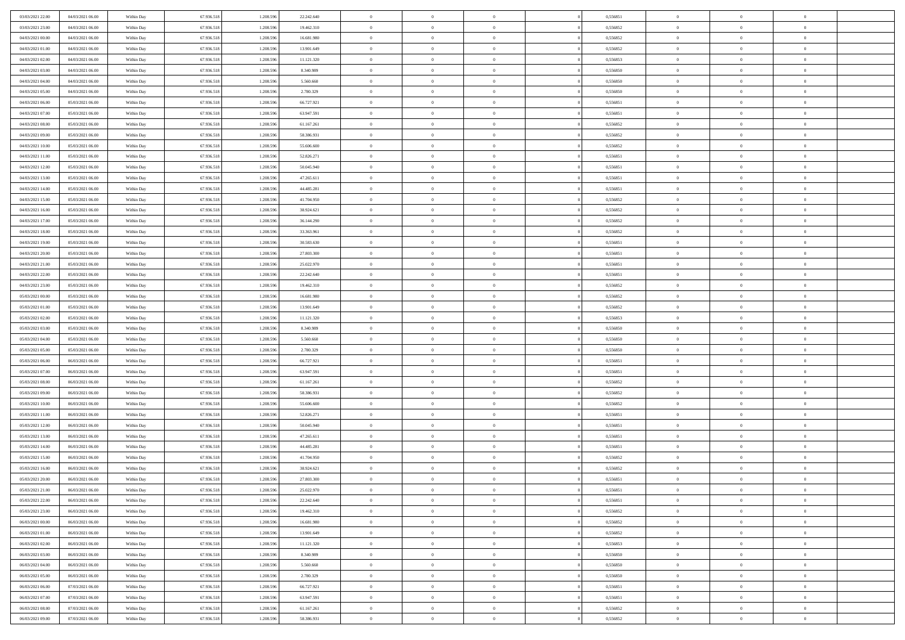| | | | | | | | | | | | | | | |
|---|---|---|---|---|---|---|---|---|---|---|---|---|---|---|
| 03/03/2021 22:00 | 04/03/2021 06:00 | Within Day | 67.936.518 | 1.208.596 | 22.242.640 | 0 | 0 | 0 | 0 | 0,556851 | 0 | 0 | 0 | |
| 03/03/2021 23:00 | 04/03/2021 06:00 | Within Day | 67.936.518 | 1.208.596 | 19.462.310 | 0 | 0 | 0 | 0 | 0,556852 | 0 | 0 | 0 | |
| 04/03/2021 00:00 | 04/03/2021 06:00 | Within Day | 67.936.518 | 1.208.596 | 16.681.980 | 0 | 0 | 0 | 0 | 0,556852 | 0 | 0 | 0 | |
| 04/03/2021 01:00 | 04/03/2021 06:00 | Within Day | 67.936.518 | 1.208.596 | 13.901.649 | 0 | 0 | 0 | 0 | 0,556852 | 0 | 0 | 0 | |
| 04/03/2021 02:00 | 04/03/2021 06:00 | Within Day | 67.936.518 | 1.208.596 | 11.121.320 | 0 | 0 | 0 | 0 | 0,556853 | 0 | 0 | 0 | |
| 04/03/2021 03:00 | 04/03/2021 06:00 | Within Day | 67.936.518 | 1.208.596 | 8.340.989 | 0 | 0 | 0 | 0 | 0,556850 | 0 | 0 | 0 | |
| 04/03/2021 04:00 | 04/03/2021 06:00 | Within Day | 67.936.518 | 1.208.596 | 5.560.660 | 0 | 0 | 0 | 0 | 0,556850 | 0 | 0 | 0 | |
| 04/03/2021 05:00 | 04/03/2021 06:00 | Within Day | 67.936.518 | 1.208.596 | 2.780.329 | 0 | 0 | 0 | 0 | 0,556850 | 0 | 0 | 0 | |
| 04/03/2021 06:00 | 05/03/2021 06:00 | Within Day | 67.936.518 | 1.208.596 | 66.727.921 | 0 | 0 | 0 | 0 | 0,556851 | 0 | 0 | 0 | |
| 04/03/2021 07:00 | 05/03/2021 06:00 | Within Day | 67.936.518 | 1.208.596 | 63.947.591 | 0 | 0 | 0 | 0 | 0,556851 | 0 | 0 | 0 | |
| 04/03/2021 08:00 | 05/03/2021 06:00 | Within Day | 67.936.518 | 1.208.596 | 61.167.261 | 0 | 0 | 0 | 0 | 0,556852 | 0 | 0 | 0 | |
| 04/03/2021 09:00 | 05/03/2021 06:00 | Within Day | 67.936.518 | 1.208.596 | 58.386.931 | 0 | 0 | 0 | 0 | 0,556852 | 0 | 0 | 0 | |
| 04/03/2021 10:00 | 05/03/2021 06:00 | Within Day | 67.936.518 | 1.208.596 | 55.606.600 | 0 | 0 | 0 | 0 | 0,556852 | 0 | 0 | 0 | |
| 04/03/2021 11:00 | 05/03/2021 06:00 | Within Day | 67.936.518 | 1.208.596 | 52.826.271 | 0 | 0 | 0 | 0 | 0,556851 | 0 | 0 | 0 | |
| 04/03/2021 12:00 | 05/03/2021 06:00 | Within Day | 67.936.518 | 1.208.596 | 50.045.940 | 0 | 0 | 0 | 0 | 0,556851 | 0 | 0 | 0 | |
| 04/03/2021 13:00 | 05/03/2021 06:00 | Within Day | 67.936.518 | 1.208.596 | 47.265.611 | 0 | 0 | 0 | 0 | 0,556851 | 0 | 0 | 0 | |
| 04/03/2021 14:00 | 05/03/2021 06:00 | Within Day | 67.936.518 | 1.208.596 | 44.485.281 | 0 | 0 | 0 | 0 | 0,556851 | 0 | 0 | 0 | |
| 04/03/2021 15:00 | 05/03/2021 06:00 | Within Day | 67.936.518 | 1.208.596 | 41.704.950 | 0 | 0 | 0 | 0 | 0,556852 | 0 | 0 | 0 | |
| 04/03/2021 16:00 | 05/03/2021 06:00 | Within Day | 67.936.518 | 1.208.596 | 38.924.621 | 0 | 0 | 0 | 0 | 0,556852 | 0 | 0 | 0 | |
| 04/03/2021 17:00 | 05/03/2021 06:00 | Within Day | 67.936.518 | 1.208.596 | 36.144.290 | 0 | 0 | 0 | 0 | 0,556852 | 0 | 0 | 0 | |
| 04/03/2021 18:00 | 05/03/2021 06:00 | Within Day | 67.936.518 | 1.208.596 | 33.363.961 | 0 | 0 | 0 | 0 | 0,556852 | 0 | 0 | 0 | |
| 04/03/2021 19:00 | 05/03/2021 06:00 | Within Day | 67.936.518 | 1.208.596 | 30.583.630 | 0 | 0 | 0 | 0 | 0,556851 | 0 | 0 | 0 | |
| 04/03/2021 20:00 | 05/03/2021 06:00 | Within Day | 67.936.518 | 1.208.596 | 27.803.300 | 0 | 0 | 0 | 0 | 0,556851 | 0 | 0 | 0 | |
| 04/03/2021 21:00 | 05/03/2021 06:00 | Within Day | 67.936.518 | 1.208.596 | 25.022.970 | 0 | 0 | 0 | 0 | 0,556851 | 0 | 0 | 0 | |
| 04/03/2021 22:00 | 05/03/2021 06:00 | Within Day | 67.936.518 | 1.208.596 | 22.242.640 | 0 | 0 | 0 | 0 | 0,556851 | 0 | 0 | 0 | |
| 04/03/2021 23:00 | 05/03/2021 06:00 | Within Day | 67.936.518 | 1.208.596 | 19.462.310 | 0 | 0 | 0 | 0 | 0,556852 | 0 | 0 | 0 | |
| 05/03/2021 00:00 | 05/03/2021 06:00 | Within Day | 67.936.518 | 1.208.596 | 16.681.980 | 0 | 0 | 0 | 0 | 0,556852 | 0 | 0 | 0 | |
| 05/03/2021 01:00 | 05/03/2021 06:00 | Within Day | 67.936.518 | 1.208.596 | 13.901.649 | 0 | 0 | 0 | 0 | 0,556852 | 0 | 0 | 0 | |
| 05/03/2021 02:00 | 05/03/2021 06:00 | Within Day | 67.936.518 | 1.208.596 | 11.121.320 | 0 | 0 | 0 | 0 | 0,556853 | 0 | 0 | 0 | |
| 05/03/2021 03:00 | 05/03/2021 06:00 | Within Day | 67.936.518 | 1.208.596 | 8.340.989 | 0 | 0 | 0 | 0 | 0,556850 | 0 | 0 | 0 | |
| 05/03/2021 04:00 | 05/03/2021 06:00 | Within Day | 67.936.518 | 1.208.596 | 5.560.660 | 0 | 0 | 0 | 0 | 0,556850 | 0 | 0 | 0 | |
| 05/03/2021 05:00 | 05/03/2021 06:00 | Within Day | 67.936.518 | 1.208.596 | 2.780.329 | 0 | 0 | 0 | 0 | 0,556850 | 0 | 0 | 0 | |
| 05/03/2021 06:00 | 06/03/2021 06:00 | Within Day | 67.936.518 | 1.208.596 | 66.727.921 | 0 | 0 | 0 | 0 | 0,556851 | 0 | 0 | 0 | |
| 05/03/2021 07:00 | 06/03/2021 06:00 | Within Day | 67.936.518 | 1.208.596 | 63.947.591 | 0 | 0 | 0 | 0 | 0,556851 | 0 | 0 | 0 | |
| 05/03/2021 08:00 | 06/03/2021 06:00 | Within Day | 67.936.518 | 1.208.596 | 61.167.261 | 0 | 0 | 0 | 0 | 0,556852 | 0 | 0 | 0 | |
| 05/03/2021 09:00 | 06/03/2021 06:00 | Within Day | 67.936.518 | 1.208.596 | 58.386.931 | 0 | 0 | 0 | 0 | 0,556852 | 0 | 0 | 0 | |
| 05/03/2021 10:00 | 06/03/2021 06:00 | Within Day | 67.936.518 | 1.208.596 | 55.606.600 | 0 | 0 | 0 | 0 | 0,556852 | 0 | 0 | 0 | |
| 05/03/2021 11:00 | 06/03/2021 06:00 | Within Day | 67.936.518 | 1.208.596 | 52.826.271 | 0 | 0 | 0 | 0 | 0,556851 | 0 | 0 | 0 | |
| 05/03/2021 12:00 | 06/03/2021 06:00 | Within Day | 67.936.518 | 1.208.596 | 50.045.940 | 0 | 0 | 0 | 0 | 0,556851 | 0 | 0 | 0 | |
| 05/03/2021 13:00 | 06/03/2021 06:00 | Within Day | 67.936.518 | 1.208.596 | 47.265.611 | 0 | 0 | 0 | 0 | 0,556851 | 0 | 0 | 0 | |
| 05/03/2021 14:00 | 06/03/2021 06:00 | Within Day | 67.936.518 | 1.208.596 | 44.485.281 | 0 | 0 | 0 | 0 | 0,556851 | 0 | 0 | 0 | |
| 05/03/2021 15:00 | 06/03/2021 06:00 | Within Day | 67.936.518 | 1.208.596 | 41.704.950 | 0 | 0 | 0 | 0 | 0,556852 | 0 | 0 | 0 | |
| 05/03/2021 16:00 | 06/03/2021 06:00 | Within Day | 67.936.518 | 1.208.596 | 38.924.621 | 0 | 0 | 0 | 0 | 0,556852 | 0 | 0 | 0 | |
| 05/03/2021 20:00 | 06/03/2021 06:00 | Within Day | 67.936.518 | 1.208.596 | 27.803.300 | 0 | 0 | 0 | 0 | 0,556851 | 0 | 0 | 0 | |
| 05/03/2021 21:00 | 06/03/2021 06:00 | Within Day | 67.936.518 | 1.208.596 | 25.022.970 | 0 | 0 | 0 | 0 | 0,556851 | 0 | 0 | 0 | |
| 05/03/2021 22:00 | 06/03/2021 06:00 | Within Day | 67.936.518 | 1.208.596 | 22.242.640 | 0 | 0 | 0 | 0 | 0,556851 | 0 | 0 | 0 | |
| 05/03/2021 23:00 | 06/03/2021 06:00 | Within Day | 67.936.518 | 1.208.596 | 19.462.310 | 0 | 0 | 0 | 0 | 0,556852 | 0 | 0 | 0 | |
| 06/03/2021 00:00 | 06/03/2021 06:00 | Within Day | 67.936.518 | 1.208.596 | 16.681.980 | 0 | 0 | 0 | 0 | 0,556852 | 0 | 0 | 0 | |
| 06/03/2021 01:00 | 06/03/2021 06:00 | Within Day | 67.936.518 | 1.208.596 | 13.901.649 | 0 | 0 | 0 | 0 | 0,556852 | 0 | 0 | 0 | |
| 06/03/2021 02:00 | 06/03/2021 06:00 | Within Day | 67.936.518 | 1.208.596 | 11.121.320 | 0 | 0 | 0 | 0 | 0,556853 | 0 | 0 | 0 | |
| 06/03/2021 03:00 | 06/03/2021 06:00 | Within Day | 67.936.518 | 1.208.596 | 8.340.989 | 0 | 0 | 0 | 0 | 0,556850 | 0 | 0 | 0 | |
| 06/03/2021 04:00 | 06/03/2021 06:00 | Within Day | 67.936.518 | 1.208.596 | 5.560.660 | 0 | 0 | 0 | 0 | 0,556850 | 0 | 0 | 0 | |
| 06/03/2021 05:00 | 06/03/2021 06:00 | Within Day | 67.936.518 | 1.208.596 | 2.780.329 | 0 | 0 | 0 | 0 | 0,556850 | 0 | 0 | 0 | |
| 06/03/2021 06:00 | 07/03/2021 06:00 | Within Day | 67.936.518 | 1.208.596 | 66.727.921 | 0 | 0 | 0 | 0 | 0,556851 | 0 | 0 | 0 | |
| 06/03/2021 07:00 | 07/03/2021 06:00 | Within Day | 67.936.518 | 1.208.596 | 63.947.591 | 0 | 0 | 0 | 0 | 0,556851 | 0 | 0 | 0 | |
| 06/03/2021 08:00 | 07/03/2021 06:00 | Within Day | 67.936.518 | 1.208.596 | 61.167.261 | 0 | 0 | 0 | 0 | 0,556852 | 0 | 0 | 0 | |
| 06/03/2021 09:00 | 07/03/2021 06:00 | Within Day | 67.936.518 | 1.208.596 | 58.386.931 | 0 | 0 | 0 | 0 | 0,556852 | 0 | 0 | 0 | |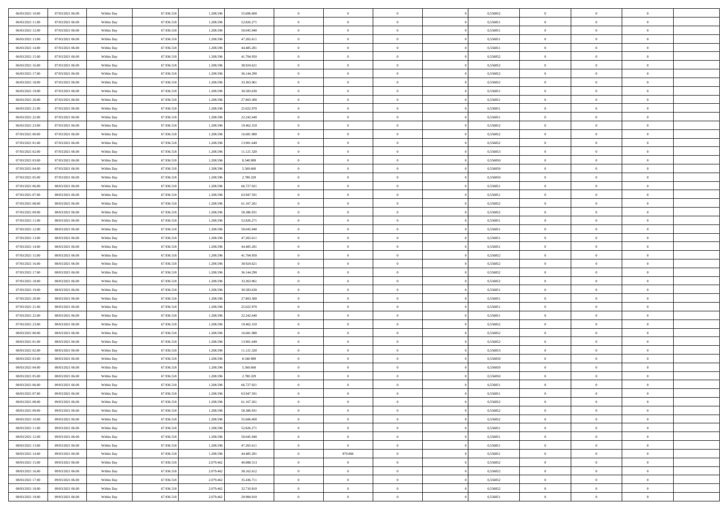| | | | | | | | | | | | | | | |
|---|---|---|---|---|---|---|---|---|---|---|---|---|---|---|
| 06/03/2021 10:00 | 07/03/2021 06:00 | Within Day | 67.936.518 | 1.208.596 | 55.606.600 | 0 | 0 | 0 | | 0 | 0,556852 | 0 | 0 | 0 |
| 06/03/2021 11:00 | 07/03/2021 06:00 | Within Day | 67.936.518 | 1.208.596 | 52.826.271 | 0 | 0 | 0 | | 0 | 0,556851 | 0 | 0 | 0 |
| 06/03/2021 12:00 | 07/03/2021 06:00 | Within Day | 67.936.518 | 1.208.596 | 50.045.940 | 0 | 0 | 0 | | 0 | 0,556851 | 0 | 0 | 0 |
| 06/03/2021 13:00 | 07/03/2021 06:00 | Within Day | 67.936.518 | 1.208.596 | 47.265.611 | 0 | 0 | 0 | | 0 | 0,556851 | 0 | 0 | 0 |
| 06/03/2021 14:00 | 07/03/2021 06:00 | Within Day | 67.936.518 | 1.208.596 | 44.485.281 | 0 | 0 | 0 | | 0 | 0,556851 | 0 | 0 | 0 |
| 06/03/2021 15:00 | 07/03/2021 06:00 | Within Day | 67.936.518 | 1.208.596 | 41.704.950 | 0 | 0 | 0 | | 0 | 0,556852 | 0 | 0 | 0 |
| 06/03/2021 16:00 | 07/03/2021 06:00 | Within Day | 67.936.518 | 1.208.596 | 38.924.621 | 0 | 0 | 0 | | 0 | 0,556852 | 0 | 0 | 0 |
| 06/03/2021 17:00 | 07/03/2021 06:00 | Within Day | 67.936.518 | 1.208.596 | 36.144.290 | 0 | 0 | 0 | | 0 | 0,556852 | 0 | 0 | 0 |
| 06/03/2021 18:00 | 07/03/2021 06:00 | Within Day | 67.936.518 | 1.208.596 | 33.363.961 | 0 | 0 | 0 | | 0 | 0,556852 | 0 | 0 | 0 |
| 06/03/2021 19:00 | 07/03/2021 06:00 | Within Day | 67.936.518 | 1.208.596 | 30.583.630 | 0 | 0 | 0 | | 0 | 0,556851 | 0 | 0 | 0 |
| 06/03/2021 20:00 | 07/03/2021 06:00 | Within Day | 67.936.518 | 1.208.596 | 27.803.300 | 0 | 0 | 0 | | 0 | 0,556851 | 0 | 0 | 0 |
| 06/03/2021 21:00 | 07/03/2021 06:00 | Within Day | 67.936.518 | 1.208.596 | 25.022.970 | 0 | 0 | 0 | | 0 | 0,556851 | 0 | 0 | 0 |
| 06/03/2021 22:00 | 07/03/2021 06:00 | Within Day | 67.936.518 | 1.208.596 | 22.242.640 | 0 | 0 | 0 | | 0 | 0,556851 | 0 | 0 | 0 |
| 06/03/2021 23:00 | 07/03/2021 06:00 | Within Day | 67.936.518 | 1.208.596 | 19.462.310 | 0 | 0 | 0 | | 0 | 0,556852 | 0 | 0 | 0 |
| 07/03/2021 00:00 | 07/03/2021 06:00 | Within Day | 67.936.518 | 1.208.596 | 16.681.980 | 0 | 0 | 0 | | 0 | 0,556852 | 0 | 0 | 0 |
| 07/03/2021 01:00 | 07/03/2021 06:00 | Within Day | 67.936.518 | 1.208.596 | 13.901.649 | 0 | 0 | 0 | | 0 | 0,556852 | 0 | 0 | 0 |
| 07/03/2021 02:00 | 07/03/2021 06:00 | Within Day | 67.936.518 | 1.208.596 | 11.121.320 | 0 | 0 | 0 | | 0 | 0,556853 | 0 | 0 | 0 |
| 07/03/2021 03:00 | 07/03/2021 06:00 | Within Day | 67.936.518 | 1.208.596 | 8.340.989 | 0 | 0 | 0 | | 0 | 0,556850 | 0 | 0 | 0 |
| 07/03/2021 04:00 | 07/03/2021 06:00 | Within Day | 67.936.518 | 1.208.596 | 5.560.660 | 0 | 0 | 0 | | 0 | 0,556850 | 0 | 0 | 0 |
| 07/03/2021 05:00 | 07/03/2021 06:00 | Within Day | 67.936.518 | 1.208.596 | 2.780.329 | 0 | 0 | 0 | | 0 | 0,556850 | 0 | 0 | 0 |
| 07/03/2021 06:00 | 08/03/2021 06:00 | Within Day | 67.936.518 | 1.208.596 | 66.727.921 | 0 | 0 | 0 | | 0 | 0,556851 | 0 | 0 | 0 |
| 07/03/2021 07:00 | 08/03/2021 06:00 | Within Day | 67.936.518 | 1.208.596 | 63.947.591 | 0 | 0 | 0 | | 0 | 0,556851 | 0 | 0 | 0 |
| 07/03/2021 08:00 | 08/03/2021 06:00 | Within Day | 67.936.518 | 1.208.596 | 61.167.261 | 0 | 0 | 0 | | 0 | 0,556852 | 0 | 0 | 0 |
| 07/03/2021 09:00 | 08/03/2021 06:00 | Within Day | 67.936.518 | 1.208.596 | 58.386.931 | 0 | 0 | 0 | | 0 | 0,556852 | 0 | 0 | 0 |
| 07/03/2021 11:00 | 08/03/2021 06:00 | Within Day | 67.936.518 | 1.208.596 | 52.826.271 | 0 | 0 | 0 | | 0 | 0,556851 | 0 | 0 | 0 |
| 07/03/2021 12:00 | 08/03/2021 06:00 | Within Day | 67.936.518 | 1.208.596 | 50.045.940 | 0 | 0 | 0 | | 0 | 0,556851 | 0 | 0 | 0 |
| 07/03/2021 13:00 | 08/03/2021 06:00 | Within Day | 67.936.518 | 1.208.596 | 47.265.611 | 0 | 0 | 0 | | 0 | 0,556851 | 0 | 0 | 0 |
| 07/03/2021 14:00 | 08/03/2021 06:00 | Within Day | 67.936.518 | 1.208.596 | 44.485.281 | 0 | 0 | 0 | | 0 | 0,556851 | 0 | 0 | 0 |
| 07/03/2021 15:00 | 08/03/2021 06:00 | Within Day | 67.936.518 | 1.208.596 | 41.704.950 | 0 | 0 | 0 | | 0 | 0,556852 | 0 | 0 | 0 |
| 07/03/2021 16:00 | 08/03/2021 06:00 | Within Day | 67.936.518 | 1.208.596 | 38.924.621 | 0 | 0 | 0 | | 0 | 0,556852 | 0 | 0 | 0 |
| 07/03/2021 17:00 | 08/03/2021 06:00 | Within Day | 67.936.518 | 1.208.596 | 36.144.290 | 0 | 0 | 0 | | 0 | 0,556852 | 0 | 0 | 0 |
| 07/03/2021 18:00 | 08/03/2021 06:00 | Within Day | 67.936.518 | 1.208.596 | 33.363.961 | 0 | 0 | 0 | | 0 | 0,556852 | 0 | 0 | 0 |
| 07/03/2021 19:00 | 08/03/2021 06:00 | Within Day | 67.936.518 | 1.208.596 | 30.583.630 | 0 | 0 | 0 | | 0 | 0,556851 | 0 | 0 | 0 |
| 07/03/2021 20:00 | 08/03/2021 06:00 | Within Day | 67.936.518 | 1.208.596 | 27.803.300 | 0 | 0 | 0 | | 0 | 0,556851 | 0 | 0 | 0 |
| 07/03/2021 21:00 | 08/03/2021 06:00 | Within Day | 67.936.518 | 1.208.596 | 25.022.970 | 0 | 0 | 0 | | 0 | 0,556851 | 0 | 0 | 0 |
| 07/03/2021 22:00 | 08/03/2021 06:00 | Within Day | 67.936.518 | 1.208.596 | 22.242.640 | 0 | 0 | 0 | | 0 | 0,556851 | 0 | 0 | 0 |
| 07/03/2021 23:00 | 08/03/2021 06:00 | Within Day | 67.936.518 | 1.208.596 | 19.462.310 | 0 | 0 | 0 | | 0 | 0,556852 | 0 | 0 | 0 |
| 08/03/2021 00:00 | 08/03/2021 06:00 | Within Day | 67.936.518 | 1.208.596 | 16.681.980 | 0 | 0 | 0 | | 0 | 0,556852 | 0 | 0 | 0 |
| 08/03/2021 01:00 | 08/03/2021 06:00 | Within Day | 67.936.518 | 1.208.596 | 13.901.649 | 0 | 0 | 0 | | 0 | 0,556852 | 0 | 0 | 0 |
| 08/03/2021 02:00 | 08/03/2021 06:00 | Within Day | 67.936.518 | 1.208.596 | 11.121.320 | 0 | 0 | 0 | | 0 | 0,556853 | 0 | 0 | 0 |
| 08/03/2021 03:00 | 08/03/2021 06:00 | Within Day | 67.936.518 | 1.208.596 | 8.340.989 | 0 | 0 | 0 | | 0 | 0,556850 | 0 | 0 | 0 |
| 08/03/2021 04:00 | 08/03/2021 06:00 | Within Day | 67.936.518 | 1.208.596 | 5.560.660 | 0 | 0 | 0 | | 0 | 0,556850 | 0 | 0 | 0 |
| 08/03/2021 05:00 | 08/03/2021 06:00 | Within Day | 67.936.518 | 1.208.596 | 2.780.329 | 0 | 0 | 0 | | 0 | 0,556850 | 0 | 0 | 0 |
| 08/03/2021 06:00 | 09/03/2021 06:00 | Within Day | 67.936.518 | 1.208.596 | 66.727.921 | 0 | 0 | 0 | | 0 | 0,556851 | 0 | 0 | 0 |
| 08/03/2021 07:00 | 09/03/2021 06:00 | Within Day | 67.936.518 | 1.208.596 | 63.947.591 | 0 | 0 | 0 | | 0 | 0,556851 | 0 | 0 | 0 |
| 08/03/2021 08:00 | 09/03/2021 06:00 | Within Day | 67.936.518 | 1.208.596 | 61.167.261 | 0 | 0 | 0 | | 0 | 0,556852 | 0 | 0 | 0 |
| 08/03/2021 09:00 | 09/03/2021 06:00 | Within Day | 67.936.518 | 1.208.596 | 58.386.931 | 0 | 0 | 0 | | 0 | 0,556852 | 0 | 0 | 0 |
| 08/03/2021 10:00 | 09/03/2021 06:00 | Within Day | 67.936.518 | 1.208.596 | 55.606.600 | 0 | 0 | 0 | | 0 | 0,556852 | 0 | 0 | 0 |
| 08/03/2021 11:00 | 09/03/2021 06:00 | Within Day | 67.936.518 | 1.208.596 | 52.826.271 | 0 | 0 | 0 | | 0 | 0,556851 | 0 | 0 | 0 |
| 08/03/2021 12:00 | 09/03/2021 06:00 | Within Day | 67.936.518 | 1.208.596 | 50.045.940 | 0 | 0 | 0 | | 0 | 0,556851 | 0 | 0 | 0 |
| 08/03/2021 13:00 | 09/03/2021 06:00 | Within Day | 67.936.518 | 1.208.596 | 47.265.611 | 0 | 0 | 0 | | 0 | 0,556851 | 0 | 0 | 0 |
| 08/03/2021 14:00 | 09/03/2021 06:00 | Within Day | 67.936.518 | 1.208.596 | 44.485.281 | 0 | 870.866 | 0 | | 0 | 0,556851 | 0 | 0 | 0 |
| 08/03/2021 15:00 | 09/03/2021 06:00 | Within Day | 67.936.518 | 2.079.462 | 40.888.513 | 0 | 0 | 0 | | 0 | 0,556852 | 0 | 0 | 0 |
| 08/03/2021 16:00 | 09/03/2021 06:00 | Within Day | 67.936.518 | 2.079.462 | 38.162.612 | 0 | 0 | 0 | | 0 | 0,556852 | 0 | 0 | 0 |
| 08/03/2021 17:00 | 09/03/2021 06:00 | Within Day | 67.936.518 | 2.079.462 | 35.436.711 | 0 | 0 | 0 | | 0 | 0,556852 | 0 | 0 | 0 |
| 08/03/2021 18:00 | 09/03/2021 06:00 | Within Day | 67.936.518 | 2.079.462 | 32.710.810 | 0 | 0 | 0 | | 0 | 0,556852 | 0 | 0 | 0 |
| 08/03/2021 19:00 | 09/03/2021 06:00 | Within Day | 67.936.518 | 2.079.462 | 29.984.910 | 0 | 0 | 0 | | 0 | 0,556851 | 0 | 0 | 0 |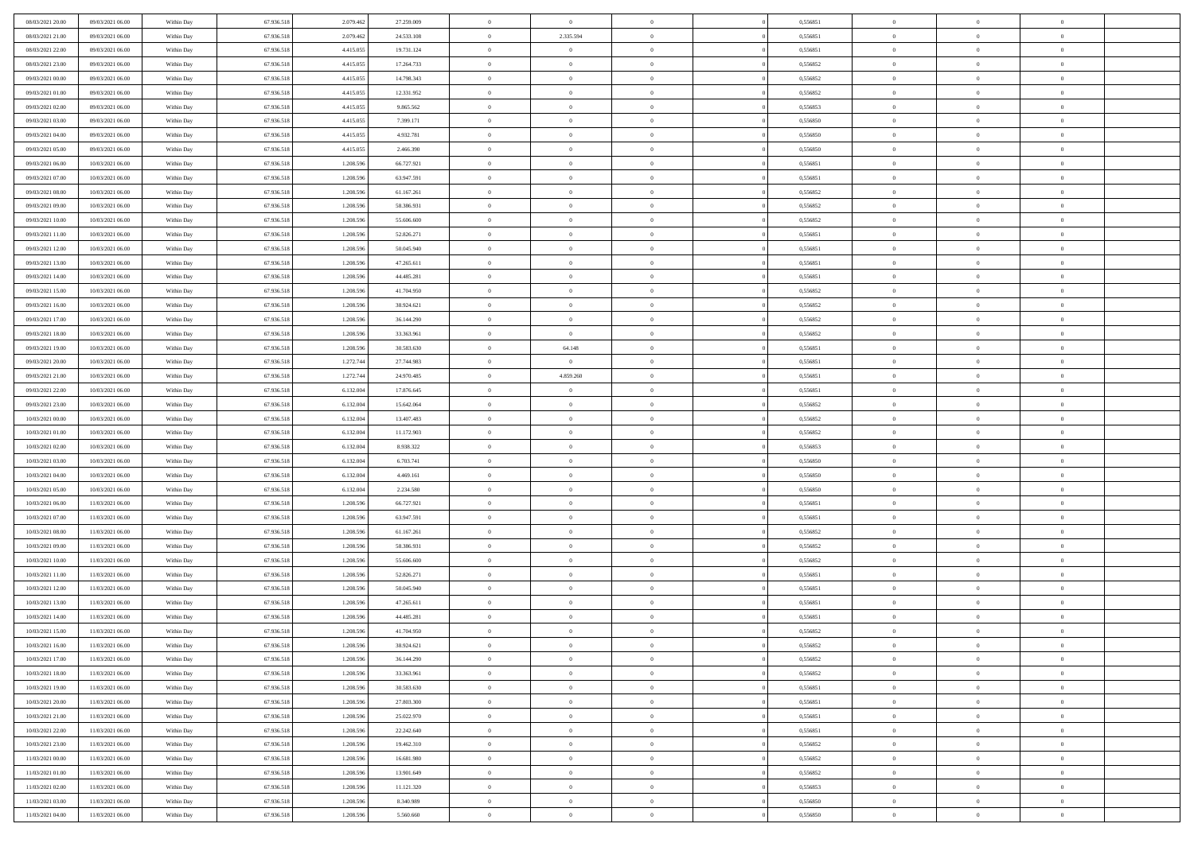| | | | | | | | | | | | | | | |
|---|---|---|---|---|---|---|---|---|---|---|---|---|---|---|
| 08/03/2021 20:00 | 09/03/2021 06:00 | Within Day | 67.936.518 | 2.079.462 | 27.259.009 | 0 | 0 | 0 | | 0 | 0,556851 | 0 | 0 | 0 |
| 08/03/2021 21:00 | 09/03/2021 06:00 | Within Day | 67.936.518 | 2.079.462 | 24.533.108 | 0 | 2.335.594 | 0 | | 0 | 0,556851 | 0 | 0 | 0 |
| 08/03/2021 22:00 | 09/03/2021 06:00 | Within Day | 67.936.518 | 4.415.055 | 19.731.124 | 0 | 0 | 0 | | 0 | 0,556851 | 0 | 0 | 0 |
| 08/03/2021 23:00 | 09/03/2021 06:00 | Within Day | 67.936.518 | 4.415.055 | 17.264.733 | 0 | 0 | 0 | | 0 | 0,556852 | 0 | 0 | 0 |
| 09/03/2021 00:00 | 09/03/2021 06:00 | Within Day | 67.936.518 | 4.415.055 | 14.798.343 | 0 | 0 | 0 | | 0 | 0,556852 | 0 | 0 | 0 |
| 09/03/2021 01:00 | 09/03/2021 06:00 | Within Day | 67.936.518 | 4.415.055 | 12.331.952 | 0 | 0 | 0 | | 0 | 0,556852 | 0 | 0 | 0 |
| 09/03/2021 02:00 | 09/03/2021 06:00 | Within Day | 67.936.518 | 4.415.055 | 9.865.562 | 0 | 0 | 0 | | 0 | 0,556853 | 0 | 0 | 0 |
| 09/03/2021 03:00 | 09/03/2021 06:00 | Within Day | 67.936.518 | 4.415.055 | 7.399.171 | 0 | 0 | 0 | | 0 | 0,556850 | 0 | 0 | 0 |
| 09/03/2021 04:00 | 09/03/2021 06:00 | Within Day | 67.936.518 | 4.415.055 | 4.932.781 | 0 | 0 | 0 | | 0 | 0,556850 | 0 | 0 | 0 |
| 09/03/2021 05:00 | 09/03/2021 06:00 | Within Day | 67.936.518 | 4.415.055 | 2.466.390 | 0 | 0 | 0 | | 0 | 0,556850 | 0 | 0 | 0 |
| 09/03/2021 06:00 | 10/03/2021 06:00 | Within Day | 67.936.518 | 1.208.596 | 66.727.921 | 0 | 0 | 0 | | 0 | 0,556851 | 0 | 0 | 0 |
| 09/03/2021 07:00 | 10/03/2021 06:00 | Within Day | 67.936.518 | 1.208.596 | 63.947.591 | 0 | 0 | 0 | | 0 | 0,556851 | 0 | 0 | 0 |
| 09/03/2021 08:00 | 10/03/2021 06:00 | Within Day | 67.936.518 | 1.208.596 | 61.167.261 | 0 | 0 | 0 | | 0 | 0,556852 | 0 | 0 | 0 |
| 09/03/2021 09:00 | 10/03/2021 06:00 | Within Day | 67.936.518 | 1.208.596 | 58.386.931 | 0 | 0 | 0 | | 0 | 0,556852 | 0 | 0 | 0 |
| 09/03/2021 10:00 | 10/03/2021 06:00 | Within Day | 67.936.518 | 1.208.596 | 55.606.600 | 0 | 0 | 0 | | 0 | 0,556852 | 0 | 0 | 0 |
| 09/03/2021 11:00 | 10/03/2021 06:00 | Within Day | 67.936.518 | 1.208.596 | 52.826.271 | 0 | 0 | 0 | | 0 | 0,556851 | 0 | 0 | 0 |
| 09/03/2021 12:00 | 10/03/2021 06:00 | Within Day | 67.936.518 | 1.208.596 | 50.045.940 | 0 | 0 | 0 | | 0 | 0,556851 | 0 | 0 | 0 |
| 09/03/2021 13:00 | 10/03/2021 06:00 | Within Day | 67.936.518 | 1.208.596 | 47.265.611 | 0 | 0 | 0 | | 0 | 0,556851 | 0 | 0 | 0 |
| 09/03/2021 14:00 | 10/03/2021 06:00 | Within Day | 67.936.518 | 1.208.596 | 44.485.281 | 0 | 0 | 0 | | 0 | 0,556851 | 0 | 0 | 0 |
| 09/03/2021 15:00 | 10/03/2021 06:00 | Within Day | 67.936.518 | 1.208.596 | 41.704.950 | 0 | 0 | 0 | | 0 | 0,556852 | 0 | 0 | 0 |
| 09/03/2021 16:00 | 10/03/2021 06:00 | Within Day | 67.936.518 | 1.208.596 | 38.924.621 | 0 | 0 | 0 | | 0 | 0,556852 | 0 | 0 | 0 |
| 09/03/2021 17:00 | 10/03/2021 06:00 | Within Day | 67.936.518 | 1.208.596 | 36.144.290 | 0 | 0 | 0 | | 0 | 0,556852 | 0 | 0 | 0 |
| 09/03/2021 18:00 | 10/03/2021 06:00 | Within Day | 67.936.518 | 1.208.596 | 33.363.961 | 0 | 0 | 0 | | 0 | 0,556852 | 0 | 0 | 0 |
| 09/03/2021 19:00 | 10/03/2021 06:00 | Within Day | 67.936.518 | 1.208.596 | 30.583.630 | 0 | 64.148 | 0 | | 0 | 0,556851 | 0 | 0 | 0 |
| 09/03/2021 20:00 | 10/03/2021 06:00 | Within Day | 67.936.518 | 1.272.744 | 27.744.983 | 0 | 0 | 0 | | 0 | 0,556851 | 0 | 0 | 0 |
| 09/03/2021 21:00 | 10/03/2021 06:00 | Within Day | 67.936.518 | 1.272.744 | 24.970.485 | 0 | 4.859.260 | 0 | | 0 | 0,556851 | 0 | 0 | 0 |
| 09/03/2021 22:00 | 10/03/2021 06:00 | Within Day | 67.936.518 | 6.132.004 | 17.876.645 | 0 | 0 | 0 | | 0 | 0,556851 | 0 | 0 | 0 |
| 09/03/2021 23:00 | 10/03/2021 06:00 | Within Day | 67.936.518 | 6.132.004 | 15.642.064 | 0 | 0 | 0 | | 0 | 0,556852 | 0 | 0 | 0 |
| 10/03/2021 00:00 | 10/03/2021 06:00 | Within Day | 67.936.518 | 6.132.004 | 13.407.483 | 0 | 0 | 0 | | 0 | 0,556852 | 0 | 0 | 0 |
| 10/03/2021 01:00 | 10/03/2021 06:00 | Within Day | 67.936.518 | 6.132.004 | 11.172.903 | 0 | 0 | 0 | | 0 | 0,556852 | 0 | 0 | 0 |
| 10/03/2021 02:00 | 10/03/2021 06:00 | Within Day | 67.936.518 | 6.132.004 | 8.938.322 | 0 | 0 | 0 | | 0 | 0,556853 | 0 | 0 | 0 |
| 10/03/2021 03:00 | 10/03/2021 06:00 | Within Day | 67.936.518 | 6.132.004 | 6.703.741 | 0 | 0 | 0 | | 0 | 0,556850 | 0 | 0 | 0 |
| 10/03/2021 04:00 | 10/03/2021 06:00 | Within Day | 67.936.518 | 6.132.004 | 4.469.161 | 0 | 0 | 0 | | 0 | 0,556850 | 0 | 0 | 0 |
| 10/03/2021 05:00 | 10/03/2021 06:00 | Within Day | 67.936.518 | 6.132.004 | 2.234.580 | 0 | 0 | 0 | | 0 | 0,556850 | 0 | 0 | 0 |
| 10/03/2021 06:00 | 11/03/2021 06:00 | Within Day | 67.936.518 | 1.208.596 | 66.727.921 | 0 | 0 | 0 | | 0 | 0,556851 | 0 | 0 | 0 |
| 10/03/2021 07:00 | 11/03/2021 06:00 | Within Day | 67.936.518 | 1.208.596 | 63.947.591 | 0 | 0 | 0 | | 0 | 0,556851 | 0 | 0 | 0 |
| 10/03/2021 08:00 | 11/03/2021 06:00 | Within Day | 67.936.518 | 1.208.596 | 61.167.261 | 0 | 0 | 0 | | 0 | 0,556852 | 0 | 0 | 0 |
| 10/03/2021 09:00 | 11/03/2021 06:00 | Within Day | 67.936.518 | 1.208.596 | 58.386.931 | 0 | 0 | 0 | | 0 | 0,556852 | 0 | 0 | 0 |
| 10/03/2021 10:00 | 11/03/2021 06:00 | Within Day | 67.936.518 | 1.208.596 | 55.606.600 | 0 | 0 | 0 | | 0 | 0,556852 | 0 | 0 | 0 |
| 10/03/2021 11:00 | 11/03/2021 06:00 | Within Day | 67.936.518 | 1.208.596 | 52.826.271 | 0 | 0 | 0 | | 0 | 0,556851 | 0 | 0 | 0 |
| 10/03/2021 12:00 | 11/03/2021 06:00 | Within Day | 67.936.518 | 1.208.596 | 50.045.940 | 0 | 0 | 0 | | 0 | 0,556851 | 0 | 0 | 0 |
| 10/03/2021 13:00 | 11/03/2021 06:00 | Within Day | 67.936.518 | 1.208.596 | 47.265.611 | 0 | 0 | 0 | | 0 | 0,556851 | 0 | 0 | 0 |
| 10/03/2021 14:00 | 11/03/2021 06:00 | Within Day | 67.936.518 | 1.208.596 | 44.485.281 | 0 | 0 | 0 | | 0 | 0,556851 | 0 | 0 | 0 |
| 10/03/2021 15:00 | 11/03/2021 06:00 | Within Day | 67.936.518 | 1.208.596 | 41.704.950 | 0 | 0 | 0 | | 0 | 0,556852 | 0 | 0 | 0 |
| 10/03/2021 16:00 | 11/03/2021 06:00 | Within Day | 67.936.518 | 1.208.596 | 38.924.621 | 0 | 0 | 0 | | 0 | 0,556852 | 0 | 0 | 0 |
| 10/03/2021 17:00 | 11/03/2021 06:00 | Within Day | 67.936.518 | 1.208.596 | 36.144.290 | 0 | 0 | 0 | | 0 | 0,556852 | 0 | 0 | 0 |
| 10/03/2021 18:00 | 11/03/2021 06:00 | Within Day | 67.936.518 | 1.208.596 | 33.363.961 | 0 | 0 | 0 | | 0 | 0,556852 | 0 | 0 | 0 |
| 10/03/2021 19:00 | 11/03/2021 06:00 | Within Day | 67.936.518 | 1.208.596 | 30.583.630 | 0 | 0 | 0 | | 0 | 0,556851 | 0 | 0 | 0 |
| 10/03/2021 20:00 | 11/03/2021 06:00 | Within Day | 67.936.518 | 1.208.596 | 27.803.300 | 0 | 0 | 0 | | 0 | 0,556851 | 0 | 0 | 0 |
| 10/03/2021 21:00 | 11/03/2021 06:00 | Within Day | 67.936.518 | 1.208.596 | 25.022.970 | 0 | 0 | 0 | | 0 | 0,556851 | 0 | 0 | 0 |
| 10/03/2021 22:00 | 11/03/2021 06:00 | Within Day | 67.936.518 | 1.208.596 | 22.242.640 | 0 | 0 | 0 | | 0 | 0,556851 | 0 | 0 | 0 |
| 10/03/2021 23:00 | 11/03/2021 06:00 | Within Day | 67.936.518 | 1.208.596 | 19.462.310 | 0 | 0 | 0 | | 0 | 0,556852 | 0 | 0 | 0 |
| 11/03/2021 00:00 | 11/03/2021 06:00 | Within Day | 67.936.518 | 1.208.596 | 16.681.980 | 0 | 0 | 0 | | 0 | 0,556852 | 0 | 0 | 0 |
| 11/03/2021 01:00 | 11/03/2021 06:00 | Within Day | 67.936.518 | 1.208.596 | 13.901.649 | 0 | 0 | 0 | | 0 | 0,556852 | 0 | 0 | 0 |
| 11/03/2021 02:00 | 11/03/2021 06:00 | Within Day | 67.936.518 | 1.208.596 | 11.121.320 | 0 | 0 | 0 | | 0 | 0,556853 | 0 | 0 | 0 |
| 11/03/2021 03:00 | 11/03/2021 06:00 | Within Day | 67.936.518 | 1.208.596 | 8.340.989 | 0 | 0 | 0 | | 0 | 0,556850 | 0 | 0 | 0 |
| 11/03/2021 04:00 | 11/03/2021 06:00 | Within Day | 67.936.518 | 1.208.596 | 5.560.660 | 0 | 0 | 0 | | 0 | 0,556850 | 0 | 0 | 0 |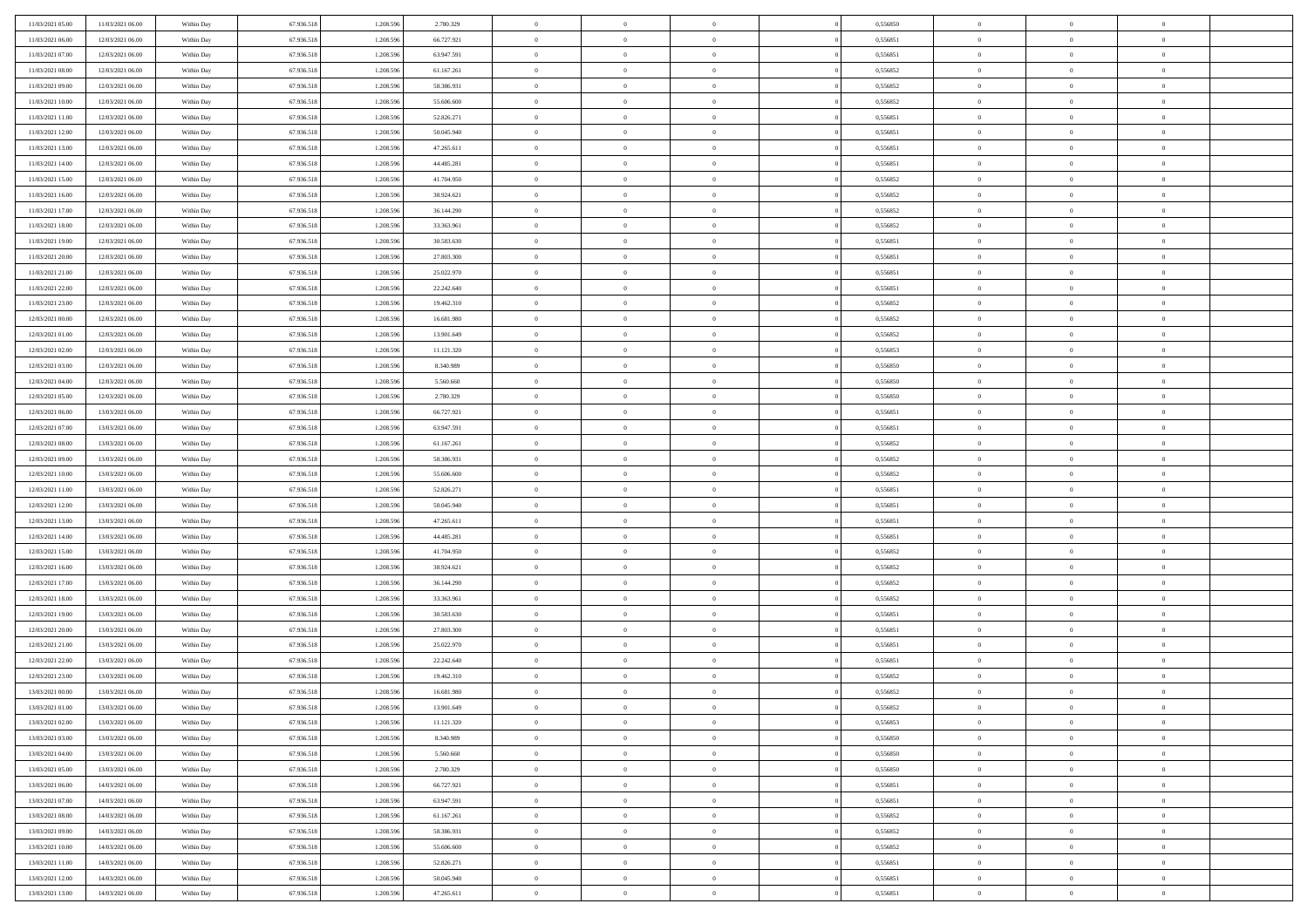| | | | | | | | | | | | | | | |
|---|---|---|---|---|---|---|---|---|---|---|---|---|---|---|
| 11/03/2021 05:00 | 11/03/2021 06:00 | Within Day | 67.936.518 | 1.208.596 | 2.780.329 | 0 | 0 | 0 | 0 | 0,556850 | 0 | 0 | 0 | |
| 11/03/2021 06:00 | 12/03/2021 06:00 | Within Day | 67.936.518 | 1.208.596 | 66.727.921 | 0 | 0 | 0 | 0 | 0,556851 | 0 | 0 | 0 | |
| 11/03/2021 07:00 | 12/03/2021 06:00 | Within Day | 67.936.518 | 1.208.596 | 63.947.591 | 0 | 0 | 0 | 0 | 0,556851 | 0 | 0 | 0 | |
| 11/03/2021 08:00 | 12/03/2021 06:00 | Within Day | 67.936.518 | 1.208.596 | 61.167.261 | 0 | 0 | 0 | 0 | 0,556852 | 0 | 0 | 0 | |
| 11/03/2021 09:00 | 12/03/2021 06:00 | Within Day | 67.936.518 | 1.208.596 | 58.386.931 | 0 | 0 | 0 | 0 | 0,556852 | 0 | 0 | 0 | |
| 11/03/2021 10:00 | 12/03/2021 06:00 | Within Day | 67.936.518 | 1.208.596 | 55.606.600 | 0 | 0 | 0 | 0 | 0,556852 | 0 | 0 | 0 | |
| 11/03/2021 11:00 | 12/03/2021 06:00 | Within Day | 67.936.518 | 1.208.596 | 52.826.271 | 0 | 0 | 0 | 0 | 0,556851 | 0 | 0 | 0 | |
| 11/03/2021 12:00 | 12/03/2021 06:00 | Within Day | 67.936.518 | 1.208.596 | 50.045.940 | 0 | 0 | 0 | 0 | 0,556851 | 0 | 0 | 0 | |
| 11/03/2021 13:00 | 12/03/2021 06:00 | Within Day | 67.936.518 | 1.208.596 | 47.265.611 | 0 | 0 | 0 | 0 | 0,556851 | 0 | 0 | 0 | |
| 11/03/2021 14:00 | 12/03/2021 06:00 | Within Day | 67.936.518 | 1.208.596 | 44.485.281 | 0 | 0 | 0 | 0 | 0,556851 | 0 | 0 | 0 | |
| 11/03/2021 15:00 | 12/03/2021 06:00 | Within Day | 67.936.518 | 1.208.596 | 41.704.950 | 0 | 0 | 0 | 0 | 0,556852 | 0 | 0 | 0 | |
| 11/03/2021 16:00 | 12/03/2021 06:00 | Within Day | 67.936.518 | 1.208.596 | 38.924.621 | 0 | 0 | 0 | 0 | 0,556852 | 0 | 0 | 0 | |
| 11/03/2021 17:00 | 12/03/2021 06:00 | Within Day | 67.936.518 | 1.208.596 | 36.144.290 | 0 | 0 | 0 | 0 | 0,556852 | 0 | 0 | 0 | |
| 11/03/2021 18:00 | 12/03/2021 06:00 | Within Day | 67.936.518 | 1.208.596 | 33.363.961 | 0 | 0 | 0 | 0 | 0,556852 | 0 | 0 | 0 | |
| 11/03/2021 19:00 | 12/03/2021 06:00 | Within Day | 67.936.518 | 1.208.596 | 30.583.630 | 0 | 0 | 0 | 0 | 0,556851 | 0 | 0 | 0 | |
| 11/03/2021 20:00 | 12/03/2021 06:00 | Within Day | 67.936.518 | 1.208.596 | 27.803.300 | 0 | 0 | 0 | 0 | 0,556851 | 0 | 0 | 0 | |
| 11/03/2021 21:00 | 12/03/2021 06:00 | Within Day | 67.936.518 | 1.208.596 | 25.022.970 | 0 | 0 | 0 | 0 | 0,556851 | 0 | 0 | 0 | |
| 11/03/2021 22:00 | 12/03/2021 06:00 | Within Day | 67.936.518 | 1.208.596 | 22.242.640 | 0 | 0 | 0 | 0 | 0,556851 | 0 | 0 | 0 | |
| 11/03/2021 23:00 | 12/03/2021 06:00 | Within Day | 67.936.518 | 1.208.596 | 19.462.310 | 0 | 0 | 0 | 0 | 0,556852 | 0 | 0 | 0 | |
| 12/03/2021 00:00 | 12/03/2021 06:00 | Within Day | 67.936.518 | 1.208.596 | 16.681.980 | 0 | 0 | 0 | 0 | 0,556852 | 0 | 0 | 0 | |
| 12/03/2021 01:00 | 12/03/2021 06:00 | Within Day | 67.936.518 | 1.208.596 | 13.901.649 | 0 | 0 | 0 | 0 | 0,556852 | 0 | 0 | 0 | |
| 12/03/2021 02:00 | 12/03/2021 06:00 | Within Day | 67.936.518 | 1.208.596 | 11.121.320 | 0 | 0 | 0 | 0 | 0,556853 | 0 | 0 | 0 | |
| 12/03/2021 03:00 | 12/03/2021 06:00 | Within Day | 67.936.518 | 1.208.596 | 8.340.989 | 0 | 0 | 0 | 0 | 0,556850 | 0 | 0 | 0 | |
| 12/03/2021 04:00 | 12/03/2021 06:00 | Within Day | 67.936.518 | 1.208.596 | 5.560.660 | 0 | 0 | 0 | 0 | 0,556850 | 0 | 0 | 0 | |
| 12/03/2021 05:00 | 12/03/2021 06:00 | Within Day | 67.936.518 | 1.208.596 | 2.780.329 | 0 | 0 | 0 | 0 | 0,556850 | 0 | 0 | 0 | |
| 12/03/2021 06:00 | 13/03/2021 06:00 | Within Day | 67.936.518 | 1.208.596 | 66.727.921 | 0 | 0 | 0 | 0 | 0,556851 | 0 | 0 | 0 | |
| 12/03/2021 07:00 | 13/03/2021 06:00 | Within Day | 67.936.518 | 1.208.596 | 63.947.591 | 0 | 0 | 0 | 0 | 0,556851 | 0 | 0 | 0 | |
| 12/03/2021 08:00 | 13/03/2021 06:00 | Within Day | 67.936.518 | 1.208.596 | 61.167.261 | 0 | 0 | 0 | 0 | 0,556852 | 0 | 0 | 0 | |
| 12/03/2021 09:00 | 13/03/2021 06:00 | Within Day | 67.936.518 | 1.208.596 | 58.386.931 | 0 | 0 | 0 | 0 | 0,556852 | 0 | 0 | 0 | |
| 12/03/2021 10:00 | 13/03/2021 06:00 | Within Day | 67.936.518 | 1.208.596 | 55.606.600 | 0 | 0 | 0 | 0 | 0,556852 | 0 | 0 | 0 | |
| 12/03/2021 11:00 | 13/03/2021 06:00 | Within Day | 67.936.518 | 1.208.596 | 52.826.271 | 0 | 0 | 0 | 0 | 0,556851 | 0 | 0 | 0 | |
| 12/03/2021 12:00 | 13/03/2021 06:00 | Within Day | 67.936.518 | 1.208.596 | 50.045.940 | 0 | 0 | 0 | 0 | 0,556851 | 0 | 0 | 0 | |
| 12/03/2021 13:00 | 13/03/2021 06:00 | Within Day | 67.936.518 | 1.208.596 | 47.265.611 | 0 | 0 | 0 | 0 | 0,556851 | 0 | 0 | 0 | |
| 12/03/2021 14:00 | 13/03/2021 06:00 | Within Day | 67.936.518 | 1.208.596 | 44.485.281 | 0 | 0 | 0 | 0 | 0,556851 | 0 | 0 | 0 | |
| 12/03/2021 15:00 | 13/03/2021 06:00 | Within Day | 67.936.518 | 1.208.596 | 41.704.950 | 0 | 0 | 0 | 0 | 0,556852 | 0 | 0 | 0 | |
| 12/03/2021 16:00 | 13/03/2021 06:00 | Within Day | 67.936.518 | 1.208.596 | 38.924.621 | 0 | 0 | 0 | 0 | 0,556852 | 0 | 0 | 0 | |
| 12/03/2021 17:00 | 13/03/2021 06:00 | Within Day | 67.936.518 | 1.208.596 | 36.144.290 | 0 | 0 | 0 | 0 | 0,556852 | 0 | 0 | 0 | |
| 12/03/2021 18:00 | 13/03/2021 06:00 | Within Day | 67.936.518 | 1.208.596 | 33.363.961 | 0 | 0 | 0 | 0 | 0,556852 | 0 | 0 | 0 | |
| 12/03/2021 19:00 | 13/03/2021 06:00 | Within Day | 67.936.518 | 1.208.596 | 30.583.630 | 0 | 0 | 0 | 0 | 0,556851 | 0 | 0 | 0 | |
| 12/03/2021 20:00 | 13/03/2021 06:00 | Within Day | 67.936.518 | 1.208.596 | 27.803.300 | 0 | 0 | 0 | 0 | 0,556851 | 0 | 0 | 0 | |
| 12/03/2021 21:00 | 13/03/2021 06:00 | Within Day | 67.936.518 | 1.208.596 | 25.022.970 | 0 | 0 | 0 | 0 | 0,556851 | 0 | 0 | 0 | |
| 12/03/2021 22:00 | 13/03/2021 06:00 | Within Day | 67.936.518 | 1.208.596 | 22.242.640 | 0 | 0 | 0 | 0 | 0,556851 | 0 | 0 | 0 | |
| 12/03/2021 23:00 | 13/03/2021 06:00 | Within Day | 67.936.518 | 1.208.596 | 19.462.310 | 0 | 0 | 0 | 0 | 0,556852 | 0 | 0 | 0 | |
| 13/03/2021 00:00 | 13/03/2021 06:00 | Within Day | 67.936.518 | 1.208.596 | 16.681.980 | 0 | 0 | 0 | 0 | 0,556852 | 0 | 0 | 0 | |
| 13/03/2021 01:00 | 13/03/2021 06:00 | Within Day | 67.936.518 | 1.208.596 | 13.901.649 | 0 | 0 | 0 | 0 | 0,556852 | 0 | 0 | 0 | |
| 13/03/2021 02:00 | 13/03/2021 06:00 | Within Day | 67.936.518 | 1.208.596 | 11.121.320 | 0 | 0 | 0 | 0 | 0,556853 | 0 | 0 | 0 | |
| 13/03/2021 03:00 | 13/03/2021 06:00 | Within Day | 67.936.518 | 1.208.596 | 8.340.989 | 0 | 0 | 0 | 0 | 0,556850 | 0 | 0 | 0 | |
| 13/03/2021 04:00 | 13/03/2021 06:00 | Within Day | 67.936.518 | 1.208.596 | 5.560.660 | 0 | 0 | 0 | 0 | 0,556850 | 0 | 0 | 0 | |
| 13/03/2021 05:00 | 13/03/2021 06:00 | Within Day | 67.936.518 | 1.208.596 | 2.780.329 | 0 | 0 | 0 | 0 | 0,556850 | 0 | 0 | 0 | |
| 13/03/2021 06:00 | 14/03/2021 06:00 | Within Day | 67.936.518 | 1.208.596 | 66.727.921 | 0 | 0 | 0 | 0 | 0,556851 | 0 | 0 | 0 | |
| 13/03/2021 07:00 | 14/03/2021 06:00 | Within Day | 67.936.518 | 1.208.596 | 63.947.591 | 0 | 0 | 0 | 0 | 0,556851 | 0 | 0 | 0 | |
| 13/03/2021 08:00 | 14/03/2021 06:00 | Within Day | 67.936.518 | 1.208.596 | 61.167.261 | 0 | 0 | 0 | 0 | 0,556852 | 0 | 0 | 0 | |
| 13/03/2021 09:00 | 14/03/2021 06:00 | Within Day | 67.936.518 | 1.208.596 | 58.386.931 | 0 | 0 | 0 | 0 | 0,556852 | 0 | 0 | 0 | |
| 13/03/2021 10:00 | 14/03/2021 06:00 | Within Day | 67.936.518 | 1.208.596 | 55.606.600 | 0 | 0 | 0 | 0 | 0,556852 | 0 | 0 | 0 | |
| 13/03/2021 11:00 | 14/03/2021 06:00 | Within Day | 67.936.518 | 1.208.596 | 52.826.271 | 0 | 0 | 0 | 0 | 0,556851 | 0 | 0 | 0 | |
| 13/03/2021 12:00 | 14/03/2021 06:00 | Within Day | 67.936.518 | 1.208.596 | 50.045.940 | 0 | 0 | 0 | 0 | 0,556851 | 0 | 0 | 0 | |
| 13/03/2021 13:00 | 14/03/2021 06:00 | Within Day | 67.936.518 | 1.208.596 | 47.265.611 | 0 | 0 | 0 | 0 | 0,556851 | 0 | 0 | 0 | |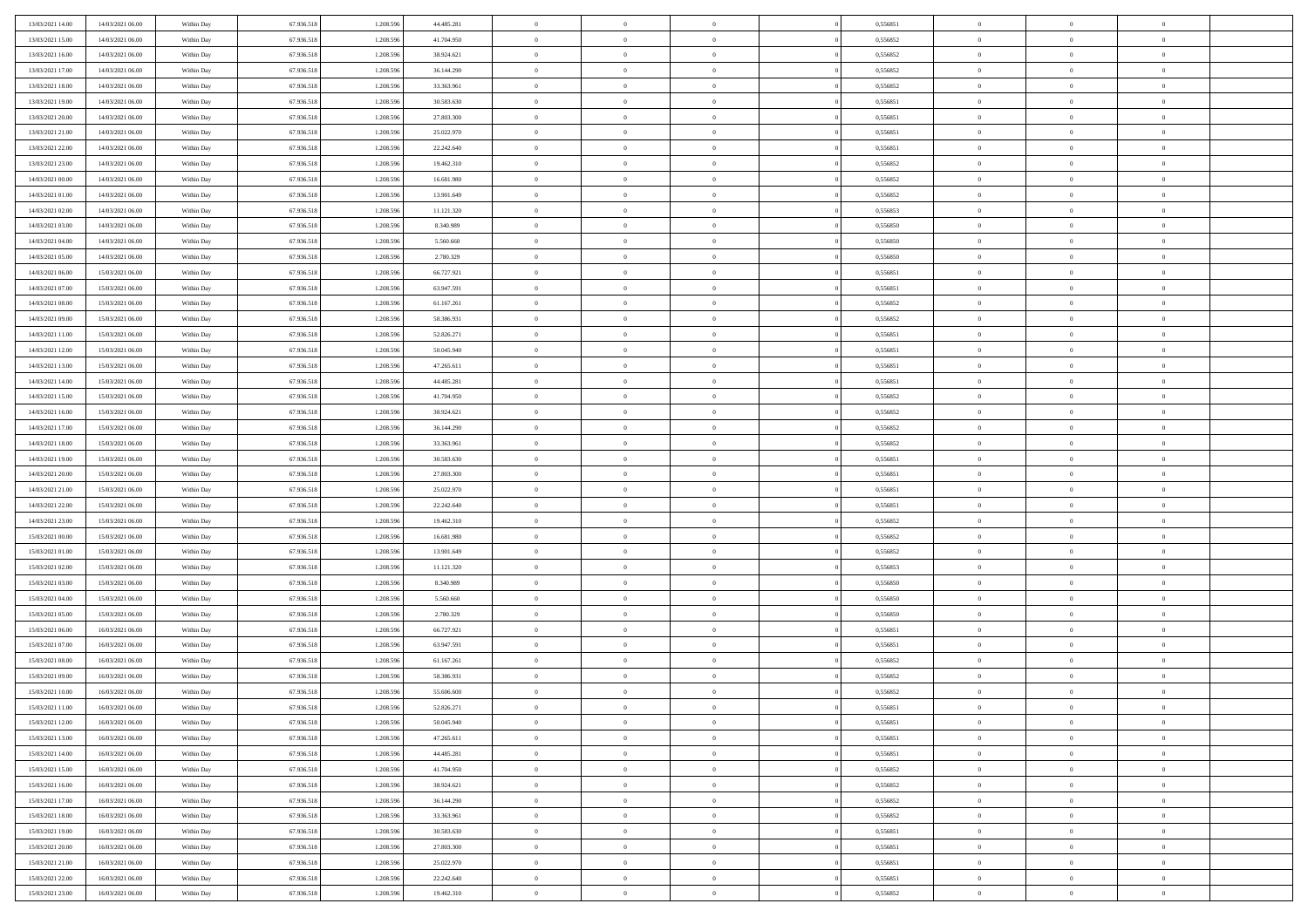| | | | | | | | | | | | | | | |
|---|---|---|---|---|---|---|---|---|---|---|---|---|---|---|
| 13/03/2021 14:00 | 14/03/2021 06:00 | Within Day | 67.936.518 | 1.208.596 | 44.485.281 | 0 | 0 | 0 | 0 | 0,556851 | 0 | 0 | 0 | |
| 13/03/2021 15:00 | 14/03/2021 06:00 | Within Day | 67.936.518 | 1.208.596 | 41.704.950 | 0 | 0 | 0 | 0 | 0,556852 | 0 | 0 | 0 | |
| 13/03/2021 16:00 | 14/03/2021 06:00 | Within Day | 67.936.518 | 1.208.596 | 38.924.621 | 0 | 0 | 0 | 0 | 0,556852 | 0 | 0 | 0 | |
| 13/03/2021 17:00 | 14/03/2021 06:00 | Within Day | 67.936.518 | 1.208.596 | 36.144.290 | 0 | 0 | 0 | 0 | 0,556852 | 0 | 0 | 0 | |
| 13/03/2021 18:00 | 14/03/2021 06:00 | Within Day | 67.936.518 | 1.208.596 | 33.363.961 | 0 | 0 | 0 | 0 | 0,556852 | 0 | 0 | 0 | |
| 13/03/2021 19:00 | 14/03/2021 06:00 | Within Day | 67.936.518 | 1.208.596 | 30.583.630 | 0 | 0 | 0 | 0 | 0,556851 | 0 | 0 | 0 | |
| 13/03/2021 20:00 | 14/03/2021 06:00 | Within Day | 67.936.518 | 1.208.596 | 27.803.300 | 0 | 0 | 0 | 0 | 0,556851 | 0 | 0 | 0 | |
| 13/03/2021 21:00 | 14/03/2021 06:00 | Within Day | 67.936.518 | 1.208.596 | 25.022.970 | 0 | 0 | 0 | 0 | 0,556851 | 0 | 0 | 0 | |
| 13/03/2021 22:00 | 14/03/2021 06:00 | Within Day | 67.936.518 | 1.208.596 | 22.242.640 | 0 | 0 | 0 | 0 | 0,556851 | 0 | 0 | 0 | |
| 13/03/2021 23:00 | 14/03/2021 06:00 | Within Day | 67.936.518 | 1.208.596 | 19.462.310 | 0 | 0 | 0 | 0 | 0,556852 | 0 | 0 | 0 | |
| 14/03/2021 00:00 | 14/03/2021 06:00 | Within Day | 67.936.518 | 1.208.596 | 16.681.980 | 0 | 0 | 0 | 0 | 0,556852 | 0 | 0 | 0 | |
| 14/03/2021 01:00 | 14/03/2021 06:00 | Within Day | 67.936.518 | 1.208.596 | 13.901.649 | 0 | 0 | 0 | 0 | 0,556852 | 0 | 0 | 0 | |
| 14/03/2021 02:00 | 14/03/2021 06:00 | Within Day | 67.936.518 | 1.208.596 | 11.121.320 | 0 | 0 | 0 | 0 | 0,556853 | 0 | 0 | 0 | |
| 14/03/2021 03:00 | 14/03/2021 06:00 | Within Day | 67.936.518 | 1.208.596 | 8.340.989 | 0 | 0 | 0 | 0 | 0,556850 | 0 | 0 | 0 | |
| 14/03/2021 04:00 | 14/03/2021 06:00 | Within Day | 67.936.518 | 1.208.596 | 5.560.660 | 0 | 0 | 0 | 0 | 0,556850 | 0 | 0 | 0 | |
| 14/03/2021 05:00 | 14/03/2021 06:00 | Within Day | 67.936.518 | 1.208.596 | 2.780.329 | 0 | 0 | 0 | 0 | 0,556850 | 0 | 0 | 0 | |
| 14/03/2021 06:00 | 15/03/2021 06:00 | Within Day | 67.936.518 | 1.208.596 | 66.727.921 | 0 | 0 | 0 | 0 | 0,556851 | 0 | 0 | 0 | |
| 14/03/2021 07:00 | 15/03/2021 06:00 | Within Day | 67.936.518 | 1.208.596 | 63.947.591 | 0 | 0 | 0 | 0 | 0,556851 | 0 | 0 | 0 | |
| 14/03/2021 08:00 | 15/03/2021 06:00 | Within Day | 67.936.518 | 1.208.596 | 61.167.261 | 0 | 0 | 0 | 0 | 0,556852 | 0 | 0 | 0 | |
| 14/03/2021 09:00 | 15/03/2021 06:00 | Within Day | 67.936.518 | 1.208.596 | 58.386.931 | 0 | 0 | 0 | 0 | 0,556852 | 0 | 0 | 0 | |
| 14/03/2021 11:00 | 15/03/2021 06:00 | Within Day | 67.936.518 | 1.208.596 | 52.826.271 | 0 | 0 | 0 | 0 | 0,556851 | 0 | 0 | 0 | |
| 14/03/2021 12:00 | 15/03/2021 06:00 | Within Day | 67.936.518 | 1.208.596 | 50.045.940 | 0 | 0 | 0 | 0 | 0,556851 | 0 | 0 | 0 | |
| 14/03/2021 13:00 | 15/03/2021 06:00 | Within Day | 67.936.518 | 1.208.596 | 47.265.611 | 0 | 0 | 0 | 0 | 0,556851 | 0 | 0 | 0 | |
| 14/03/2021 14:00 | 15/03/2021 06:00 | Within Day | 67.936.518 | 1.208.596 | 44.485.281 | 0 | 0 | 0 | 0 | 0,556851 | 0 | 0 | 0 | |
| 14/03/2021 15:00 | 15/03/2021 06:00 | Within Day | 67.936.518 | 1.208.596 | 41.704.950 | 0 | 0 | 0 | 0 | 0,556852 | 0 | 0 | 0 | |
| 14/03/2021 16:00 | 15/03/2021 06:00 | Within Day | 67.936.518 | 1.208.596 | 38.924.621 | 0 | 0 | 0 | 0 | 0,556852 | 0 | 0 | 0 | |
| 14/03/2021 17:00 | 15/03/2021 06:00 | Within Day | 67.936.518 | 1.208.596 | 36.144.290 | 0 | 0 | 0 | 0 | 0,556852 | 0 | 0 | 0 | |
| 14/03/2021 18:00 | 15/03/2021 06:00 | Within Day | 67.936.518 | 1.208.596 | 33.363.961 | 0 | 0 | 0 | 0 | 0,556852 | 0 | 0 | 0 | |
| 14/03/2021 19:00 | 15/03/2021 06:00 | Within Day | 67.936.518 | 1.208.596 | 30.583.630 | 0 | 0 | 0 | 0 | 0,556851 | 0 | 0 | 0 | |
| 14/03/2021 20:00 | 15/03/2021 06:00 | Within Day | 67.936.518 | 1.208.596 | 27.803.300 | 0 | 0 | 0 | 0 | 0,556851 | 0 | 0 | 0 | |
| 14/03/2021 21:00 | 15/03/2021 06:00 | Within Day | 67.936.518 | 1.208.596 | 25.022.970 | 0 | 0 | 0 | 0 | 0,556851 | 0 | 0 | 0 | |
| 14/03/2021 22:00 | 15/03/2021 06:00 | Within Day | 67.936.518 | 1.208.596 | 22.242.640 | 0 | 0 | 0 | 0 | 0,556851 | 0 | 0 | 0 | |
| 14/03/2021 23:00 | 15/03/2021 06:00 | Within Day | 67.936.518 | 1.208.596 | 19.462.310 | 0 | 0 | 0 | 0 | 0,556852 | 0 | 0 | 0 | |
| 15/03/2021 00:00 | 15/03/2021 06:00 | Within Day | 67.936.518 | 1.208.596 | 16.681.980 | 0 | 0 | 0 | 0 | 0,556852 | 0 | 0 | 0 | |
| 15/03/2021 01:00 | 15/03/2021 06:00 | Within Day | 67.936.518 | 1.208.596 | 13.901.649 | 0 | 0 | 0 | 0 | 0,556852 | 0 | 0 | 0 | |
| 15/03/2021 02:00 | 15/03/2021 06:00 | Within Day | 67.936.518 | 1.208.596 | 11.121.320 | 0 | 0 | 0 | 0 | 0,556853 | 0 | 0 | 0 | |
| 15/03/2021 03:00 | 15/03/2021 06:00 | Within Day | 67.936.518 | 1.208.596 | 8.340.989 | 0 | 0 | 0 | 0 | 0,556850 | 0 | 0 | 0 | |
| 15/03/2021 04:00 | 15/03/2021 06:00 | Within Day | 67.936.518 | 1.208.596 | 5.560.660 | 0 | 0 | 0 | 0 | 0,556850 | 0 | 0 | 0 | |
| 15/03/2021 05:00 | 15/03/2021 06:00 | Within Day | 67.936.518 | 1.208.596 | 2.780.329 | 0 | 0 | 0 | 0 | 0,556850 | 0 | 0 | 0 | |
| 15/03/2021 06:00 | 16/03/2021 06:00 | Within Day | 67.936.518 | 1.208.596 | 66.727.921 | 0 | 0 | 0 | 0 | 0,556851 | 0 | 0 | 0 | |
| 15/03/2021 07:00 | 16/03/2021 06:00 | Within Day | 67.936.518 | 1.208.596 | 63.947.591 | 0 | 0 | 0 | 0 | 0,556851 | 0 | 0 | 0 | |
| 15/03/2021 08:00 | 16/03/2021 06:00 | Within Day | 67.936.518 | 1.208.596 | 61.167.261 | 0 | 0 | 0 | 0 | 0,556852 | 0 | 0 | 0 | |
| 15/03/2021 09:00 | 16/03/2021 06:00 | Within Day | 67.936.518 | 1.208.596 | 58.386.931 | 0 | 0 | 0 | 0 | 0,556852 | 0 | 0 | 0 | |
| 15/03/2021 10:00 | 16/03/2021 06:00 | Within Day | 67.936.518 | 1.208.596 | 55.606.600 | 0 | 0 | 0 | 0 | 0,556852 | 0 | 0 | 0 | |
| 15/03/2021 11:00 | 16/03/2021 06:00 | Within Day | 67.936.518 | 1.208.596 | 52.826.271 | 0 | 0 | 0 | 0 | 0,556851 | 0 | 0 | 0 | |
| 15/03/2021 12:00 | 16/03/2021 06:00 | Within Day | 67.936.518 | 1.208.596 | 50.045.940 | 0 | 0 | 0 | 0 | 0,556851 | 0 | 0 | 0 | |
| 15/03/2021 13:00 | 16/03/2021 06:00 | Within Day | 67.936.518 | 1.208.596 | 47.265.611 | 0 | 0 | 0 | 0 | 0,556851 | 0 | 0 | 0 | |
| 15/03/2021 14:00 | 16/03/2021 06:00 | Within Day | 67.936.518 | 1.208.596 | 44.485.281 | 0 | 0 | 0 | 0 | 0,556851 | 0 | 0 | 0 | |
| 15/03/2021 15:00 | 16/03/2021 06:00 | Within Day | 67.936.518 | 1.208.596 | 41.704.950 | 0 | 0 | 0 | 0 | 0,556852 | 0 | 0 | 0 | |
| 15/03/2021 16:00 | 16/03/2021 06:00 | Within Day | 67.936.518 | 1.208.596 | 38.924.621 | 0 | 0 | 0 | 0 | 0,556852 | 0 | 0 | 0 | |
| 15/03/2021 17:00 | 16/03/2021 06:00 | Within Day | 67.936.518 | 1.208.596 | 36.144.290 | 0 | 0 | 0 | 0 | 0,556852 | 0 | 0 | 0 | |
| 15/03/2021 18:00 | 16/03/2021 06:00 | Within Day | 67.936.518 | 1.208.596 | 33.363.961 | 0 | 0 | 0 | 0 | 0,556852 | 0 | 0 | 0 | |
| 15/03/2021 19:00 | 16/03/2021 06:00 | Within Day | 67.936.518 | 1.208.596 | 30.583.630 | 0 | 0 | 0 | 0 | 0,556851 | 0 | 0 | 0 | |
| 15/03/2021 20:00 | 16/03/2021 06:00 | Within Day | 67.936.518 | 1.208.596 | 27.803.300 | 0 | 0 | 0 | 0 | 0,556851 | 0 | 0 | 0 | |
| 15/03/2021 21:00 | 16/03/2021 06:00 | Within Day | 67.936.518 | 1.208.596 | 25.022.970 | 0 | 0 | 0 | 0 | 0,556851 | 0 | 0 | 0 | |
| 15/03/2021 22:00 | 16/03/2021 06:00 | Within Day | 67.936.518 | 1.208.596 | 22.242.640 | 0 | 0 | 0 | 0 | 0,556851 | 0 | 0 | 0 | |
| 15/03/2021 23:00 | 16/03/2021 06:00 | Within Day | 67.936.518 | 1.208.596 | 19.462.310 | 0 | 0 | 0 | 0 | 0,556852 | 0 | 0 | 0 | |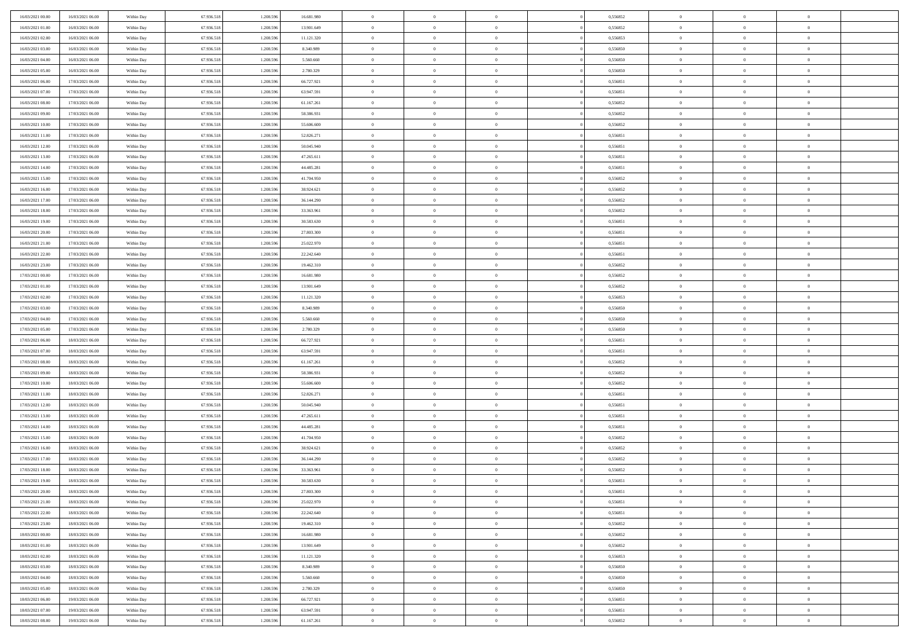| | | | | | | | | | | | | | | |
|---|---|---|---|---|---|---|---|---|---|---|---|---|---|---|
| 16/03/2021 00:00 | 16/03/2021 06:00 | Within Day | 67.936.518 | 1.208.596 | 16.681.980 | 0 | 0 | 0 | 0 | 0,556852 | 0 | 0 | 0 | |
| 16/03/2021 01:00 | 16/03/2021 06:00 | Within Day | 67.936.518 | 1.208.596 | 13.901.649 | 0 | 0 | 0 | 0 | 0,556852 | 0 | 0 | 0 | |
| 16/03/2021 02:00 | 16/03/2021 06:00 | Within Day | 67.936.518 | 1.208.596 | 11.121.320 | 0 | 0 | 0 | 0 | 0,556853 | 0 | 0 | 0 | |
| 16/03/2021 03:00 | 16/03/2021 06:00 | Within Day | 67.936.518 | 1.208.596 | 8.340.989 | 0 | 0 | 0 | 0 | 0,556850 | 0 | 0 | 0 | |
| 16/03/2021 04:00 | 16/03/2021 06:00 | Within Day | 67.936.518 | 1.208.596 | 5.560.660 | 0 | 0 | 0 | 0 | 0,556850 | 0 | 0 | 0 | |
| 16/03/2021 05:00 | 16/03/2021 06:00 | Within Day | 67.936.518 | 1.208.596 | 2.780.329 | 0 | 0 | 0 | 0 | 0,556850 | 0 | 0 | 0 | |
| 16/03/2021 06:00 | 17/03/2021 06:00 | Within Day | 67.936.518 | 1.208.596 | 66.727.921 | 0 | 0 | 0 | 0 | 0,556851 | 0 | 0 | 0 | |
| 16/03/2021 07:00 | 17/03/2021 06:00 | Within Day | 67.936.518 | 1.208.596 | 63.947.591 | 0 | 0 | 0 | 0 | 0,556851 | 0 | 0 | 0 | |
| 16/03/2021 08:00 | 17/03/2021 06:00 | Within Day | 67.936.518 | 1.208.596 | 61.167.261 | 0 | 0 | 0 | 0 | 0,556852 | 0 | 0 | 0 | |
| 16/03/2021 09:00 | 17/03/2021 06:00 | Within Day | 67.936.518 | 1.208.596 | 58.386.931 | 0 | 0 | 0 | 0 | 0,556852 | 0 | 0 | 0 | |
| 16/03/2021 10:00 | 17/03/2021 06:00 | Within Day | 67.936.518 | 1.208.596 | 55.606.600 | 0 | 0 | 0 | 0 | 0,556852 | 0 | 0 | 0 | |
| 16/03/2021 11:00 | 17/03/2021 06:00 | Within Day | 67.936.518 | 1.208.596 | 52.826.271 | 0 | 0 | 0 | 0 | 0,556851 | 0 | 0 | 0 | |
| 16/03/2021 12:00 | 17/03/2021 06:00 | Within Day | 67.936.518 | 1.208.596 | 50.045.940 | 0 | 0 | 0 | 0 | 0,556851 | 0 | 0 | 0 | |
| 16/03/2021 13:00 | 17/03/2021 06:00 | Within Day | 67.936.518 | 1.208.596 | 47.265.611 | 0 | 0 | 0 | 0 | 0,556851 | 0 | 0 | 0 | |
| 16/03/2021 14:00 | 17/03/2021 06:00 | Within Day | 67.936.518 | 1.208.596 | 44.485.281 | 0 | 0 | 0 | 0 | 0,556851 | 0 | 0 | 0 | |
| 16/03/2021 15:00 | 17/03/2021 06:00 | Within Day | 67.936.518 | 1.208.596 | 41.704.950 | 0 | 0 | 0 | 0 | 0,556852 | 0 | 0 | 0 | |
| 16/03/2021 16:00 | 17/03/2021 06:00 | Within Day | 67.936.518 | 1.208.596 | 38.924.621 | 0 | 0 | 0 | 0 | 0,556852 | 0 | 0 | 0 | |
| 16/03/2021 17:00 | 17/03/2021 06:00 | Within Day | 67.936.518 | 1.208.596 | 36.144.290 | 0 | 0 | 0 | 0 | 0,556852 | 0 | 0 | 0 | |
| 16/03/2021 18:00 | 17/03/2021 06:00 | Within Day | 67.936.518 | 1.208.596 | 33.363.961 | 0 | 0 | 0 | 0 | 0,556852 | 0 | 0 | 0 | |
| 16/03/2021 19:00 | 17/03/2021 06:00 | Within Day | 67.936.518 | 1.208.596 | 30.583.630 | 0 | 0 | 0 | 0 | 0,556851 | 0 | 0 | 0 | |
| 16/03/2021 20:00 | 17/03/2021 06:00 | Within Day | 67.936.518 | 1.208.596 | 27.803.300 | 0 | 0 | 0 | 0 | 0,556851 | 0 | 0 | 0 | |
| 16/03/2021 21:00 | 17/03/2021 06:00 | Within Day | 67.936.518 | 1.208.596 | 25.022.970 | 0 | 0 | 0 | 0 | 0,556851 | 0 | 0 | 0 | |
| 16/03/2021 22:00 | 17/03/2021 06:00 | Within Day | 67.936.518 | 1.208.596 | 22.242.640 | 0 | 0 | 0 | 0 | 0,556851 | 0 | 0 | 0 | |
| 16/03/2021 23:00 | 17/03/2021 06:00 | Within Day | 67.936.518 | 1.208.596 | 19.462.310 | 0 | 0 | 0 | 0 | 0,556852 | 0 | 0 | 0 | |
| 17/03/2021 00:00 | 17/03/2021 06:00 | Within Day | 67.936.518 | 1.208.596 | 16.681.980 | 0 | 0 | 0 | 0 | 0,556852 | 0 | 0 | 0 | |
| 17/03/2021 01:00 | 17/03/2021 06:00 | Within Day | 67.936.518 | 1.208.596 | 13.901.649 | 0 | 0 | 0 | 0 | 0,556852 | 0 | 0 | 0 | |
| 17/03/2021 02:00 | 17/03/2021 06:00 | Within Day | 67.936.518 | 1.208.596 | 11.121.320 | 0 | 0 | 0 | 0 | 0,556853 | 0 | 0 | 0 | |
| 17/03/2021 03:00 | 17/03/2021 06:00 | Within Day | 67.936.518 | 1.208.596 | 8.340.989 | 0 | 0 | 0 | 0 | 0,556850 | 0 | 0 | 0 | |
| 17/03/2021 04:00 | 17/03/2021 06:00 | Within Day | 67.936.518 | 1.208.596 | 5.560.660 | 0 | 0 | 0 | 0 | 0,556850 | 0 | 0 | 0 | |
| 17/03/2021 05:00 | 17/03/2021 06:00 | Within Day | 67.936.518 | 1.208.596 | 2.780.329 | 0 | 0 | 0 | 0 | 0,556850 | 0 | 0 | 0 | |
| 17/03/2021 06:00 | 18/03/2021 06:00 | Within Day | 67.936.518 | 1.208.596 | 66.727.921 | 0 | 0 | 0 | 0 | 0,556851 | 0 | 0 | 0 | |
| 17/03/2021 07:00 | 18/03/2021 06:00 | Within Day | 67.936.518 | 1.208.596 | 63.947.591 | 0 | 0 | 0 | 0 | 0,556851 | 0 | 0 | 0 | |
| 17/03/2021 08:00 | 18/03/2021 06:00 | Within Day | 67.936.518 | 1.208.596 | 61.167.261 | 0 | 0 | 0 | 0 | 0,556852 | 0 | 0 | 0 | |
| 17/03/2021 09:00 | 18/03/2021 06:00 | Within Day | 67.936.518 | 1.208.596 | 58.386.931 | 0 | 0 | 0 | 0 | 0,556852 | 0 | 0 | 0 | |
| 17/03/2021 10:00 | 18/03/2021 06:00 | Within Day | 67.936.518 | 1.208.596 | 55.606.600 | 0 | 0 | 0 | 0 | 0,556852 | 0 | 0 | 0 | |
| 17/03/2021 11:00 | 18/03/2021 06:00 | Within Day | 67.936.518 | 1.208.596 | 52.826.271 | 0 | 0 | 0 | 0 | 0,556851 | 0 | 0 | 0 | |
| 17/03/2021 12:00 | 18/03/2021 06:00 | Within Day | 67.936.518 | 1.208.596 | 50.045.940 | 0 | 0 | 0 | 0 | 0,556851 | 0 | 0 | 0 | |
| 17/03/2021 13:00 | 18/03/2021 06:00 | Within Day | 67.936.518 | 1.208.596 | 47.265.611 | 0 | 0 | 0 | 0 | 0,556851 | 0 | 0 | 0 | |
| 17/03/2021 14:00 | 18/03/2021 06:00 | Within Day | 67.936.518 | 1.208.596 | 44.485.281 | 0 | 0 | 0 | 0 | 0,556851 | 0 | 0 | 0 | |
| 17/03/2021 15:00 | 18/03/2021 06:00 | Within Day | 67.936.518 | 1.208.596 | 41.704.950 | 0 | 0 | 0 | 0 | 0,556852 | 0 | 0 | 0 | |
| 17/03/2021 16:00 | 18/03/2021 06:00 | Within Day | 67.936.518 | 1.208.596 | 38.924.621 | 0 | 0 | 0 | 0 | 0,556852 | 0 | 0 | 0 | |
| 17/03/2021 17:00 | 18/03/2021 06:00 | Within Day | 67.936.518 | 1.208.596 | 36.144.290 | 0 | 0 | 0 | 0 | 0,556852 | 0 | 0 | 0 | |
| 17/03/2021 18:00 | 18/03/2021 06:00 | Within Day | 67.936.518 | 1.208.596 | 33.363.961 | 0 | 0 | 0 | 0 | 0,556852 | 0 | 0 | 0 | |
| 17/03/2021 19:00 | 18/03/2021 06:00 | Within Day | 67.936.518 | 1.208.596 | 30.583.630 | 0 | 0 | 0 | 0 | 0,556851 | 0 | 0 | 0 | |
| 17/03/2021 20:00 | 18/03/2021 06:00 | Within Day | 67.936.518 | 1.208.596 | 27.803.300 | 0 | 0 | 0 | 0 | 0,556851 | 0 | 0 | 0 | |
| 17/03/2021 21:00 | 18/03/2021 06:00 | Within Day | 67.936.518 | 1.208.596 | 25.022.970 | 0 | 0 | 0 | 0 | 0,556851 | 0 | 0 | 0 | |
| 17/03/2021 22:00 | 18/03/2021 06:00 | Within Day | 67.936.518 | 1.208.596 | 22.242.640 | 0 | 0 | 0 | 0 | 0,556851 | 0 | 0 | 0 | |
| 17/03/2021 23:00 | 18/03/2021 06:00 | Within Day | 67.936.518 | 1.208.596 | 19.462.310 | 0 | 0 | 0 | 0 | 0,556852 | 0 | 0 | 0 | |
| 18/03/2021 00:00 | 18/03/2021 06:00 | Within Day | 67.936.518 | 1.208.596 | 16.681.980 | 0 | 0 | 0 | 0 | 0,556852 | 0 | 0 | 0 | |
| 18/03/2021 01:00 | 18/03/2021 06:00 | Within Day | 67.936.518 | 1.208.596 | 13.901.649 | 0 | 0 | 0 | 0 | 0,556852 | 0 | 0 | 0 | |
| 18/03/2021 02:00 | 18/03/2021 06:00 | Within Day | 67.936.518 | 1.208.596 | 11.121.320 | 0 | 0 | 0 | 0 | 0,556853 | 0 | 0 | 0 | |
| 18/03/2021 03:00 | 18/03/2021 06:00 | Within Day | 67.936.518 | 1.208.596 | 8.340.989 | 0 | 0 | 0 | 0 | 0,556850 | 0 | 0 | 0 | |
| 18/03/2021 04:00 | 18/03/2021 06:00 | Within Day | 67.936.518 | 1.208.596 | 5.560.660 | 0 | 0 | 0 | 0 | 0,556850 | 0 | 0 | 0 | |
| 18/03/2021 05:00 | 18/03/2021 06:00 | Within Day | 67.936.518 | 1.208.596 | 2.780.329 | 0 | 0 | 0 | 0 | 0,556850 | 0 | 0 | 0 | |
| 18/03/2021 06:00 | 19/03/2021 06:00 | Within Day | 67.936.518 | 1.208.596 | 66.727.921 | 0 | 0 | 0 | 0 | 0,556851 | 0 | 0 | 0 | |
| 18/03/2021 07:00 | 19/03/2021 06:00 | Within Day | 67.936.518 | 1.208.596 | 63.947.591 | 0 | 0 | 0 | 0 | 0,556851 | 0 | 0 | 0 | |
| 18/03/2021 08:00 | 19/03/2021 06:00 | Within Day | 67.936.518 | 1.208.596 | 61.167.261 | 0 | 0 | 0 | 0 | 0,556852 | 0 | 0 | 0 | |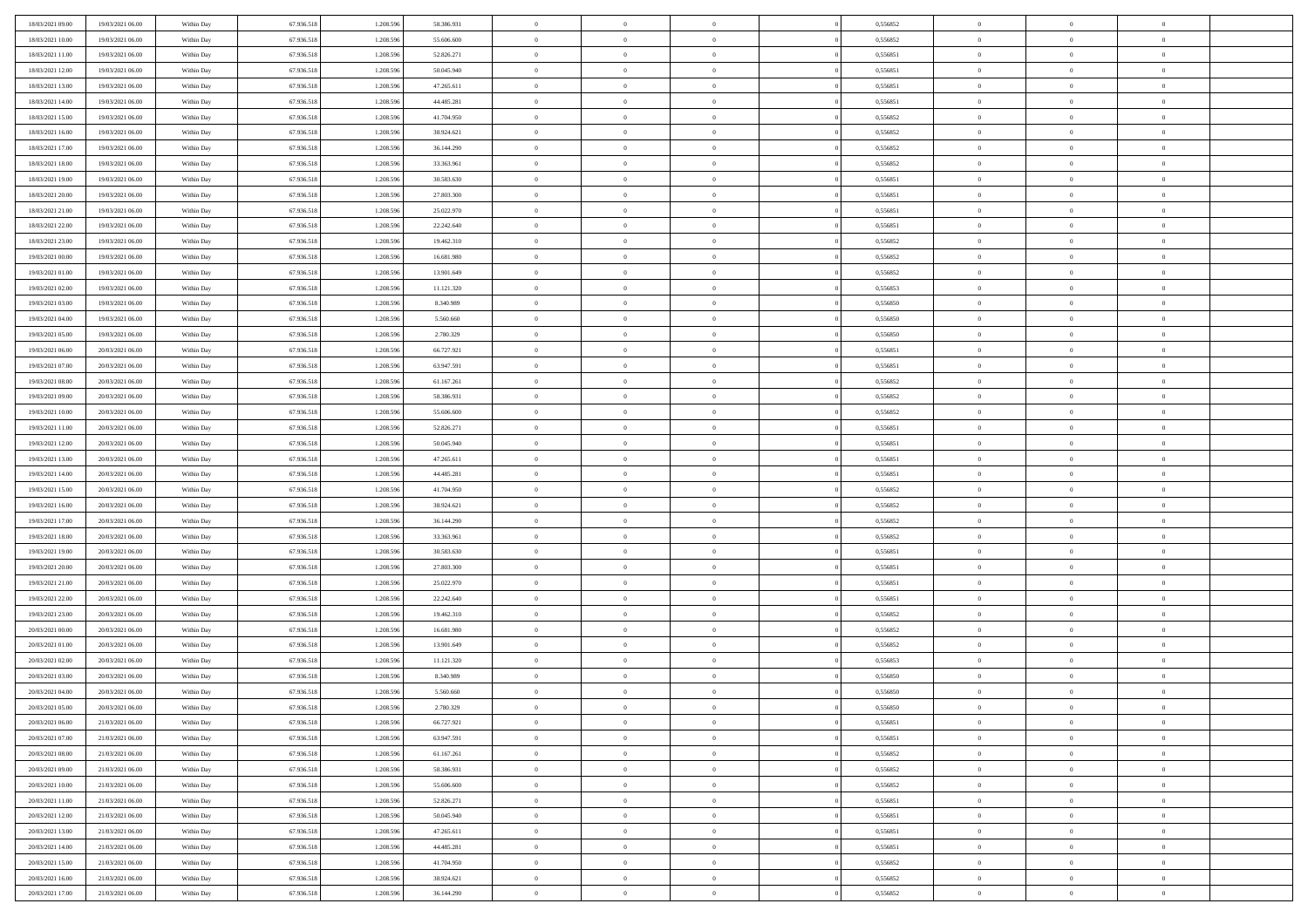| 18/03/2021 09:00 | 19/03/2021 06:00 | Within Day | 67.936.518 | 1.208.596 | 58.386.931 | 0 | 0 | 0 | | 0,556852 | 0 | 0 | 0 | |
|---|---|---|---|---|---|---|---|---|---|---|---|---|---|---|
| 18/03/2021 10:00 | 19/03/2021 06:00 | Within Day | 67.936.518 | 1.208.596 | 55.606.600 | 0 | 0 | 0 | | 0,556852 | 0 | 0 | 0 | |
| 18/03/2021 11:00 | 19/03/2021 06:00 | Within Day | 67.936.518 | 1.208.596 | 52.826.271 | 0 | 0 | 0 | | 0,556851 | 0 | 0 | 0 | |
| 18/03/2021 12:00 | 19/03/2021 06:00 | Within Day | 67.936.518 | 1.208.596 | 50.045.940 | 0 | 0 | 0 | | 0,556851 | 0 | 0 | 0 | |
| 18/03/2021 13:00 | 19/03/2021 06:00 | Within Day | 67.936.518 | 1.208.596 | 47.265.611 | 0 | 0 | 0 | | 0,556851 | 0 | 0 | 0 | |
| 18/03/2021 14:00 | 19/03/2021 06:00 | Within Day | 67.936.518 | 1.208.596 | 44.485.281 | 0 | 0 | 0 | | 0,556851 | 0 | 0 | 0 | |
| 18/03/2021 15:00 | 19/03/2021 06:00 | Within Day | 67.936.518 | 1.208.596 | 41.704.950 | 0 | 0 | 0 | | 0,556852 | 0 | 0 | 0 | |
| 18/03/2021 16:00 | 19/03/2021 06:00 | Within Day | 67.936.518 | 1.208.596 | 38.924.621 | 0 | 0 | 0 | | 0,556852 | 0 | 0 | 0 | |
| 18/03/2021 17:00 | 19/03/2021 06:00 | Within Day | 67.936.518 | 1.208.596 | 36.144.290 | 0 | 0 | 0 | | 0,556852 | 0 | 0 | 0 | |
| 18/03/2021 18:00 | 19/03/2021 06:00 | Within Day | 67.936.518 | 1.208.596 | 33.363.961 | 0 | 0 | 0 | | 0,556852 | 0 | 0 | 0 | |
| 18/03/2021 19:00 | 19/03/2021 06:00 | Within Day | 67.936.518 | 1.208.596 | 30.583.630 | 0 | 0 | 0 | | 0,556851 | 0 | 0 | 0 | |
| 18/03/2021 20:00 | 19/03/2021 06:00 | Within Day | 67.936.518 | 1.208.596 | 27.803.300 | 0 | 0 | 0 | | 0,556851 | 0 | 0 | 0 | |
| 18/03/2021 21:00 | 19/03/2021 06:00 | Within Day | 67.936.518 | 1.208.596 | 25.022.970 | 0 | 0 | 0 | | 0,556851 | 0 | 0 | 0 | |
| 18/03/2021 22:00 | 19/03/2021 06:00 | Within Day | 67.936.518 | 1.208.596 | 22.242.640 | 0 | 0 | 0 | | 0,556851 | 0 | 0 | 0 | |
| 18/03/2021 23:00 | 19/03/2021 06:00 | Within Day | 67.936.518 | 1.208.596 | 19.462.310 | 0 | 0 | 0 | | 0,556852 | 0 | 0 | 0 | |
| 19/03/2021 00:00 | 19/03/2021 06:00 | Within Day | 67.936.518 | 1.208.596 | 16.681.980 | 0 | 0 | 0 | | 0,556852 | 0 | 0 | 0 | |
| 19/03/2021 01:00 | 19/03/2021 06:00 | Within Day | 67.936.518 | 1.208.596 | 13.901.649 | 0 | 0 | 0 | | 0,556852 | 0 | 0 | 0 | |
| 19/03/2021 02:00 | 19/03/2021 06:00 | Within Day | 67.936.518 | 1.208.596 | 11.121.320 | 0 | 0 | 0 | | 0,556853 | 0 | 0 | 0 | |
| 19/03/2021 03:00 | 19/03/2021 06:00 | Within Day | 67.936.518 | 1.208.596 | 8.340.989 | 0 | 0 | 0 | | 0,556850 | 0 | 0 | 0 | |
| 19/03/2021 04:00 | 19/03/2021 06:00 | Within Day | 67.936.518 | 1.208.596 | 5.560.660 | 0 | 0 | 0 | | 0,556850 | 0 | 0 | 0 | |
| 19/03/2021 05:00 | 19/03/2021 06:00 | Within Day | 67.936.518 | 1.208.596 | 2.780.329 | 0 | 0 | 0 | | 0,556850 | 0 | 0 | 0 | |
| 19/03/2021 06:00 | 20/03/2021 06:00 | Within Day | 67.936.518 | 1.208.596 | 66.727.921 | 0 | 0 | 0 | | 0,556851 | 0 | 0 | 0 | |
| 19/03/2021 07:00 | 20/03/2021 06:00 | Within Day | 67.936.518 | 1.208.596 | 63.947.591 | 0 | 0 | 0 | | 0,556851 | 0 | 0 | 0 | |
| 19/03/2021 08:00 | 20/03/2021 06:00 | Within Day | 67.936.518 | 1.208.596 | 61.167.261 | 0 | 0 | 0 | | 0,556852 | 0 | 0 | 0 | |
| 19/03/2021 09:00 | 20/03/2021 06:00 | Within Day | 67.936.518 | 1.208.596 | 58.386.931 | 0 | 0 | 0 | | 0,556852 | 0 | 0 | 0 | |
| 19/03/2021 10:00 | 20/03/2021 06:00 | Within Day | 67.936.518 | 1.208.596 | 55.606.600 | 0 | 0 | 0 | | 0,556852 | 0 | 0 | 0 | |
| 19/03/2021 11:00 | 20/03/2021 06:00 | Within Day | 67.936.518 | 1.208.596 | 52.826.271 | 0 | 0 | 0 | | 0,556851 | 0 | 0 | 0 | |
| 19/03/2021 12:00 | 20/03/2021 06:00 | Within Day | 67.936.518 | 1.208.596 | 50.045.940 | 0 | 0 | 0 | | 0,556851 | 0 | 0 | 0 | |
| 19/03/2021 13:00 | 20/03/2021 06:00 | Within Day | 67.936.518 | 1.208.596 | 47.265.611 | 0 | 0 | 0 | | 0,556851 | 0 | 0 | 0 | |
| 19/03/2021 14:00 | 20/03/2021 06:00 | Within Day | 67.936.518 | 1.208.596 | 44.485.281 | 0 | 0 | 0 | | 0,556851 | 0 | 0 | 0 | |
| 19/03/2021 15:00 | 20/03/2021 06:00 | Within Day | 67.936.518 | 1.208.596 | 41.704.950 | 0 | 0 | 0 | | 0,556852 | 0 | 0 | 0 | |
| 19/03/2021 16:00 | 20/03/2021 06:00 | Within Day | 67.936.518 | 1.208.596 | 38.924.621 | 0 | 0 | 0 | | 0,556852 | 0 | 0 | 0 | |
| 19/03/2021 17:00 | 20/03/2021 06:00 | Within Day | 67.936.518 | 1.208.596 | 36.144.290 | 0 | 0 | 0 | | 0,556852 | 0 | 0 | 0 | |
| 19/03/2021 18:00 | 20/03/2021 06:00 | Within Day | 67.936.518 | 1.208.596 | 33.363.961 | 0 | 0 | 0 | | 0,556852 | 0 | 0 | 0 | |
| 19/03/2021 19:00 | 20/03/2021 06:00 | Within Day | 67.936.518 | 1.208.596 | 30.583.630 | 0 | 0 | 0 | | 0,556851 | 0 | 0 | 0 | |
| 19/03/2021 20:00 | 20/03/2021 06:00 | Within Day | 67.936.518 | 1.208.596 | 27.803.300 | 0 | 0 | 0 | | 0,556851 | 0 | 0 | 0 | |
| 19/03/2021 21:00 | 20/03/2021 06:00 | Within Day | 67.936.518 | 1.208.596 | 25.022.970 | 0 | 0 | 0 | | 0,556851 | 0 | 0 | 0 | |
| 19/03/2021 22:00 | 20/03/2021 06:00 | Within Day | 67.936.518 | 1.208.596 | 22.242.640 | 0 | 0 | 0 | | 0,556851 | 0 | 0 | 0 | |
| 19/03/2021 23:00 | 20/03/2021 06:00 | Within Day | 67.936.518 | 1.208.596 | 19.462.310 | 0 | 0 | 0 | | 0,556852 | 0 | 0 | 0 | |
| 20/03/2021 00:00 | 20/03/2021 06:00 | Within Day | 67.936.518 | 1.208.596 | 16.681.980 | 0 | 0 | 0 | | 0,556852 | 0 | 0 | 0 | |
| 20/03/2021 01:00 | 20/03/2021 06:00 | Within Day | 67.936.518 | 1.208.596 | 13.901.649 | 0 | 0 | 0 | | 0,556852 | 0 | 0 | 0 | |
| 20/03/2021 02:00 | 20/03/2021 06:00 | Within Day | 67.936.518 | 1.208.596 | 11.121.320 | 0 | 0 | 0 | | 0,556853 | 0 | 0 | 0 | |
| 20/03/2021 03:00 | 20/03/2021 06:00 | Within Day | 67.936.518 | 1.208.596 | 8.340.989 | 0 | 0 | 0 | | 0,556850 | 0 | 0 | 0 | |
| 20/03/2021 04:00 | 20/03/2021 06:00 | Within Day | 67.936.518 | 1.208.596 | 5.560.660 | 0 | 0 | 0 | | 0,556850 | 0 | 0 | 0 | |
| 20/03/2021 05:00 | 20/03/2021 06:00 | Within Day | 67.936.518 | 1.208.596 | 2.780.329 | 0 | 0 | 0 | | 0,556850 | 0 | 0 | 0 | |
| 20/03/2021 06:00 | 21/03/2021 06:00 | Within Day | 67.936.518 | 1.208.596 | 66.727.921 | 0 | 0 | 0 | | 0,556851 | 0 | 0 | 0 | |
| 20/03/2021 07:00 | 21/03/2021 06:00 | Within Day | 67.936.518 | 1.208.596 | 63.947.591 | 0 | 0 | 0 | | 0,556851 | 0 | 0 | 0 | |
| 20/03/2021 08:00 | 21/03/2021 06:00 | Within Day | 67.936.518 | 1.208.596 | 61.167.261 | 0 | 0 | 0 | | 0,556852 | 0 | 0 | 0 | |
| 20/03/2021 09:00 | 21/03/2021 06:00 | Within Day | 67.936.518 | 1.208.596 | 58.386.931 | 0 | 0 | 0 | | 0,556852 | 0 | 0 | 0 | |
| 20/03/2021 10:00 | 21/03/2021 06:00 | Within Day | 67.936.518 | 1.208.596 | 55.606.600 | 0 | 0 | 0 | | 0,556852 | 0 | 0 | 0 | |
| 20/03/2021 11:00 | 21/03/2021 06:00 | Within Day | 67.936.518 | 1.208.596 | 52.826.271 | 0 | 0 | 0 | | 0,556851 | 0 | 0 | 0 | |
| 20/03/2021 12:00 | 21/03/2021 06:00 | Within Day | 67.936.518 | 1.208.596 | 50.045.940 | 0 | 0 | 0 | | 0,556851 | 0 | 0 | 0 | |
| 20/03/2021 13:00 | 21/03/2021 06:00 | Within Day | 67.936.518 | 1.208.596 | 47.265.611 | 0 | 0 | 0 | | 0,556851 | 0 | 0 | 0 | |
| 20/03/2021 14:00 | 21/03/2021 06:00 | Within Day | 67.936.518 | 1.208.596 | 44.485.281 | 0 | 0 | 0 | | 0,556851 | 0 | 0 | 0 | |
| 20/03/2021 15:00 | 21/03/2021 06:00 | Within Day | 67.936.518 | 1.208.596 | 41.704.950 | 0 | 0 | 0 | | 0,556852 | 0 | 0 | 0 | |
| 20/03/2021 16:00 | 21/03/2021 06:00 | Within Day | 67.936.518 | 1.208.596 | 38.924.621 | 0 | 0 | 0 | | 0,556852 | 0 | 0 | 0 | |
| 20/03/2021 17:00 | 21/03/2021 06:00 | Within Day | 67.936.518 | 1.208.596 | 36.144.290 | 0 | 0 | 0 | | 0,556852 | 0 | 0 | 0 | |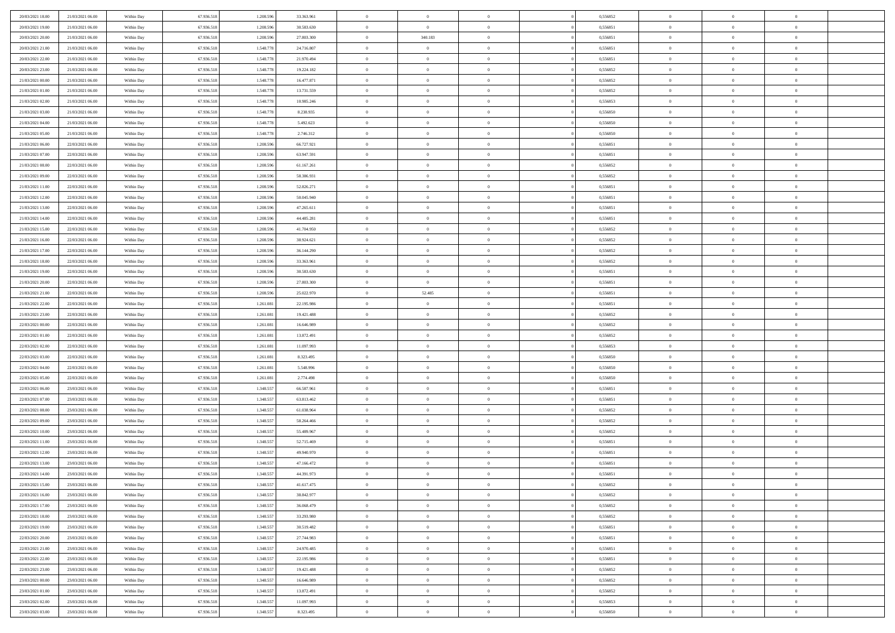| | | | | | | | | | | | | | | |
|---|---|---|---|---|---|---|---|---|---|---|---|---|---|---|
| 20/03/2021 18:00 | 21/03/2021 06:00 | Within Day | 67.936.518 | 1.208.596 | 33.363.961 | 0 | 0 | 0 | | 0 | 0,556852 | 0 | 0 | 0 |
| 20/03/2021 19:00 | 21/03/2021 06:00 | Within Day | 67.936.518 | 1.208.596 | 30.583.630 | 0 | 0 | 0 | | 0 | 0,556851 | 0 | 0 | 0 |
| 20/03/2021 20:00 | 21/03/2021 06:00 | Within Day | 67.936.518 | 1.208.596 | 27.803.300 | 0 | 340.183 | 0 | | 0 | 0,556851 | 0 | 0 | 0 |
| 20/03/2021 21:00 | 21/03/2021 06:00 | Within Day | 67.936.518 | 1.548.778 | 24.716.807 | 0 | 0 | 0 | | 0 | 0,556851 | 0 | 0 | 0 |
| 20/03/2021 22:00 | 21/03/2021 06:00 | Within Day | 67.936.518 | 1.548.778 | 21.970.494 | 0 | 0 | 0 | | 0 | 0,556851 | 0 | 0 | 0 |
| 20/03/2021 23:00 | 21/03/2021 06:00 | Within Day | 67.936.518 | 1.548.778 | 19.224.182 | 0 | 0 | 0 | | 0 | 0,556852 | 0 | 0 | 0 |
| 21/03/2021 00:00 | 21/03/2021 06:00 | Within Day | 67.936.518 | 1.548.778 | 16.477.871 | 0 | 0 | 0 | | 0 | 0,556852 | 0 | 0 | 0 |
| 21/03/2021 01:00 | 21/03/2021 06:00 | Within Day | 67.936.518 | 1.548.778 | 13.731.559 | 0 | 0 | 0 | | 0 | 0,556852 | 0 | 0 | 0 |
| 21/03/2021 02:00 | 21/03/2021 06:00 | Within Day | 67.936.518 | 1.548.778 | 10.985.246 | 0 | 0 | 0 | | 0 | 0,556853 | 0 | 0 | 0 |
| 21/03/2021 03:00 | 21/03/2021 06:00 | Within Day | 67.936.518 | 1.548.778 | 8.238.935 | 0 | 0 | 0 | | 0 | 0,556850 | 0 | 0 | 0 |
| 21/03/2021 04:00 | 21/03/2021 06:00 | Within Day | 67.936.518 | 1.548.778 | 5.492.623 | 0 | 0 | 0 | | 0 | 0,556850 | 0 | 0 | 0 |
| 21/03/2021 05:00 | 21/03/2021 06:00 | Within Day | 67.936.518 | 1.548.778 | 2.746.312 | 0 | 0 | 0 | | 0 | 0,556850 | 0 | 0 | 0 |
| 21/03/2021 06:00 | 22/03/2021 06:00 | Within Day | 67.936.518 | 1.208.596 | 66.727.921 | 0 | 0 | 0 | | 0 | 0,556851 | 0 | 0 | 0 |
| 21/03/2021 07:00 | 22/03/2021 06:00 | Within Day | 67.936.518 | 1.208.596 | 63.947.591 | 0 | 0 | 0 | | 0 | 0,556851 | 0 | 0 | 0 |
| 21/03/2021 08:00 | 22/03/2021 06:00 | Within Day | 67.936.518 | 1.208.596 | 61.167.261 | 0 | 0 | 0 | | 0 | 0,556852 | 0 | 0 | 0 |
| 21/03/2021 09:00 | 22/03/2021 06:00 | Within Day | 67.936.518 | 1.208.596 | 58.386.931 | 0 | 0 | 0 | | 0 | 0,556852 | 0 | 0 | 0 |
| 21/03/2021 11:00 | 22/03/2021 06:00 | Within Day | 67.936.518 | 1.208.596 | 52.826.271 | 0 | 0 | 0 | | 0 | 0,556851 | 0 | 0 | 0 |
| 21/03/2021 12:00 | 22/03/2021 06:00 | Within Day | 67.936.518 | 1.208.596 | 50.045.940 | 0 | 0 | 0 | | 0 | 0,556851 | 0 | 0 | 0 |
| 21/03/2021 13:00 | 22/03/2021 06:00 | Within Day | 67.936.518 | 1.208.596 | 47.265.611 | 0 | 0 | 0 | | 0 | 0,556851 | 0 | 0 | 0 |
| 21/03/2021 14:00 | 22/03/2021 06:00 | Within Day | 67.936.518 | 1.208.596 | 44.485.281 | 0 | 0 | 0 | | 0 | 0,556851 | 0 | 0 | 0 |
| 21/03/2021 15:00 | 22/03/2021 06:00 | Within Day | 67.936.518 | 1.208.596 | 41.704.950 | 0 | 0 | 0 | | 0 | 0,556852 | 0 | 0 | 0 |
| 21/03/2021 16:00 | 22/03/2021 06:00 | Within Day | 67.936.518 | 1.208.596 | 38.924.621 | 0 | 0 | 0 | | 0 | 0,556852 | 0 | 0 | 0 |
| 21/03/2021 17:00 | 22/03/2021 06:00 | Within Day | 67.936.518 | 1.208.596 | 36.144.290 | 0 | 0 | 0 | | 0 | 0,556852 | 0 | 0 | 0 |
| 21/03/2021 18:00 | 22/03/2021 06:00 | Within Day | 67.936.518 | 1.208.596 | 33.363.961 | 0 | 0 | 0 | | 0 | 0,556852 | 0 | 0 | 0 |
| 21/03/2021 19:00 | 22/03/2021 06:00 | Within Day | 67.936.518 | 1.208.596 | 30.583.630 | 0 | 0 | 0 | | 0 | 0,556851 | 0 | 0 | 0 |
| 21/03/2021 20:00 | 22/03/2021 06:00 | Within Day | 67.936.518 | 1.208.596 | 27.803.300 | 0 | 0 | 0 | | 0 | 0,556851 | 0 | 0 | 0 |
| 21/03/2021 21:00 | 22/03/2021 06:00 | Within Day | 67.936.518 | 1.208.596 | 25.022.970 | 0 | 52.485 | 0 | | 0 | 0,556851 | 0 | 0 | 0 |
| 21/03/2021 22:00 | 22/03/2021 06:00 | Within Day | 67.936.518 | 1.261.081 | 22.195.986 | 0 | 0 | 0 | | 0 | 0,556851 | 0 | 0 | 0 |
| 21/03/2021 23:00 | 22/03/2021 06:00 | Within Day | 67.936.518 | 1.261.081 | 19.421.488 | 0 | 0 | 0 | | 0 | 0,556852 | 0 | 0 | 0 |
| 22/03/2021 00:00 | 22/03/2021 06:00 | Within Day | 67.936.518 | 1.261.081 | 16.646.989 | 0 | 0 | 0 | | 0 | 0,556852 | 0 | 0 | 0 |
| 22/03/2021 01:00 | 22/03/2021 06:00 | Within Day | 67.936.518 | 1.261.081 | 13.872.491 | 0 | 0 | 0 | | 0 | 0,556852 | 0 | 0 | 0 |
| 22/03/2021 02:00 | 22/03/2021 06:00 | Within Day | 67.936.518 | 1.261.081 | 11.097.993 | 0 | 0 | 0 | | 0 | 0,556853 | 0 | 0 | 0 |
| 22/03/2021 03:00 | 22/03/2021 06:00 | Within Day | 67.936.518 | 1.261.081 | 8.323.495 | 0 | 0 | 0 | | 0 | 0,556850 | 0 | 0 | 0 |
| 22/03/2021 04:00 | 22/03/2021 06:00 | Within Day | 67.936.518 | 1.261.081 | 5.548.996 | 0 | 0 | 0 | | 0 | 0,556850 | 0 | 0 | 0 |
| 22/03/2021 05:00 | 22/03/2021 06:00 | Within Day | 67.936.518 | 1.261.081 | 2.774.498 | 0 | 0 | 0 | | 0 | 0,556850 | 0 | 0 | 0 |
| 22/03/2021 06:00 | 23/03/2021 06:00 | Within Day | 67.936.518 | 1.348.557 | 66.587.961 | 0 | 0 | 0 | | 0 | 0,556851 | 0 | 0 | 0 |
| 22/03/2021 07:00 | 23/03/2021 06:00 | Within Day | 67.936.518 | 1.348.557 | 63.813.462 | 0 | 0 | 0 | | 0 | 0,556851 | 0 | 0 | 0 |
| 22/03/2021 08:00 | 23/03/2021 06:00 | Within Day | 67.936.518 | 1.348.557 | 61.038.964 | 0 | 0 | 0 | | 0 | 0,556852 | 0 | 0 | 0 |
| 22/03/2021 09:00 | 23/03/2021 06:00 | Within Day | 67.936.518 | 1.348.557 | 58.264.466 | 0 | 0 | 0 | | 0 | 0,556852 | 0 | 0 | 0 |
| 22/03/2021 10:00 | 23/03/2021 06:00 | Within Day | 67.936.518 | 1.348.557 | 55.489.967 | 0 | 0 | 0 | | 0 | 0,556852 | 0 | 0 | 0 |
| 22/03/2021 11:00 | 23/03/2021 06:00 | Within Day | 67.936.518 | 1.348.557 | 52.715.469 | 0 | 0 | 0 | | 0 | 0,556851 | 0 | 0 | 0 |
| 22/03/2021 12:00 | 23/03/2021 06:00 | Within Day | 67.936.518 | 1.348.557 | 49.940.970 | 0 | 0 | 0 | | 0 | 0,556851 | 0 | 0 | 0 |
| 22/03/2021 13:00 | 23/03/2021 06:00 | Within Day | 67.936.518 | 1.348.557 | 47.166.472 | 0 | 0 | 0 | | 0 | 0,556851 | 0 | 0 | 0 |
| 22/03/2021 14:00 | 23/03/2021 06:00 | Within Day | 67.936.518 | 1.348.557 | 44.391.973 | 0 | 0 | 0 | | 0 | 0,556851 | 0 | 0 | 0 |
| 22/03/2021 15:00 | 23/03/2021 06:00 | Within Day | 67.936.518 | 1.348.557 | 41.617.475 | 0 | 0 | 0 | | 0 | 0,556852 | 0 | 0 | 0 |
| 22/03/2021 16:00 | 23/03/2021 06:00 | Within Day | 67.936.518 | 1.348.557 | 38.842.977 | 0 | 0 | 0 | | 0 | 0,556852 | 0 | 0 | 0 |
| 22/03/2021 17:00 | 23/03/2021 06:00 | Within Day | 67.936.518 | 1.348.557 | 36.068.479 | 0 | 0 | 0 | | 0 | 0,556852 | 0 | 0 | 0 |
| 22/03/2021 18:00 | 23/03/2021 06:00 | Within Day | 67.936.518 | 1.348.557 | 33.293.980 | 0 | 0 | 0 | | 0 | 0,556852 | 0 | 0 | 0 |
| 22/03/2021 19:00 | 23/03/2021 06:00 | Within Day | 67.936.518 | 1.348.557 | 30.519.482 | 0 | 0 | 0 | | 0 | 0,556851 | 0 | 0 | 0 |
| 22/03/2021 20:00 | 23/03/2021 06:00 | Within Day | 67.936.518 | 1.348.557 | 27.744.983 | 0 | 0 | 0 | | 0 | 0,556851 | 0 | 0 | 0 |
| 22/03/2021 21:00 | 23/03/2021 06:00 | Within Day | 67.936.518 | 1.348.557 | 24.970.485 | 0 | 0 | 0 | | 0 | 0,556851 | 0 | 0 | 0 |
| 22/03/2021 22:00 | 23/03/2021 06:00 | Within Day | 67.936.518 | 1.348.557 | 22.195.986 | 0 | 0 | 0 | | 0 | 0,556851 | 0 | 0 | 0 |
| 22/03/2021 23:00 | 23/03/2021 06:00 | Within Day | 67.936.518 | 1.348.557 | 19.421.488 | 0 | 0 | 0 | | 0 | 0,556852 | 0 | 0 | 0 |
| 23/03/2021 00:00 | 23/03/2021 06:00 | Within Day | 67.936.518 | 1.348.557 | 16.646.989 | 0 | 0 | 0 | | 0 | 0,556852 | 0 | 0 | 0 |
| 23/03/2021 01:00 | 23/03/2021 06:00 | Within Day | 67.936.518 | 1.348.557 | 13.872.491 | 0 | 0 | 0 | | 0 | 0,556852 | 0 | 0 | 0 |
| 23/03/2021 02:00 | 23/03/2021 06:00 | Within Day | 67.936.518 | 1.348.557 | 11.097.993 | 0 | 0 | 0 | | 0 | 0,556853 | 0 | 0 | 0 |
| 23/03/2021 03:00 | 23/03/2021 06:00 | Within Day | 67.936.518 | 1.348.557 | 8.323.495 | 0 | 0 | 0 | | 0 | 0,556850 | 0 | 0 | 0 |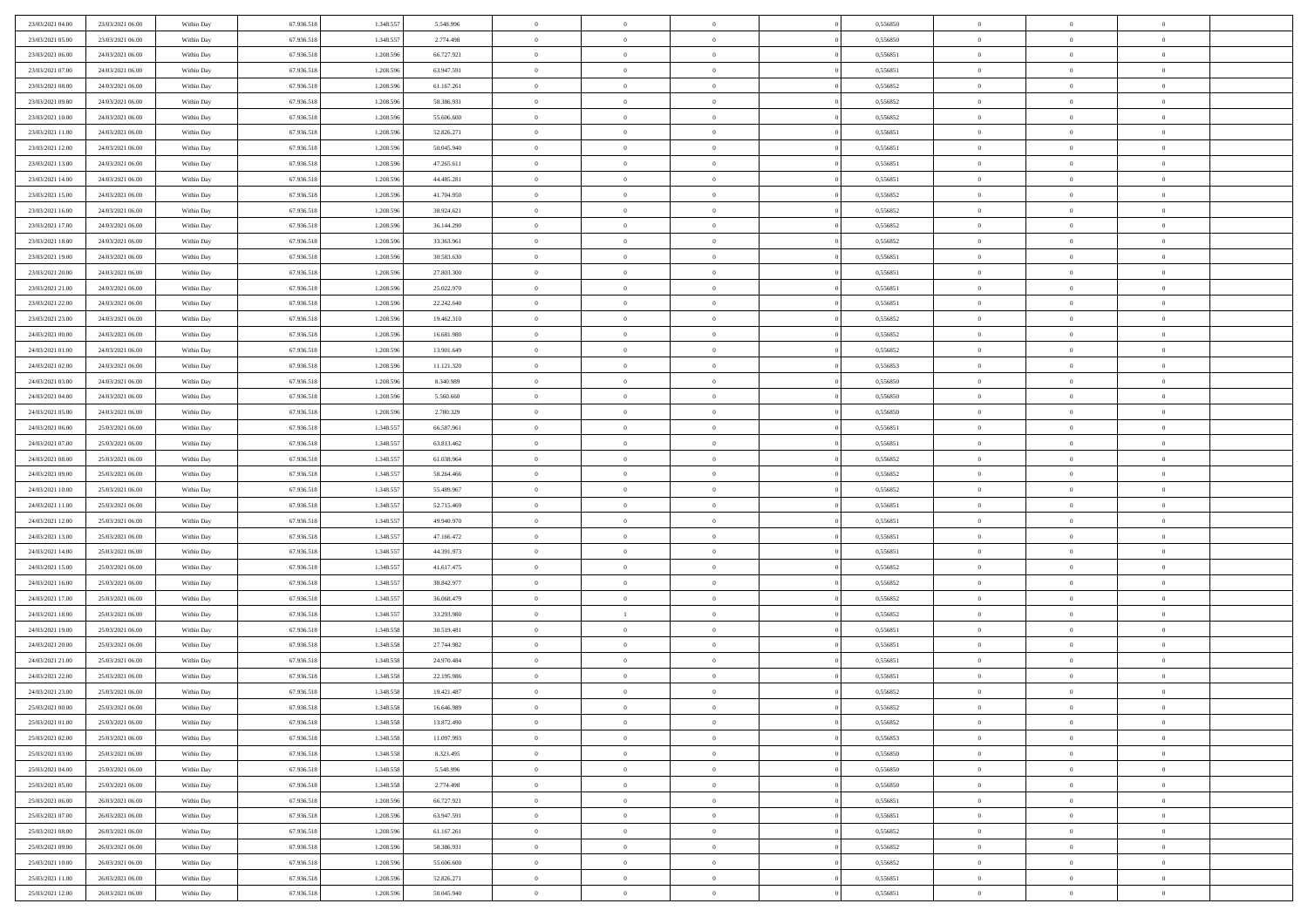| | | | | | | | | | | | | | | |
|---|---|---|---|---|---|---|---|---|---|---|---|---|---|---|
| 23/03/2021 04:00 | 23/03/2021 06:00 | Within Day | 67.936.518 | 1.348.557 | 5.548.996 | 0 | 0 | 0 | | 0,556850 | 0 | 0 | 0 | |
| 23/03/2021 05:00 | 23/03/2021 06:00 | Within Day | 67.936.518 | 1.348.557 | 2.774.498 | 0 | 0 | 0 | | 0,556850 | 0 | 0 | 0 | |
| 23/03/2021 06:00 | 24/03/2021 06:00 | Within Day | 67.936.518 | 1.208.596 | 66.727.921 | 0 | 0 | 0 | | 0,556851 | 0 | 0 | 0 | |
| 23/03/2021 07:00 | 24/03/2021 06:00 | Within Day | 67.936.518 | 1.208.596 | 63.947.591 | 0 | 0 | 0 | | 0,556851 | 0 | 0 | 0 | |
| 23/03/2021 08:00 | 24/03/2021 06:00 | Within Day | 67.936.518 | 1.208.596 | 61.167.261 | 0 | 0 | 0 | | 0,556852 | 0 | 0 | 0 | |
| 23/03/2021 09:00 | 24/03/2021 06:00 | Within Day | 67.936.518 | 1.208.596 | 58.386.931 | 0 | 0 | 0 | | 0,556852 | 0 | 0 | 0 | |
| 23/03/2021 10:00 | 24/03/2021 06:00 | Within Day | 67.936.518 | 1.208.596 | 55.606.600 | 0 | 0 | 0 | | 0,556852 | 0 | 0 | 0 | |
| 23/03/2021 11:00 | 24/03/2021 06:00 | Within Day | 67.936.518 | 1.208.596 | 52.826.271 | 0 | 0 | 0 | | 0,556851 | 0 | 0 | 0 | |
| 23/03/2021 12:00 | 24/03/2021 06:00 | Within Day | 67.936.518 | 1.208.596 | 50.045.940 | 0 | 0 | 0 | | 0,556851 | 0 | 0 | 0 | |
| 23/03/2021 13:00 | 24/03/2021 06:00 | Within Day | 67.936.518 | 1.208.596 | 47.265.611 | 0 | 0 | 0 | | 0,556851 | 0 | 0 | 0 | |
| 23/03/2021 14:00 | 24/03/2021 06:00 | Within Day | 67.936.518 | 1.208.596 | 44.485.281 | 0 | 0 | 0 | | 0,556851 | 0 | 0 | 0 | |
| 23/03/2021 15:00 | 24/03/2021 06:00 | Within Day | 67.936.518 | 1.208.596 | 41.704.950 | 0 | 0 | 0 | | 0,556852 | 0 | 0 | 0 | |
| 23/03/2021 16:00 | 24/03/2021 06:00 | Within Day | 67.936.518 | 1.208.596 | 38.924.621 | 0 | 0 | 0 | | 0,556852 | 0 | 0 | 0 | |
| 23/03/2021 17:00 | 24/03/2021 06:00 | Within Day | 67.936.518 | 1.208.596 | 36.144.290 | 0 | 0 | 0 | | 0,556852 | 0 | 0 | 0 | |
| 23/03/2021 18:00 | 24/03/2021 06:00 | Within Day | 67.936.518 | 1.208.596 | 33.363.961 | 0 | 0 | 0 | | 0,556852 | 0 | 0 | 0 | |
| 23/03/2021 19:00 | 24/03/2021 06:00 | Within Day | 67.936.518 | 1.208.596 | 30.583.630 | 0 | 0 | 0 | | 0,556851 | 0 | 0 | 0 | |
| 23/03/2021 20:00 | 24/03/2021 06:00 | Within Day | 67.936.518 | 1.208.596 | 27.803.300 | 0 | 0 | 0 | | 0,556851 | 0 | 0 | 0 | |
| 23/03/2021 21:00 | 24/03/2021 06:00 | Within Day | 67.936.518 | 1.208.596 | 25.022.970 | 0 | 0 | 0 | | 0,556851 | 0 | 0 | 0 | |
| 23/03/2021 22:00 | 24/03/2021 06:00 | Within Day | 67.936.518 | 1.208.596 | 22.242.640 | 0 | 0 | 0 | | 0,556851 | 0 | 0 | 0 | |
| 23/03/2021 23:00 | 24/03/2021 06:00 | Within Day | 67.936.518 | 1.208.596 | 19.462.310 | 0 | 0 | 0 | | 0,556852 | 0 | 0 | 0 | |
| 24/03/2021 00:00 | 24/03/2021 06:00 | Within Day | 67.936.518 | 1.208.596 | 16.681.980 | 0 | 0 | 0 | | 0,556852 | 0 | 0 | 0 | |
| 24/03/2021 01:00 | 24/03/2021 06:00 | Within Day | 67.936.518 | 1.208.596 | 13.901.649 | 0 | 0 | 0 | | 0,556852 | 0 | 0 | 0 | |
| 24/03/2021 02:00 | 24/03/2021 06:00 | Within Day | 67.936.518 | 1.208.596 | 11.121.320 | 0 | 0 | 0 | | 0,556853 | 0 | 0 | 0 | |
| 24/03/2021 03:00 | 24/03/2021 06:00 | Within Day | 67.936.518 | 1.208.596 | 8.340.989 | 0 | 0 | 0 | | 0,556850 | 0 | 0 | 0 | |
| 24/03/2021 04:00 | 24/03/2021 06:00 | Within Day | 67.936.518 | 1.208.596 | 5.560.660 | 0 | 0 | 0 | | 0,556850 | 0 | 0 | 0 | |
| 24/03/2021 05:00 | 24/03/2021 06:00 | Within Day | 67.936.518 | 1.208.596 | 2.780.329 | 0 | 0 | 0 | | 0,556850 | 0 | 0 | 0 | |
| 24/03/2021 06:00 | 25/03/2021 06:00 | Within Day | 67.936.518 | 1.348.557 | 66.587.961 | 0 | 0 | 0 | | 0,556851 | 0 | 0 | 0 | |
| 24/03/2021 07:00 | 25/03/2021 06:00 | Within Day | 67.936.518 | 1.348.557 | 63.813.462 | 0 | 0 | 0 | | 0,556851 | 0 | 0 | 0 | |
| 24/03/2021 08:00 | 25/03/2021 06:00 | Within Day | 67.936.518 | 1.348.557 | 61.038.964 | 0 | 0 | 0 | | 0,556852 | 0 | 0 | 0 | |
| 24/03/2021 09:00 | 25/03/2021 06:00 | Within Day | 67.936.518 | 1.348.557 | 58.264.466 | 0 | 0 | 0 | | 0,556852 | 0 | 0 | 0 | |
| 24/03/2021 10:00 | 25/03/2021 06:00 | Within Day | 67.936.518 | 1.348.557 | 55.489.967 | 0 | 0 | 0 | | 0,556852 | 0 | 0 | 0 | |
| 24/03/2021 11:00 | 25/03/2021 06:00 | Within Day | 67.936.518 | 1.348.557 | 52.715.469 | 0 | 0 | 0 | | 0,556851 | 0 | 0 | 0 | |
| 24/03/2021 12:00 | 25/03/2021 06:00 | Within Day | 67.936.518 | 1.348.557 | 49.940.970 | 0 | 0 | 0 | | 0,556851 | 0 | 0 | 0 | |
| 24/03/2021 13:00 | 25/03/2021 06:00 | Within Day | 67.936.518 | 1.348.557 | 47.166.472 | 0 | 0 | 0 | | 0,556851 | 0 | 0 | 0 | |
| 24/03/2021 14:00 | 25/03/2021 06:00 | Within Day | 67.936.518 | 1.348.557 | 44.391.973 | 0 | 0 | 0 | | 0,556851 | 0 | 0 | 0 | |
| 24/03/2021 15:00 | 25/03/2021 06:00 | Within Day | 67.936.518 | 1.348.557 | 41.617.475 | 0 | 0 | 0 | | 0,556852 | 0 | 0 | 0 | |
| 24/03/2021 16:00 | 25/03/2021 06:00 | Within Day | 67.936.518 | 1.348.557 | 38.842.977 | 0 | 0 | 0 | | 0,556852 | 0 | 0 | 0 | |
| 24/03/2021 17:00 | 25/03/2021 06:00 | Within Day | 67.936.518 | 1.348.557 | 36.068.479 | 0 | 0 | 0 | | 0,556852 | 0 | 0 | 0 | |
| 24/03/2021 18:00 | 25/03/2021 06:00 | Within Day | 67.936.518 | 1.348.557 | 33.293.980 | 0 | 1 | 0 | | 0,556852 | 0 | 0 | 0 | |
| 24/03/2021 19:00 | 25/03/2021 06:00 | Within Day | 67.936.518 | 1.348.558 | 30.519.481 | 0 | 0 | 0 | | 0,556851 | 0 | 0 | 0 | |
| 24/03/2021 20:00 | 25/03/2021 06:00 | Within Day | 67.936.518 | 1.348.558 | 27.744.982 | 0 | 0 | 0 | | 0,556851 | 0 | 0 | 0 | |
| 24/03/2021 21:00 | 25/03/2021 06:00 | Within Day | 67.936.518 | 1.348.558 | 24.970.484 | 0 | 0 | 0 | | 0,556851 | 0 | 0 | 0 | |
| 24/03/2021 22:00 | 25/03/2021 06:00 | Within Day | 67.936.518 | 1.348.558 | 22.195.986 | 0 | 0 | 0 | | 0,556851 | 0 | 0 | 0 | |
| 24/03/2021 23:00 | 25/03/2021 06:00 | Within Day | 67.936.518 | 1.348.558 | 19.421.487 | 0 | 0 | 0 | | 0,556852 | 0 | 0 | 0 | |
| 25/03/2021 00:00 | 25/03/2021 06:00 | Within Day | 67.936.518 | 1.348.558 | 16.646.989 | 0 | 0 | 0 | | 0,556852 | 0 | 0 | 0 | |
| 25/03/2021 01:00 | 25/03/2021 06:00 | Within Day | 67.936.518 | 1.348.558 | 13.872.490 | 0 | 0 | 0 | | 0,556852 | 0 | 0 | 0 | |
| 25/03/2021 02:00 | 25/03/2021 06:00 | Within Day | 67.936.518 | 1.348.558 | 11.097.993 | 0 | 0 | 0 | | 0,556853 | 0 | 0 | 0 | |
| 25/03/2021 03:00 | 25/03/2021 06:00 | Within Day | 67.936.518 | 1.348.558 | 8.323.495 | 0 | 0 | 0 | | 0,556850 | 0 | 0 | 0 | |
| 25/03/2021 04:00 | 25/03/2021 06:00 | Within Day | 67.936.518 | 1.348.558 | 5.548.996 | 0 | 0 | 0 | | 0,556850 | 0 | 0 | 0 | |
| 25/03/2021 05:00 | 25/03/2021 06:00 | Within Day | 67.936.518 | 1.348.558 | 2.774.498 | 0 | 0 | 0 | | 0,556850 | 0 | 0 | 0 | |
| 25/03/2021 06:00 | 26/03/2021 06:00 | Within Day | 67.936.518 | 1.208.596 | 66.727.921 | 0 | 0 | 0 | | 0,556851 | 0 | 0 | 0 | |
| 25/03/2021 07:00 | 26/03/2021 06:00 | Within Day | 67.936.518 | 1.208.596 | 63.947.591 | 0 | 0 | 0 | | 0,556851 | 0 | 0 | 0 | |
| 25/03/2021 08:00 | 26/03/2021 06:00 | Within Day | 67.936.518 | 1.208.596 | 61.167.261 | 0 | 0 | 0 | | 0,556852 | 0 | 0 | 0 | |
| 25/03/2021 09:00 | 26/03/2021 06:00 | Within Day | 67.936.518 | 1.208.596 | 58.386.931 | 0 | 0 | 0 | | 0,556852 | 0 | 0 | 0 | |
| 25/03/2021 10:00 | 26/03/2021 06:00 | Within Day | 67.936.518 | 1.208.596 | 55.606.600 | 0 | 0 | 0 | | 0,556852 | 0 | 0 | 0 | |
| 25/03/2021 11:00 | 26/03/2021 06:00 | Within Day | 67.936.518 | 1.208.596 | 52.826.271 | 0 | 0 | 0 | | 0,556851 | 0 | 0 | 0 | |
| 25/03/2021 12:00 | 26/03/2021 06:00 | Within Day | 67.936.518 | 1.208.596 | 50.045.940 | 0 | 0 | 0 | | 0,556851 | 0 | 0 | 0 | |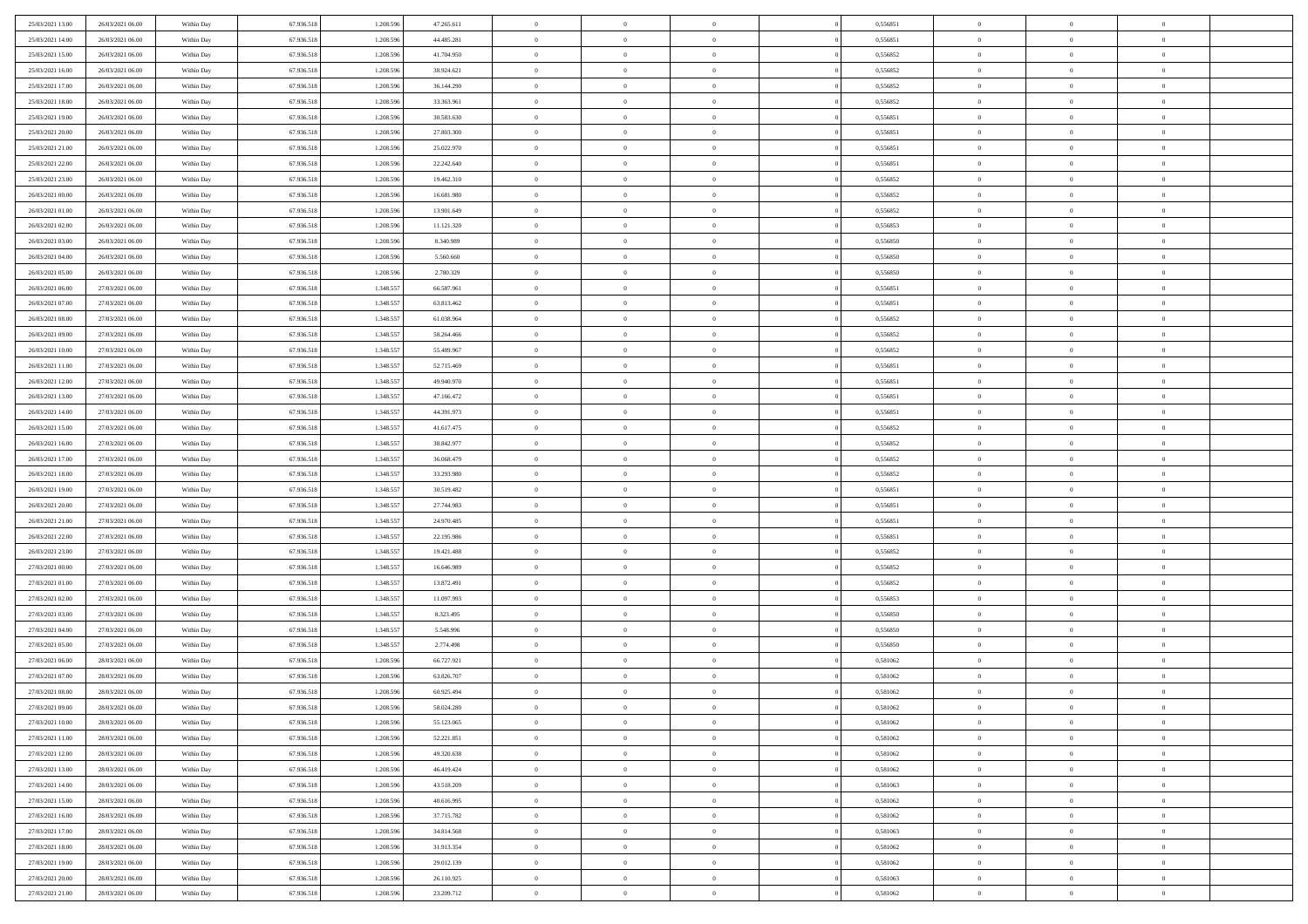| | | | | | | | | | | | | | | |
|---|---|---|---|---|---|---|---|---|---|---|---|---|---|---|
| 25/03/2021 13:00 | 26/03/2021 06:00 | Within Day | 67.936.518 | 1.208.596 | 47.265.611 | 0 | 0 | 0 | | 0,556851 | 0 | 0 | 0 | |
| 25/03/2021 14:00 | 26/03/2021 06:00 | Within Day | 67.936.518 | 1.208.596 | 44.485.281 | 0 | 0 | 0 | | 0,556851 | 0 | 0 | 0 | |
| 25/03/2021 15:00 | 26/03/2021 06:00 | Within Day | 67.936.518 | 1.208.596 | 41.704.950 | 0 | 0 | 0 | | 0,556852 | 0 | 0 | 0 | |
| 25/03/2021 16:00 | 26/03/2021 06:00 | Within Day | 67.936.518 | 1.208.596 | 38.924.621 | 0 | 0 | 0 | | 0,556852 | 0 | 0 | 0 | |
| 25/03/2021 17:00 | 26/03/2021 06:00 | Within Day | 67.936.518 | 1.208.596 | 36.144.290 | 0 | 0 | 0 | | 0,556852 | 0 | 0 | 0 | |
| 25/03/2021 18:00 | 26/03/2021 06:00 | Within Day | 67.936.518 | 1.208.596 | 33.363.961 | 0 | 0 | 0 | | 0,556852 | 0 | 0 | 0 | |
| 25/03/2021 19:00 | 26/03/2021 06:00 | Within Day | 67.936.518 | 1.208.596 | 30.583.630 | 0 | 0 | 0 | | 0,556851 | 0 | 0 | 0 | |
| 25/03/2021 20:00 | 26/03/2021 06:00 | Within Day | 67.936.518 | 1.208.596 | 27.803.300 | 0 | 0 | 0 | | 0,556851 | 0 | 0 | 0 | |
| 25/03/2021 21:00 | 26/03/2021 06:00 | Within Day | 67.936.518 | 1.208.596 | 25.022.970 | 0 | 0 | 0 | | 0,556851 | 0 | 0 | 0 | |
| 25/03/2021 22:00 | 26/03/2021 06:00 | Within Day | 67.936.518 | 1.208.596 | 22.242.640 | 0 | 0 | 0 | | 0,556851 | 0 | 0 | 0 | |
| 25/03/2021 23:00 | 26/03/2021 06:00 | Within Day | 67.936.518 | 1.208.596 | 19.462.310 | 0 | 0 | 0 | | 0,556852 | 0 | 0 | 0 | |
| 26/03/2021 00:00 | 26/03/2021 06:00 | Within Day | 67.936.518 | 1.208.596 | 16.681.980 | 0 | 0 | 0 | | 0,556852 | 0 | 0 | 0 | |
| 26/03/2021 01:00 | 26/03/2021 06:00 | Within Day | 67.936.518 | 1.208.596 | 13.901.649 | 0 | 0 | 0 | | 0,556852 | 0 | 0 | 0 | |
| 26/03/2021 02:00 | 26/03/2021 06:00 | Within Day | 67.936.518 | 1.208.596 | 11.121.320 | 0 | 0 | 0 | | 0,556853 | 0 | 0 | 0 | |
| 26/03/2021 03:00 | 26/03/2021 06:00 | Within Day | 67.936.518 | 1.208.596 | 8.340.989 | 0 | 0 | 0 | | 0,556850 | 0 | 0 | 0 | |
| 26/03/2021 04:00 | 26/03/2021 06:00 | Within Day | 67.936.518 | 1.208.596 | 5.560.660 | 0 | 0 | 0 | | 0,556850 | 0 | 0 | 0 | |
| 26/03/2021 05:00 | 26/03/2021 06:00 | Within Day | 67.936.518 | 1.208.596 | 2.780.329 | 0 | 0 | 0 | | 0,556850 | 0 | 0 | 0 | |
| 26/03/2021 06:00 | 27/03/2021 06:00 | Within Day | 67.936.518 | 1.348.557 | 66.587.961 | 0 | 0 | 0 | | 0,556851 | 0 | 0 | 0 | |
| 26/03/2021 07:00 | 27/03/2021 06:00 | Within Day | 67.936.518 | 1.348.557 | 63.813.462 | 0 | 0 | 0 | | 0,556851 | 0 | 0 | 0 | |
| 26/03/2021 08:00 | 27/03/2021 06:00 | Within Day | 67.936.518 | 1.348.557 | 61.038.964 | 0 | 0 | 0 | | 0,556852 | 0 | 0 | 0 | |
| 26/03/2021 09:00 | 27/03/2021 06:00 | Within Day | 67.936.518 | 1.348.557 | 58.264.466 | 0 | 0 | 0 | | 0,556852 | 0 | 0 | 0 | |
| 26/03/2021 10:00 | 27/03/2021 06:00 | Within Day | 67.936.518 | 1.348.557 | 55.489.967 | 0 | 0 | 0 | | 0,556852 | 0 | 0 | 0 | |
| 26/03/2021 11:00 | 27/03/2021 06:00 | Within Day | 67.936.518 | 1.348.557 | 52.715.469 | 0 | 0 | 0 | | 0,556851 | 0 | 0 | 0 | |
| 26/03/2021 12:00 | 27/03/2021 06:00 | Within Day | 67.936.518 | 1.348.557 | 49.940.970 | 0 | 0 | 0 | | 0,556851 | 0 | 0 | 0 | |
| 26/03/2021 13:00 | 27/03/2021 06:00 | Within Day | 67.936.518 | 1.348.557 | 47.166.472 | 0 | 0 | 0 | | 0,556851 | 0 | 0 | 0 | |
| 26/03/2021 14:00 | 27/03/2021 06:00 | Within Day | 67.936.518 | 1.348.557 | 44.391.973 | 0 | 0 | 0 | | 0,556851 | 0 | 0 | 0 | |
| 26/03/2021 15:00 | 27/03/2021 06:00 | Within Day | 67.936.518 | 1.348.557 | 41.617.475 | 0 | 0 | 0 | | 0,556852 | 0 | 0 | 0 | |
| 26/03/2021 16:00 | 27/03/2021 06:00 | Within Day | 67.936.518 | 1.348.557 | 38.842.977 | 0 | 0 | 0 | | 0,556852 | 0 | 0 | 0 | |
| 26/03/2021 17:00 | 27/03/2021 06:00 | Within Day | 67.936.518 | 1.348.557 | 36.068.479 | 0 | 0 | 0 | | 0,556852 | 0 | 0 | 0 | |
| 26/03/2021 18:00 | 27/03/2021 06:00 | Within Day | 67.936.518 | 1.348.557 | 33.293.980 | 0 | 0 | 0 | | 0,556852 | 0 | 0 | 0 | |
| 26/03/2021 19:00 | 27/03/2021 06:00 | Within Day | 67.936.518 | 1.348.557 | 30.519.482 | 0 | 0 | 0 | | 0,556851 | 0 | 0 | 0 | |
| 26/03/2021 20:00 | 27/03/2021 06:00 | Within Day | 67.936.518 | 1.348.557 | 27.744.983 | 0 | 0 | 0 | | 0,556851 | 0 | 0 | 0 | |
| 26/03/2021 21:00 | 27/03/2021 06:00 | Within Day | 67.936.518 | 1.348.557 | 24.970.485 | 0 | 0 | 0 | | 0,556851 | 0 | 0 | 0 | |
| 26/03/2021 22:00 | 27/03/2021 06:00 | Within Day | 67.936.518 | 1.348.557 | 22.195.986 | 0 | 0 | 0 | | 0,556851 | 0 | 0 | 0 | |
| 26/03/2021 23:00 | 27/03/2021 06:00 | Within Day | 67.936.518 | 1.348.557 | 19.421.488 | 0 | 0 | 0 | | 0,556852 | 0 | 0 | 0 | |
| 27/03/2021 00:00 | 27/03/2021 06:00 | Within Day | 67.936.518 | 1.348.557 | 16.646.989 | 0 | 0 | 0 | | 0,556852 | 0 | 0 | 0 | |
| 27/03/2021 01:00 | 27/03/2021 06:00 | Within Day | 67.936.518 | 1.348.557 | 13.872.491 | 0 | 0 | 0 | | 0,556852 | 0 | 0 | 0 | |
| 27/03/2021 02:00 | 27/03/2021 06:00 | Within Day | 67.936.518 | 1.348.557 | 11.097.993 | 0 | 0 | 0 | | 0,556853 | 0 | 0 | 0 | |
| 27/03/2021 03:00 | 27/03/2021 06:00 | Within Day | 67.936.518 | 1.348.557 | 8.323.495 | 0 | 0 | 0 | | 0,556850 | 0 | 0 | 0 | |
| 27/03/2021 04:00 | 27/03/2021 06:00 | Within Day | 67.936.518 | 1.348.557 | 5.548.996 | 0 | 0 | 0 | | 0,556850 | 0 | 0 | 0 | |
| 27/03/2021 05:00 | 27/03/2021 06:00 | Within Day | 67.936.518 | 1.348.557 | 2.774.498 | 0 | 0 | 0 | | 0,556850 | 0 | 0 | 0 | |
| 27/03/2021 06:00 | 28/03/2021 06:00 | Within Day | 67.936.518 | 1.208.596 | 66.727.921 | 0 | 0 | 0 | | 0,581062 | 0 | 0 | 0 | |
| 27/03/2021 07:00 | 28/03/2021 06:00 | Within Day | 67.936.518 | 1.208.596 | 63.826.707 | 0 | 0 | 0 | | 0,581062 | 0 | 0 | 0 | |
| 27/03/2021 08:00 | 28/03/2021 06:00 | Within Day | 67.936.518 | 1.208.596 | 60.925.494 | 0 | 0 | 0 | | 0,581062 | 0 | 0 | 0 | |
| 27/03/2021 09:00 | 28/03/2021 06:00 | Within Day | 67.936.518 | 1.208.596 | 58.024.280 | 0 | 0 | 0 | | 0,581062 | 0 | 0 | 0 | |
| 27/03/2021 10:00 | 28/03/2021 06:00 | Within Day | 67.936.518 | 1.208.596 | 55.123.065 | 0 | 0 | 0 | | 0,581062 | 0 | 0 | 0 | |
| 27/03/2021 11:00 | 28/03/2021 06:00 | Within Day | 67.936.518 | 1.208.596 | 52.221.851 | 0 | 0 | 0 | | 0,581062 | 0 | 0 | 0 | |
| 27/03/2021 12:00 | 28/03/2021 06:00 | Within Day | 67.936.518 | 1.208.596 | 49.320.638 | 0 | 0 | 0 | | 0,581062 | 0 | 0 | 0 | |
| 27/03/2021 13:00 | 28/03/2021 06:00 | Within Day | 67.936.518 | 1.208.596 | 46.419.424 | 0 | 0 | 0 | | 0,581062 | 0 | 0 | 0 | |
| 27/03/2021 14:00 | 28/03/2021 06:00 | Within Day | 67.936.518 | 1.208.596 | 43.518.209 | 0 | 0 | 0 | | 0,581063 | 0 | 0 | 0 | |
| 27/03/2021 15:00 | 28/03/2021 06:00 | Within Day | 67.936.518 | 1.208.596 | 40.616.995 | 0 | 0 | 0 | | 0,581062 | 0 | 0 | 0 | |
| 27/03/2021 16:00 | 28/03/2021 06:00 | Within Day | 67.936.518 | 1.208.596 | 37.715.782 | 0 | 0 | 0 | | 0,581062 | 0 | 0 | 0 | |
| 27/03/2021 17:00 | 28/03/2021 06:00 | Within Day | 67.936.518 | 1.208.596 | 34.814.568 | 0 | 0 | 0 | | 0,581063 | 0 | 0 | 0 | |
| 27/03/2021 18:00 | 28/03/2021 06:00 | Within Day | 67.936.518 | 1.208.596 | 31.913.354 | 0 | 0 | 0 | | 0,581062 | 0 | 0 | 0 | |
| 27/03/2021 19:00 | 28/03/2021 06:00 | Within Day | 67.936.518 | 1.208.596 | 29.012.139 | 0 | 0 | 0 | | 0,581062 | 0 | 0 | 0 | |
| 27/03/2021 20:00 | 28/03/2021 06:00 | Within Day | 67.936.518 | 1.208.596 | 26.110.925 | 0 | 0 | 0 | | 0,581063 | 0 | 0 | 0 | |
| 27/03/2021 21:00 | 28/03/2021 06:00 | Within Day | 67.936.518 | 1.208.596 | 23.209.712 | 0 | 0 | 0 | | 0,581062 | 0 | 0 | 0 | |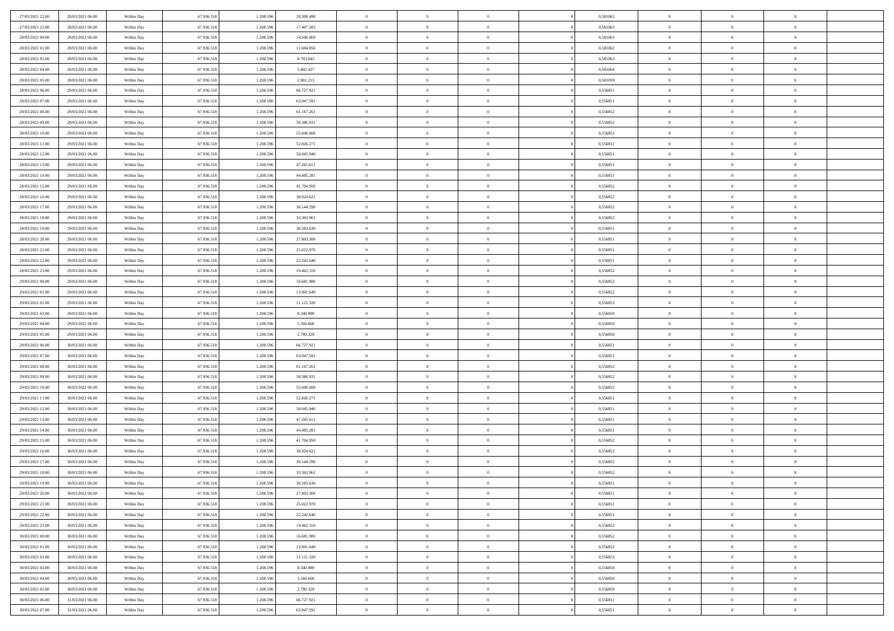| | | | | | | | | | | | | | | |
|---|---|---|---|---|---|---|---|---|---|---|---|---|---|---|
| 27/03/2021 22.00 | 28/03/2021 06.00 | Within Day | 67.936.518 | 1.208.596 | 20.308.498 | 0 | 0 | 0 | | 0,581062 | 0 | 0 | 0 | |
| 27/03/2021 23.00 | 28/03/2021 06.00 | Within Day | 67.936.518 | 1.208.596 | 17.407.283 | 0 | 0 | 0 | | 0,581063 | 0 | 0 | 0 | |
| 28/03/2021 00.00 | 28/03/2021 06.00 | Within Day | 67.936.518 | 1.208.596 | 14.506.069 | 0 | 0 | 0 | | 0,581063 | 0 | 0 | 0 | |
| 28/03/2021 01.00 | 28/03/2021 06.00 | Within Day | 67.936.518 | 1.208.596 | 11.604.856 | 0 | 0 | 0 | | 0,581062 | 0 | 0 | 0 | |
| 28/03/2021 03.00 | 28/03/2021 06.00 | Within Day | 67.936.518 | 1.208.596 | 8.703.642 | 0 | 0 | 0 | | 0,581063 | 0 | 0 | 0 | |
| 28/03/2021 04.00 | 28/03/2021 06.00 | Within Day | 67.936.518 | 1.208.596 | 5.802.427 | 0 | 0 | 0 | | 0,581064 | 0 | 0 | 0 | |
| 28/03/2021 05.00 | 28/03/2021 06.00 | Within Day | 67.936.518 | 1.208.596 | 2.901.213 | 0 | 0 | 0 | | 0,581059 | 0 | 0 | 0 | |
| 28/03/2021 06.00 | 29/03/2021 06.00 | Within Day | 67.936.518 | 1.208.596 | 66.727.921 | 0 | 0 | 0 | | 0,556851 | 0 | 0 | 0 | |
| 28/03/2021 07.00 | 29/03/2021 06.00 | Within Day | 67.936.518 | 1.208.596 | 63.947.591 | 0 | 0 | 0 | | 0,556851 | 0 | 0 | 0 | |
| 28/03/2021 08.00 | 29/03/2021 06.00 | Within Day | 67.936.518 | 1.208.596 | 61.167.261 | 0 | 0 | 0 | | 0,556852 | 0 | 0 | 0 | |
| 28/03/2021 09.00 | 29/03/2021 06.00 | Within Day | 67.936.518 | 1.208.596 | 58.386.931 | 0 | 0 | 0 | | 0,556852 | 0 | 0 | 0 | |
| 28/03/2021 10.00 | 29/03/2021 06.00 | Within Day | 67.936.518 | 1.208.596 | 55.606.600 | 0 | 0 | 0 | | 0,556852 | 0 | 0 | 0 | |
| 28/03/2021 11.00 | 29/03/2021 06.00 | Within Day | 67.936.518 | 1.208.596 | 52.826.271 | 0 | 0 | 0 | | 0,556851 | 0 | 0 | 0 | |
| 28/03/2021 12.00 | 29/03/2021 06.00 | Within Day | 67.936.518 | 1.208.596 | 50.045.940 | 0 | 0 | 0 | | 0,556851 | 0 | 0 | 0 | |
| 28/03/2021 13.00 | 29/03/2021 06.00 | Within Day | 67.936.518 | 1.208.596 | 47.265.611 | 0 | 0 | 0 | | 0,556851 | 0 | 0 | 0 | |
| 28/03/2021 14.00 | 29/03/2021 06.00 | Within Day | 67.936.518 | 1.208.596 | 44.485.281 | 0 | 0 | 0 | | 0,556851 | 0 | 0 | 0 | |
| 28/03/2021 15.00 | 29/03/2021 06.00 | Within Day | 67.936.518 | 1.208.596 | 41.704.950 | 0 | 0 | 0 | | 0,556852 | 0 | 0 | 0 | |
| 28/03/2021 16.00 | 29/03/2021 06.00 | Within Day | 67.936.518 | 1.208.596 | 38.924.621 | 0 | 0 | 0 | | 0,556852 | 0 | 0 | 0 | |
| 28/03/2021 17.00 | 29/03/2021 06.00 | Within Day | 67.936.518 | 1.208.596 | 36.144.290 | 0 | 0 | 0 | | 0,556852 | 0 | 0 | 0 | |
| 28/03/2021 18.00 | 29/03/2021 06.00 | Within Day | 67.936.518 | 1.208.596 | 33.363.961 | 0 | 0 | 0 | | 0,556852 | 0 | 0 | 0 | |
| 28/03/2021 19.00 | 29/03/2021 06.00 | Within Day | 67.936.518 | 1.208.596 | 30.583.630 | 0 | 0 | 0 | | 0,556851 | 0 | 0 | 0 | |
| 28/03/2021 20.00 | 29/03/2021 06.00 | Within Day | 67.936.518 | 1.208.596 | 27.803.300 | 0 | 0 | 0 | | 0,556851 | 0 | 0 | 0 | |
| 28/03/2021 21.00 | 29/03/2021 06.00 | Within Day | 67.936.518 | 1.208.596 | 25.022.970 | 0 | 0 | 0 | | 0,556851 | 0 | 0 | 0 | |
| 28/03/2021 22.00 | 29/03/2021 06.00 | Within Day | 67.936.518 | 1.208.596 | 22.242.640 | 0 | 0 | 0 | | 0,556851 | 0 | 0 | 0 | |
| 28/03/2021 23.00 | 29/03/2021 06.00 | Within Day | 67.936.518 | 1.208.596 | 19.462.310 | 0 | 0 | 0 | | 0,556852 | 0 | 0 | 0 | |
| 29/03/2021 00.00 | 29/03/2021 06.00 | Within Day | 67.936.518 | 1.208.596 | 16.681.980 | 0 | 0 | 0 | | 0,556852 | 0 | 0 | 0 | |
| 29/03/2021 01.00 | 29/03/2021 06.00 | Within Day | 67.936.518 | 1.208.596 | 13.901.649 | 0 | 0 | 0 | | 0,556852 | 0 | 0 | 0 | |
| 29/03/2021 02.00 | 29/03/2021 06.00 | Within Day | 67.936.518 | 1.208.596 | 11.121.320 | 0 | 0 | 0 | | 0,556853 | 0 | 0 | 0 | |
| 29/03/2021 03.00 | 29/03/2021 06.00 | Within Day | 67.936.518 | 1.208.596 | 8.340.989 | 0 | 0 | 0 | | 0,556850 | 0 | 0 | 0 | |
| 29/03/2021 04.00 | 29/03/2021 06.00 | Within Day | 67.936.518 | 1.208.596 | 5.560.660 | 0 | 0 | 0 | | 0,556850 | 0 | 0 | 0 | |
| 29/03/2021 05.00 | 29/03/2021 06.00 | Within Day | 67.936.518 | 1.208.596 | 2.780.329 | 0 | 0 | 0 | | 0,556850 | 0 | 0 | 0 | |
| 29/03/2021 06.00 | 30/03/2021 06.00 | Within Day | 67.936.518 | 1.208.596 | 66.727.921 | 0 | 0 | 0 | | 0,556851 | 0 | 0 | 0 | |
| 29/03/2021 07.00 | 30/03/2021 06.00 | Within Day | 67.936.518 | 1.208.596 | 63.947.591 | 0 | 0 | 0 | | 0,556851 | 0 | 0 | 0 | |
| 29/03/2021 08.00 | 30/03/2021 06.00 | Within Day | 67.936.518 | 1.208.596 | 61.167.261 | 0 | 0 | 0 | | 0,556852 | 0 | 0 | 0 | |
| 29/03/2021 09.00 | 30/03/2021 06.00 | Within Day | 67.936.518 | 1.208.596 | 58.386.931 | 0 | 0 | 0 | | 0,556852 | 0 | 0 | 0 | |
| 29/03/2021 10.00 | 30/03/2021 06.00 | Within Day | 67.936.518 | 1.208.596 | 55.606.600 | 0 | 0 | 0 | | 0,556852 | 0 | 0 | 0 | |
| 29/03/2021 11.00 | 30/03/2021 06.00 | Within Day | 67.936.518 | 1.208.596 | 52.826.271 | 0 | 0 | 0 | | 0,556851 | 0 | 0 | 0 | |
| 29/03/2021 12.00 | 30/03/2021 06.00 | Within Day | 67.936.518 | 1.208.596 | 50.045.940 | 0 | 0 | 0 | | 0,556851 | 0 | 0 | 0 | |
| 29/03/2021 13.00 | 30/03/2021 06.00 | Within Day | 67.936.518 | 1.208.596 | 47.265.611 | 0 | 0 | 0 | | 0,556851 | 0 | 0 | 0 | |
| 29/03/2021 14.00 | 30/03/2021 06.00 | Within Day | 67.936.518 | 1.208.596 | 44.485.281 | 0 | 0 | 0 | | 0,556851 | 0 | 0 | 0 | |
| 29/03/2021 15.00 | 30/03/2021 06.00 | Within Day | 67.936.518 | 1.208.596 | 41.704.950 | 0 | 0 | 0 | | 0,556852 | 0 | 0 | 0 | |
| 29/03/2021 16.00 | 30/03/2021 06.00 | Within Day | 67.936.518 | 1.208.596 | 38.924.621 | 0 | 0 | 0 | | 0,556852 | 0 | 0 | 0 | |
| 29/03/2021 17.00 | 30/03/2021 06.00 | Within Day | 67.936.518 | 1.208.596 | 36.144.290 | 0 | 0 | 0 | | 0,556852 | 0 | 0 | 0 | |
| 29/03/2021 18.00 | 30/03/2021 06.00 | Within Day | 67.936.518 | 1.208.596 | 33.363.961 | 0 | 0 | 0 | | 0,556852 | 0 | 0 | 0 | |
| 29/03/2021 19.00 | 30/03/2021 06.00 | Within Day | 67.936.518 | 1.208.596 | 30.583.630 | 0 | 0 | 0 | | 0,556851 | 0 | 0 | 0 | |
| 29/03/2021 20.00 | 30/03/2021 06.00 | Within Day | 67.936.518 | 1.208.596 | 27.803.300 | 0 | 0 | 0 | | 0,556851 | 0 | 0 | 0 | |
| 29/03/2021 21.00 | 30/03/2021 06.00 | Within Day | 67.936.518 | 1.208.596 | 25.022.970 | 0 | 0 | 0 | | 0,556851 | 0 | 0 | 0 | |
| 29/03/2021 22.00 | 30/03/2021 06.00 | Within Day | 67.936.518 | 1.208.596 | 22.242.640 | 0 | 0 | 0 | | 0,556851 | 0 | 0 | 0 | |
| 29/03/2021 23.00 | 30/03/2021 06.00 | Within Day | 67.936.518 | 1.208.596 | 19.462.310 | 0 | 0 | 0 | | 0,556852 | 0 | 0 | 0 | |
| 30/03/2021 00.00 | 30/03/2021 06.00 | Within Day | 67.936.518 | 1.208.596 | 16.681.980 | 0 | 0 | 0 | | 0,556852 | 0 | 0 | 0 | |
| 30/03/2021 01.00 | 30/03/2021 06.00 | Within Day | 67.936.518 | 1.208.596 | 13.901.649 | 0 | 0 | 0 | | 0,556852 | 0 | 0 | 0 | |
| 30/03/2021 02.00 | 30/03/2021 06.00 | Within Day | 67.936.518 | 1.208.596 | 11.121.320 | 0 | 0 | 0 | | 0,556853 | 0 | 0 | 0 | |
| 30/03/2021 03.00 | 30/03/2021 06.00 | Within Day | 67.936.518 | 1.208.596 | 8.340.989 | 0 | 0 | 0 | | 0,556850 | 0 | 0 | 0 | |
| 30/03/2021 04.00 | 30/03/2021 06.00 | Within Day | 67.936.518 | 1.208.596 | 5.560.660 | 0 | 0 | 0 | | 0,556850 | 0 | 0 | 0 | |
| 30/03/2021 05.00 | 30/03/2021 06.00 | Within Day | 67.936.518 | 1.208.596 | 2.780.329 | 0 | 0 | 0 | | 0,556850 | 0 | 0 | 0 | |
| 30/03/2021 06.00 | 31/03/2021 06.00 | Within Day | 67.936.518 | 1.208.596 | 66.727.921 | 0 | 0 | 0 | | 0,556851 | 0 | 0 | 0 | |
| 30/03/2021 07.00 | 31/03/2021 06.00 | Within Day | 67.936.518 | 1.208.596 | 63.947.591 | 0 | 0 | 0 | | 0,556851 | 0 | 0 | 0 | |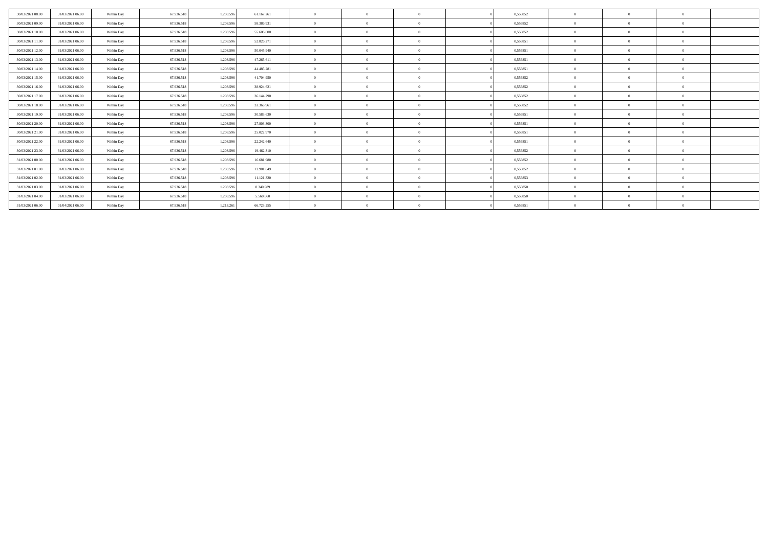| | | | | | | | | | | | | | | | |
|---|---|---|---|---|---|---|---|---|---|---|---|---|---|---|---|
| 30/03/2021 08.00 | 31/03/2021 06.00 | Within Day | 67.936.518 | 1.208.596 | 61.167.261 | 0 | 0 | 0 | | 0 | 0,556852 | 0 | 0 | 0 | |
| 30/03/2021 09.00 | 31/03/2021 06.00 | Within Day | 67.936.518 | 1.208.596 | 58.386.931 | 0 | 0 | 0 | | 0 | 0,556852 | 0 | 0 | 0 | |
| 30/03/2021 10.00 | 31/03/2021 06.00 | Within Day | 67.936.518 | 1.208.596 | 55.606.600 | 0 | 0 | 0 | | 0 | 0,556852 | 0 | 0 | 0 | |
| 30/03/2021 11.00 | 31/03/2021 06.00 | Within Day | 67.936.518 | 1.208.596 | 52.826.271 | 0 | 0 | 0 | | 0 | 0,556851 | 0 | 0 | 0 | |
| 30/03/2021 12.00 | 31/03/2021 06.00 | Within Day | 67.936.518 | 1.208.596 | 50.045.940 | 0 | 0 | 0 | | 0 | 0,556851 | 0 | 0 | 0 | |
| 30/03/2021 13.00 | 31/03/2021 06.00 | Within Day | 67.936.518 | 1.208.596 | 47.265.611 | 0 | 0 | 0 | | 0 | 0,556851 | 0 | 0 | 0 | |
| 30/03/2021 14.00 | 31/03/2021 06.00 | Within Day | 67.936.518 | 1.208.596 | 44.485.281 | 0 | 0 | 0 | | 0 | 0,556851 | 0 | 0 | 0 | |
| 30/03/2021 15.00 | 31/03/2021 06.00 | Within Day | 67.936.518 | 1.208.596 | 41.704.950 | 0 | 0 | 0 | | 0 | 0,556852 | 0 | 0 | 0 | |
| 30/03/2021 16.00 | 31/03/2021 06.00 | Within Day | 67.936.518 | 1.208.596 | 38.924.621 | 0 | 0 | 0 | | 0 | 0,556852 | 0 | 0 | 0 | |
| 30/03/2021 17.00 | 31/03/2021 06.00 | Within Day | 67.936.518 | 1.208.596 | 36.144.290 | 0 | 0 | 0 | | 0 | 0,556852 | 0 | 0 | 0 | |
| 30/03/2021 18.00 | 31/03/2021 06.00 | Within Day | 67.936.518 | 1.208.596 | 33.363.961 | 0 | 0 | 0 | | 0 | 0,556852 | 0 | 0 | 0 | |
| 30/03/2021 19.00 | 31/03/2021 06.00 | Within Day | 67.936.518 | 1.208.596 | 30.583.630 | 0 | 0 | 0 | | 0 | 0,556851 | 0 | 0 | 0 | |
| 30/03/2021 20.00 | 31/03/2021 06.00 | Within Day | 67.936.518 | 1.208.596 | 27.803.300 | 0 | 0 | 0 | | 0 | 0,556851 | 0 | 0 | 0 | |
| 30/03/2021 21.00 | 31/03/2021 06.00 | Within Day | 67.936.518 | 1.208.596 | 25.022.970 | 0 | 0 | 0 | | 0 | 0,556851 | 0 | 0 | 0 | |
| 30/03/2021 22.00 | 31/03/2021 06.00 | Within Day | 67.936.518 | 1.208.596 | 22.242.640 | 0 | 0 | 0 | | 0 | 0,556851 | 0 | 0 | 0 | |
| 30/03/2021 23.00 | 31/03/2021 06.00 | Within Day | 67.936.518 | 1.208.596 | 19.462.310 | 0 | 0 | 0 | | 0 | 0,556852 | 0 | 0 | 0 | |
| 31/03/2021 00.00 | 31/03/2021 06.00 | Within Day | 67.936.518 | 1.208.596 | 16.681.980 | 0 | 0 | 0 | | 0 | 0,556852 | 0 | 0 | 0 | |
| 31/03/2021 01.00 | 31/03/2021 06.00 | Within Day | 67.936.518 | 1.208.596 | 13.901.649 | 0 | 0 | 0 | | 0 | 0,556852 | 0 | 0 | 0 | |
| 31/03/2021 02.00 | 31/03/2021 06.00 | Within Day | 67.936.518 | 1.208.596 | 11.121.320 | 0 | 0 | 0 | | 0 | 0,556853 | 0 | 0 | 0 | |
| 31/03/2021 03.00 | 31/03/2021 06.00 | Within Day | 67.936.518 | 1.208.596 | 8.340.989 | 0 | 0 | 0 | | 0 | 0,556850 | 0 | 0 | 0 | |
| 31/03/2021 04.00 | 31/03/2021 06.00 | Within Day | 67.936.518 | 1.208.596 | 5.560.660 | 0 | 0 | 0 | | 0 | 0,556850 | 0 | 0 | 0 | |
| 31/03/2021 06.00 | 01/04/2021 06.00 | Within Day | 67.936.518 | 1.213.261 | 66.723.255 | 0 | 0 | 0 | | 0 | 0,556851 | 0 | 0 | 0 | |